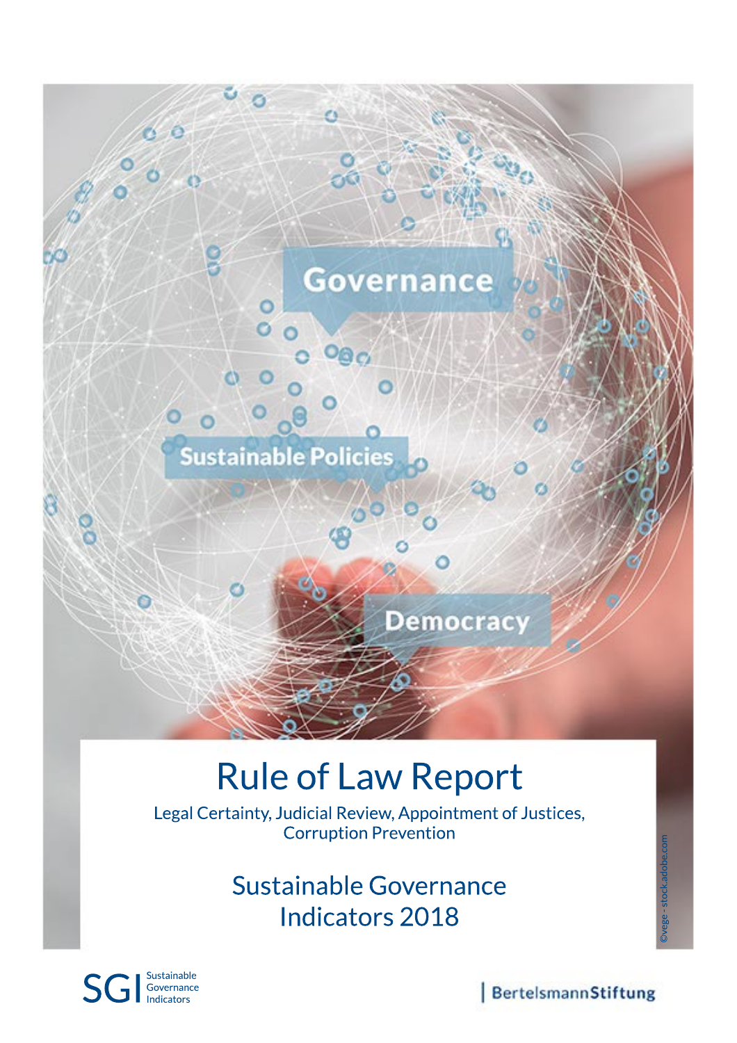# Rule of Law Report

Legal Certainty, Judicial Review, Appointment of Justices, Corruption Prevention

## Sustainable Governance Indicators 2018

©vege - stock.adobe.com

SGI Sustainable Governance Indicators

BertelsmannStiftung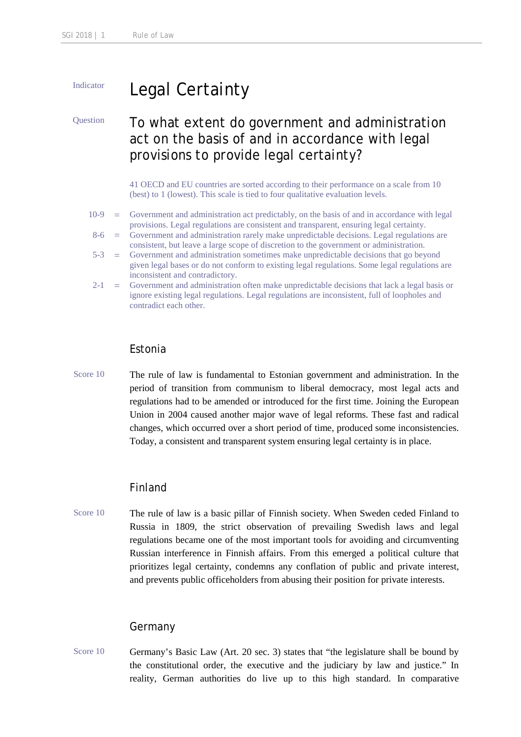Indicator

# Legal Certainty

Question

## To what extent do government and administration act on the basis of and in accordance with legal provisions to provide legal certainty?

41 OECD and EU countries are sorted according to their performance on a scale from 10 (best) to 1 (lowest). This scale is tied to four qualitative evaluation levels.

10-9 = Government and administration act predictably, on the basis of and in accordance with legal provisions. Legal regulations are consistent and transparent, ensuring legal certainty.

8-6 = Government and administration rarely make unpredictable decisions. Legal regulations are consistent, but leave a large scope of discretion to the government or administration.

5-3 = Government and administration sometimes make unpredictable decisions that go beyond given legal bases or do not conform to existing legal regulations. Some legal regulations are inconsistent and contradictory.

2-1 = Government and administration often make unpredictable decisions that lack a legal basis or ignore existing legal regulations. Legal regulations are inconsistent, full of loopholes and contradict each other.

### Estonia

Score 10

The rule of law is fundamental to Estonian government and administration. In the period of transition from communism to liberal democracy, most legal acts and regulations had to be amended or introduced for the first time. Joining the European Union in 2004 caused another major wave of legal reforms. These fast and radical changes, which occurred over a short period of time, produced some inconsistencies. Today, a consistent and transparent system ensuring legal certainty is in place.

### Finland

Score 10

The rule of law is a basic pillar of Finnish society. When Sweden ceded Finland to Russia in 1809, the strict observation of prevailing Swedish laws and legal regulations became one of the most important tools for avoiding and circumventing Russian interference in Finnish affairs. From this emerged a political culture that prioritizes legal certainty, condemns any conflation of public and private interest, and prevents public officeholders from abusing their position for private interests.

### Germany

Score 10

Germany's Basic Law (Art. 20 sec. 3) states that "the legislature shall be bound by the constitutional order, the executive and the judiciary by law and justice." In reality, German authorities do live up to this high standard. In comparative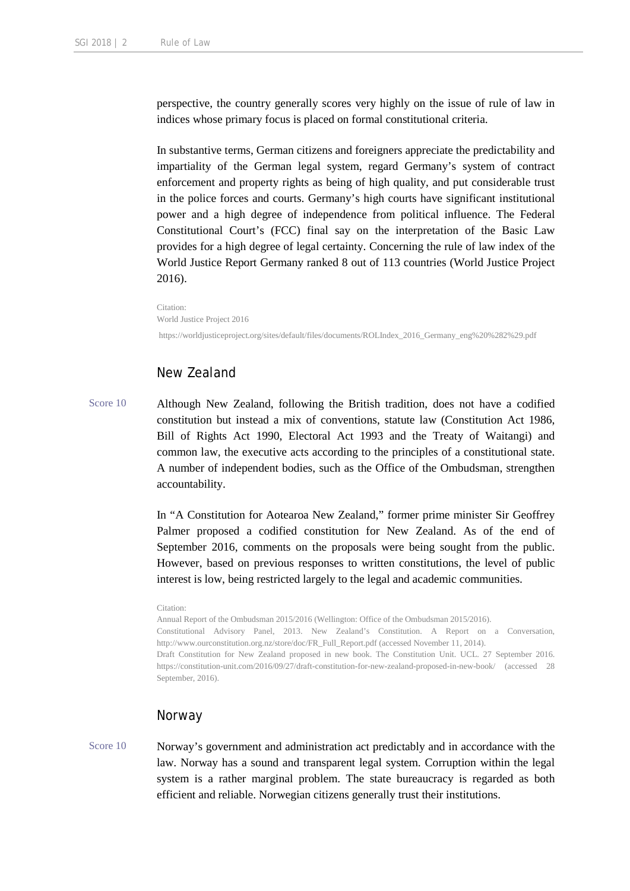perspective, the country generally scores very highly on the issue of rule of law in indices whose primary focus is placed on formal constitutional criteria.

In substantive terms, German citizens and foreigners appreciate the predictability and impartiality of the German legal system, regard Germany's system of contract enforcement and property rights as being of high quality, and put considerable trust in the police forces and courts. Germany's high courts have significant institutional power and a high degree of independence from political influence. The Federal Constitutional Court's (FCC) final say on the interpretation of the Basic Law provides for a high degree of legal certainty. Concerning the rule of law index of the World Justice Report Germany ranked 8 out of 113 countries (World Justice Project 2016).

Citation:
World Justice Project 2016
https://worldjusticeproject.org/sites/default/files/documents/ROLIndex_2016_Germany_eng%20%282%29.pdf

## New Zealand

Score 10

Although New Zealand, following the British tradition, does not have a codified constitution but instead a mix of conventions, statute law (Constitution Act 1986, Bill of Rights Act 1990, Electoral Act 1993 and the Treaty of Waitangi) and common law, the executive acts according to the principles of a constitutional state. A number of independent bodies, such as the Office of the Ombudsman, strengthen accountability.

In "A Constitution for Aotearoa New Zealand," former prime minister Sir Geoffrey Palmer proposed a codified constitution for New Zealand. As of the end of September 2016, comments on the proposals were being sought from the public. However, based on previous responses to written constitutions, the level of public interest is low, being restricted largely to the legal and academic communities.

Citation:
Annual Report of the Ombudsman 2015/2016 (Wellington: Office of the Ombudsman 2015/2016).
Constitutional Advisory Panel, 2013. New Zealand's Constitution. A Report on a Conversation, http://www.ourconstitution.org.nz/store/doc/FR_Full_Report.pdf (accessed November 11, 2014).
Draft Constitution for New Zealand proposed in new book. The Constitution Unit. UCL. 27 September 2016. https://constitution-unit.com/2016/09/27/draft-constitution-for-new-zealand-proposed-in-new-book/ (accessed 28 September, 2016).

## Norway

Score 10

Norway's government and administration act predictably and in accordance with the law. Norway has a sound and transparent legal system. Corruption within the legal system is a rather marginal problem. The state bureaucracy is regarded as both efficient and reliable. Norwegian citizens generally trust their institutions.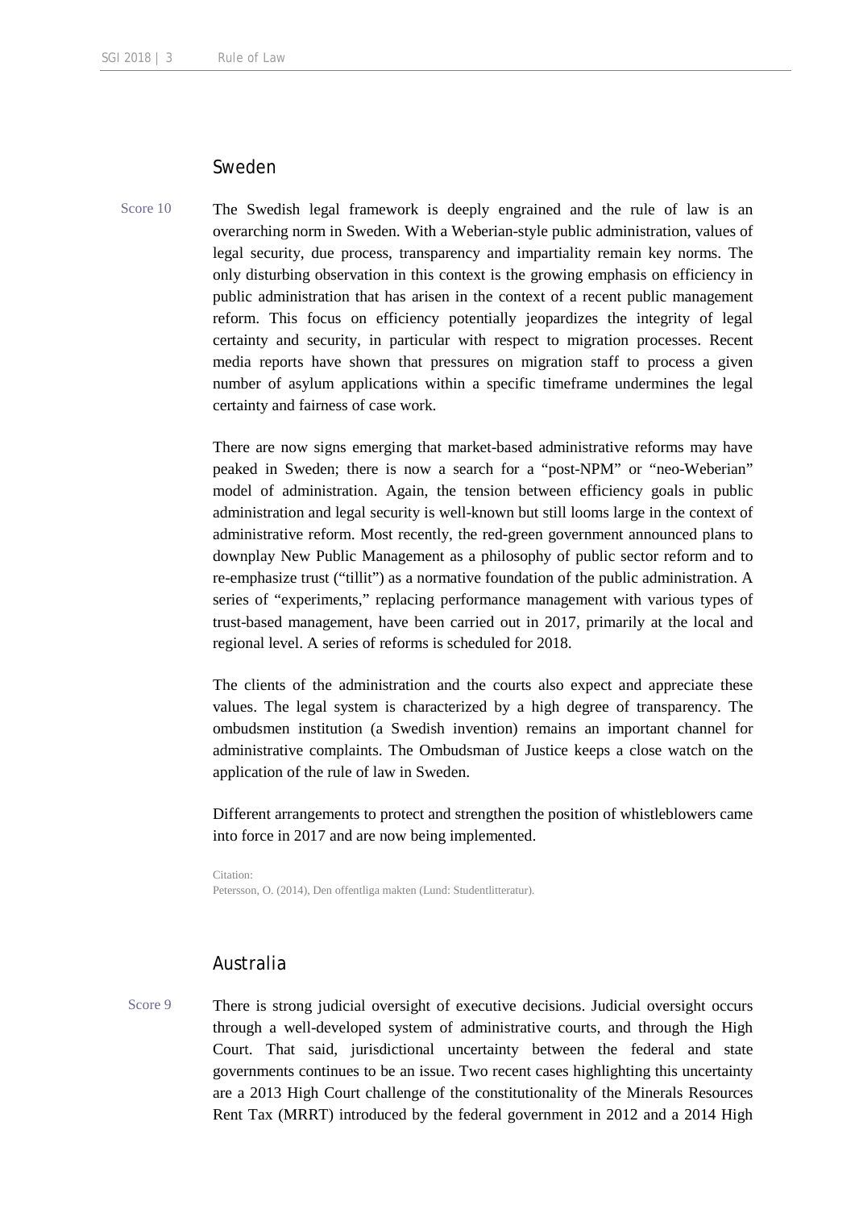## Sweden

Score 10

The Swedish legal framework is deeply engrained and the rule of law is an overarching norm in Sweden. With a Weberian-style public administration, values of legal security, due process, transparency and impartiality remain key norms. The only disturbing observation in this context is the growing emphasis on efficiency in public administration that has arisen in the context of a recent public management reform. This focus on efficiency potentially jeopardizes the integrity of legal certainty and security, in particular with respect to migration processes. Recent media reports have shown that pressures on migration staff to process a given number of asylum applications within a specific timeframe undermines the legal certainty and fairness of case work.

There are now signs emerging that market-based administrative reforms may have peaked in Sweden; there is now a search for a "post-NPM" or "neo-Weberian" model of administration. Again, the tension between efficiency goals in public administration and legal security is well-known but still looms large in the context of administrative reform. Most recently, the red-green government announced plans to downplay New Public Management as a philosophy of public sector reform and to re-emphasize trust ("tillit") as a normative foundation of the public administration. A series of "experiments," replacing performance management with various types of trust-based management, have been carried out in 2017, primarily at the local and regional level. A series of reforms is scheduled for 2018.

The clients of the administration and the courts also expect and appreciate these values. The legal system is characterized by a high degree of transparency. The ombudsmen institution (a Swedish invention) remains an important channel for administrative complaints. The Ombudsman of Justice keeps a close watch on the application of the rule of law in Sweden.

Different arrangements to protect and strengthen the position of whistleblowers came into force in 2017 and are now being implemented.

Citation:
Petersson, O. (2014), Den offentliga makten (Lund: Studentlitteratur).

## Australia

Score 9

There is strong judicial oversight of executive decisions. Judicial oversight occurs through a well-developed system of administrative courts, and through the High Court. That said, jurisdictional uncertainty between the federal and state governments continues to be an issue. Two recent cases highlighting this uncertainty are a 2013 High Court challenge of the constitutionality of the Minerals Resources Rent Tax (MRRT) introduced by the federal government in 2012 and a 2014 High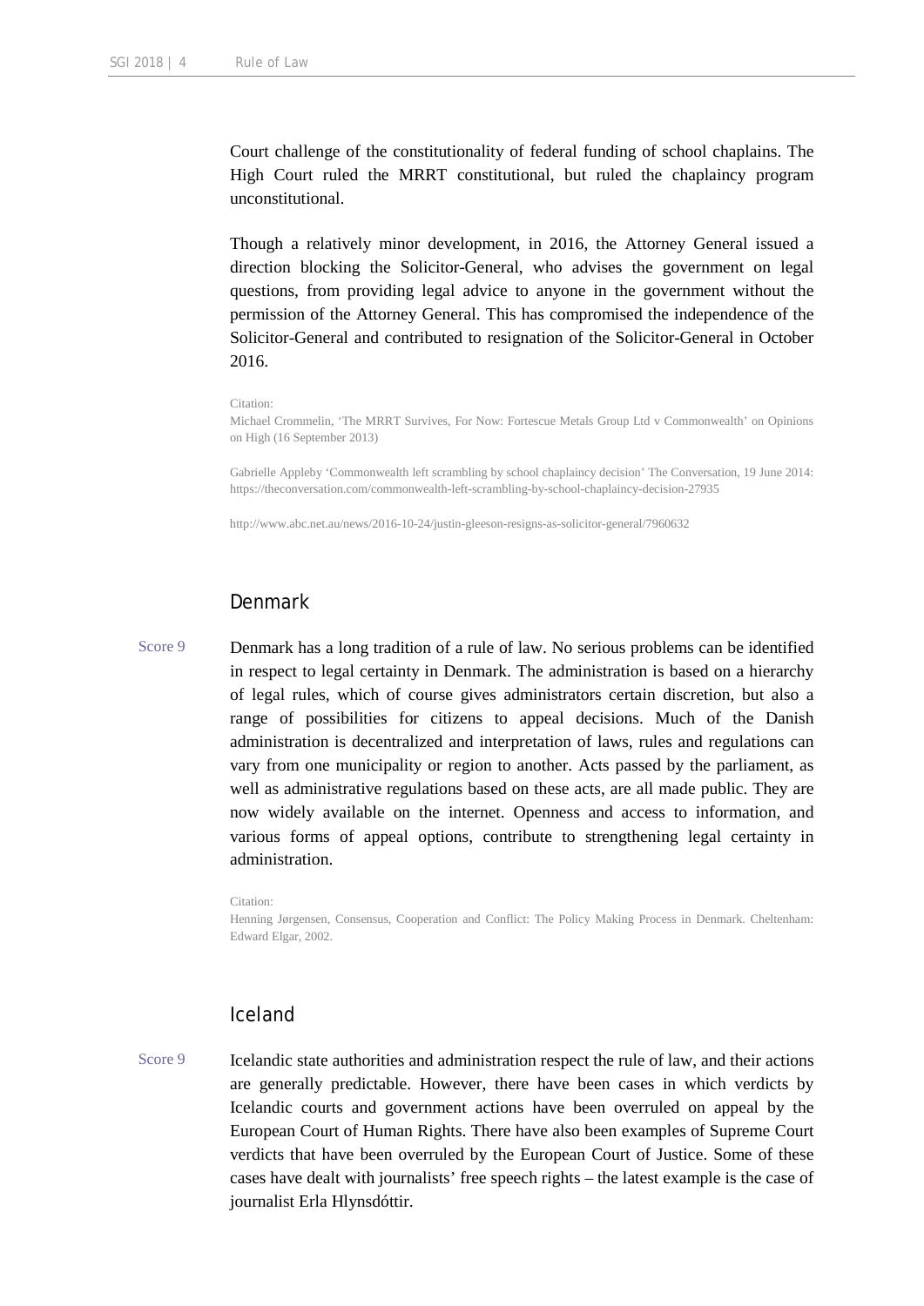Court challenge of the constitutionality of federal funding of school chaplains. The High Court ruled the MRRT constitutional, but ruled the chaplaincy program unconstitutional.

Though a relatively minor development, in 2016, the Attorney General issued a direction blocking the Solicitor-General, who advises the government on legal questions, from providing legal advice to anyone in the government without the permission of the Attorney General. This has compromised the independence of the Solicitor-General and contributed to resignation of the Solicitor-General in October 2016.

Citation:
Michael Crommelin, 'The MRRT Survives, For Now: Fortescue Metals Group Ltd v Commonwealth' on Opinions on High (16 September 2013)

Gabrielle Appleby 'Commonwealth left scrambling by school chaplaincy decision' The Conversation, 19 June 2014: https://theconversation.com/commonwealth-left-scrambling-by-school-chaplaincy-decision-27935

http://www.abc.net.au/news/2016-10-24/justin-gleeson-resigns-as-solicitor-general/7960632

## Denmark

Score 9

Denmark has a long tradition of a rule of law. No serious problems can be identified in respect to legal certainty in Denmark. The administration is based on a hierarchy of legal rules, which of course gives administrators certain discretion, but also a range of possibilities for citizens to appeal decisions. Much of the Danish administration is decentralized and interpretation of laws, rules and regulations can vary from one municipality or region to another. Acts passed by the parliament, as well as administrative regulations based on these acts, are all made public. They are now widely available on the internet. Openness and access to information, and various forms of appeal options, contribute to strengthening legal certainty in administration.

Citation:
Henning Jørgensen, Consensus, Cooperation and Conflict: The Policy Making Process in Denmark. Cheltenham: Edward Elgar, 2002.

## Iceland

Score 9

Icelandic state authorities and administration respect the rule of law, and their actions are generally predictable. However, there have been cases in which verdicts by Icelandic courts and government actions have been overruled on appeal by the European Court of Human Rights. There have also been examples of Supreme Court verdicts that have been overruled by the European Court of Justice. Some of these cases have dealt with journalists' free speech rights – the latest example is the case of journalist Erla Hlynsdóttir.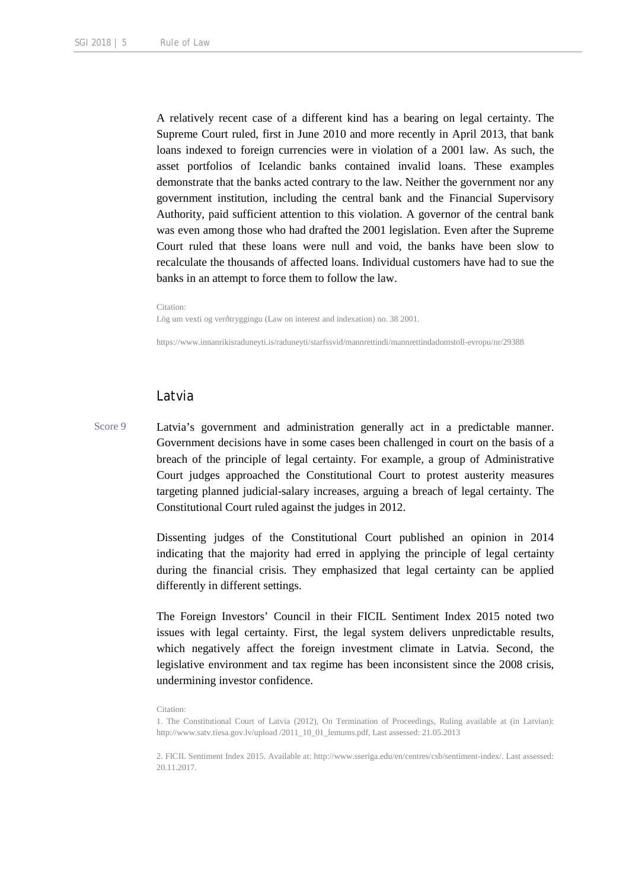A relatively recent case of a different kind has a bearing on legal certainty. The Supreme Court ruled, first in June 2010 and more recently in April 2013, that bank loans indexed to foreign currencies were in violation of a 2001 law. As such, the asset portfolios of Icelandic banks contained invalid loans. These examples demonstrate that the banks acted contrary to the law. Neither the government nor any government institution, including the central bank and the Financial Supervisory Authority, paid sufficient attention to this violation. A governor of the central bank was even among those who had drafted the 2001 legislation. Even after the Supreme Court ruled that these loans were null and void, the banks have been slow to recalculate the thousands of affected loans. Individual customers have had to sue the banks in an attempt to force them to follow the law.

Citation:
Lög um vexti og verðtryggingu (Law on interest and indexation) no. 38 2001.

https://www.innanrikisraduneyti.is/raduneyti/starfssvid/mannrettindi/mannrettindadomstoll-evropu/nr/29388

## Latvia

Score 9

Latvia's government and administration generally act in a predictable manner. Government decisions have in some cases been challenged in court on the basis of a breach of the principle of legal certainty. For example, a group of Administrative Court judges approached the Constitutional Court to protest austerity measures targeting planned judicial-salary increases, arguing a breach of legal certainty. The Constitutional Court ruled against the judges in 2012.

Dissenting judges of the Constitutional Court published an opinion in 2014 indicating that the majority had erred in applying the principle of legal certainty during the financial crisis. They emphasized that legal certainty can be applied differently in different settings.

The Foreign Investors' Council in their FICIL Sentiment Index 2015 noted two issues with legal certainty. First, the legal system delivers unpredictable results, which negatively affect the foreign investment climate in Latvia. Second, the legislative environment and tax regime has been inconsistent since the 2008 crisis, undermining investor confidence.

Citation:
1. The Constitutional Court of Latvia (2012), On Termination of Proceedings, Ruling available at (in Latvian): http://www.satv.tiesa.gov.lv/upload /2011_10_01_lemums.pdf, Last assessed: 21.05.2013

2. FICIL Sentiment Index 2015. Available at: http://www.sseriga.edu/en/centres/csb/sentiment-index/. Last assessed: 20.11.2017.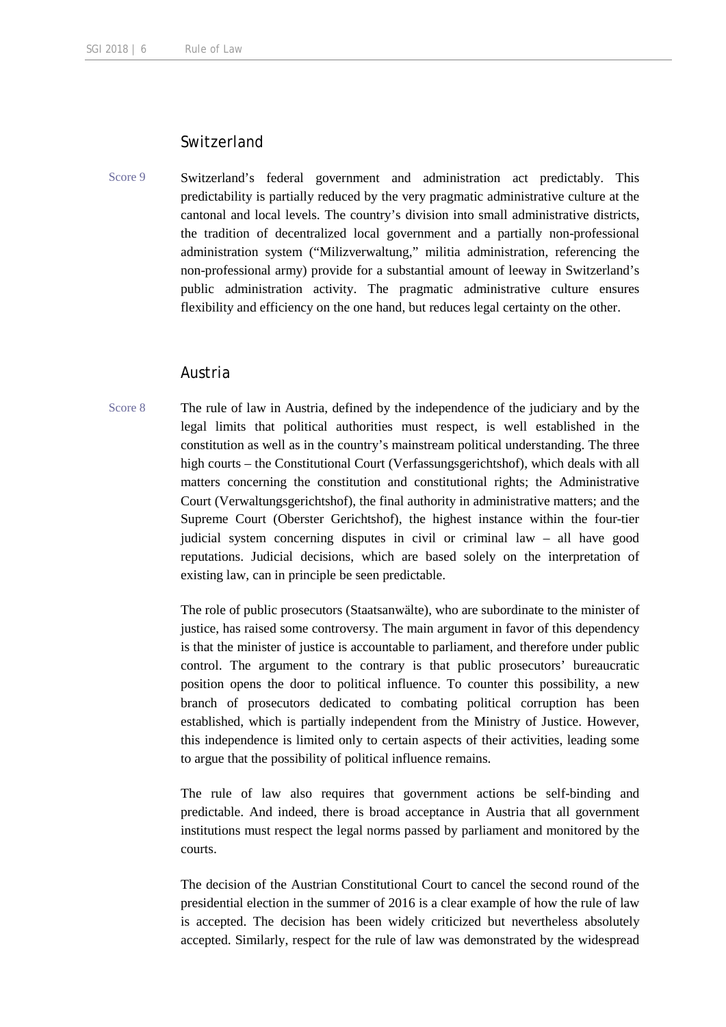## Switzerland

Score 9

Switzerland's federal government and administration act predictably. This predictability is partially reduced by the very pragmatic administrative culture at the cantonal and local levels. The country's division into small administrative districts, the tradition of decentralized local government and a partially non-professional administration system ("Milizverwaltung," militia administration, referencing the non-professional army) provide for a substantial amount of leeway in Switzerland's public administration activity. The pragmatic administrative culture ensures flexibility and efficiency on the one hand, but reduces legal certainty on the other.

## Austria

Score 8

The rule of law in Austria, defined by the independence of the judiciary and by the legal limits that political authorities must respect, is well established in the constitution as well as in the country's mainstream political understanding. The three high courts – the Constitutional Court (Verfassungsgerichtshof), which deals with all matters concerning the constitution and constitutional rights; the Administrative Court (Verwaltungsgerichtshof), the final authority in administrative matters; and the Supreme Court (Oberster Gerichtshof), the highest instance within the four-tier judicial system concerning disputes in civil or criminal law – all have good reputations. Judicial decisions, which are based solely on the interpretation of existing law, can in principle be seen predictable.

The role of public prosecutors (Staatsanwälte), who are subordinate to the minister of justice, has raised some controversy. The main argument in favor of this dependency is that the minister of justice is accountable to parliament, and therefore under public control. The argument to the contrary is that public prosecutors' bureaucratic position opens the door to political influence. To counter this possibility, a new branch of prosecutors dedicated to combating political corruption has been established, which is partially independent from the Ministry of Justice. However, this independence is limited only to certain aspects of their activities, leading some to argue that the possibility of political influence remains.

The rule of law also requires that government actions be self-binding and predictable. And indeed, there is broad acceptance in Austria that all government institutions must respect the legal norms passed by parliament and monitored by the courts.

The decision of the Austrian Constitutional Court to cancel the second round of the presidential election in the summer of 2016 is a clear example of how the rule of law is accepted. The decision has been widely criticized but nevertheless absolutely accepted. Similarly, respect for the rule of law was demonstrated by the widespread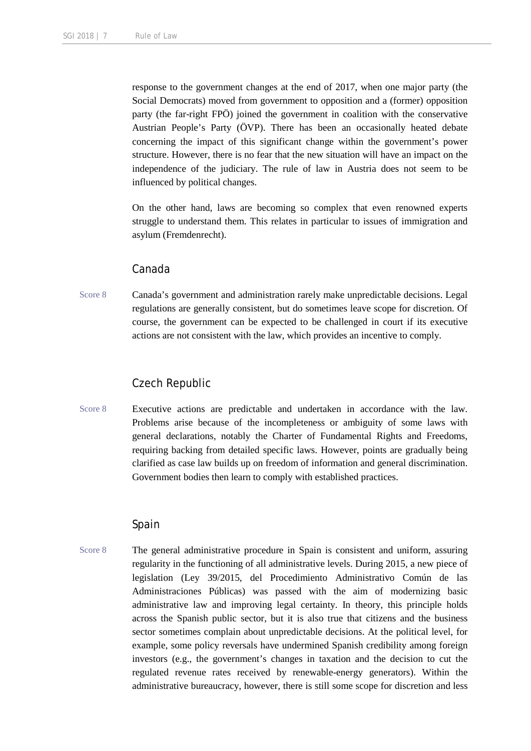response to the government changes at the end of 2017, when one major party (the Social Democrats) moved from government to opposition and a (former) opposition party (the far-right FPÖ) joined the government in coalition with the conservative Austrian People's Party (ÖVP). There has been an occasionally heated debate concerning the impact of this significant change within the government's power structure. However, there is no fear that the new situation will have an impact on the independence of the judiciary. The rule of law in Austria does not seem to be influenced by political changes.

On the other hand, laws are becoming so complex that even renowned experts struggle to understand them. This relates in particular to issues of immigration and asylum (Fremdenrecht).

## Canada

Score 8

Canada's government and administration rarely make unpredictable decisions. Legal regulations are generally consistent, but do sometimes leave scope for discretion. Of course, the government can be expected to be challenged in court if its executive actions are not consistent with the law, which provides an incentive to comply.

## Czech Republic

Score 8

Executive actions are predictable and undertaken in accordance with the law. Problems arise because of the incompleteness or ambiguity of some laws with general declarations, notably the Charter of Fundamental Rights and Freedoms, requiring backing from detailed specific laws. However, points are gradually being clarified as case law builds up on freedom of information and general discrimination. Government bodies then learn to comply with established practices.

## Spain

Score 8

The general administrative procedure in Spain is consistent and uniform, assuring regularity in the functioning of all administrative levels. During 2015, a new piece of legislation (Ley 39/2015, del Procedimiento Administrativo Común de las Administraciones Públicas) was passed with the aim of modernizing basic administrative law and improving legal certainty. In theory, this principle holds across the Spanish public sector, but it is also true that citizens and the business sector sometimes complain about unpredictable decisions. At the political level, for example, some policy reversals have undermined Spanish credibility among foreign investors (e.g., the government's changes in taxation and the decision to cut the regulated revenue rates received by renewable-energy generators). Within the administrative bureaucracy, however, there is still some scope for discretion and less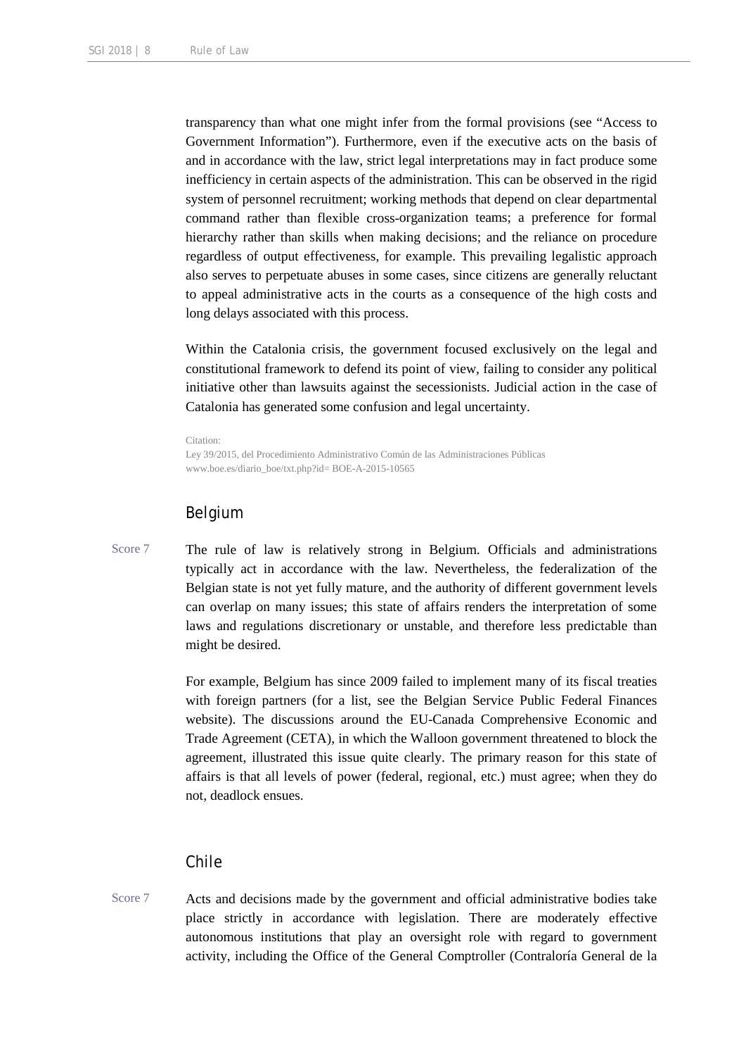transparency than what one might infer from the formal provisions (see "Access to Government Information"). Furthermore, even if the executive acts on the basis of and in accordance with the law, strict legal interpretations may in fact produce some inefficiency in certain aspects of the administration. This can be observed in the rigid system of personnel recruitment; working methods that depend on clear departmental command rather than flexible cross-organization teams; a preference for formal hierarchy rather than skills when making decisions; and the reliance on procedure regardless of output effectiveness, for example. This prevailing legalistic approach also serves to perpetuate abuses in some cases, since citizens are generally reluctant to appeal administrative acts in the courts as a consequence of the high costs and long delays associated with this process.

Within the Catalonia crisis, the government focused exclusively on the legal and constitutional framework to defend its point of view, failing to consider any political initiative other than lawsuits against the secessionists. Judicial action in the case of Catalonia has generated some confusion and legal uncertainty.

Citation:
Ley 39/2015, del Procedimiento Administrativo Común de las Administraciones Públicas
www.boe.es/diario_boe/txt.php?id= BOE-A-2015-10565

## Belgium

Score 7

The rule of law is relatively strong in Belgium. Officials and administrations typically act in accordance with the law. Nevertheless, the federalization of the Belgian state is not yet fully mature, and the authority of different government levels can overlap on many issues; this state of affairs renders the interpretation of some laws and regulations discretionary or unstable, and therefore less predictable than might be desired.

For example, Belgium has since 2009 failed to implement many of its fiscal treaties with foreign partners (for a list, see the Belgian Service Public Federal Finances website). The discussions around the EU-Canada Comprehensive Economic and Trade Agreement (CETA), in which the Walloon government threatened to block the agreement, illustrated this issue quite clearly. The primary reason for this state of affairs is that all levels of power (federal, regional, etc.) must agree; when they do not, deadlock ensues.

## Chile

Score 7

Acts and decisions made by the government and official administrative bodies take place strictly in accordance with legislation. There are moderately effective autonomous institutions that play an oversight role with regard to government activity, including the Office of the General Comptroller (Contraloría General de la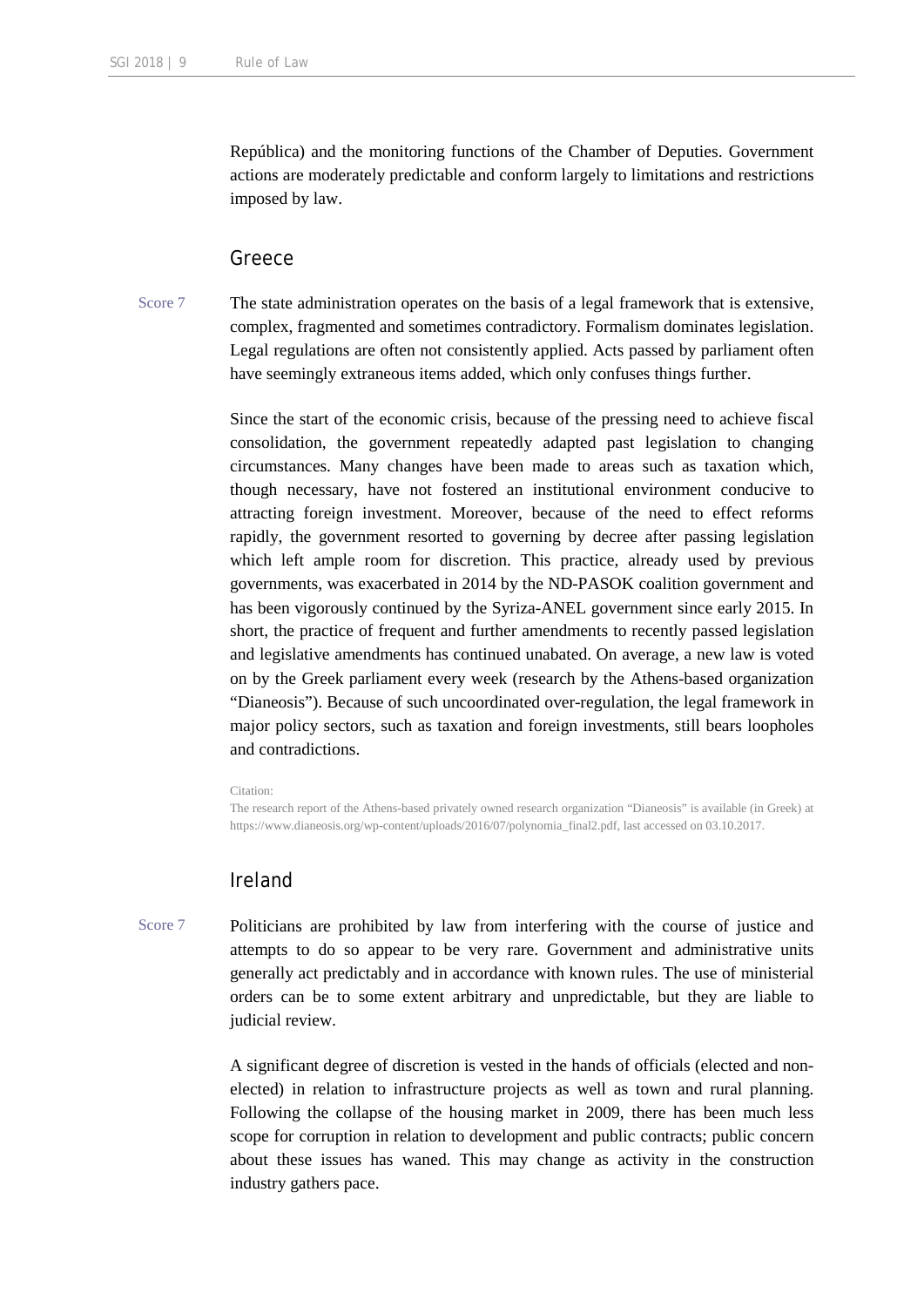República) and the monitoring functions of the Chamber of Deputies. Government actions are moderately predictable and conform largely to limitations and restrictions imposed by law.

## Greece

Score 7

The state administration operates on the basis of a legal framework that is extensive, complex, fragmented and sometimes contradictory. Formalism dominates legislation. Legal regulations are often not consistently applied. Acts passed by parliament often have seemingly extraneous items added, which only confuses things further.

Since the start of the economic crisis, because of the pressing need to achieve fiscal consolidation, the government repeatedly adapted past legislation to changing circumstances. Many changes have been made to areas such as taxation which, though necessary, have not fostered an institutional environment conducive to attracting foreign investment. Moreover, because of the need to effect reforms rapidly, the government resorted to governing by decree after passing legislation which left ample room for discretion. This practice, already used by previous governments, was exacerbated in 2014 by the ND-PASOK coalition government and has been vigorously continued by the Syriza-ANEL government since early 2015. In short, the practice of frequent and further amendments to recently passed legislation and legislative amendments has continued unabated. On average, a new law is voted on by the Greek parliament every week (research by the Athens-based organization "Dianeosis"). Because of such uncoordinated over-regulation, the legal framework in major policy sectors, such as taxation and foreign investments, still bears loopholes and contradictions.

Citation:
The research report of the Athens-based privately owned research organization "Dianeosis" is available (in Greek) at https://www.dianeosis.org/wp-content/uploads/2016/07/polynomia_final2.pdf, last accessed on 03.10.2017.

## Ireland

Score 7

Politicians are prohibited by law from interfering with the course of justice and attempts to do so appear to be very rare. Government and administrative units generally act predictably and in accordance with known rules. The use of ministerial orders can be to some extent arbitrary and unpredictable, but they are liable to judicial review.

A significant degree of discretion is vested in the hands of officials (elected and non-elected) in relation to infrastructure projects as well as town and rural planning. Following the collapse of the housing market in 2009, there has been much less scope for corruption in relation to development and public contracts; public concern about these issues has waned. This may change as activity in the construction industry gathers pace.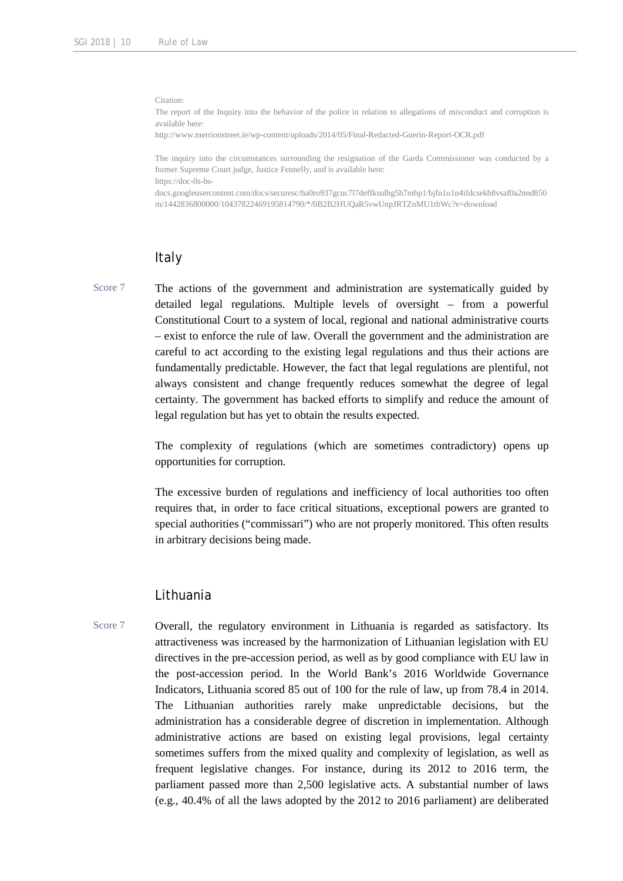Citation:
The report of the Inquiry into the behavior of the police in relation to allegations of misconduct and corruption is available here:
http://www.merrionstreet.ie/wp-content/uploads/2014/05/Final-Redacted-Guerin-Report-OCR.pdf

The inquiry into the circumstances surrounding the resignation of the Garda Commissioner was conducted by a former Supreme Court judge, Justice Fennelly, and is available here:
https://doc-0s-bs-docs.googleusercontent.com/docs/securesc/ha0ro937gcuc7l7deffksulhg5h7mbp1/bjfn1u1n4ifdcsekb8vsaf0a2nnd850m/1442836800000/10437822469195814790/*/0B2B2HUQaR5vwUnpJRTZnMU1tbWc?e=download

## Italy

Score 7

The actions of the government and administration are systematically guided by detailed legal regulations. Multiple levels of oversight – from a powerful Constitutional Court to a system of local, regional and national administrative courts – exist to enforce the rule of law. Overall the government and the administration are careful to act according to the existing legal regulations and thus their actions are fundamentally predictable. However, the fact that legal regulations are plentiful, not always consistent and change frequently reduces somewhat the degree of legal certainty. The government has backed efforts to simplify and reduce the amount of legal regulation but has yet to obtain the results expected.

The complexity of regulations (which are sometimes contradictory) opens up opportunities for corruption.

The excessive burden of regulations and inefficiency of local authorities too often requires that, in order to face critical situations, exceptional powers are granted to special authorities ("commissari") who are not properly monitored. This often results in arbitrary decisions being made.

## Lithuania

Score 7

Overall, the regulatory environment in Lithuania is regarded as satisfactory. Its attractiveness was increased by the harmonization of Lithuanian legislation with EU directives in the pre-accession period, as well as by good compliance with EU law in the post-accession period. In the World Bank's 2016 Worldwide Governance Indicators, Lithuania scored 85 out of 100 for the rule of law, up from 78.4 in 2014. The Lithuanian authorities rarely make unpredictable decisions, but the administration has a considerable degree of discretion in implementation. Although administrative actions are based on existing legal provisions, legal certainty sometimes suffers from the mixed quality and complexity of legislation, as well as frequent legislative changes. For instance, during its 2012 to 2016 term, the parliament passed more than 2,500 legislative acts. A substantial number of laws (e.g., 40.4% of all the laws adopted by the 2012 to 2016 parliament) are deliberated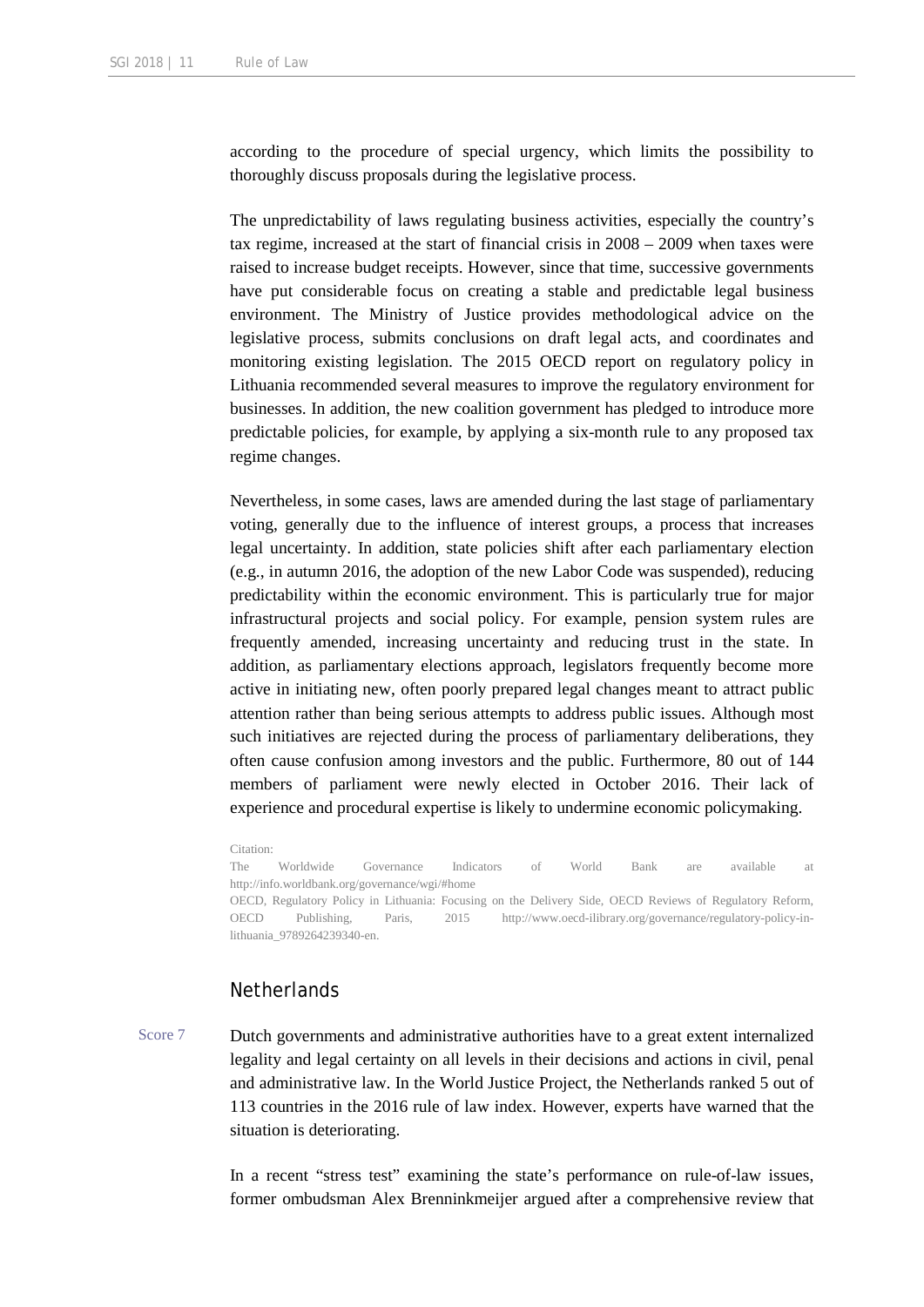according to the procedure of special urgency, which limits the possibility to thoroughly discuss proposals during the legislative process.

The unpredictability of laws regulating business activities, especially the country's tax regime, increased at the start of financial crisis in 2008 – 2009 when taxes were raised to increase budget receipts. However, since that time, successive governments have put considerable focus on creating a stable and predictable legal business environment. The Ministry of Justice provides methodological advice on the legislative process, submits conclusions on draft legal acts, and coordinates and monitoring existing legislation. The 2015 OECD report on regulatory policy in Lithuania recommended several measures to improve the regulatory environment for businesses. In addition, the new coalition government has pledged to introduce more predictable policies, for example, by applying a six-month rule to any proposed tax regime changes.

Nevertheless, in some cases, laws are amended during the last stage of parliamentary voting, generally due to the influence of interest groups, a process that increases legal uncertainty. In addition, state policies shift after each parliamentary election (e.g., in autumn 2016, the adoption of the new Labor Code was suspended), reducing predictability within the economic environment. This is particularly true for major infrastructural projects and social policy. For example, pension system rules are frequently amended, increasing uncertainty and reducing trust in the state. In addition, as parliamentary elections approach, legislators frequently become more active in initiating new, often poorly prepared legal changes meant to attract public attention rather than being serious attempts to address public issues. Although most such initiatives are rejected during the process of parliamentary deliberations, they often cause confusion among investors and the public. Furthermore, 80 out of 144 members of parliament were newly elected in October 2016. Their lack of experience and procedural expertise is likely to undermine economic policymaking.

Citation:
The Worldwide Governance Indicators of World Bank are available at http://info.worldbank.org/governance/wgi/#home
OECD, Regulatory Policy in Lithuania: Focusing on the Delivery Side, OECD Reviews of Regulatory Reform, OECD Publishing, Paris, 2015 http://www.oecd-ilibrary.org/governance/regulatory-policy-in-lithuania_9789264239340-en.

## Netherlands

Score 7

Dutch governments and administrative authorities have to a great extent internalized legality and legal certainty on all levels in their decisions and actions in civil, penal and administrative law. In the World Justice Project, the Netherlands ranked 5 out of 113 countries in the 2016 rule of law index. However, experts have warned that the situation is deteriorating.

In a recent "stress test" examining the state's performance on rule-of-law issues, former ombudsman Alex Brenninkmeijer argued after a comprehensive review that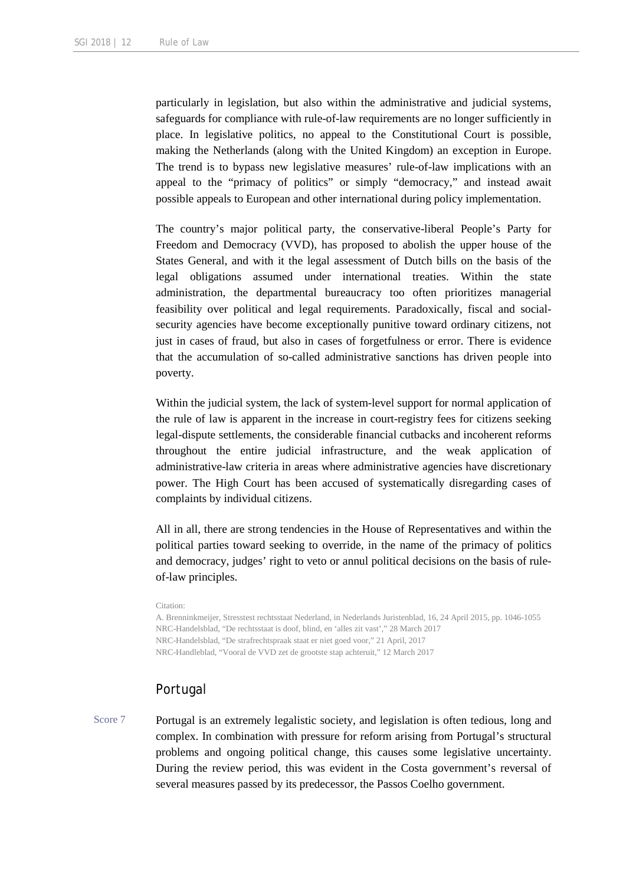particularly in legislation, but also within the administrative and judicial systems, safeguards for compliance with rule-of-law requirements are no longer sufficiently in place. In legislative politics, no appeal to the Constitutional Court is possible, making the Netherlands (along with the United Kingdom) an exception in Europe. The trend is to bypass new legislative measures' rule-of-law implications with an appeal to the "primacy of politics" or simply "democracy," and instead await possible appeals to European and other international during policy implementation.

The country's major political party, the conservative-liberal People's Party for Freedom and Democracy (VVD), has proposed to abolish the upper house of the States General, and with it the legal assessment of Dutch bills on the basis of the legal obligations assumed under international treaties. Within the state administration, the departmental bureaucracy too often prioritizes managerial feasibility over political and legal requirements. Paradoxically, fiscal and social-security agencies have become exceptionally punitive toward ordinary citizens, not just in cases of fraud, but also in cases of forgetfulness or error. There is evidence that the accumulation of so-called administrative sanctions has driven people into poverty.

Within the judicial system, the lack of system-level support for normal application of the rule of law is apparent in the increase in court-registry fees for citizens seeking legal-dispute settlements, the considerable financial cutbacks and incoherent reforms throughout the entire judicial infrastructure, and the weak application of administrative-law criteria in areas where administrative agencies have discretionary power. The High Court has been accused of systematically disregarding cases of complaints by individual citizens.

All in all, there are strong tendencies in the House of Representatives and within the political parties toward seeking to override, in the name of the primacy of politics and democracy, judges' right to veto or annul political decisions on the basis of rule-of-law principles.

Citation:
A. Brenninkmeijer, Stresstest rechtsstaat Nederland, in Nederlands Juristenblad, 16, 24 April 2015, pp. 1046-1055
NRC-Handelsblad, "De rechtsstaat is doof, blind, en 'alles zit vast'," 28 March 2017
NRC-Handelsblad, "De strafrechtspraak staat er niet goed voor," 21 April, 2017
NRC-Handleblad, "Vooral de VVD zet de grootste stap achteruit," 12 March 2017

## Portugal

Score 7

Portugal is an extremely legalistic society, and legislation is often tedious, long and complex. In combination with pressure for reform arising from Portugal's structural problems and ongoing political change, this causes some legislative uncertainty. During the review period, this was evident in the Costa government's reversal of several measures passed by its predecessor, the Passos Coelho government.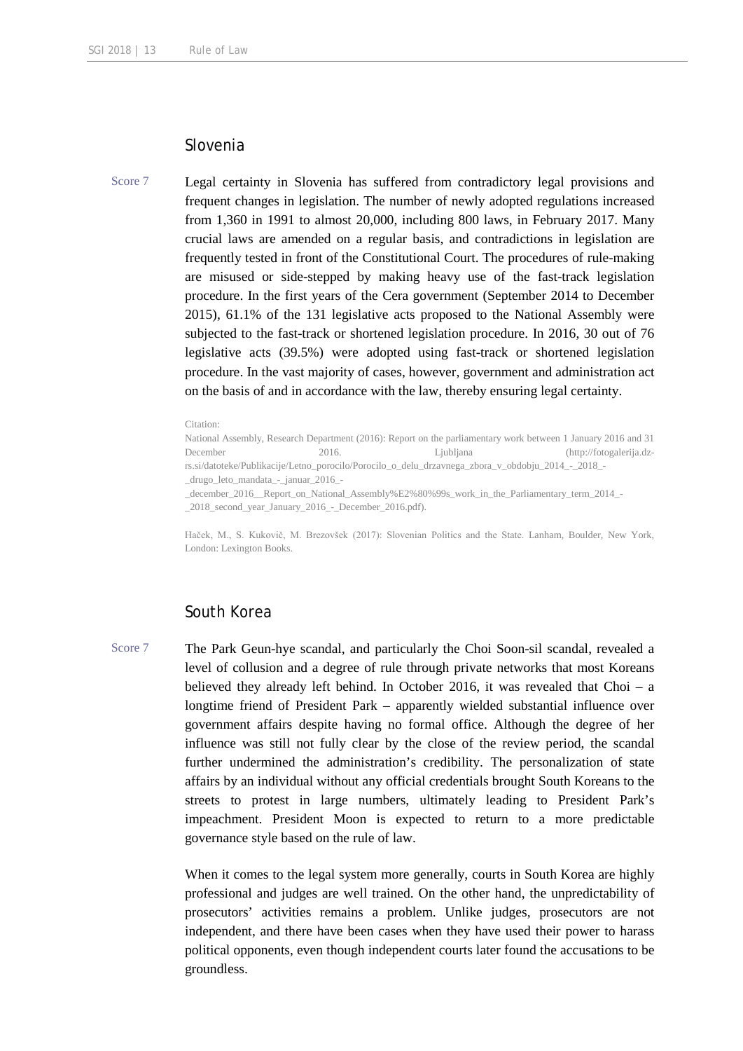## Slovenia

Score 7

Legal certainty in Slovenia has suffered from contradictory legal provisions and frequent changes in legislation. The number of newly adopted regulations increased from 1,360 in 1991 to almost 20,000, including 800 laws, in February 2017. Many crucial laws are amended on a regular basis, and contradictions in legislation are frequently tested in front of the Constitutional Court. The procedures of rule-making are misused or side-stepped by making heavy use of the fast-track legislation procedure. In the first years of the Cera government (September 2014 to December 2015), 61.1% of the 131 legislative acts proposed to the National Assembly were subjected to the fast-track or shortened legislation procedure. In 2016, 30 out of 76 legislative acts (39.5%) were adopted using fast-track or shortened legislation procedure. In the vast majority of cases, however, government and administration act on the basis of and in accordance with the law, thereby ensuring legal certainty.

Citation:
National Assembly, Research Department (2016): Report on the parliamentary work between 1 January 2016 and 31 December 2016. Ljubljana (http://fotogalerija.dz-rs.si/datoteke/Publikacije/Letno_porocilo/Porocilo_o_delu_drzavnega_zbora_v_obdobju_2014_-_2018_-_drugo_leto_mandata_-_januar_2016_-_december_2016__Report_on_National_Assembly%E2%80%99s_work_in_the_Parliamentary_term_2014_-_2018_second_year_January_2016_-_December_2016.pdf).

Haček, M., S. Kukovič, M. Brezovšek (2017): Slovenian Politics and the State. Lanham, Boulder, New York, London: Lexington Books.

## South Korea

Score 7

The Park Geun-hye scandal, and particularly the Choi Soon-sil scandal, revealed a level of collusion and a degree of rule through private networks that most Koreans believed they already left behind. In October 2016, it was revealed that Choi – a longtime friend of President Park – apparently wielded substantial influence over government affairs despite having no formal office. Although the degree of her influence was still not fully clear by the close of the review period, the scandal further undermined the administration's credibility. The personalization of state affairs by an individual without any official credentials brought South Koreans to the streets to protest in large numbers, ultimately leading to President Park's impeachment. President Moon is expected to return to a more predictable governance style based on the rule of law.

When it comes to the legal system more generally, courts in South Korea are highly professional and judges are well trained. On the other hand, the unpredictability of prosecutors' activities remains a problem. Unlike judges, prosecutors are not independent, and there have been cases when they have used their power to harass political opponents, even though independent courts later found the accusations to be groundless.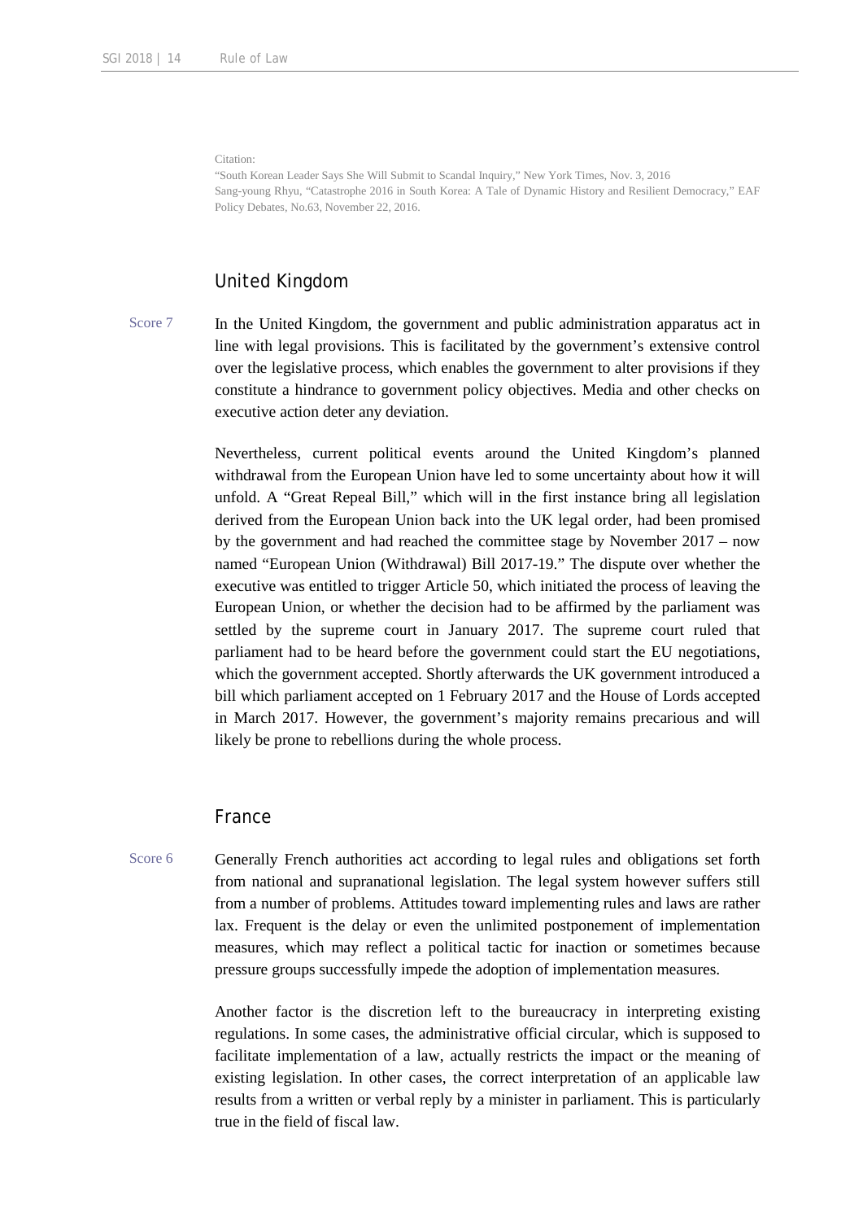Citation:
"South Korean Leader Says She Will Submit to Scandal Inquiry," New York Times, Nov. 3, 2016
Sang-young Rhyu, "Catastrophe 2016 in South Korea: A Tale of Dynamic History and Resilient Democracy," EAF Policy Debates, No.63, November 22, 2016.

## United Kingdom

Score 7

In the United Kingdom, the government and public administration apparatus act in line with legal provisions. This is facilitated by the government's extensive control over the legislative process, which enables the government to alter provisions if they constitute a hindrance to government policy objectives. Media and other checks on executive action deter any deviation.

Nevertheless, current political events around the United Kingdom's planned withdrawal from the European Union have led to some uncertainty about how it will unfold. A "Great Repeal Bill," which will in the first instance bring all legislation derived from the European Union back into the UK legal order, had been promised by the government and had reached the committee stage by November 2017 – now named "European Union (Withdrawal) Bill 2017-19." The dispute over whether the executive was entitled to trigger Article 50, which initiated the process of leaving the European Union, or whether the decision had to be affirmed by the parliament was settled by the supreme court in January 2017. The supreme court ruled that parliament had to be heard before the government could start the EU negotiations, which the government accepted. Shortly afterwards the UK government introduced a bill which parliament accepted on 1 February 2017 and the House of Lords accepted in March 2017. However, the government's majority remains precarious and will likely be prone to rebellions during the whole process.

## France

Score 6

Generally French authorities act according to legal rules and obligations set forth from national and supranational legislation. The legal system however suffers still from a number of problems. Attitudes toward implementing rules and laws are rather lax. Frequent is the delay or even the unlimited postponement of implementation measures, which may reflect a political tactic for inaction or sometimes because pressure groups successfully impede the adoption of implementation measures.

Another factor is the discretion left to the bureaucracy in interpreting existing regulations. In some cases, the administrative official circular, which is supposed to facilitate implementation of a law, actually restricts the impact or the meaning of existing legislation. In other cases, the correct interpretation of an applicable law results from a written or verbal reply by a minister in parliament. This is particularly true in the field of fiscal law.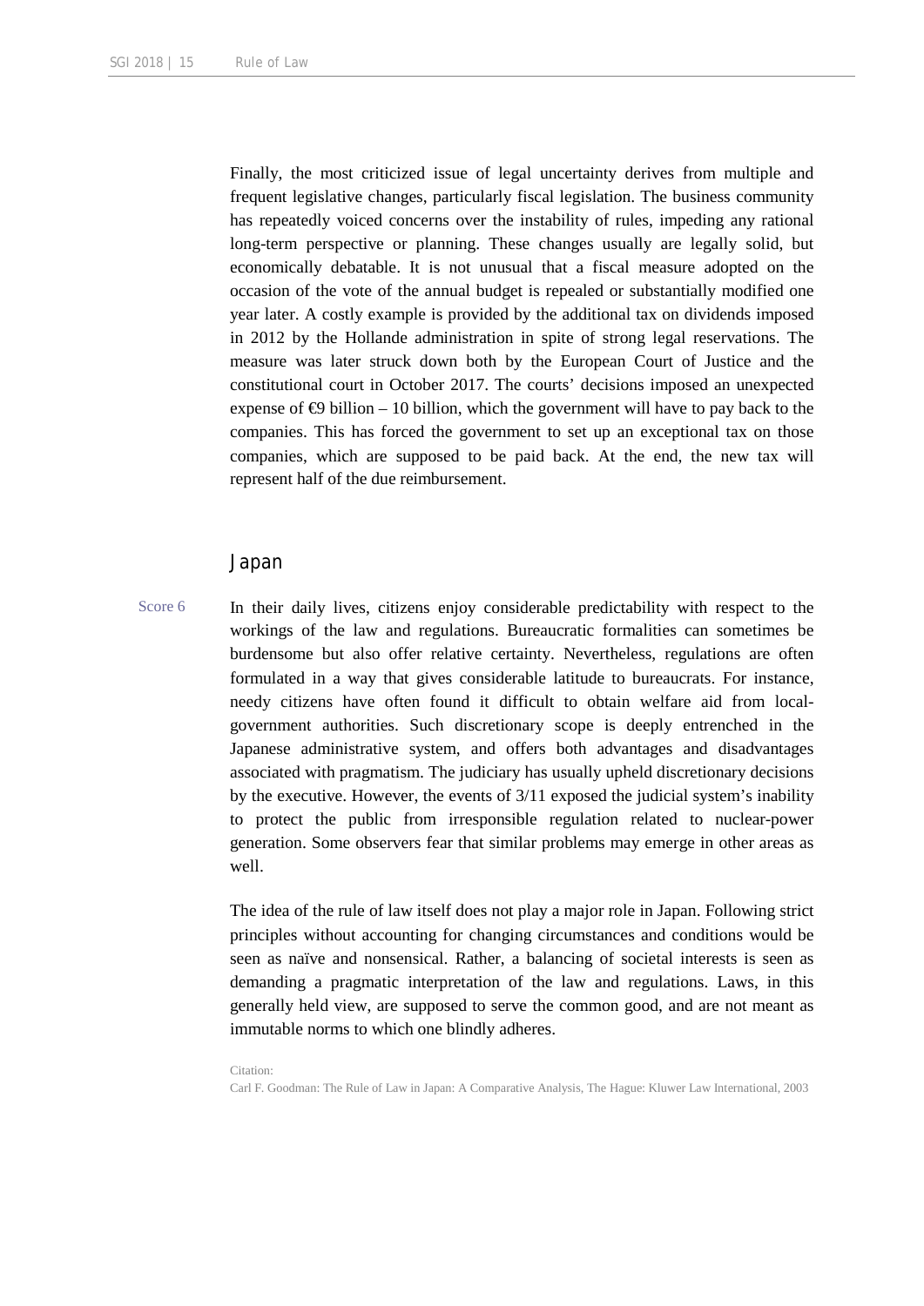Finally, the most criticized issue of legal uncertainty derives from multiple and frequent legislative changes, particularly fiscal legislation. The business community has repeatedly voiced concerns over the instability of rules, impeding any rational long-term perspective or planning. These changes usually are legally solid, but economically debatable. It is not unusual that a fiscal measure adopted on the occasion of the vote of the annual budget is repealed or substantially modified one year later. A costly example is provided by the additional tax on dividends imposed in 2012 by the Hollande administration in spite of strong legal reservations. The measure was later struck down both by the European Court of Justice and the constitutional court in October 2017. The courts' decisions imposed an unexpected expense of €9 billion – 10 billion, which the government will have to pay back to the companies. This has forced the government to set up an exceptional tax on those companies, which are supposed to be paid back. At the end, the new tax will represent half of the due reimbursement.

## Japan

Score 6

In their daily lives, citizens enjoy considerable predictability with respect to the workings of the law and regulations. Bureaucratic formalities can sometimes be burdensome but also offer relative certainty. Nevertheless, regulations are often formulated in a way that gives considerable latitude to bureaucrats. For instance, needy citizens have often found it difficult to obtain welfare aid from local-government authorities. Such discretionary scope is deeply entrenched in the Japanese administrative system, and offers both advantages and disadvantages associated with pragmatism. The judiciary has usually upheld discretionary decisions by the executive. However, the events of 3/11 exposed the judicial system's inability to protect the public from irresponsible regulation related to nuclear-power generation. Some observers fear that similar problems may emerge in other areas as well.

The idea of the rule of law itself does not play a major role in Japan. Following strict principles without accounting for changing circumstances and conditions would be seen as naïve and nonsensical. Rather, a balancing of societal interests is seen as demanding a pragmatic interpretation of the law and regulations. Laws, in this generally held view, are supposed to serve the common good, and are not meant as immutable norms to which one blindly adheres.

Citation:
Carl F. Goodman: The Rule of Law in Japan: A Comparative Analysis, The Hague: Kluwer Law International, 2003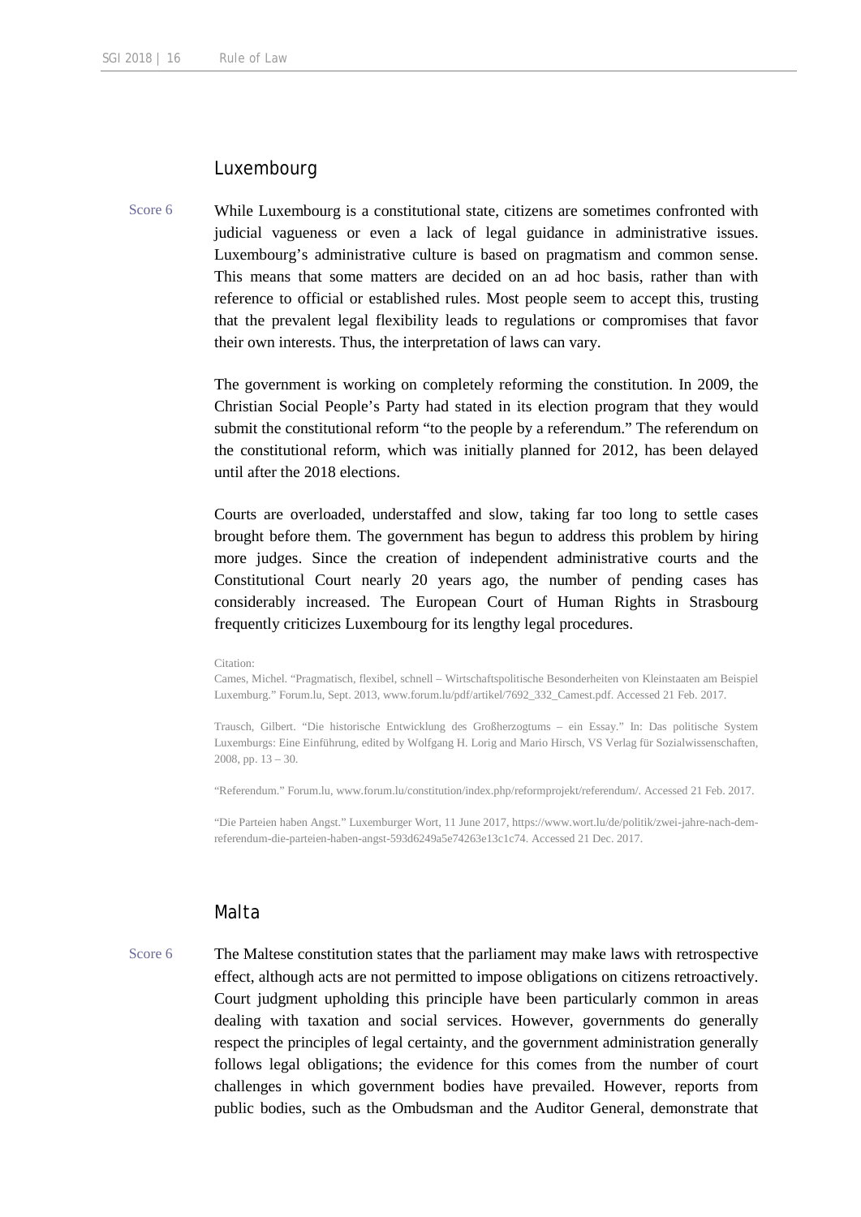## Luxembourg

Score 6

While Luxembourg is a constitutional state, citizens are sometimes confronted with judicial vagueness or even a lack of legal guidance in administrative issues. Luxembourg's administrative culture is based on pragmatism and common sense. This means that some matters are decided on an ad hoc basis, rather than with reference to official or established rules. Most people seem to accept this, trusting that the prevalent legal flexibility leads to regulations or compromises that favor their own interests. Thus, the interpretation of laws can vary.

The government is working on completely reforming the constitution. In 2009, the Christian Social People's Party had stated in its election program that they would submit the constitutional reform "to the people by a referendum." The referendum on the constitutional reform, which was initially planned for 2012, has been delayed until after the 2018 elections.

Courts are overloaded, understaffed and slow, taking far too long to settle cases brought before them. The government has begun to address this problem by hiring more judges. Since the creation of independent administrative courts and the Constitutional Court nearly 20 years ago, the number of pending cases has considerably increased. The European Court of Human Rights in Strasbourg frequently criticizes Luxembourg for its lengthy legal procedures.

Citation:

Cames, Michel. "Pragmatisch, flexibel, schnell – Wirtschaftspolitische Besonderheiten von Kleinstaaten am Beispiel Luxemburg." Forum.lu, Sept. 2013, www.forum.lu/pdf/artikel/7692_332_Camest.pdf. Accessed 21 Feb. 2017.

Trausch, Gilbert. "Die historische Entwicklung des Großherzogtums – ein Essay." In: Das politische System Luxemburgs: Eine Einführung, edited by Wolfgang H. Lorig and Mario Hirsch, VS Verlag für Sozialwissenschaften, 2008, pp. 13 – 30.

"Referendum." Forum.lu, www.forum.lu/constitution/index.php/reformprojekt/referendum/. Accessed 21 Feb. 2017.

"Die Parteien haben Angst." Luxemburger Wort, 11 June 2017, https://www.wort.lu/de/politik/zwei-jahre-nach-dem-referendum-die-parteien-haben-angst-593d6249a5e74263e13c1c74. Accessed 21 Dec. 2017.

## Malta

Score 6

The Maltese constitution states that the parliament may make laws with retrospective effect, although acts are not permitted to impose obligations on citizens retroactively. Court judgment upholding this principle have been particularly common in areas dealing with taxation and social services. However, governments do generally respect the principles of legal certainty, and the government administration generally follows legal obligations; the evidence for this comes from the number of court challenges in which government bodies have prevailed. However, reports from public bodies, such as the Ombudsman and the Auditor General, demonstrate that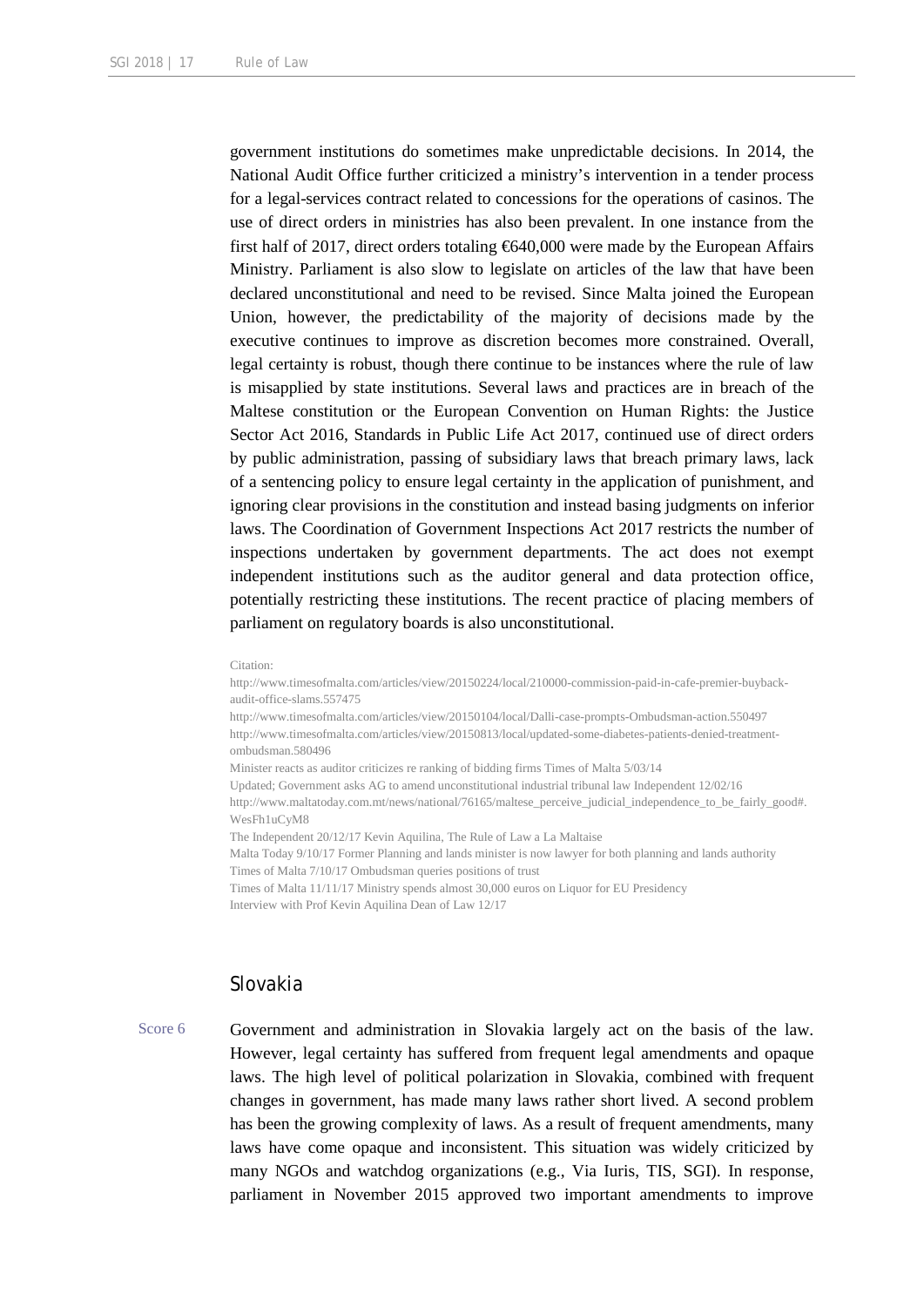government institutions do sometimes make unpredictable decisions. In 2014, the National Audit Office further criticized a ministry's intervention in a tender process for a legal-services contract related to concessions for the operations of casinos. The use of direct orders in ministries has also been prevalent. In one instance from the first half of 2017, direct orders totaling €640,000 were made by the European Affairs Ministry. Parliament is also slow to legislate on articles of the law that have been declared unconstitutional and need to be revised. Since Malta joined the European Union, however, the predictability of the majority of decisions made by the executive continues to improve as discretion becomes more constrained. Overall, legal certainty is robust, though there continue to be instances where the rule of law is misapplied by state institutions. Several laws and practices are in breach of the Maltese constitution or the European Convention on Human Rights: the Justice Sector Act 2016, Standards in Public Life Act 2017, continued use of direct orders by public administration, passing of subsidiary laws that breach primary laws, lack of a sentencing policy to ensure legal certainty in the application of punishment, and ignoring clear provisions in the constitution and instead basing judgments on inferior laws. The Coordination of Government Inspections Act 2017 restricts the number of inspections undertaken by government departments. The act does not exempt independent institutions such as the auditor general and data protection office, potentially restricting these institutions. The recent practice of placing members of parliament on regulatory boards is also unconstitutional.

Citation:
http://www.timesofmalta.com/articles/view/20150224/local/210000-commission-paid-in-cafe-premier-buyback-audit-office-slams.557475
http://www.timesofmalta.com/articles/view/20150104/local/Dalli-case-prompts-Ombudsman-action.550497
http://www.timesofmalta.com/articles/view/20150813/local/updated-some-diabetes-patients-denied-treatment-ombudsman.580496
Minister reacts as auditor criticizes re ranking of bidding firms Times of Malta 5/03/14
Updated; Government asks AG to amend unconstitutional industrial tribunal law Independent 12/02/16
http://www.maltatoday.com.mt/news/national/76165/maltese_perceive_judicial_independence_to_be_fairly_good#.WesFh1uCyM8
The Independent 20/12/17 Kevin Aquilina, The Rule of Law a La Maltaise
Malta Today 9/10/17 Former Planning and lands minister is now lawyer for both planning and lands authority
Times of Malta 7/10/17 Ombudsman queries positions of trust
Times of Malta 11/11/17 Ministry spends almost 30,000 euros on Liquor for EU Presidency
Interview with Prof Kevin Aquilina Dean of Law 12/17

## Slovakia

Score 6

Government and administration in Slovakia largely act on the basis of the law. However, legal certainty has suffered from frequent legal amendments and opaque laws. The high level of political polarization in Slovakia, combined with frequent changes in government, has made many laws rather short lived. A second problem has been the growing complexity of laws. As a result of frequent amendments, many laws have come opaque and inconsistent. This situation was widely criticized by many NGOs and watchdog organizations (e.g., Via Iuris, TIS, SGI). In response, parliament in November 2015 approved two important amendments to improve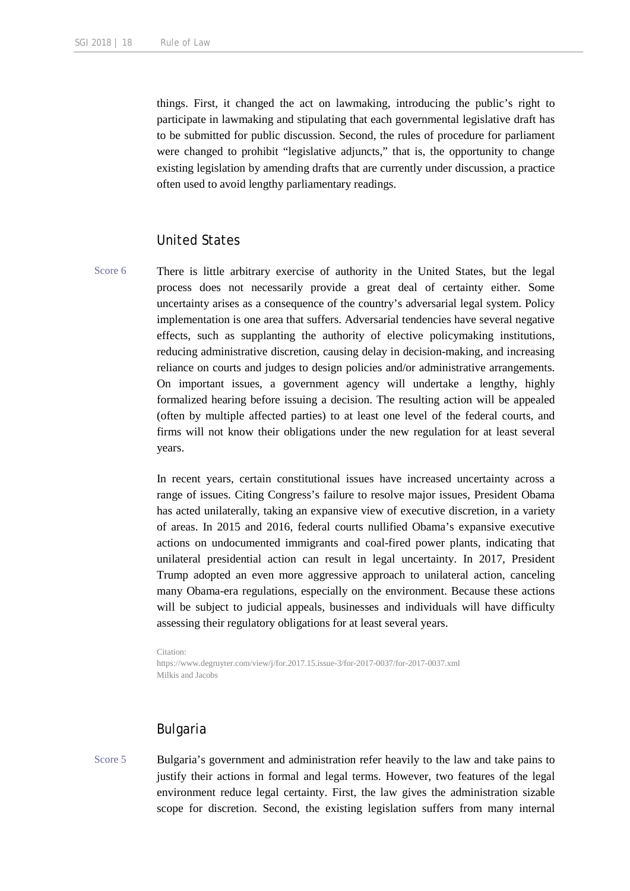things. First, it changed the act on lawmaking, introducing the public's right to participate in lawmaking and stipulating that each governmental legislative draft has to be submitted for public discussion. Second, the rules of procedure for parliament were changed to prohibit "legislative adjuncts," that is, the opportunity to change existing legislation by amending drafts that are currently under discussion, a practice often used to avoid lengthy parliamentary readings.

## United States

Score 6

There is little arbitrary exercise of authority in the United States, but the legal process does not necessarily provide a great deal of certainty either. Some uncertainty arises as a consequence of the country's adversarial legal system. Policy implementation is one area that suffers. Adversarial tendencies have several negative effects, such as supplanting the authority of elective policymaking institutions, reducing administrative discretion, causing delay in decision-making, and increasing reliance on courts and judges to design policies and/or administrative arrangements. On important issues, a government agency will undertake a lengthy, highly formalized hearing before issuing a decision. The resulting action will be appealed (often by multiple affected parties) to at least one level of the federal courts, and firms will not know their obligations under the new regulation for at least several years.

In recent years, certain constitutional issues have increased uncertainty across a range of issues. Citing Congress's failure to resolve major issues, President Obama has acted unilaterally, taking an expansive view of executive discretion, in a variety of areas. In 2015 and 2016, federal courts nullified Obama's expansive executive actions on undocumented immigrants and coal-fired power plants, indicating that unilateral presidential action can result in legal uncertainty. In 2017, President Trump adopted an even more aggressive approach to unilateral action, canceling many Obama-era regulations, especially on the environment. Because these actions will be subject to judicial appeals, businesses and individuals will have difficulty assessing their regulatory obligations for at least several years.

Citation:
https://www.degruyter.com/view/j/for.2017.15.issue-3/for-2017-0037/for-2017-0037.xml
Milkis and Jacobs

## Bulgaria

Score 5

Bulgaria's government and administration refer heavily to the law and take pains to justify their actions in formal and legal terms. However, two features of the legal environment reduce legal certainty. First, the law gives the administration sizable scope for discretion. Second, the existing legislation suffers from many internal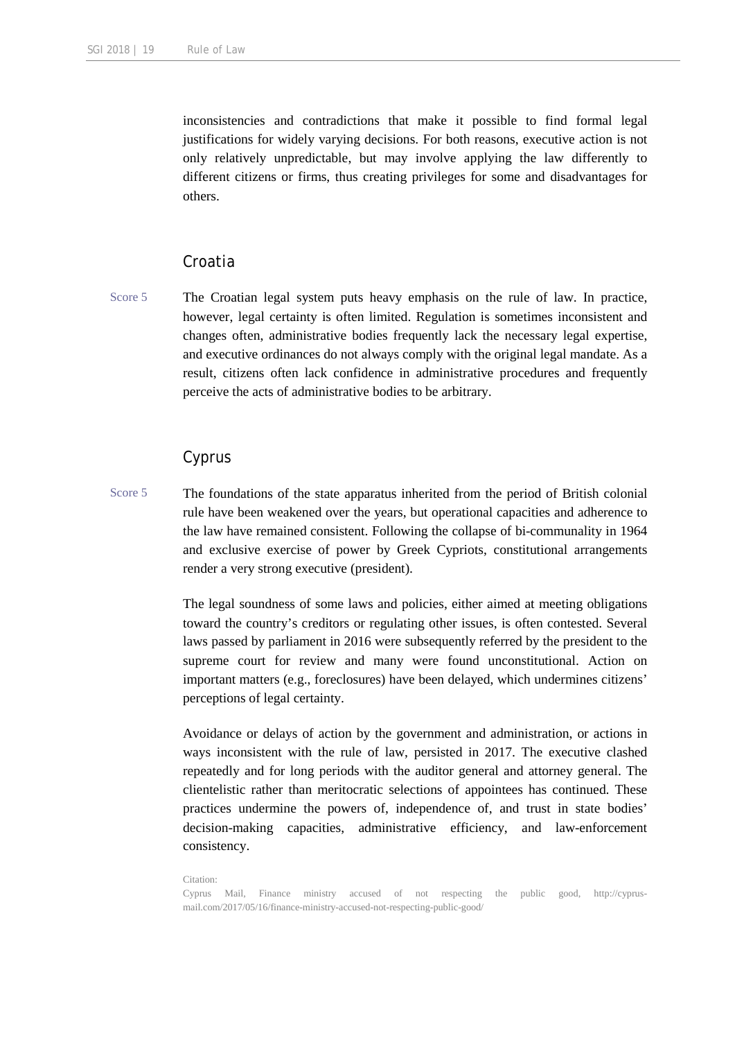inconsistencies and contradictions that make it possible to find formal legal justifications for widely varying decisions. For both reasons, executive action is not only relatively unpredictable, but may involve applying the law differently to different citizens or firms, thus creating privileges for some and disadvantages for others.

## Croatia

Score 5

The Croatian legal system puts heavy emphasis on the rule of law. In practice, however, legal certainty is often limited. Regulation is sometimes inconsistent and changes often, administrative bodies frequently lack the necessary legal expertise, and executive ordinances do not always comply with the original legal mandate. As a result, citizens often lack confidence in administrative procedures and frequently perceive the acts of administrative bodies to be arbitrary.

## Cyprus

Score 5

The foundations of the state apparatus inherited from the period of British colonial rule have been weakened over the years, but operational capacities and adherence to the law have remained consistent. Following the collapse of bi-communality in 1964 and exclusive exercise of power by Greek Cypriots, constitutional arrangements render a very strong executive (president).

The legal soundness of some laws and policies, either aimed at meeting obligations toward the country's creditors or regulating other issues, is often contested. Several laws passed by parliament in 2016 were subsequently referred by the president to the supreme court for review and many were found unconstitutional. Action on important matters (e.g., foreclosures) have been delayed, which undermines citizens' perceptions of legal certainty.

Avoidance or delays of action by the government and administration, or actions in ways inconsistent with the rule of law, persisted in 2017. The executive clashed repeatedly and for long periods with the auditor general and attorney general. The clientelistic rather than meritocratic selections of appointees has continued. These practices undermine the powers of, independence of, and trust in state bodies' decision-making capacities, administrative efficiency, and law-enforcement consistency.

Citation:
Cyprus Mail, Finance ministry accused of not respecting the public good, http://cyprus-mail.com/2017/05/16/finance-ministry-accused-not-respecting-public-good/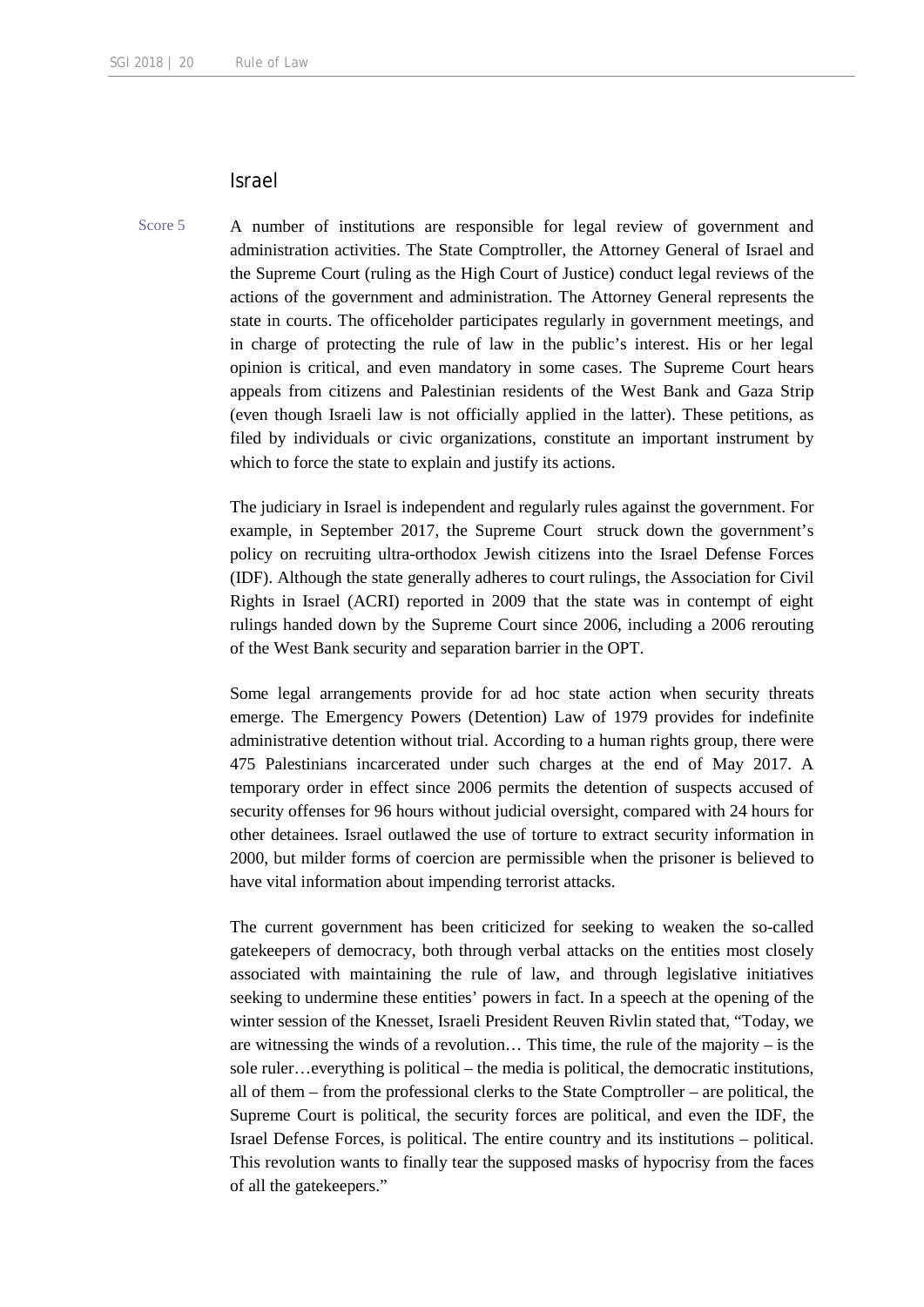## Israel

Score 5

A number of institutions are responsible for legal review of government and administration activities. The State Comptroller, the Attorney General of Israel and the Supreme Court (ruling as the High Court of Justice) conduct legal reviews of the actions of the government and administration. The Attorney General represents the state in courts. The officeholder participates regularly in government meetings, and in charge of protecting the rule of law in the public's interest. His or her legal opinion is critical, and even mandatory in some cases. The Supreme Court hears appeals from citizens and Palestinian residents of the West Bank and Gaza Strip (even though Israeli law is not officially applied in the latter). These petitions, as filed by individuals or civic organizations, constitute an important instrument by which to force the state to explain and justify its actions.

The judiciary in Israel is independent and regularly rules against the government. For example, in September 2017, the Supreme Court struck down the government's policy on recruiting ultra-orthodox Jewish citizens into the Israel Defense Forces (IDF). Although the state generally adheres to court rulings, the Association for Civil Rights in Israel (ACRI) reported in 2009 that the state was in contempt of eight rulings handed down by the Supreme Court since 2006, including a 2006 rerouting of the West Bank security and separation barrier in the OPT.

Some legal arrangements provide for ad hoc state action when security threats emerge. The Emergency Powers (Detention) Law of 1979 provides for indefinite administrative detention without trial. According to a human rights group, there were 475 Palestinians incarcerated under such charges at the end of May 2017. A temporary order in effect since 2006 permits the detention of suspects accused of security offenses for 96 hours without judicial oversight, compared with 24 hours for other detainees. Israel outlawed the use of torture to extract security information in 2000, but milder forms of coercion are permissible when the prisoner is believed to have vital information about impending terrorist attacks.

The current government has been criticized for seeking to weaken the so-called gatekeepers of democracy, both through verbal attacks on the entities most closely associated with maintaining the rule of law, and through legislative initiatives seeking to undermine these entities' powers in fact. In a speech at the opening of the winter session of the Knesset, Israeli President Reuven Rivlin stated that, "Today, we are witnessing the winds of a revolution… This time, the rule of the majority – is the sole ruler…everything is political – the media is political, the democratic institutions, all of them – from the professional clerks to the State Comptroller – are political, the Supreme Court is political, the security forces are political, and even the IDF, the Israel Defense Forces, is political. The entire country and its institutions – political. This revolution wants to finally tear the supposed masks of hypocrisy from the faces of all the gatekeepers."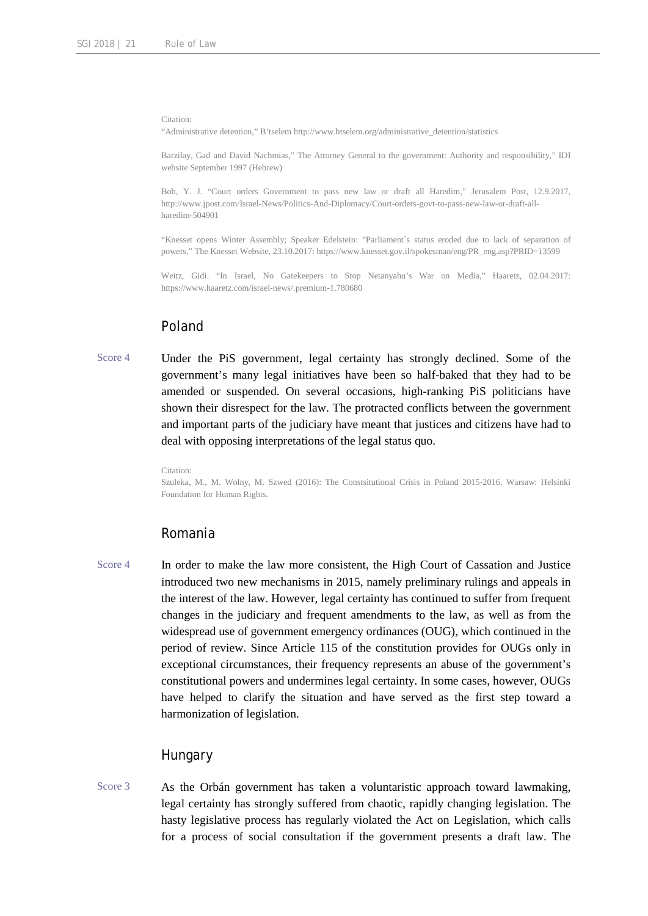Citation:
"Administrative detention," B'tselem http://www.btselem.org/administrative_detention/statistics

Barzilay, Gad and David Nachmias," The Attorney General to the government: Authority and responsibility," IDI website September 1997 (Hebrew)

Bob, Y. J. "Court orders Government to pass new law or draft all Haredim," Jerusalem Post, 12.9.2017, http://www.jpost.com/Israel-News/Politics-And-Diplomacy/Court-orders-govt-to-pass-new-law-or-draft-all-haredim-504901

"Knesset opens Winter Assembly; Speaker Edelstein: "Parliament`s status eroded due to lack of separation of powers," The Knesset Website, 23.10.2017: https://www.knesset.gov.il/spokesman/eng/PR_eng.asp?PRID=13599

Weitz, Gidi. "In Israel, No Gatekeepers to Stop Netanyahu's War on Media," Haaretz, 02.04.2017: https://www.haaretz.com/israel-news/.premium-1.780680

## Poland

Score 4

Under the PiS government, legal certainty has strongly declined. Some of the government's many legal initiatives have been so half-baked that they had to be amended or suspended. On several occasions, high-ranking PiS politicians have shown their disrespect for the law. The protracted conflicts between the government and important parts of the judiciary have meant that justices and citizens have had to deal with opposing interpretations of the legal status quo.

Citation:
Szuleka, M., M. Wolny, M. Szwed (2016): The Constsitutional Crisis in Poland 2015-2016. Warsaw: Helsinki Foundation for Human Rights.

## Romania

Score 4

In order to make the law more consistent, the High Court of Cassation and Justice introduced two new mechanisms in 2015, namely preliminary rulings and appeals in the interest of the law. However, legal certainty has continued to suffer from frequent changes in the judiciary and frequent amendments to the law, as well as from the widespread use of government emergency ordinances (OUG), which continued in the period of review. Since Article 115 of the constitution provides for OUGs only in exceptional circumstances, their frequency represents an abuse of the government's constitutional powers and undermines legal certainty. In some cases, however, OUGs have helped to clarify the situation and have served as the first step toward a harmonization of legislation.

## Hungary

Score 3

As the Orbán government has taken a voluntaristic approach toward lawmaking, legal certainty has strongly suffered from chaotic, rapidly changing legislation. The hasty legislative process has regularly violated the Act on Legislation, which calls for a process of social consultation if the government presents a draft law. The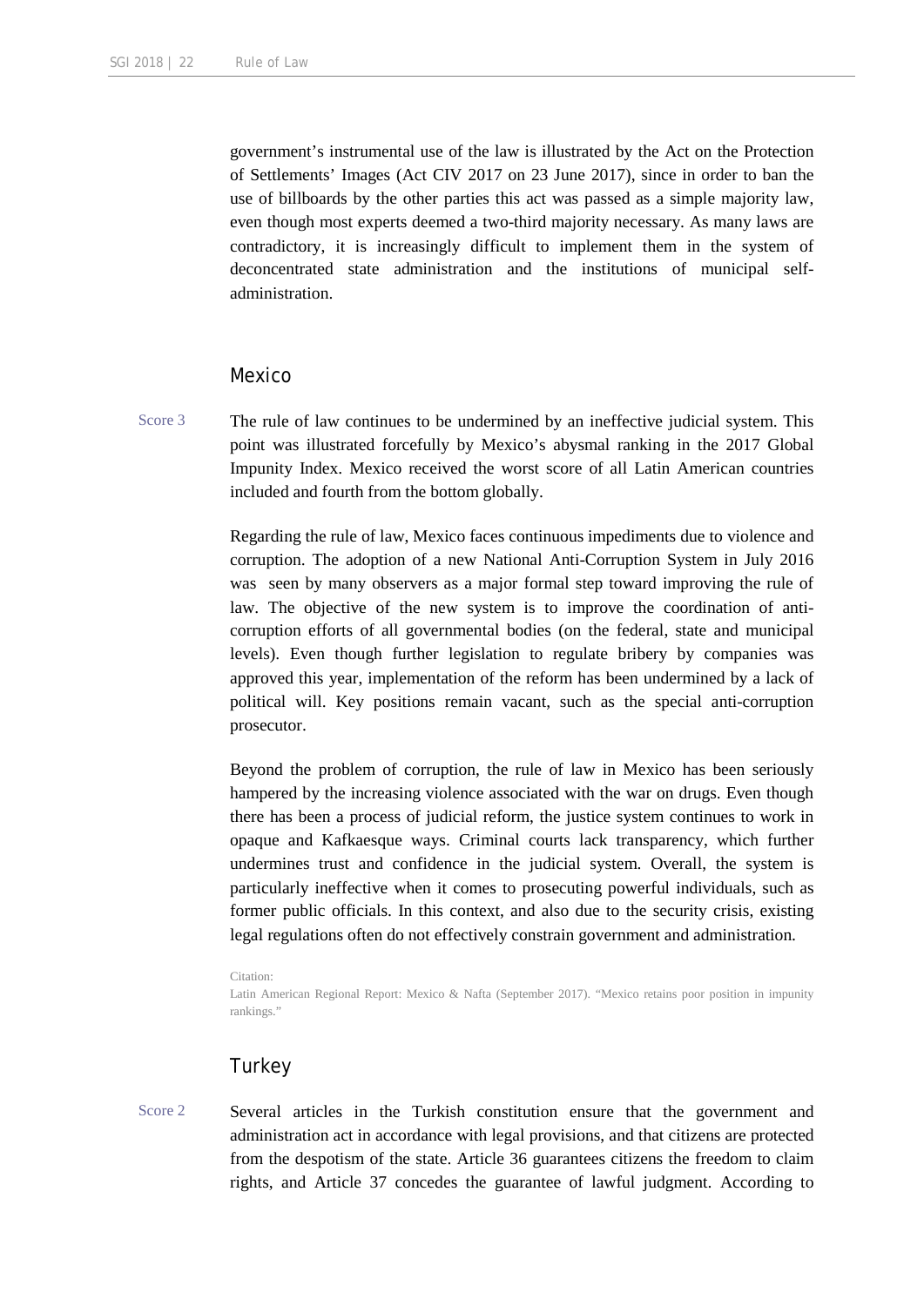government's instrumental use of the law is illustrated by the Act on the Protection of Settlements' Images (Act CIV 2017 on 23 June 2017), since in order to ban the use of billboards by the other parties this act was passed as a simple majority law, even though most experts deemed a two-third majority necessary. As many laws are contradictory, it is increasingly difficult to implement them in the system of deconcentrated state administration and the institutions of municipal self-administration.

## Mexico

Score 3

The rule of law continues to be undermined by an ineffective judicial system. This point was illustrated forcefully by Mexico's abysmal ranking in the 2017 Global Impunity Index. Mexico received the worst score of all Latin American countries included and fourth from the bottom globally.

Regarding the rule of law, Mexico faces continuous impediments due to violence and corruption. The adoption of a new National Anti-Corruption System in July 2016 was seen by many observers as a major formal step toward improving the rule of law. The objective of the new system is to improve the coordination of anti-corruption efforts of all governmental bodies (on the federal, state and municipal levels). Even though further legislation to regulate bribery by companies was approved this year, implementation of the reform has been undermined by a lack of political will. Key positions remain vacant, such as the special anti-corruption prosecutor.

Beyond the problem of corruption, the rule of law in Mexico has been seriously hampered by the increasing violence associated with the war on drugs. Even though there has been a process of judicial reform, the justice system continues to work in opaque and Kafkaesque ways. Criminal courts lack transparency, which further undermines trust and confidence in the judicial system. Overall, the system is particularly ineffective when it comes to prosecuting powerful individuals, such as former public officials. In this context, and also due to the security crisis, existing legal regulations often do not effectively constrain government and administration.

Citation:
Latin American Regional Report: Mexico & Nafta (September 2017). "Mexico retains poor position in impunity rankings."

## Turkey

Score 2

Several articles in the Turkish constitution ensure that the government and administration act in accordance with legal provisions, and that citizens are protected from the despotism of the state. Article 36 guarantees citizens the freedom to claim rights, and Article 37 concedes the guarantee of lawful judgment. According to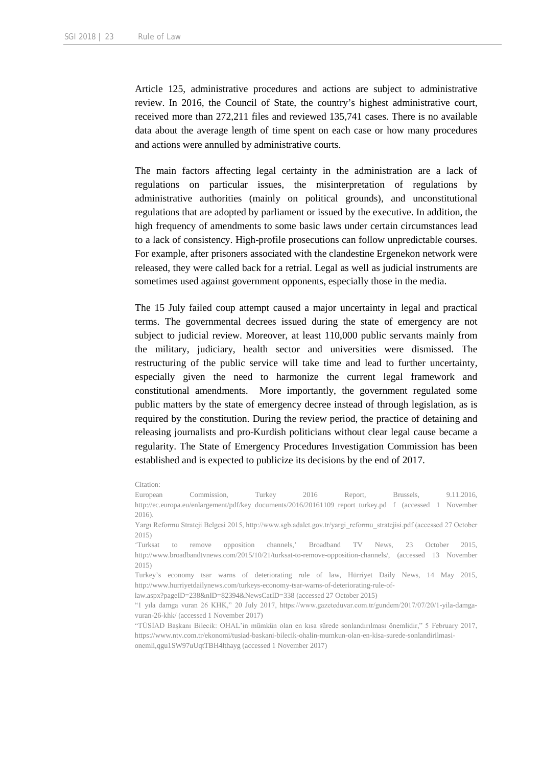Article 125, administrative procedures and actions are subject to administrative review. In 2016, the Council of State, the country's highest administrative court, received more than 272,211 files and reviewed 135,741 cases. There is no available data about the average length of time spent on each case or how many procedures and actions were annulled by administrative courts.

The main factors affecting legal certainty in the administration are a lack of regulations on particular issues, the misinterpretation of regulations by administrative authorities (mainly on political grounds), and unconstitutional regulations that are adopted by parliament or issued by the executive. In addition, the high frequency of amendments to some basic laws under certain circumstances lead to a lack of consistency. High-profile prosecutions can follow unpredictable courses. For example, after prisoners associated with the clandestine Ergenekon network were released, they were called back for a retrial. Legal as well as judicial instruments are sometimes used against government opponents, especially those in the media.

The 15 July failed coup attempt caused a major uncertainty in legal and practical terms. The governmental decrees issued during the state of emergency are not subject to judicial review. Moreover, at least 110,000 public servants mainly from the military, judiciary, health sector and universities were dismissed. The restructuring of the public service will take time and lead to further uncertainty, especially given the need to harmonize the current legal framework and constitutional amendments. More importantly, the government regulated some public matters by the state of emergency decree instead of through legislation, as is required by the constitution. During the review period, the practice of detaining and releasing journalists and pro-Kurdish politicians without clear legal cause became a regularity. The State of Emergency Procedures Investigation Commission has been established and is expected to publicize its decisions by the end of 2017.

Citation:
European Commission, Turkey 2016 Report, Brussels, 9.11.2016, http://ec.europa.eu/enlargement/pdf/key_documents/2016/20161109_report_turkey.pd f (accessed 1 November 2016).
Yargı Reformu Strateji Belgesi 2015, http://www.sgb.adalet.gov.tr/yargi_reformu_stratejisi.pdf (accessed 27 October 2015)
'Turksat to remove opposition channels,' Broadband TV News, 23 October 2015, http://www.broadbandtvnews.com/2015/10/21/turksat-to-remove-opposition-channels/, (accessed 13 November 2015)
Turkey's economy tsar warns of deteriorating rule of law, Hürriyet Daily News, 14 May 2015, http://www.hurriyetdailynews.com/turkeys-economy-tsar-warns-of-deteriorating-rule-of-law.aspx?pageID=238&nID=82394&NewsCatID=338 (accessed 27 October 2015)
"1 yıla damga vuran 26 KHK," 20 July 2017, https://www.gazeteduvar.com.tr/gundem/2017/07/20/1-yila-damga-vuran-26-khk/ (accessed 1 November 2017)
"TÜSİAD Başkanı Bilecik: OHAL'in mümkün olan en kısa sürede sonlandırılması önemlidir," 5 February 2017, https://www.ntv.com.tr/ekonomi/tusiad-baskani-bilecik-ohalin-mumkun-olan-en-kisa-surede-sonlandirilmasi-onemli,qgu1SW97uUqtTBH4lthayg (accessed 1 November 2017)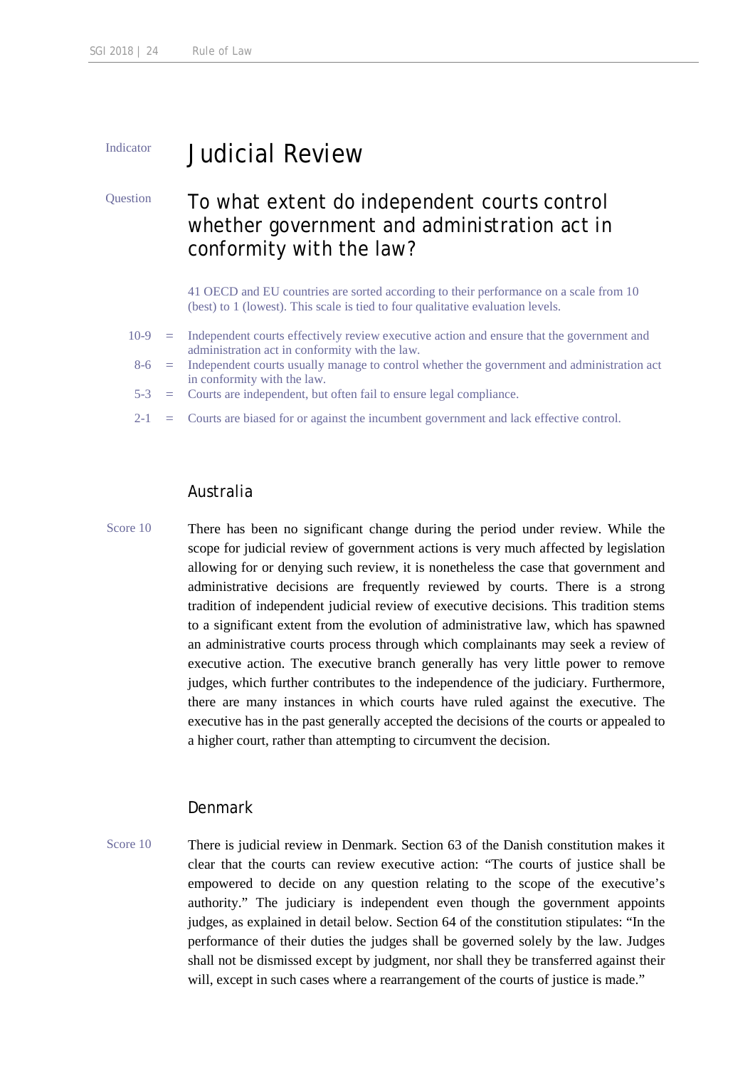Indicator

# Judicial Review

Question

## To what extent do independent courts control whether government and administration act in conformity with the law?

41 OECD and EU countries are sorted according to their performance on a scale from 10 (best) to 1 (lowest). This scale is tied to four qualitative evaluation levels.

10-9 = Independent courts effectively review executive action and ensure that the government and administration act in conformity with the law.

8-6 = Independent courts usually manage to control whether the government and administration act in conformity with the law.

5-3 = Courts are independent, but often fail to ensure legal compliance.

2-1 = Courts are biased for or against the incumbent government and lack effective control.

### Australia

Score 10

There has been no significant change during the period under review. While the scope for judicial review of government actions is very much affected by legislation allowing for or denying such review, it is nonetheless the case that government and administrative decisions are frequently reviewed by courts. There is a strong tradition of independent judicial review of executive decisions. This tradition stems to a significant extent from the evolution of administrative law, which has spawned an administrative courts process through which complainants may seek a review of executive action. The executive branch generally has very little power to remove judges, which further contributes to the independence of the judiciary. Furthermore, there are many instances in which courts have ruled against the executive. The executive has in the past generally accepted the decisions of the courts or appealed to a higher court, rather than attempting to circumvent the decision.

### Denmark

Score 10

There is judicial review in Denmark. Section 63 of the Danish constitution makes it clear that the courts can review executive action: "The courts of justice shall be empowered to decide on any question relating to the scope of the executive's authority." The judiciary is independent even though the government appoints judges, as explained in detail below. Section 64 of the constitution stipulates: "In the performance of their duties the judges shall be governed solely by the law. Judges shall not be dismissed except by judgment, nor shall they be transferred against their will, except in such cases where a rearrangement of the courts of justice is made."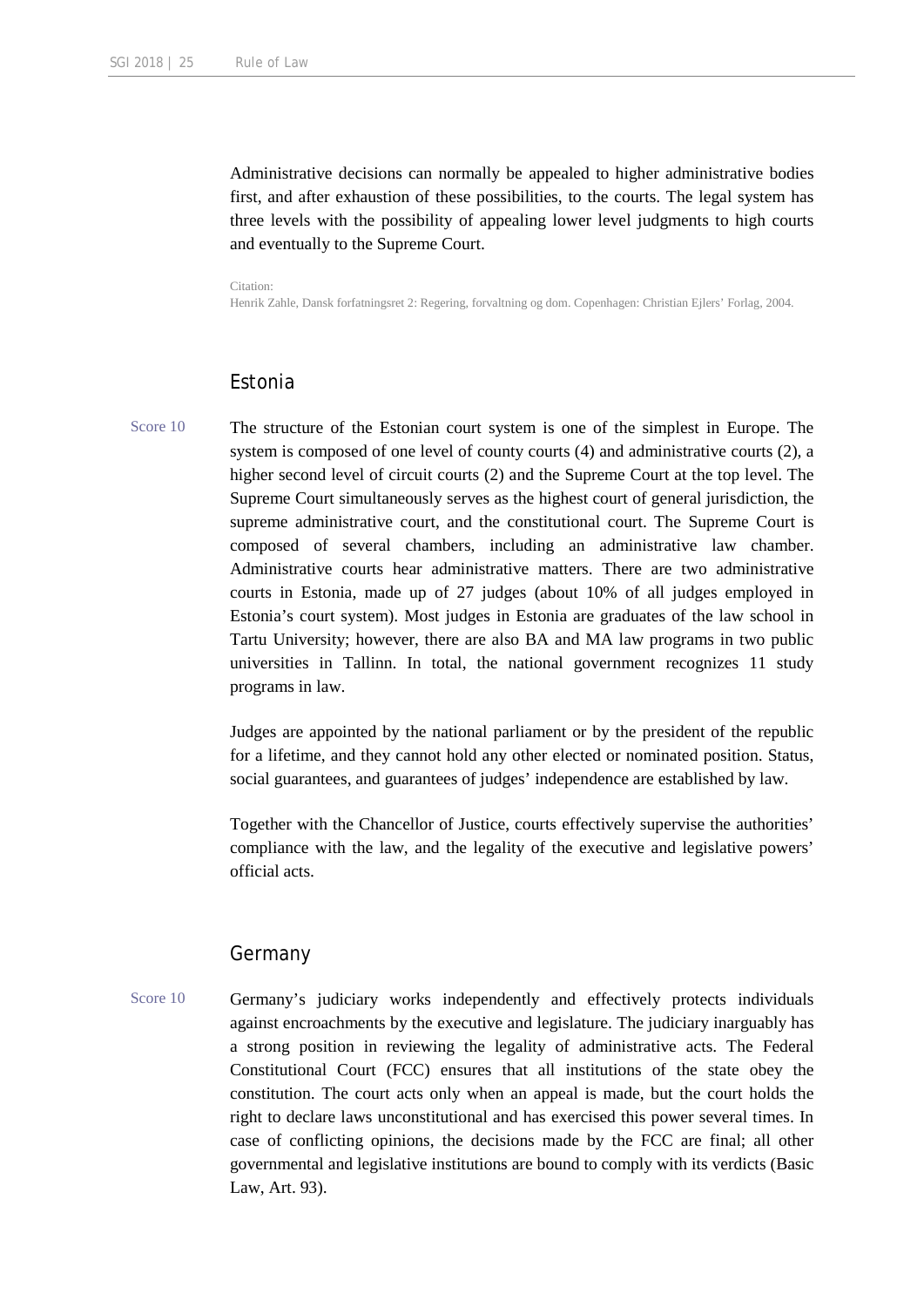Administrative decisions can normally be appealed to higher administrative bodies first, and after exhaustion of these possibilities, to the courts. The legal system has three levels with the possibility of appealing lower level judgments to high courts and eventually to the Supreme Court.

Citation:
Henrik Zahle, Dansk forfatningsret 2: Regering, forvaltning og dom. Copenhagen: Christian Ejlers' Forlag, 2004.

## Estonia

Score 10

The structure of the Estonian court system is one of the simplest in Europe. The system is composed of one level of county courts (4) and administrative courts (2), a higher second level of circuit courts (2) and the Supreme Court at the top level. The Supreme Court simultaneously serves as the highest court of general jurisdiction, the supreme administrative court, and the constitutional court. The Supreme Court is composed of several chambers, including an administrative law chamber. Administrative courts hear administrative matters. There are two administrative courts in Estonia, made up of 27 judges (about 10% of all judges employed in Estonia's court system). Most judges in Estonia are graduates of the law school in Tartu University; however, there are also BA and MA law programs in two public universities in Tallinn. In total, the national government recognizes 11 study programs in law.

Judges are appointed by the national parliament or by the president of the republic for a lifetime, and they cannot hold any other elected or nominated position. Status, social guarantees, and guarantees of judges' independence are established by law.

Together with the Chancellor of Justice, courts effectively supervise the authorities' compliance with the law, and the legality of the executive and legislative powers' official acts.

## Germany

Score 10

Germany's judiciary works independently and effectively protects individuals against encroachments by the executive and legislature. The judiciary inarguably has a strong position in reviewing the legality of administrative acts. The Federal Constitutional Court (FCC) ensures that all institutions of the state obey the constitution. The court acts only when an appeal is made, but the court holds the right to declare laws unconstitutional and has exercised this power several times. In case of conflicting opinions, the decisions made by the FCC are final; all other governmental and legislative institutions are bound to comply with its verdicts (Basic Law, Art. 93).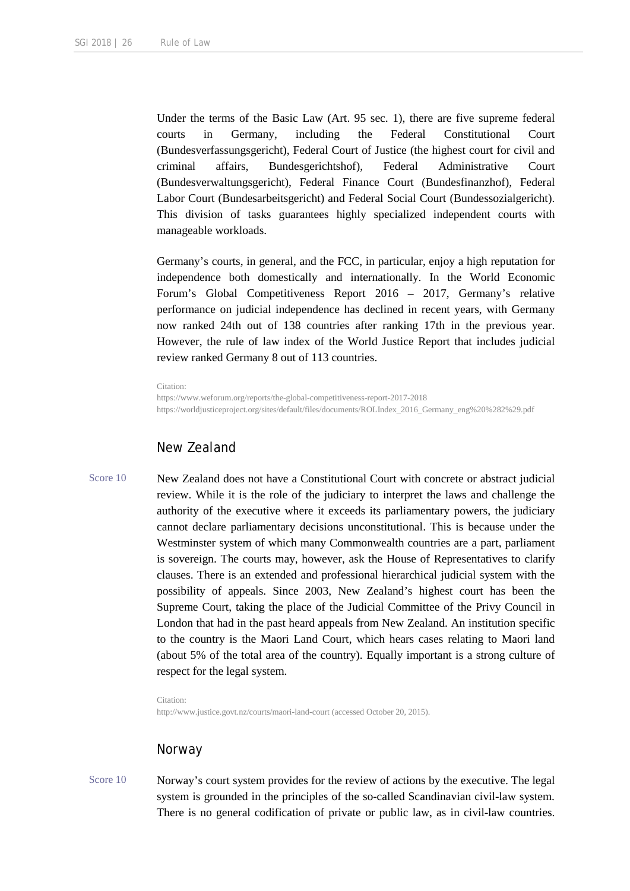Under the terms of the Basic Law (Art. 95 sec. 1), there are five supreme federal courts in Germany, including the Federal Constitutional Court (Bundesverfassungsgericht), Federal Court of Justice (the highest court for civil and criminal affairs, Bundesgerichtshof), Federal Administrative Court (Bundesverwaltungsgericht), Federal Finance Court (Bundesfinanzhof), Federal Labor Court (Bundesarbeitsgericht) and Federal Social Court (Bundessozialgericht). This division of tasks guarantees highly specialized independent courts with manageable workloads.

Germany's courts, in general, and the FCC, in particular, enjoy a high reputation for independence both domestically and internationally. In the World Economic Forum's Global Competitiveness Report 2016 – 2017, Germany's relative performance on judicial independence has declined in recent years, with Germany now ranked 24th out of 138 countries after ranking 17th in the previous year. However, the rule of law index of the World Justice Report that includes judicial review ranked Germany 8 out of 113 countries.

Citation:
https://www.weforum.org/reports/the-global-competitiveness-report-2017-2018
https://worldjusticeproject.org/sites/default/files/documents/ROLIndex_2016_Germany_eng%20%282%29.pdf

## New Zealand

Score 10

New Zealand does not have a Constitutional Court with concrete or abstract judicial review. While it is the role of the judiciary to interpret the laws and challenge the authority of the executive where it exceeds its parliamentary powers, the judiciary cannot declare parliamentary decisions unconstitutional. This is because under the Westminster system of which many Commonwealth countries are a part, parliament is sovereign. The courts may, however, ask the House of Representatives to clarify clauses. There is an extended and professional hierarchical judicial system with the possibility of appeals. Since 2003, New Zealand's highest court has been the Supreme Court, taking the place of the Judicial Committee of the Privy Council in London that had in the past heard appeals from New Zealand. An institution specific to the country is the Maori Land Court, which hears cases relating to Maori land (about 5% of the total area of the country). Equally important is a strong culture of respect for the legal system.

Citation:
http://www.justice.govt.nz/courts/maori-land-court (accessed October 20, 2015).

## Norway

Score 10

Norway's court system provides for the review of actions by the executive. The legal system is grounded in the principles of the so-called Scandinavian civil-law system. There is no general codification of private or public law, as in civil-law countries.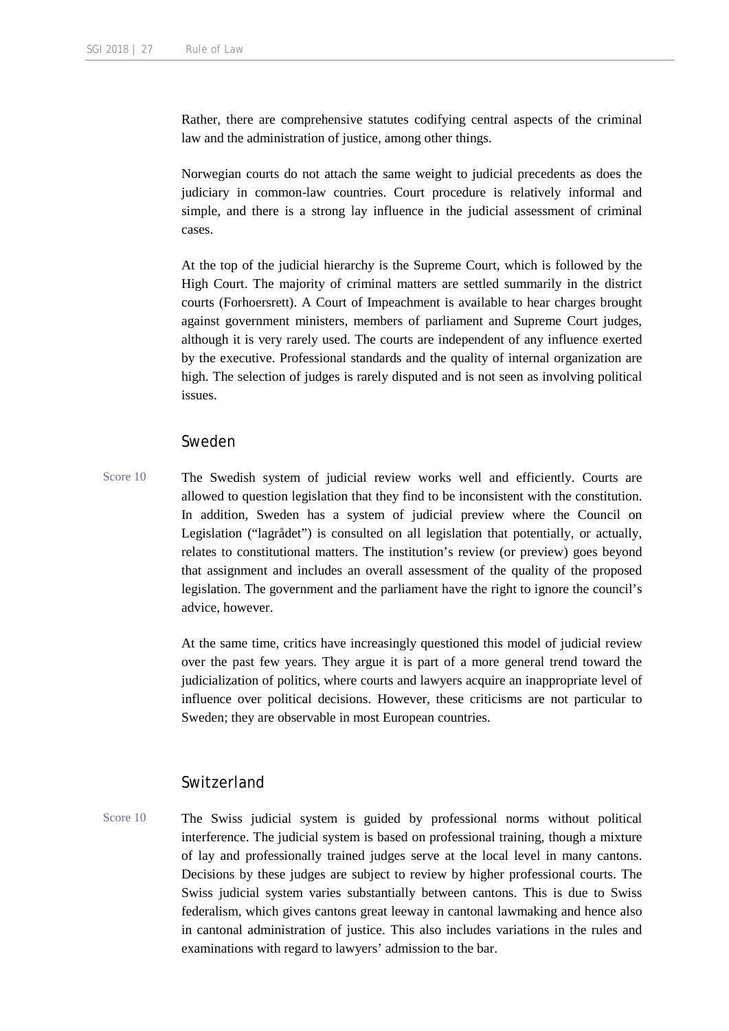Rather, there are comprehensive statutes codifying central aspects of the criminal law and the administration of justice, among other things.

Norwegian courts do not attach the same weight to judicial precedents as does the judiciary in common-law countries. Court procedure is relatively informal and simple, and there is a strong lay influence in the judicial assessment of criminal cases.

At the top of the judicial hierarchy is the Supreme Court, which is followed by the High Court. The majority of criminal matters are settled summarily in the district courts (Forhoersrett). A Court of Impeachment is available to hear charges brought against government ministers, members of parliament and Supreme Court judges, although it is very rarely used. The courts are independent of any influence exerted by the executive. Professional standards and the quality of internal organization are high. The selection of judges is rarely disputed and is not seen as involving political issues.

## Sweden

Score 10

The Swedish system of judicial review works well and efficiently. Courts are allowed to question legislation that they find to be inconsistent with the constitution. In addition, Sweden has a system of judicial preview where the Council on Legislation ("lagrådet") is consulted on all legislation that potentially, or actually, relates to constitutional matters. The institution's review (or preview) goes beyond that assignment and includes an overall assessment of the quality of the proposed legislation. The government and the parliament have the right to ignore the council's advice, however.

At the same time, critics have increasingly questioned this model of judicial review over the past few years. They argue it is part of a more general trend toward the judicialization of politics, where courts and lawyers acquire an inappropriate level of influence over political decisions. However, these criticisms are not particular to Sweden; they are observable in most European countries.

## Switzerland

Score 10

The Swiss judicial system is guided by professional norms without political interference. The judicial system is based on professional training, though a mixture of lay and professionally trained judges serve at the local level in many cantons. Decisions by these judges are subject to review by higher professional courts. The Swiss judicial system varies substantially between cantons. This is due to Swiss federalism, which gives cantons great leeway in cantonal lawmaking and hence also in cantonal administration of justice. This also includes variations in the rules and examinations with regard to lawyers' admission to the bar.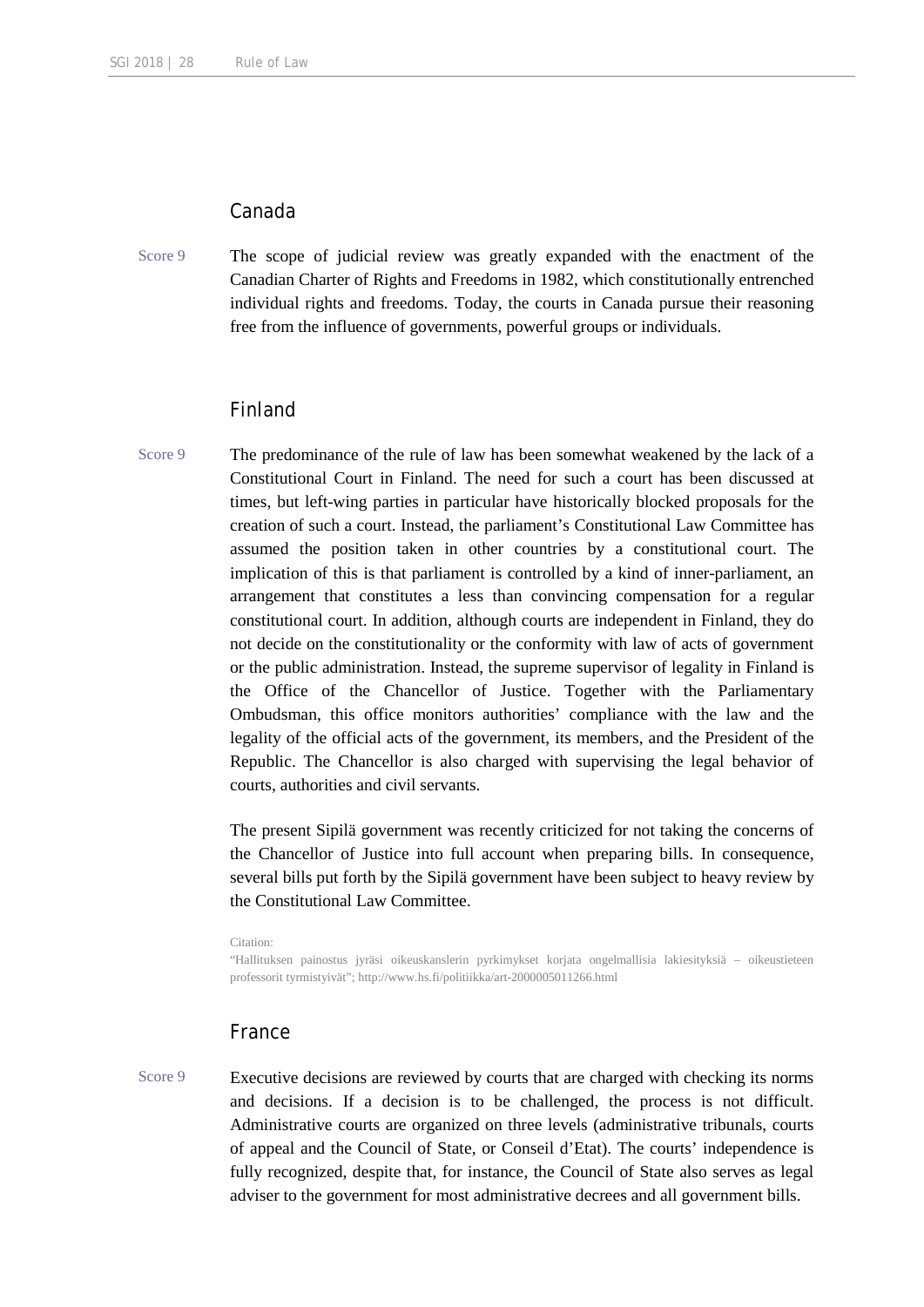## Canada

Score 9

The scope of judicial review was greatly expanded with the enactment of the Canadian Charter of Rights and Freedoms in 1982, which constitutionally entrenched individual rights and freedoms. Today, the courts in Canada pursue their reasoning free from the influence of governments, powerful groups or individuals.

## Finland

Score 9

The predominance of the rule of law has been somewhat weakened by the lack of a Constitutional Court in Finland. The need for such a court has been discussed at times, but left-wing parties in particular have historically blocked proposals for the creation of such a court. Instead, the parliament's Constitutional Law Committee has assumed the position taken in other countries by a constitutional court. The implication of this is that parliament is controlled by a kind of inner-parliament, an arrangement that constitutes a less than convincing compensation for a regular constitutional court. In addition, although courts are independent in Finland, they do not decide on the constitutionality or the conformity with law of acts of government or the public administration. Instead, the supreme supervisor of legality in Finland is the Office of the Chancellor of Justice. Together with the Parliamentary Ombudsman, this office monitors authorities' compliance with the law and the legality of the official acts of the government, its members, and the President of the Republic. The Chancellor is also charged with supervising the legal behavior of courts, authorities and civil servants.

The present Sipilä government was recently criticized for not taking the concerns of the Chancellor of Justice into full account when preparing bills. In consequence, several bills put forth by the Sipilä government have been subject to heavy review by the Constitutional Law Committee.

Citation:
"Hallituksen painostus jyräsi oikeuskanslerin pyrkimykset korjata ongelmallisia lakiesityksiä – oikeustieteen professorit tyrmistyivät"; http://www.hs.fi/politiikka/art-2000005011266.html

## France

Score 9

Executive decisions are reviewed by courts that are charged with checking its norms and decisions. If a decision is to be challenged, the process is not difficult. Administrative courts are organized on three levels (administrative tribunals, courts of appeal and the Council of State, or Conseil d'Etat). The courts' independence is fully recognized, despite that, for instance, the Council of State also serves as legal adviser to the government for most administrative decrees and all government bills.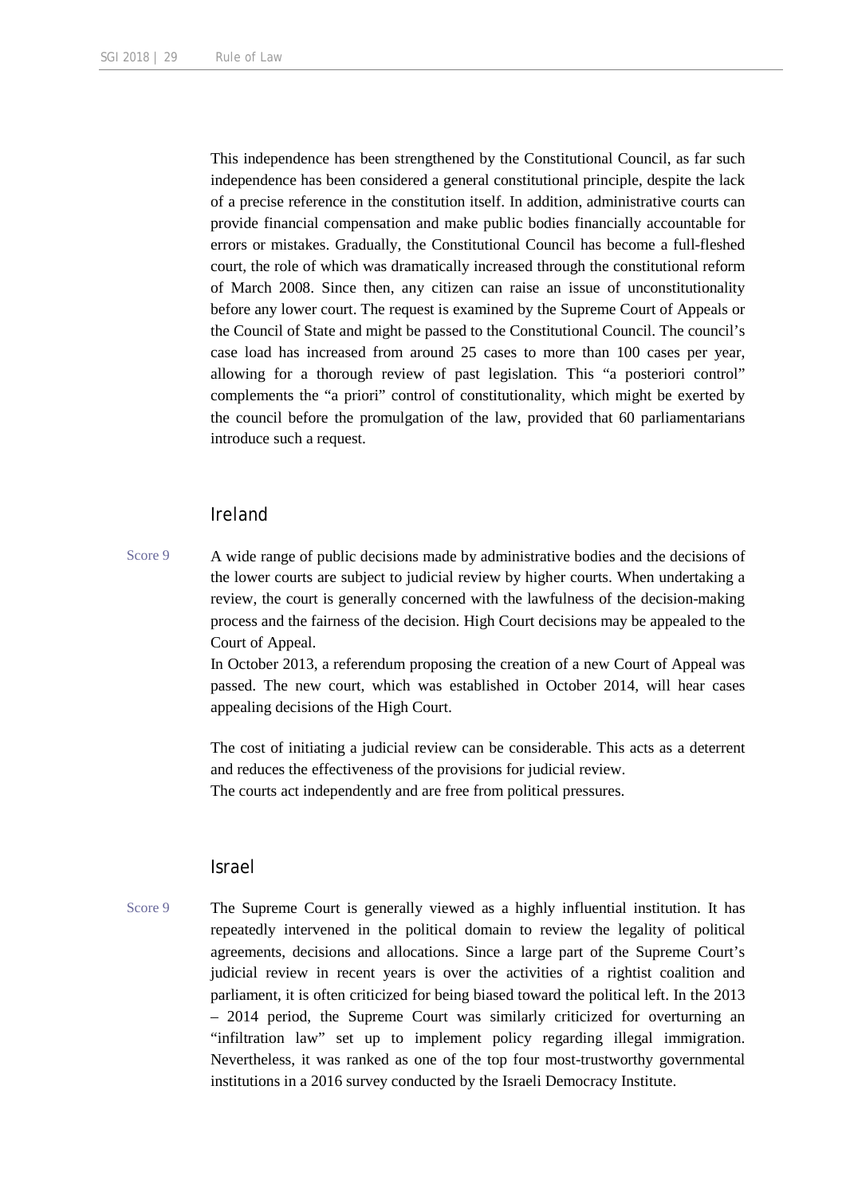This independence has been strengthened by the Constitutional Council, as far such independence has been considered a general constitutional principle, despite the lack of a precise reference in the constitution itself. In addition, administrative courts can provide financial compensation and make public bodies financially accountable for errors or mistakes. Gradually, the Constitutional Council has become a full-fleshed court, the role of which was dramatically increased through the constitutional reform of March 2008. Since then, any citizen can raise an issue of unconstitutionality before any lower court. The request is examined by the Supreme Court of Appeals or the Council of State and might be passed to the Constitutional Council. The council's case load has increased from around 25 cases to more than 100 cases per year, allowing for a thorough review of past legislation. This "a posteriori control" complements the "a priori" control of constitutionality, which might be exerted by the council before the promulgation of the law, provided that 60 parliamentarians introduce such a request.

## Ireland

Score 9

A wide range of public decisions made by administrative bodies and the decisions of the lower courts are subject to judicial review by higher courts. When undertaking a review, the court is generally concerned with the lawfulness of the decision-making process and the fairness of the decision. High Court decisions may be appealed to the Court of Appeal.

In October 2013, a referendum proposing the creation of a new Court of Appeal was passed. The new court, which was established in October 2014, will hear cases appealing decisions of the High Court.

The cost of initiating a judicial review can be considerable. This acts as a deterrent and reduces the effectiveness of the provisions for judicial review.

The courts act independently and are free from political pressures.

## Israel

Score 9

The Supreme Court is generally viewed as a highly influential institution. It has repeatedly intervened in the political domain to review the legality of political agreements, decisions and allocations. Since a large part of the Supreme Court's judicial review in recent years is over the activities of a rightist coalition and parliament, it is often criticized for being biased toward the political left. In the 2013 – 2014 period, the Supreme Court was similarly criticized for overturning an "infiltration law" set up to implement policy regarding illegal immigration. Nevertheless, it was ranked as one of the top four most-trustworthy governmental institutions in a 2016 survey conducted by the Israeli Democracy Institute.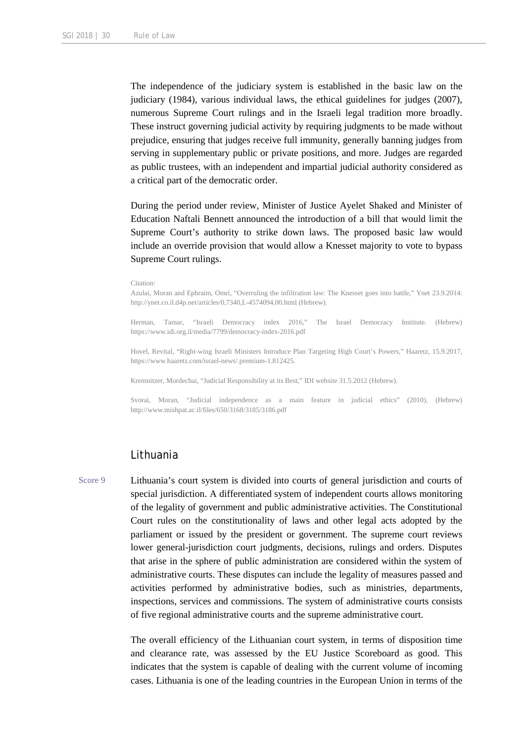The independence of the judiciary system is established in the basic law on the judiciary (1984), various individual laws, the ethical guidelines for judges (2007), numerous Supreme Court rulings and in the Israeli legal tradition more broadly. These instruct governing judicial activity by requiring judgments to be made without prejudice, ensuring that judges receive full immunity, generally banning judges from serving in supplementary public or private positions, and more. Judges are regarded as public trustees, with an independent and impartial judicial authority considered as a critical part of the democratic order.

During the period under review, Minister of Justice Ayelet Shaked and Minister of Education Naftali Bennett announced the introduction of a bill that would limit the Supreme Court's authority to strike down laws. The proposed basic law would include an override provision that would allow a Knesset majority to vote to bypass Supreme Court rulings.

Citation:

Azulai, Moran and Ephraim, Omri, "Overruling the infiltration law: The Knesset goes into battle," Ynet 23.9.2014: http://ynet.co.il.d4p.net/articles/0,7340,L-4574094,00.html (Hebrew).

Herman, Tamar, "Israeli Democracy index 2016," The Israel Democracy Institute. (Hebrew) https://www.idi.org.il/media/7799/democracy-index-2016.pdf

Hovel, Revital, "Right-wing Israeli Ministers Introduce Plan Targeting High Court's Powers," Haaretz, 15.9.2017, https://www.haaretz.com/israel-news/.premium-1.812425.

Kremnitzer, Mordechai, "Judicial Responsibility at its Best," IDI website 31.5.2012 (Hebrew).

Svorai, Moran, "Judicial independence as a main feature in judicial ethics" (2010), (Hebrew) http://www.mishpat.ac.il/files/650/3168/3185/3186.pdf

## Lithuania

Score 9

Lithuania's court system is divided into courts of general jurisdiction and courts of special jurisdiction. A differentiated system of independent courts allows monitoring of the legality of government and public administrative activities. The Constitutional Court rules on the constitutionality of laws and other legal acts adopted by the parliament or issued by the president or government. The supreme court reviews lower general-jurisdiction court judgments, decisions, rulings and orders. Disputes that arise in the sphere of public administration are considered within the system of administrative courts. These disputes can include the legality of measures passed and activities performed by administrative bodies, such as ministries, departments, inspections, services and commissions. The system of administrative courts consists of five regional administrative courts and the supreme administrative court.

The overall efficiency of the Lithuanian court system, in terms of disposition time and clearance rate, was assessed by the EU Justice Scoreboard as good. This indicates that the system is capable of dealing with the current volume of incoming cases. Lithuania is one of the leading countries in the European Union in terms of the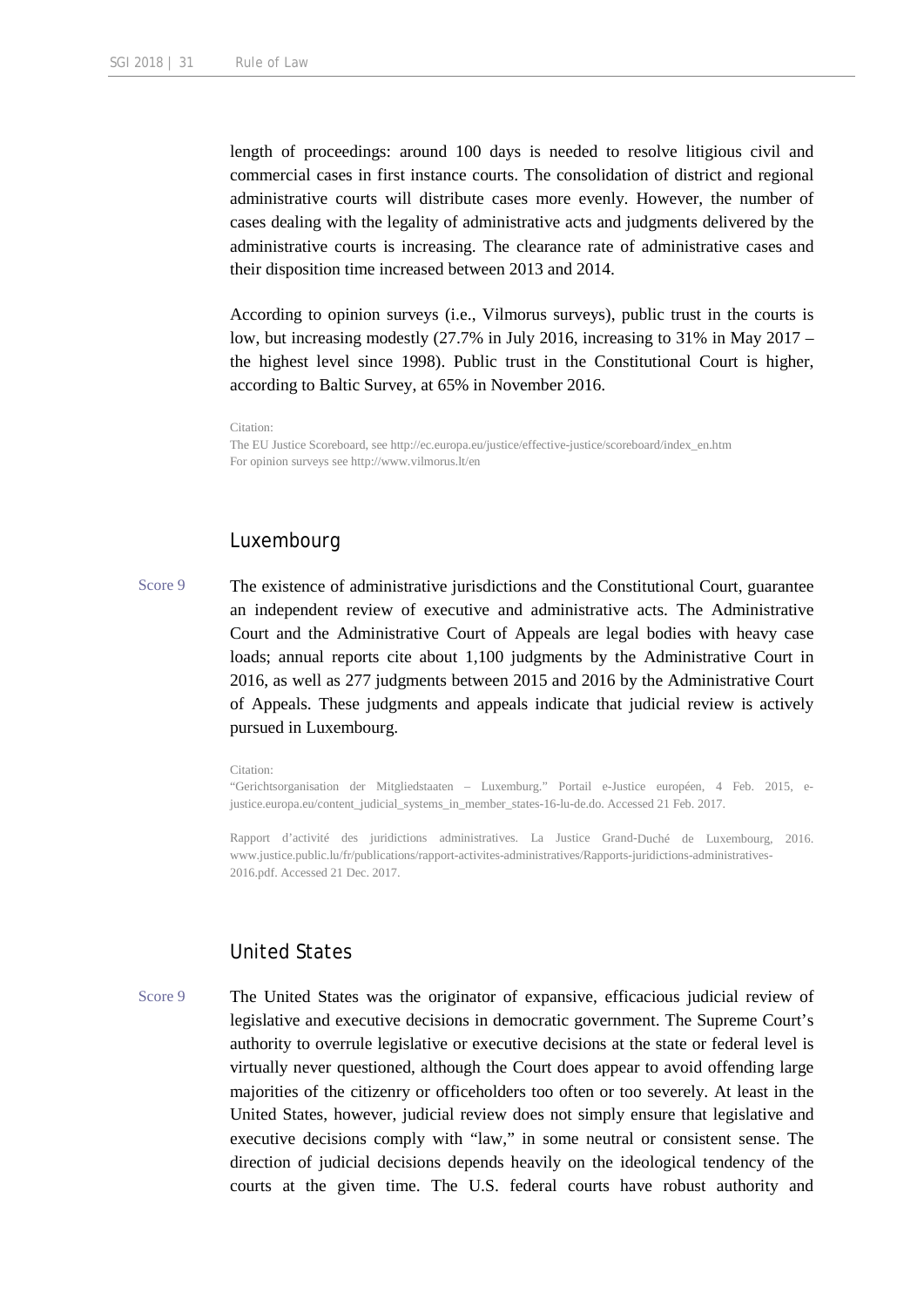length of proceedings: around 100 days is needed to resolve litigious civil and commercial cases in first instance courts. The consolidation of district and regional administrative courts will distribute cases more evenly. However, the number of cases dealing with the legality of administrative acts and judgments delivered by the administrative courts is increasing. The clearance rate of administrative cases and their disposition time increased between 2013 and 2014.

According to opinion surveys (i.e., Vilmorus surveys), public trust in the courts is low, but increasing modestly (27.7% in July 2016, increasing to 31% in May 2017 – the highest level since 1998). Public trust in the Constitutional Court is higher, according to Baltic Survey, at 65% in November 2016.

Citation:
The EU Justice Scoreboard, see http://ec.europa.eu/justice/effective-justice/scoreboard/index_en.htm
For opinion surveys see http://www.vilmorus.lt/en

## Luxembourg

Score 9

The existence of administrative jurisdictions and the Constitutional Court, guarantee an independent review of executive and administrative acts. The Administrative Court and the Administrative Court of Appeals are legal bodies with heavy case loads; annual reports cite about 1,100 judgments by the Administrative Court in 2016, as well as 277 judgments between 2015 and 2016 by the Administrative Court of Appeals. These judgments and appeals indicate that judicial review is actively pursued in Luxembourg.

Citation:
"Gerichtsorganisation der Mitgliedstaaten – Luxemburg." Portail e-Justice européen, 4 Feb. 2015, e-justice.europa.eu/content_judicial_systems_in_member_states-16-lu-de.do. Accessed 21 Feb. 2017.

Rapport d'activité des juridictions administratives. La Justice Grand-Duché de Luxembourg, 2016. www.justice.public.lu/fr/publications/rapport-activites-administratives/Rapports-juridictions-administratives-2016.pdf. Accessed 21 Dec. 2017.

## United States

Score 9

The United States was the originator of expansive, efficacious judicial review of legislative and executive decisions in democratic government. The Supreme Court's authority to overrule legislative or executive decisions at the state or federal level is virtually never questioned, although the Court does appear to avoid offending large majorities of the citizenry or officeholders too often or too severely. At least in the United States, however, judicial review does not simply ensure that legislative and executive decisions comply with "law," in some neutral or consistent sense. The direction of judicial decisions depends heavily on the ideological tendency of the courts at the given time. The U.S. federal courts have robust authority and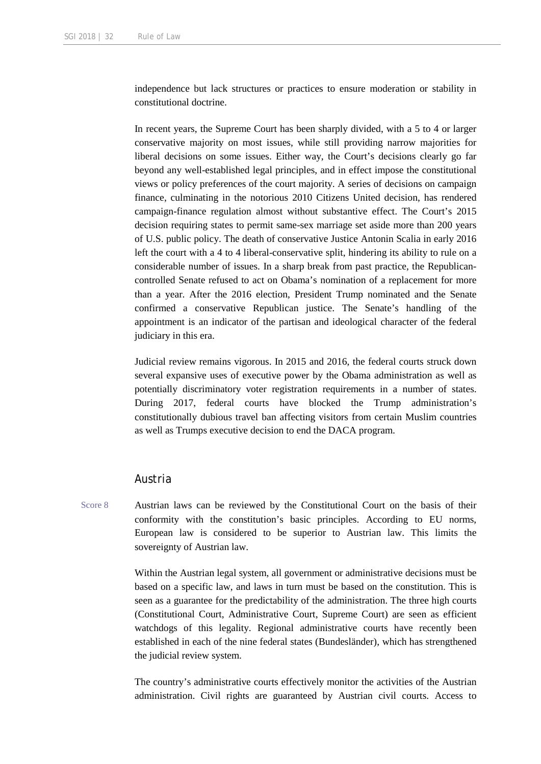independence but lack structures or practices to ensure moderation or stability in constitutional doctrine.

In recent years, the Supreme Court has been sharply divided, with a 5 to 4 or larger conservative majority on most issues, while still providing narrow majorities for liberal decisions on some issues. Either way, the Court's decisions clearly go far beyond any well-established legal principles, and in effect impose the constitutional views or policy preferences of the court majority. A series of decisions on campaign finance, culminating in the notorious 2010 Citizens United decision, has rendered campaign-finance regulation almost without substantive effect. The Court's 2015 decision requiring states to permit same-sex marriage set aside more than 200 years of U.S. public policy. The death of conservative Justice Antonin Scalia in early 2016 left the court with a 4 to 4 liberal-conservative split, hindering its ability to rule on a considerable number of issues. In a sharp break from past practice, the Republican-controlled Senate refused to act on Obama's nomination of a replacement for more than a year. After the 2016 election, President Trump nominated and the Senate confirmed a conservative Republican justice. The Senate's handling of the appointment is an indicator of the partisan and ideological character of the federal judiciary in this era.

Judicial review remains vigorous. In 2015 and 2016, the federal courts struck down several expansive uses of executive power by the Obama administration as well as potentially discriminatory voter registration requirements in a number of states. During 2017, federal courts have blocked the Trump administration's constitutionally dubious travel ban affecting visitors from certain Muslim countries as well as Trumps executive decision to end the DACA program.

## Austria

Score 8

Austrian laws can be reviewed by the Constitutional Court on the basis of their conformity with the constitution's basic principles. According to EU norms, European law is considered to be superior to Austrian law. This limits the sovereignty of Austrian law.

Within the Austrian legal system, all government or administrative decisions must be based on a specific law, and laws in turn must be based on the constitution. This is seen as a guarantee for the predictability of the administration. The three high courts (Constitutional Court, Administrative Court, Supreme Court) are seen as efficient watchdogs of this legality. Regional administrative courts have recently been established in each of the nine federal states (Bundesländer), which has strengthened the judicial review system.

The country's administrative courts effectively monitor the activities of the Austrian administration. Civil rights are guaranteed by Austrian civil courts. Access to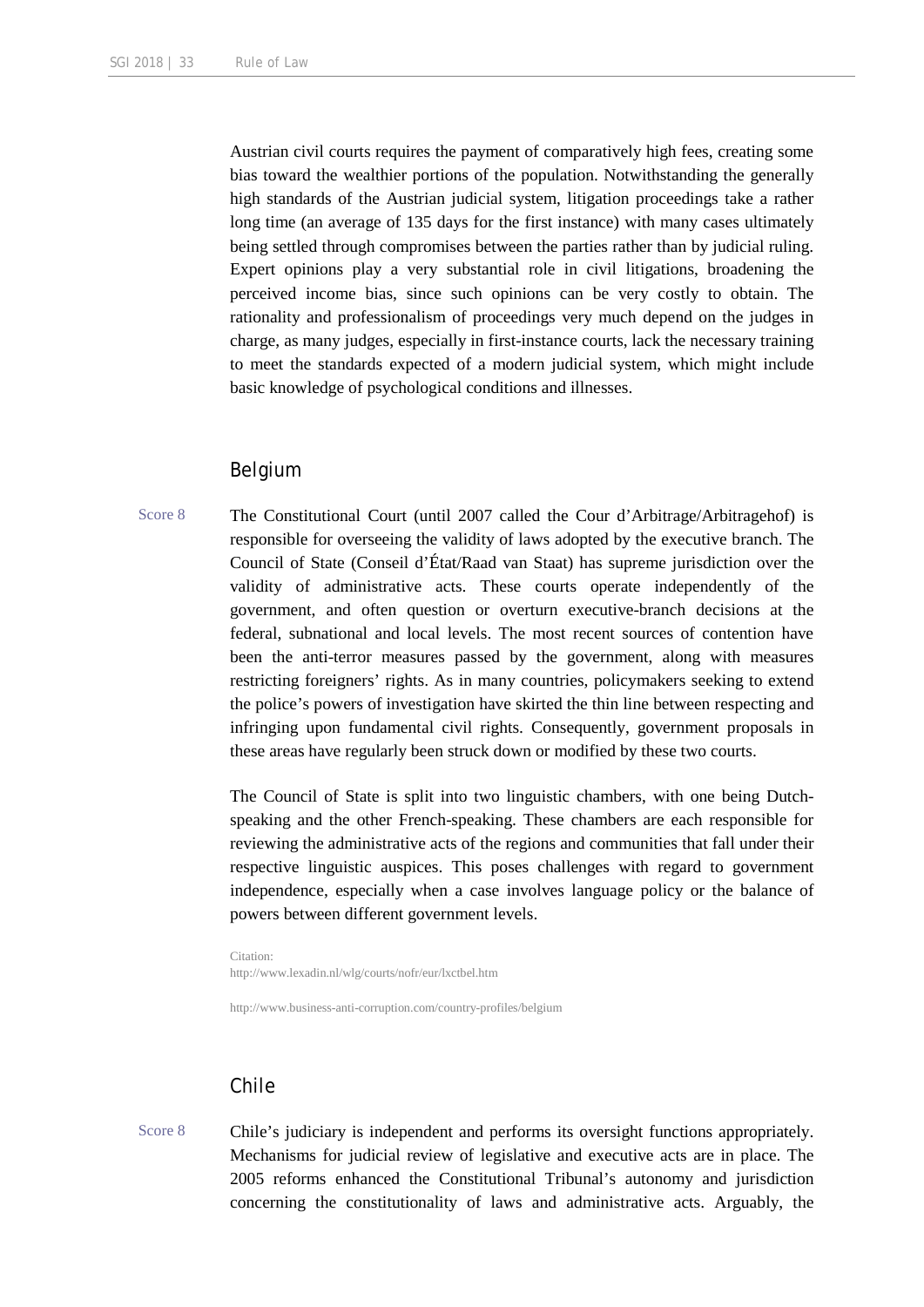Austrian civil courts requires the payment of comparatively high fees, creating some bias toward the wealthier portions of the population. Notwithstanding the generally high standards of the Austrian judicial system, litigation proceedings take a rather long time (an average of 135 days for the first instance) with many cases ultimately being settled through compromises between the parties rather than by judicial ruling. Expert opinions play a very substantial role in civil litigations, broadening the perceived income bias, since such opinions can be very costly to obtain. The rationality and professionalism of proceedings very much depend on the judges in charge, as many judges, especially in first-instance courts, lack the necessary training to meet the standards expected of a modern judicial system, which might include basic knowledge of psychological conditions and illnesses.

## Belgium

Score 8

The Constitutional Court (until 2007 called the Cour d'Arbitrage/Arbitragehof) is responsible for overseeing the validity of laws adopted by the executive branch. The Council of State (Conseil d'État/Raad van Staat) has supreme jurisdiction over the validity of administrative acts. These courts operate independently of the government, and often question or overturn executive-branch decisions at the federal, subnational and local levels. The most recent sources of contention have been the anti-terror measures passed by the government, along with measures restricting foreigners' rights. As in many countries, policymakers seeking to extend the police's powers of investigation have skirted the thin line between respecting and infringing upon fundamental civil rights. Consequently, government proposals in these areas have regularly been struck down or modified by these two courts.

The Council of State is split into two linguistic chambers, with one being Dutch-speaking and the other French-speaking. These chambers are each responsible for reviewing the administrative acts of the regions and communities that fall under their respective linguistic auspices. This poses challenges with regard to government independence, especially when a case involves language policy or the balance of powers between different government levels.

Citation:
http://www.lexadin.nl/wlg/courts/nofr/eur/lxctbel.htm

http://www.business-anti-corruption.com/country-profiles/belgium

## Chile

Score 8

Chile's judiciary is independent and performs its oversight functions appropriately. Mechanisms for judicial review of legislative and executive acts are in place. The 2005 reforms enhanced the Constitutional Tribunal's autonomy and jurisdiction concerning the constitutionality of laws and administrative acts. Arguably, the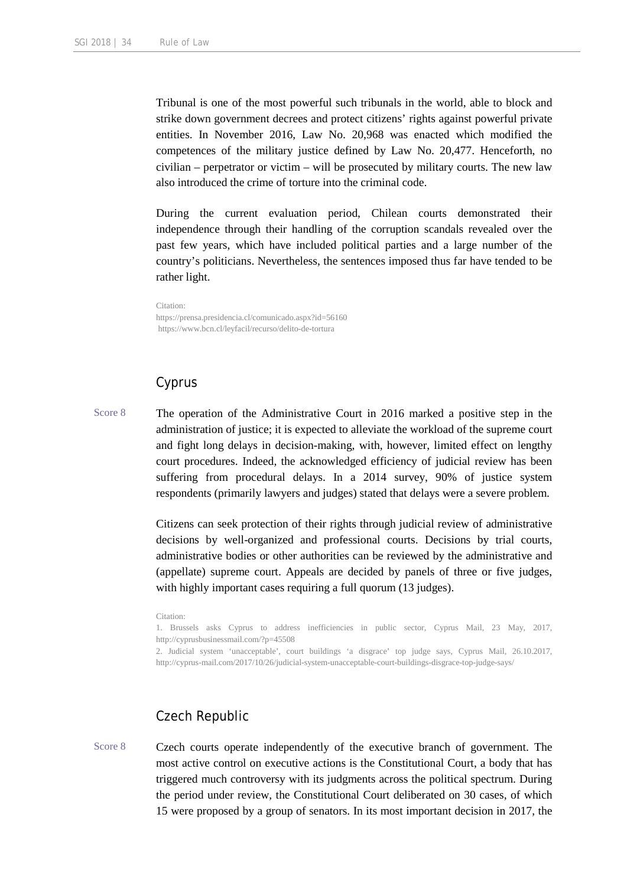Tribunal is one of the most powerful such tribunals in the world, able to block and strike down government decrees and protect citizens' rights against powerful private entities. In November 2016, Law No. 20,968 was enacted which modified the competences of the military justice defined by Law No. 20,477. Henceforth, no civilian – perpetrator or victim – will be prosecuted by military courts. The new law also introduced the crime of torture into the criminal code.

During the current evaluation period, Chilean courts demonstrated their independence through their handling of the corruption scandals revealed over the past few years, which have included political parties and a large number of the country's politicians. Nevertheless, the sentences imposed thus far have tended to be rather light.

Citation:
https://prensa.presidencia.cl/comunicado.aspx?id=56160
https://www.bcn.cl/leyfacil/recurso/delito-de-tortura

## Cyprus

Score 8

The operation of the Administrative Court in 2016 marked a positive step in the administration of justice; it is expected to alleviate the workload of the supreme court and fight long delays in decision-making, with, however, limited effect on lengthy court procedures. Indeed, the acknowledged efficiency of judicial review has been suffering from procedural delays. In a 2014 survey, 90% of justice system respondents (primarily lawyers and judges) stated that delays were a severe problem.

Citizens can seek protection of their rights through judicial review of administrative decisions by well-organized and professional courts. Decisions by trial courts, administrative bodies or other authorities can be reviewed by the administrative and (appellate) supreme court. Appeals are decided by panels of three or five judges, with highly important cases requiring a full quorum (13 judges).

Citation:
1. Brussels asks Cyprus to address inefficiencies in public sector, Cyprus Mail, 23 May, 2017, http://cyprusbusinessmail.com/?p=45508
2. Judicial system 'unacceptable', court buildings 'a disgrace' top judge says, Cyprus Mail, 26.10.2017, http://cyprus-mail.com/2017/10/26/judicial-system-unacceptable-court-buildings-disgrace-top-judge-says/

## Czech Republic

Score 8

Czech courts operate independently of the executive branch of government. The most active control on executive actions is the Constitutional Court, a body that has triggered much controversy with its judgments across the political spectrum. During the period under review, the Constitutional Court deliberated on 30 cases, of which 15 were proposed by a group of senators. In its most important decision in 2017, the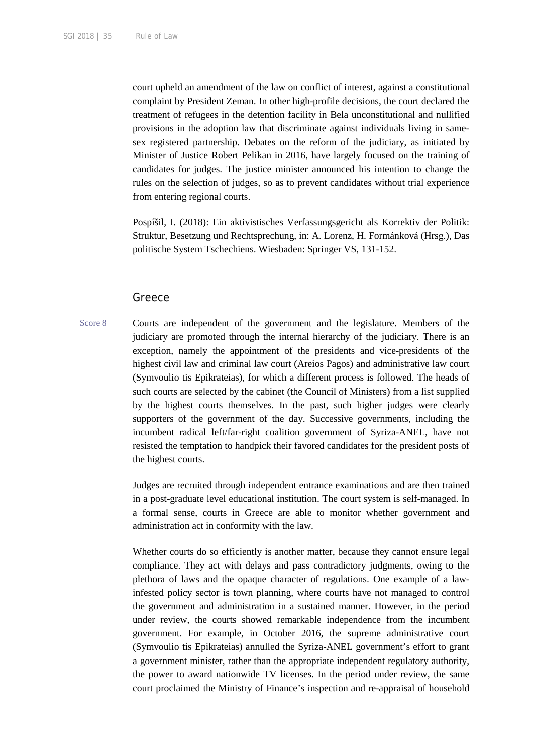court upheld an amendment of the law on conflict of interest, against a constitutional complaint by President Zeman. In other high-profile decisions, the court declared the treatment of refugees in the detention facility in Bela unconstitutional and nullified provisions in the adoption law that discriminate against individuals living in same-sex registered partnership. Debates on the reform of the judiciary, as initiated by Minister of Justice Robert Pelikan in 2016, have largely focused on the training of candidates for judges. The justice minister announced his intention to change the rules on the selection of judges, so as to prevent candidates without trial experience from entering regional courts.

Pospíšil, I. (2018): Ein aktivistisches Verfassungsgericht als Korrektiv der Politik: Struktur, Besetzung und Rechtsprechung, in: A. Lorenz, H. Formánková (Hrsg.), Das politische System Tschechiens. Wiesbaden: Springer VS, 131-152.

## Greece

Score 8

Courts are independent of the government and the legislature. Members of the judiciary are promoted through the internal hierarchy of the judiciary. There is an exception, namely the appointment of the presidents and vice-presidents of the highest civil law and criminal law court (Areios Pagos) and administrative law court (Symvoulio tis Epikrateias), for which a different process is followed. The heads of such courts are selected by the cabinet (the Council of Ministers) from a list supplied by the highest courts themselves. In the past, such higher judges were clearly supporters of the government of the day. Successive governments, including the incumbent radical left/far-right coalition government of Syriza-ANEL, have not resisted the temptation to handpick their favored candidates for the president posts of the highest courts.

Judges are recruited through independent entrance examinations and are then trained in a post-graduate level educational institution. The court system is self-managed. In a formal sense, courts in Greece are able to monitor whether government and administration act in conformity with the law.

Whether courts do so efficiently is another matter, because they cannot ensure legal compliance. They act with delays and pass contradictory judgments, owing to the plethora of laws and the opaque character of regulations. One example of a law-infested policy sector is town planning, where courts have not managed to control the government and administration in a sustained manner. However, in the period under review, the courts showed remarkable independence from the incumbent government. For example, in October 2016, the supreme administrative court (Symvoulio tis Epikrateias) annulled the Syriza-ANEL government's effort to grant a government minister, rather than the appropriate independent regulatory authority, the power to award nationwide TV licenses. In the period under review, the same court proclaimed the Ministry of Finance's inspection and re-appraisal of household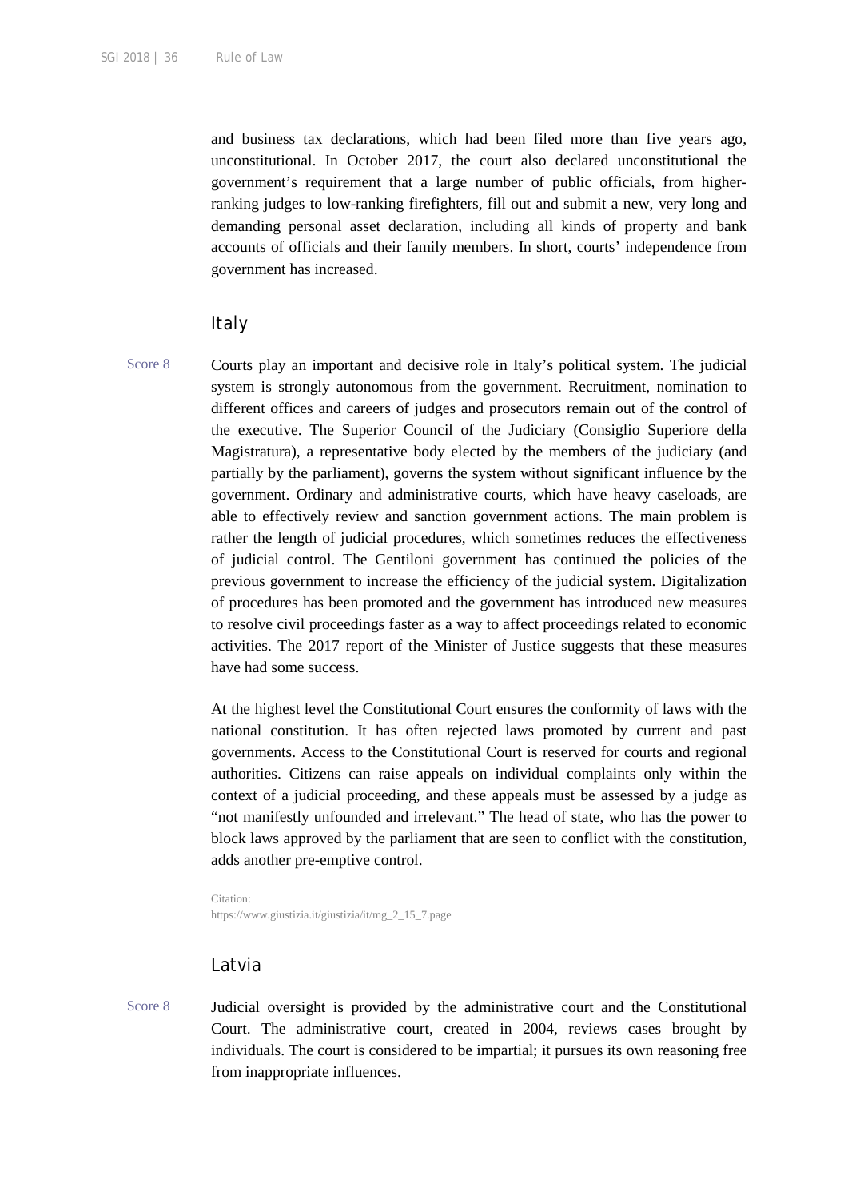and business tax declarations, which had been filed more than five years ago, unconstitutional. In October 2017, the court also declared unconstitutional the government's requirement that a large number of public officials, from higher-ranking judges to low-ranking firefighters, fill out and submit a new, very long and demanding personal asset declaration, including all kinds of property and bank accounts of officials and their family members. In short, courts' independence from government has increased.

## Italy

Score 8

Courts play an important and decisive role in Italy's political system. The judicial system is strongly autonomous from the government. Recruitment, nomination to different offices and careers of judges and prosecutors remain out of the control of the executive. The Superior Council of the Judiciary (Consiglio Superiore della Magistratura), a representative body elected by the members of the judiciary (and partially by the parliament), governs the system without significant influence by the government. Ordinary and administrative courts, which have heavy caseloads, are able to effectively review and sanction government actions. The main problem is rather the length of judicial procedures, which sometimes reduces the effectiveness of judicial control. The Gentiloni government has continued the policies of the previous government to increase the efficiency of the judicial system. Digitalization of procedures has been promoted and the government has introduced new measures to resolve civil proceedings faster as a way to affect proceedings related to economic activities. The 2017 report of the Minister of Justice suggests that these measures have had some success.

At the highest level the Constitutional Court ensures the conformity of laws with the national constitution. It has often rejected laws promoted by current and past governments. Access to the Constitutional Court is reserved for courts and regional authorities. Citizens can raise appeals on individual complaints only within the context of a judicial proceeding, and these appeals must be assessed by a judge as "not manifestly unfounded and irrelevant." The head of state, who has the power to block laws approved by the parliament that are seen to conflict with the constitution, adds another pre-emptive control.

Citation:
https://www.giustizia.it/giustizia/it/mg_2_15_7.page

## Latvia

Score 8

Judicial oversight is provided by the administrative court and the Constitutional Court. The administrative court, created in 2004, reviews cases brought by individuals. The court is considered to be impartial; it pursues its own reasoning free from inappropriate influences.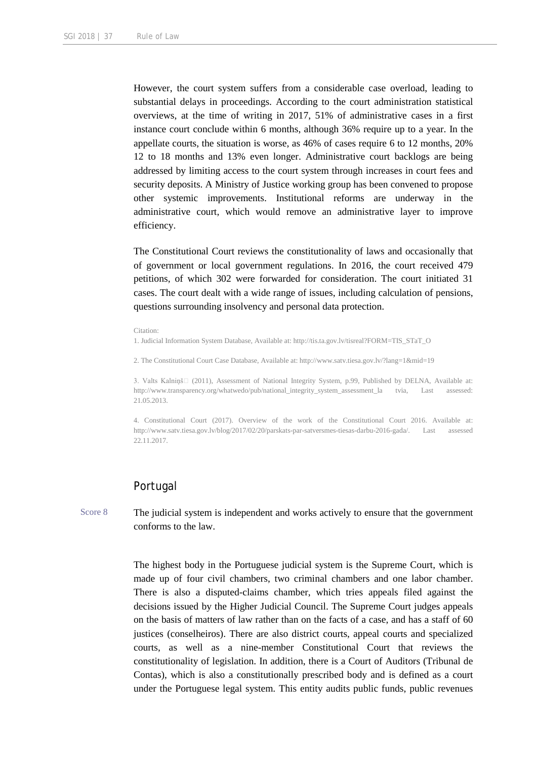However, the court system suffers from a considerable case overload, leading to substantial delays in proceedings. According to the court administration statistical overviews, at the time of writing in 2017, 51% of administrative cases in a first instance court conclude within 6 months, although 36% require up to a year. In the appellate courts, the situation is worse, as 46% of cases require 6 to 12 months, 20% 12 to 18 months and 13% even longer. Administrative court backlogs are being addressed by limiting access to the court system through increases in court fees and security deposits. A Ministry of Justice working group has been convened to propose other systemic improvements. Institutional reforms are underway in the administrative court, which would remove an administrative layer to improve efficiency.

The Constitutional Court reviews the constitutionality of laws and occasionally that of government or local government regulations. In 2016, the court received 479 petitions, of which 302 were forwarded for consideration. The court initiated 31 cases. The court dealt with a wide range of issues, including calculation of pensions, questions surrounding insolvency and personal data protection.

Citation:
1. Judicial Information System Database, Available at: http://tis.ta.gov.lv/tisreal?FORM=TIS_STaT_O

2. The Constitutional Court Case Database, Available at: http://www.satv.tiesa.gov.lv/?lang=1&mid=19

3. Valts Kalniņš (2011), Assessment of National Integrity System, p.99, Published by DELNA, Available at: http://www.transparency.org/whatwedo/pub/national_integrity_system_assessment_la tvia, Last assessed: 21.05.2013.

4. Constitutional Court (2017). Overview of the work of the Constitutional Court 2016. Available at: http://www.satv.tiesa.gov.lv/blog/2017/02/20/parskats-par-satversmes-tiesas-darbu-2016-gada/. Last assessed 22.11.2017.

## Portugal

Score 8

The judicial system is independent and works actively to ensure that the government conforms to the law.

The highest body in the Portuguese judicial system is the Supreme Court, which is made up of four civil chambers, two criminal chambers and one labor chamber. There is also a disputed-claims chamber, which tries appeals filed against the decisions issued by the Higher Judicial Council. The Supreme Court judges appeals on the basis of matters of law rather than on the facts of a case, and has a staff of 60 justices (conselheiros). There are also district courts, appeal courts and specialized courts, as well as a nine-member Constitutional Court that reviews the constitutionality of legislation. In addition, there is a Court of Auditors (Tribunal de Contas), which is also a constitutionally prescribed body and is defined as a court under the Portuguese legal system. This entity audits public funds, public revenues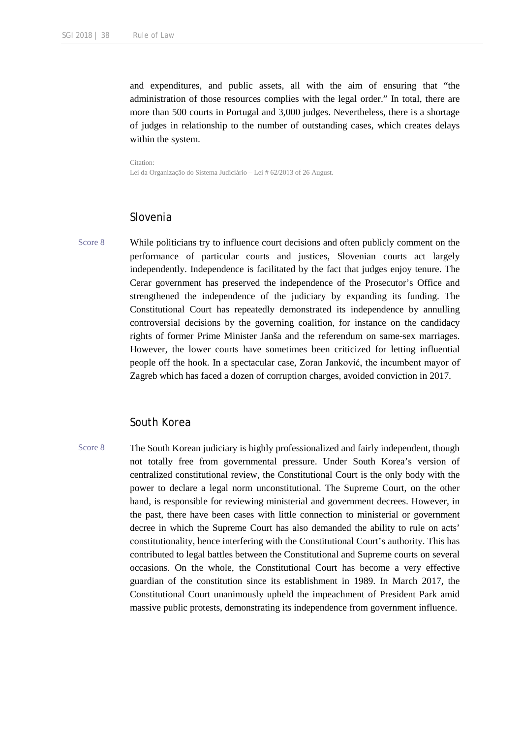and expenditures, and public assets, all with the aim of ensuring that "the administration of those resources complies with the legal order." In total, there are more than 500 courts in Portugal and 3,000 judges. Nevertheless, there is a shortage of judges in relationship to the number of outstanding cases, which creates delays within the system.

Citation:
Lei da Organização do Sistema Judiciário – Lei # 62/2013 of 26 August.

## Slovenia

Score 8

While politicians try to influence court decisions and often publicly comment on the performance of particular courts and justices, Slovenian courts act largely independently. Independence is facilitated by the fact that judges enjoy tenure. The Cerar government has preserved the independence of the Prosecutor's Office and strengthened the independence of the judiciary by expanding its funding. The Constitutional Court has repeatedly demonstrated its independence by annulling controversial decisions by the governing coalition, for instance on the candidacy rights of former Prime Minister Janša and the referendum on same-sex marriages. However, the lower courts have sometimes been criticized for letting influential people off the hook. In a spectacular case, Zoran Janković, the incumbent mayor of Zagreb which has faced a dozen of corruption charges, avoided conviction in 2017.

## South Korea

Score 8

The South Korean judiciary is highly professionalized and fairly independent, though not totally free from governmental pressure. Under South Korea's version of centralized constitutional review, the Constitutional Court is the only body with the power to declare a legal norm unconstitutional. The Supreme Court, on the other hand, is responsible for reviewing ministerial and government decrees. However, in the past, there have been cases with little connection to ministerial or government decree in which the Supreme Court has also demanded the ability to rule on acts' constitutionality, hence interfering with the Constitutional Court's authority. This has contributed to legal battles between the Constitutional and Supreme courts on several occasions. On the whole, the Constitutional Court has become a very effective guardian of the constitution since its establishment in 1989. In March 2017, the Constitutional Court unanimously upheld the impeachment of President Park amid massive public protests, demonstrating its independence from government influence.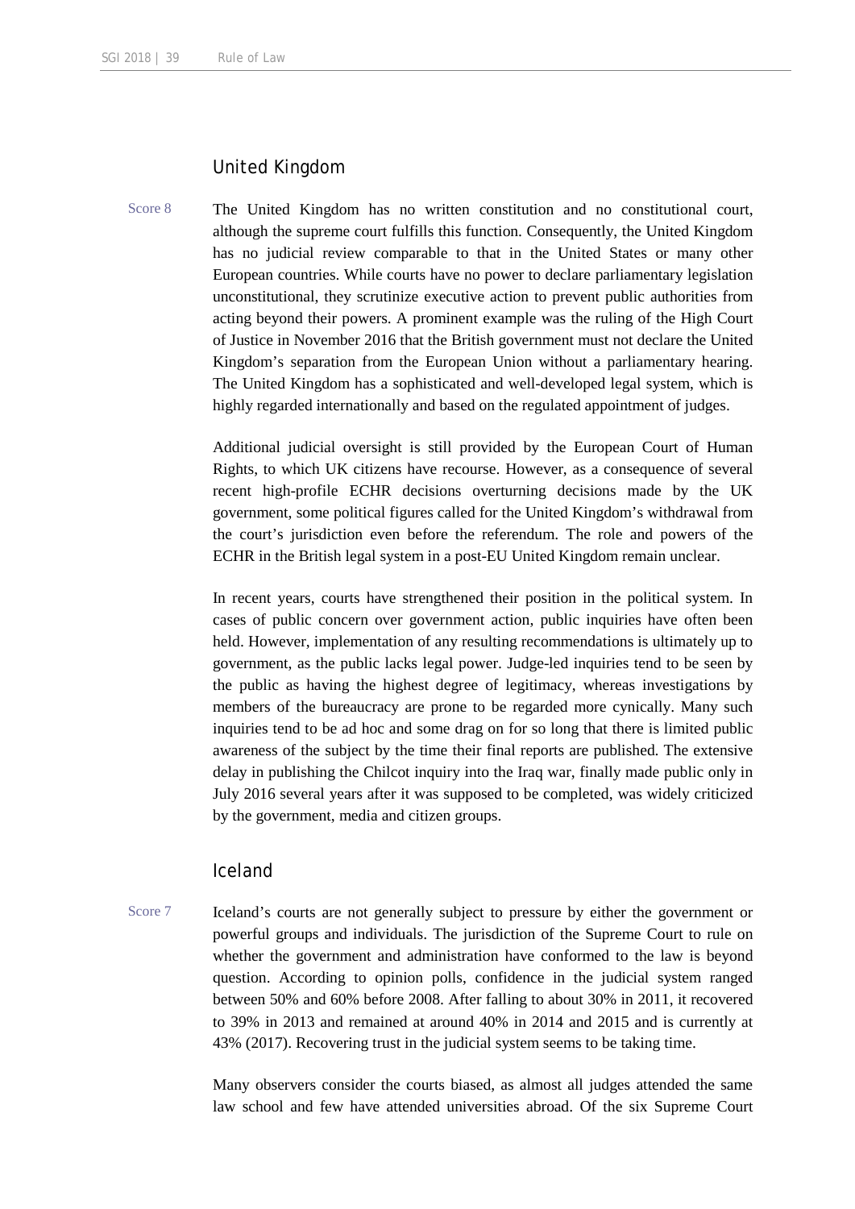## United Kingdom

Score 8

The United Kingdom has no written constitution and no constitutional court, although the supreme court fulfills this function. Consequently, the United Kingdom has no judicial review comparable to that in the United States or many other European countries. While courts have no power to declare parliamentary legislation unconstitutional, they scrutinize executive action to prevent public authorities from acting beyond their powers. A prominent example was the ruling of the High Court of Justice in November 2016 that the British government must not declare the United Kingdom's separation from the European Union without a parliamentary hearing. The United Kingdom has a sophisticated and well-developed legal system, which is highly regarded internationally and based on the regulated appointment of judges.

Additional judicial oversight is still provided by the European Court of Human Rights, to which UK citizens have recourse. However, as a consequence of several recent high-profile ECHR decisions overturning decisions made by the UK government, some political figures called for the United Kingdom's withdrawal from the court's jurisdiction even before the referendum. The role and powers of the ECHR in the British legal system in a post-EU United Kingdom remain unclear.

In recent years, courts have strengthened their position in the political system. In cases of public concern over government action, public inquiries have often been held. However, implementation of any resulting recommendations is ultimately up to government, as the public lacks legal power. Judge-led inquiries tend to be seen by the public as having the highest degree of legitimacy, whereas investigations by members of the bureaucracy are prone to be regarded more cynically. Many such inquiries tend to be ad hoc and some drag on for so long that there is limited public awareness of the subject by the time their final reports are published. The extensive delay in publishing the Chilcot inquiry into the Iraq war, finally made public only in July 2016 several years after it was supposed to be completed, was widely criticized by the government, media and citizen groups.

## Iceland

Score 7

Iceland's courts are not generally subject to pressure by either the government or powerful groups and individuals. The jurisdiction of the Supreme Court to rule on whether the government and administration have conformed to the law is beyond question. According to opinion polls, confidence in the judicial system ranged between 50% and 60% before 2008. After falling to about 30% in 2011, it recovered to 39% in 2013 and remained at around 40% in 2014 and 2015 and is currently at 43% (2017). Recovering trust in the judicial system seems to be taking time.

Many observers consider the courts biased, as almost all judges attended the same law school and few have attended universities abroad. Of the six Supreme Court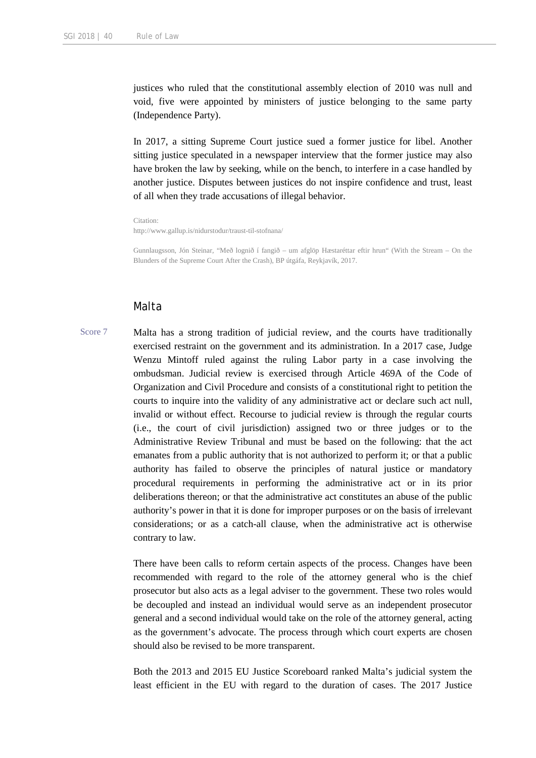justices who ruled that the constitutional assembly election of 2010 was null and void, five were appointed by ministers of justice belonging to the same party (Independence Party).

In 2017, a sitting Supreme Court justice sued a former justice for libel. Another sitting justice speculated in a newspaper interview that the former justice may also have broken the law by seeking, while on the bench, to interfere in a case handled by another justice. Disputes between justices do not inspire confidence and trust, least of all when they trade accusations of illegal behavior.

Citation:
http://www.gallup.is/nidurstodur/traust-til-stofnana/

Gunnlaugsson, Jón Steinar, "Með lognið í fangið – um afglöp Hæstaréttar eftir hrun" (With the Stream – On the Blunders of the Supreme Court After the Crash), BP útgáfa, Reykjavík, 2017.

## Malta

Score 7

Malta has a strong tradition of judicial review, and the courts have traditionally exercised restraint on the government and its administration. In a 2017 case, Judge Wenzu Mintoff ruled against the ruling Labor party in a case involving the ombudsman. Judicial review is exercised through Article 469A of the Code of Organization and Civil Procedure and consists of a constitutional right to petition the courts to inquire into the validity of any administrative act or declare such act null, invalid or without effect. Recourse to judicial review is through the regular courts (i.e., the court of civil jurisdiction) assigned two or three judges or to the Administrative Review Tribunal and must be based on the following: that the act emanates from a public authority that is not authorized to perform it; or that a public authority has failed to observe the principles of natural justice or mandatory procedural requirements in performing the administrative act or in its prior deliberations thereon; or that the administrative act constitutes an abuse of the public authority's power in that it is done for improper purposes or on the basis of irrelevant considerations; or as a catch-all clause, when the administrative act is otherwise contrary to law.

There have been calls to reform certain aspects of the process. Changes have been recommended with regard to the role of the attorney general who is the chief prosecutor but also acts as a legal adviser to the government. These two roles would be decoupled and instead an individual would serve as an independent prosecutor general and a second individual would take on the role of the attorney general, acting as the government's advocate. The process through which court experts are chosen should also be revised to be more transparent.

Both the 2013 and 2015 EU Justice Scoreboard ranked Malta's judicial system the least efficient in the EU with regard to the duration of cases. The 2017 Justice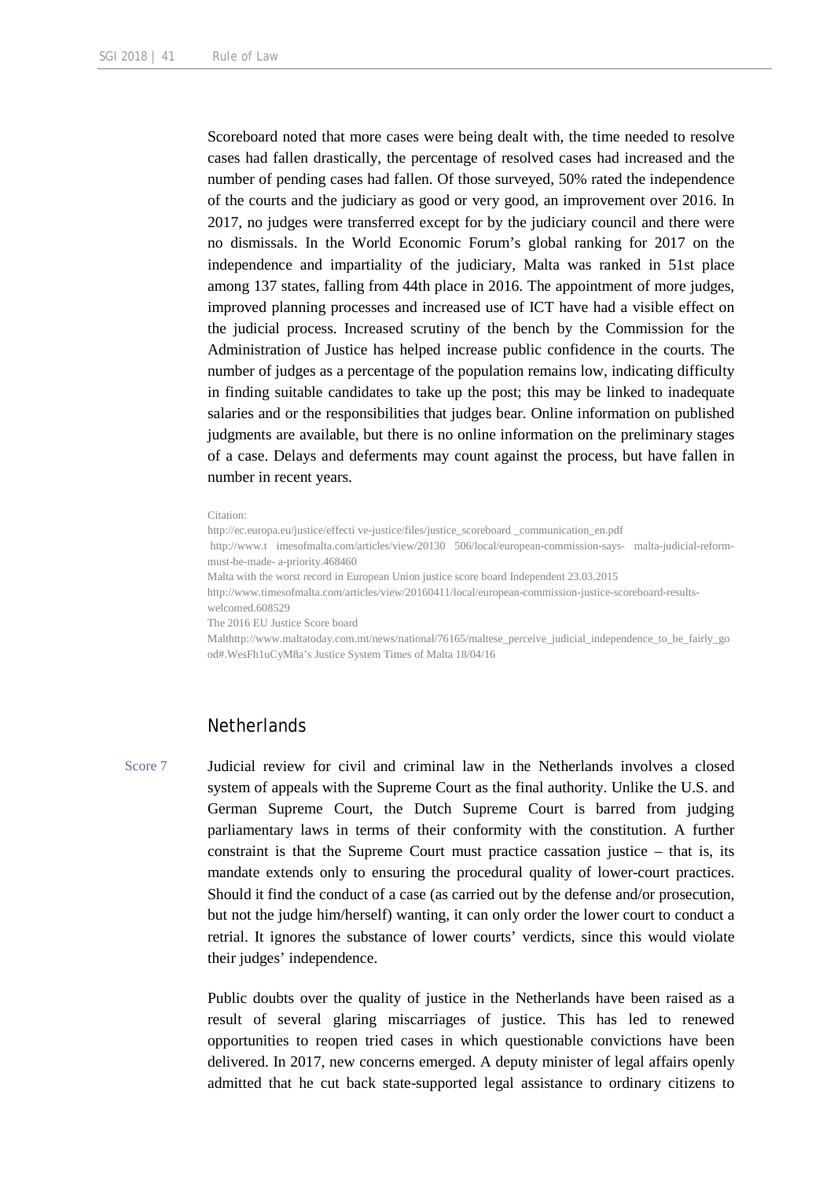Scoreboard noted that more cases were being dealt with, the time needed to resolve cases had fallen drastically, the percentage of resolved cases had increased and the number of pending cases had fallen. Of those surveyed, 50% rated the independence of the courts and the judiciary as good or very good, an improvement over 2016. In 2017, no judges were transferred except for by the judiciary council and there were no dismissals. In the World Economic Forum's global ranking for 2017 on the independence and impartiality of the judiciary, Malta was ranked in 51st place among 137 states, falling from 44th place in 2016. The appointment of more judges, improved planning processes and increased use of ICT have had a visible effect on the judicial process. Increased scrutiny of the bench by the Commission for the Administration of Justice has helped increase public confidence in the courts. The number of judges as a percentage of the population remains low, indicating difficulty in finding suitable candidates to take up the post; this may be linked to inadequate salaries and or the responsibilities that judges bear. Online information on published judgments are available, but there is no online information on the preliminary stages of a case. Delays and deferments may count against the process, but have fallen in number in recent years.

Citation:
http://ec.europa.eu/justice/effecti ve-justice/files/justice_scoreboard _communication_en.pdf
http://www.t imesofmalta.com/articles/view/20130 506/local/european-commission-says- malta-judicial-reform-must-be-made- a-priority.468460
Malta with the worst record in European Union justice score board Independent 23.03.2015
http://www.timesofmalta.com/articles/view/20160411/local/european-commission-justice-scoreboard-results-welcomed.608529
The 2016 EU Justice Score board
Malthttp://www.maltatoday.com.mt/news/national/76165/maltese_perceive_judicial_independence_to_be_fairly_good#.WesFh1uCyM8a's Justice System Times of Malta 18/04/16

## Netherlands

Score 7

Judicial review for civil and criminal law in the Netherlands involves a closed system of appeals with the Supreme Court as the final authority. Unlike the U.S. and German Supreme Court, the Dutch Supreme Court is barred from judging parliamentary laws in terms of their conformity with the constitution. A further constraint is that the Supreme Court must practice cassation justice – that is, its mandate extends only to ensuring the procedural quality of lower-court practices. Should it find the conduct of a case (as carried out by the defense and/or prosecution, but not the judge him/herself) wanting, it can only order the lower court to conduct a retrial. It ignores the substance of lower courts' verdicts, since this would violate their judges' independence.

Public doubts over the quality of justice in the Netherlands have been raised as a result of several glaring miscarriages of justice. This has led to renewed opportunities to reopen tried cases in which questionable convictions have been delivered. In 2017, new concerns emerged. A deputy minister of legal affairs openly admitted that he cut back state-supported legal assistance to ordinary citizens to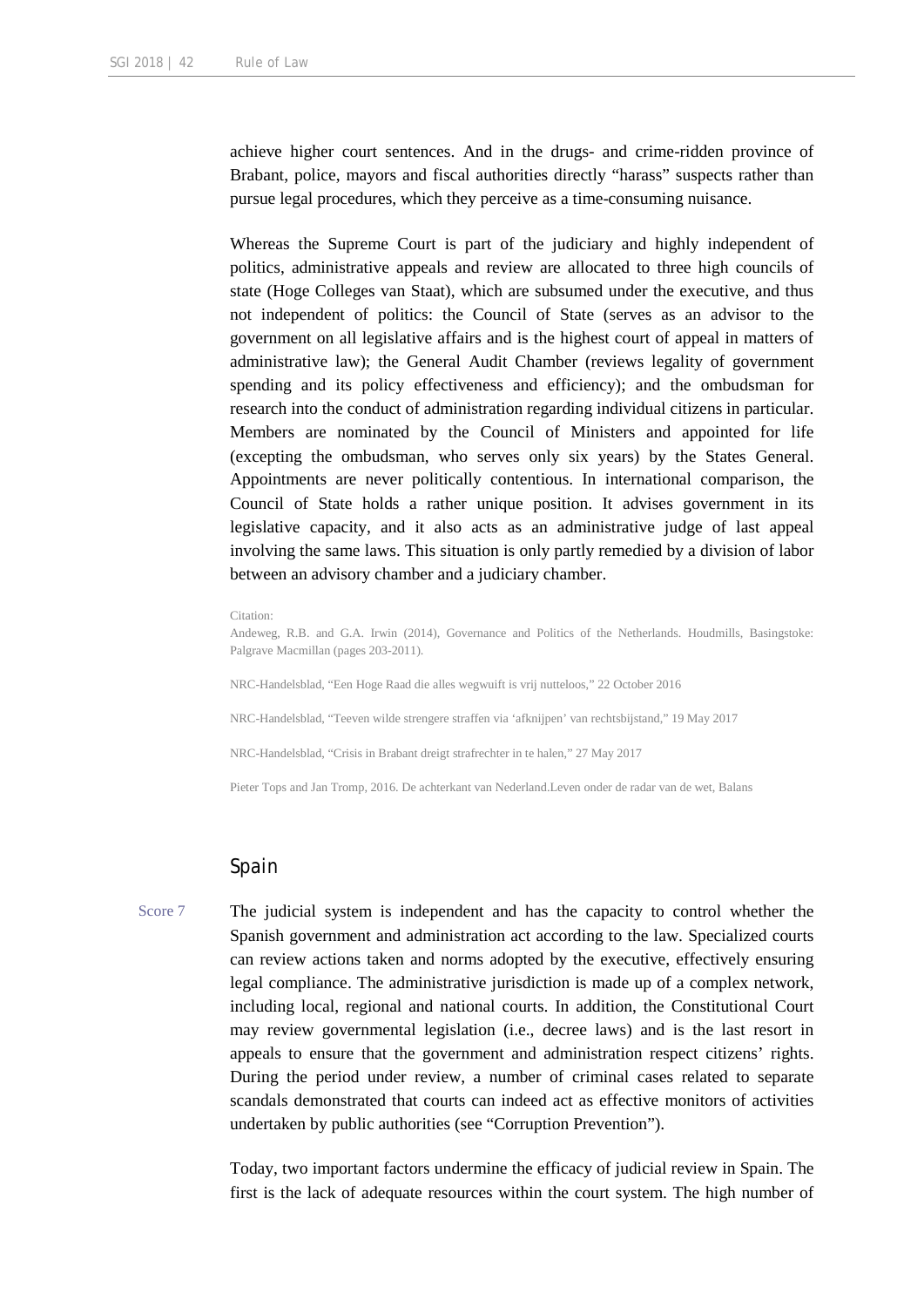achieve higher court sentences. And in the drugs- and crime-ridden province of Brabant, police, mayors and fiscal authorities directly "harass" suspects rather than pursue legal procedures, which they perceive as a time-consuming nuisance.

Whereas the Supreme Court is part of the judiciary and highly independent of politics, administrative appeals and review are allocated to three high councils of state (Hoge Colleges van Staat), which are subsumed under the executive, and thus not independent of politics: the Council of State (serves as an advisor to the government on all legislative affairs and is the highest court of appeal in matters of administrative law); the General Audit Chamber (reviews legality of government spending and its policy effectiveness and efficiency); and the ombudsman for research into the conduct of administration regarding individual citizens in particular. Members are nominated by the Council of Ministers and appointed for life (excepting the ombudsman, who serves only six years) by the States General. Appointments are never politically contentious. In international comparison, the Council of State holds a rather unique position. It advises government in its legislative capacity, and it also acts as an administrative judge of last appeal involving the same laws. This situation is only partly remedied by a division of labor between an advisory chamber and a judiciary chamber.

Citation:
Andeweg, R.B. and G.A. Irwin (2014), Governance and Politics of the Netherlands. Houdmills, Basingstoke: Palgrave Macmillan (pages 203-2011).

NRC-Handelsblad, "Een Hoge Raad die alles wegwuift is vrij nutteloos," 22 October 2016

NRC-Handelsblad, "Teeven wilde strengere straffen via 'afknijpen' van rechtsbijstand," 19 May 2017

NRC-Handelsblad, "Crisis in Brabant dreigt strafrechter in te halen," 27 May 2017

Pieter Tops and Jan Tromp, 2016. De achterkant van Nederland.Leven onder de radar van de wet, Balans

## Spain

Score 7

The judicial system is independent and has the capacity to control whether the Spanish government and administration act according to the law. Specialized courts can review actions taken and norms adopted by the executive, effectively ensuring legal compliance. The administrative jurisdiction is made up of a complex network, including local, regional and national courts. In addition, the Constitutional Court may review governmental legislation (i.e., decree laws) and is the last resort in appeals to ensure that the government and administration respect citizens' rights. During the period under review, a number of criminal cases related to separate scandals demonstrated that courts can indeed act as effective monitors of activities undertaken by public authorities (see "Corruption Prevention").

Today, two important factors undermine the efficacy of judicial review in Spain. The first is the lack of adequate resources within the court system. The high number of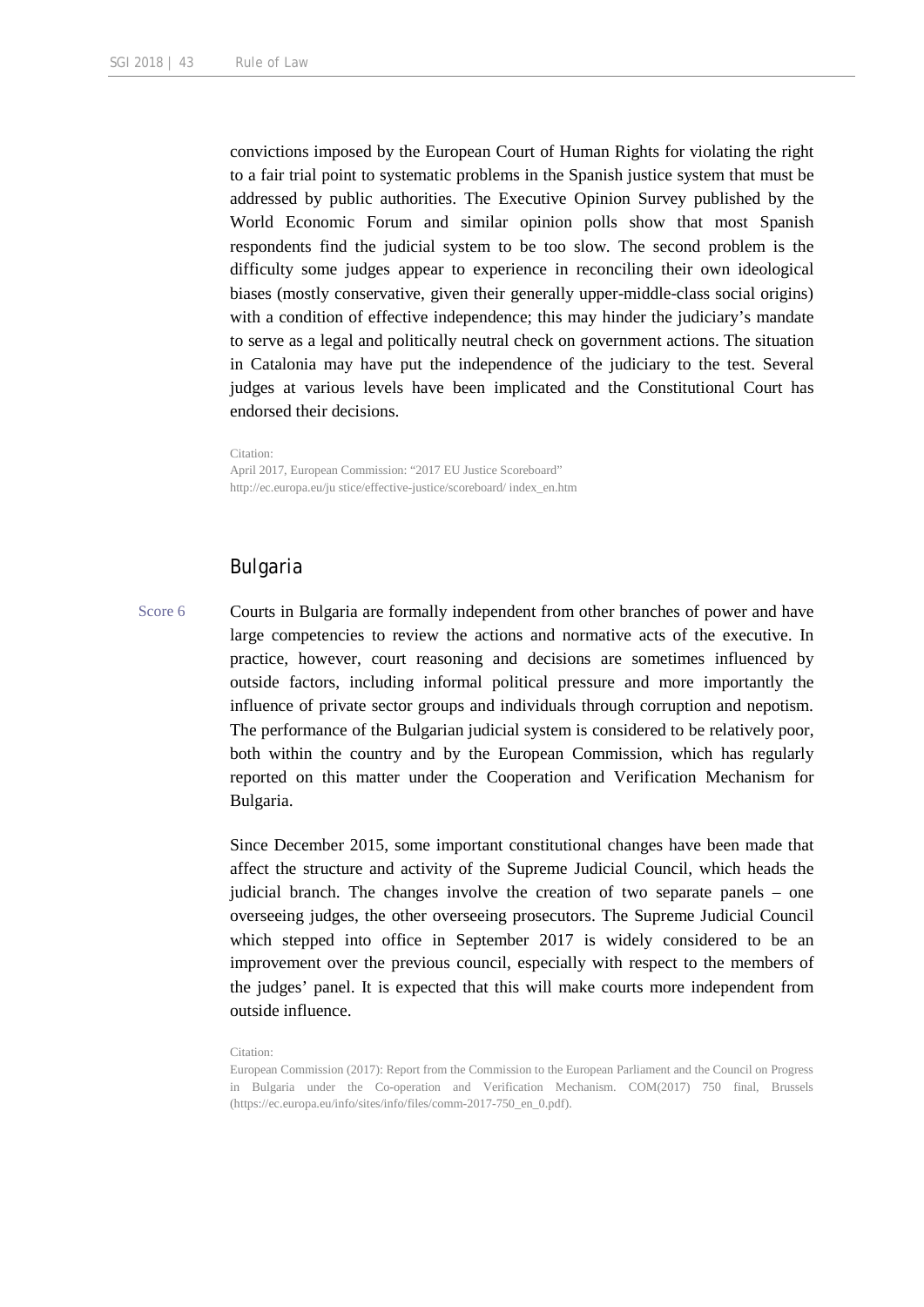convictions imposed by the European Court of Human Rights for violating the right to a fair trial point to systematic problems in the Spanish justice system that must be addressed by public authorities. The Executive Opinion Survey published by the World Economic Forum and similar opinion polls show that most Spanish respondents find the judicial system to be too slow. The second problem is the difficulty some judges appear to experience in reconciling their own ideological biases (mostly conservative, given their generally upper-middle-class social origins) with a condition of effective independence; this may hinder the judiciary's mandate to serve as a legal and politically neutral check on government actions. The situation in Catalonia may have put the independence of the judiciary to the test. Several judges at various levels have been implicated and the Constitutional Court has endorsed their decisions.

Citation:
April 2017, European Commission: "2017 EU Justice Scoreboard"
http://ec.europa.eu/ju stice/effective-justice/scoreboard/ index_en.htm

## Bulgaria

Score 6

Courts in Bulgaria are formally independent from other branches of power and have large competencies to review the actions and normative acts of the executive. In practice, however, court reasoning and decisions are sometimes influenced by outside factors, including informal political pressure and more importantly the influence of private sector groups and individuals through corruption and nepotism. The performance of the Bulgarian judicial system is considered to be relatively poor, both within the country and by the European Commission, which has regularly reported on this matter under the Cooperation and Verification Mechanism for Bulgaria.

Since December 2015, some important constitutional changes have been made that affect the structure and activity of the Supreme Judicial Council, which heads the judicial branch. The changes involve the creation of two separate panels – one overseeing judges, the other overseeing prosecutors. The Supreme Judicial Council which stepped into office in September 2017 is widely considered to be an improvement over the previous council, especially with respect to the members of the judges' panel. It is expected that this will make courts more independent from outside influence.

Citation:
European Commission (2017): Report from the Commission to the European Parliament and the Council on Progress in Bulgaria under the Co-operation and Verification Mechanism. COM(2017) 750 final, Brussels (https://ec.europa.eu/info/sites/info/files/comm-2017-750_en_0.pdf).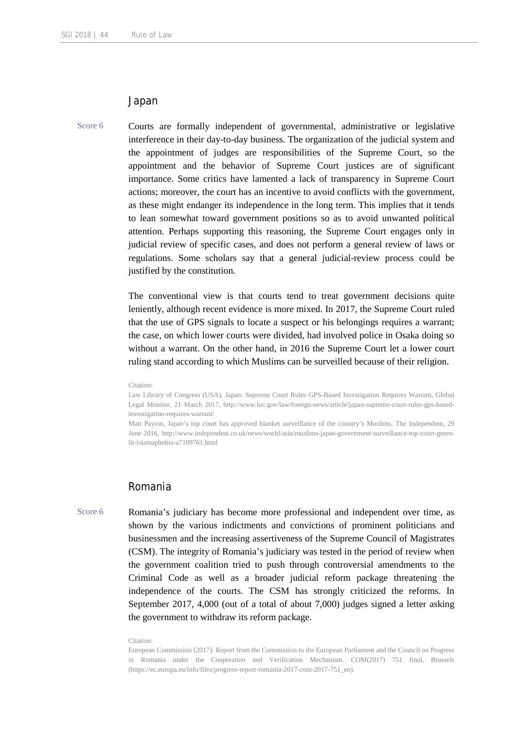## Japan

Score 6

Courts are formally independent of governmental, administrative or legislative interference in their day-to-day business. The organization of the judicial system and the appointment of judges are responsibilities of the Supreme Court, so the appointment and the behavior of Supreme Court justices are of significant importance. Some critics have lamented a lack of transparency in Supreme Court actions; moreover, the court has an incentive to avoid conflicts with the government, as these might endanger its independence in the long term. This implies that it tends to lean somewhat toward government positions so as to avoid unwanted political attention. Perhaps supporting this reasoning, the Supreme Court engages only in judicial review of specific cases, and does not perform a general review of laws or regulations. Some scholars say that a general judicial-review process could be justified by the constitution.

The conventional view is that courts tend to treat government decisions quite leniently, although recent evidence is more mixed. In 2017, the Supreme Court ruled that the use of GPS signals to locate a suspect or his belongings requires a warrant; the case, on which lower courts were divided, had involved police in Osaka doing so without a warrant. On the other hand, in 2016 the Supreme Court let a lower court ruling stand according to which Muslims can be surveilled because of their religion.

Citation:

Law Library of Congress (USA), Japan: Supreme Court Rules GPS-Based Investigation Requires Warrant, Global Legal Monitor, 21 March 2017, http://www.loc.gov/law/foreign-news/article/japan-supreme-court-rules-gps-based-investigation-requires-warrant/

Matt Payton, Japan's top court has approved blanket surveillance of the country's Muslims, The Independent, 29 June 2016, http://www.independent.co.uk/news/world/asia/muslims-japan-government-surveillance-top-court-green-lit-islamaphobia-a7109761.html

## Romania

Score 6

Romania's judiciary has become more professional and independent over time, as shown by the various indictments and convictions of prominent politicians and businessmen and the increasing assertiveness of the Supreme Council of Magistrates (CSM). The integrity of Romania's judiciary was tested in the period of review when the government coalition tried to push through controversial amendments to the Criminal Code as well as a broader judicial reform package threatening the independence of the courts. The CSM has strongly criticized the reforms. In September 2017, 4,000 (out of a total of about 7,000) judges signed a letter asking the government to withdraw its reform package.

Citation:

European Commission (2017): Report from the Commission to the European Parliament and the Council on Progress in Romania under the Cooperation and Verification Mechanism. COM(2017) 751 final, Brussels (https://ec.europa.eu/info/files/progress-report-romania-2017-com-2017-751_en).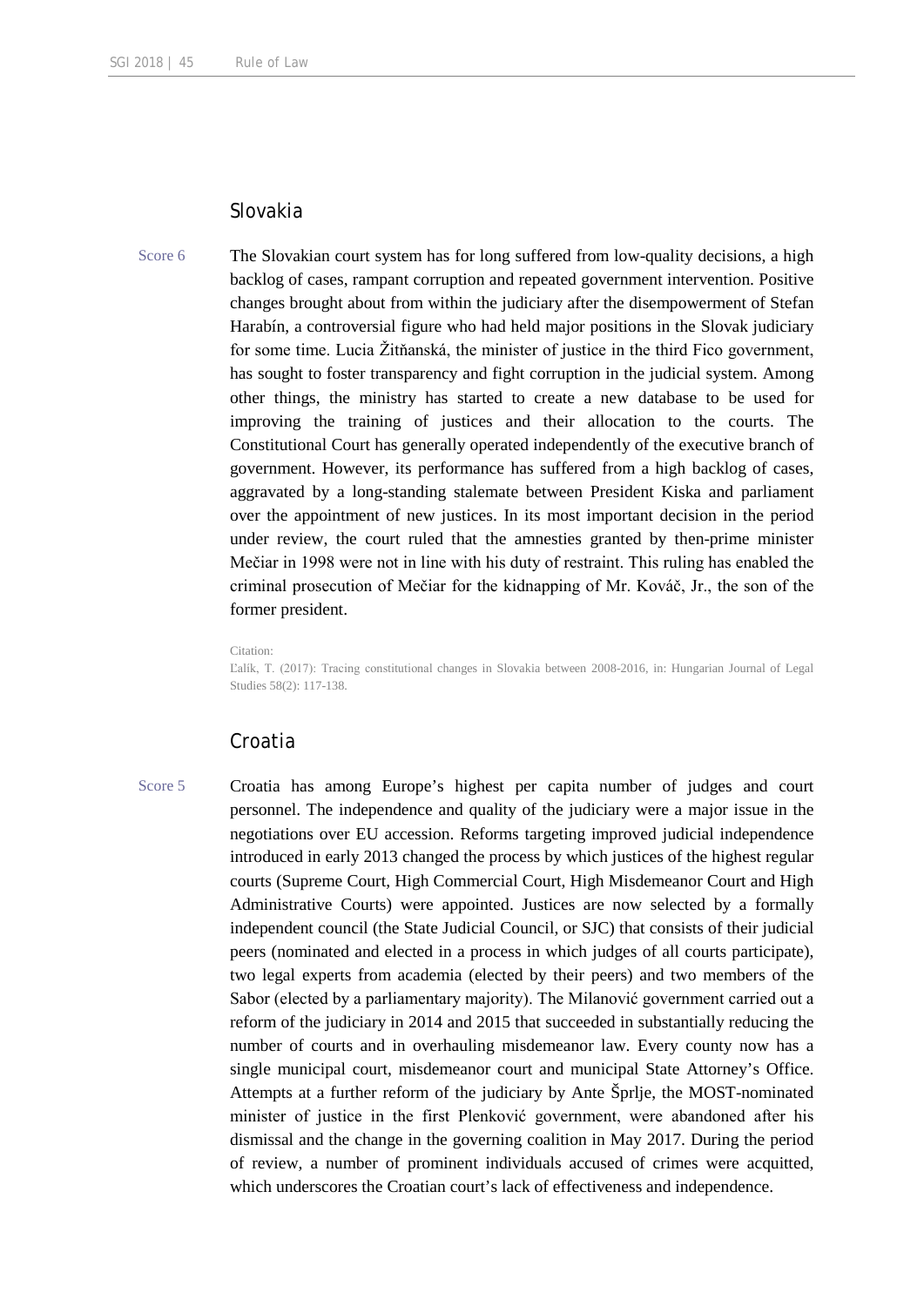## Slovakia

Score 6

The Slovakian court system has for long suffered from low-quality decisions, a high backlog of cases, rampant corruption and repeated government intervention. Positive changes brought about from within the judiciary after the disempowerment of Stefan Harabín, a controversial figure who had held major positions in the Slovak judiciary for some time. Lucia Žitňanská, the minister of justice in the third Fico government, has sought to foster transparency and fight corruption in the judicial system. Among other things, the ministry has started to create a new database to be used for improving the training of justices and their allocation to the courts. The Constitutional Court has generally operated independently of the executive branch of government. However, its performance has suffered from a high backlog of cases, aggravated by a long-standing stalemate between President Kiska and parliament over the appointment of new justices. In its most important decision in the period under review, the court ruled that the amnesties granted by then-prime minister Mečiar in 1998 were not in line with his duty of restraint. This ruling has enabled the criminal prosecution of Mečiar for the kidnapping of Mr. Kováč, Jr., the son of the former president.

Citation:
Ľalík, T. (2017): Tracing constitutional changes in Slovakia between 2008-2016, in: Hungarian Journal of Legal Studies 58(2): 117-138.

## Croatia

Score 5

Croatia has among Europe's highest per capita number of judges and court personnel. The independence and quality of the judiciary were a major issue in the negotiations over EU accession. Reforms targeting improved judicial independence introduced in early 2013 changed the process by which justices of the highest regular courts (Supreme Court, High Commercial Court, High Misdemeanor Court and High Administrative Courts) were appointed. Justices are now selected by a formally independent council (the State Judicial Council, or SJC) that consists of their judicial peers (nominated and elected in a process in which judges of all courts participate), two legal experts from academia (elected by their peers) and two members of the Sabor (elected by a parliamentary majority). The Milanović government carried out a reform of the judiciary in 2014 and 2015 that succeeded in substantially reducing the number of courts and in overhauling misdemeanor law. Every county now has a single municipal court, misdemeanor court and municipal State Attorney's Office. Attempts at a further reform of the judiciary by Ante Šprlje, the MOST-nominated minister of justice in the first Plenković government, were abandoned after his dismissal and the change in the governing coalition in May 2017. During the period of review, a number of prominent individuals accused of crimes were acquitted, which underscores the Croatian court's lack of effectiveness and independence.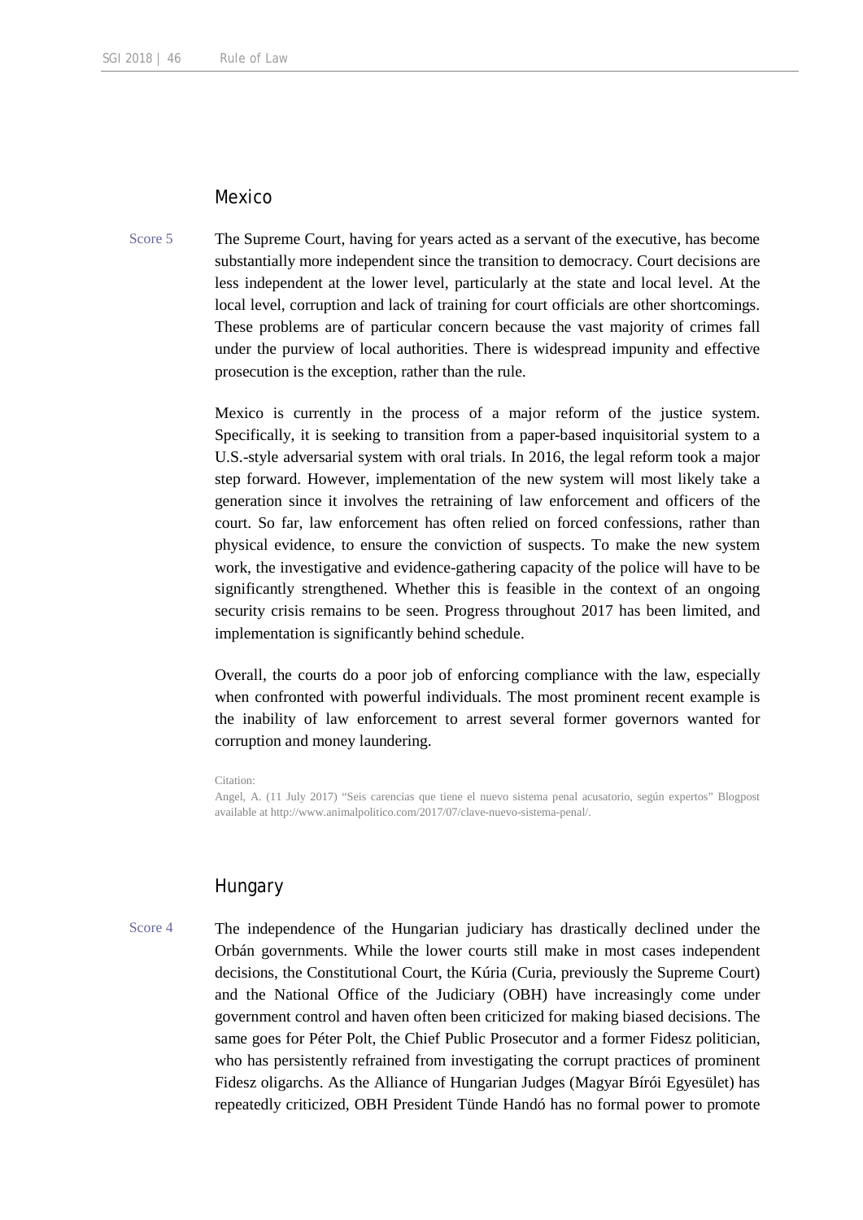## Mexico

Score 5

The Supreme Court, having for years acted as a servant of the executive, has become substantially more independent since the transition to democracy. Court decisions are less independent at the lower level, particularly at the state and local level. At the local level, corruption and lack of training for court officials are other shortcomings. These problems are of particular concern because the vast majority of crimes fall under the purview of local authorities. There is widespread impunity and effective prosecution is the exception, rather than the rule.

Mexico is currently in the process of a major reform of the justice system. Specifically, it is seeking to transition from a paper-based inquisitorial system to a U.S.-style adversarial system with oral trials. In 2016, the legal reform took a major step forward. However, implementation of the new system will most likely take a generation since it involves the retraining of law enforcement and officers of the court. So far, law enforcement has often relied on forced confessions, rather than physical evidence, to ensure the conviction of suspects. To make the new system work, the investigative and evidence-gathering capacity of the police will have to be significantly strengthened. Whether this is feasible in the context of an ongoing security crisis remains to be seen. Progress throughout 2017 has been limited, and implementation is significantly behind schedule.

Overall, the courts do a poor job of enforcing compliance with the law, especially when confronted with powerful individuals. The most prominent recent example is the inability of law enforcement to arrest several former governors wanted for corruption and money laundering.

Citation:
Angel, A. (11 July 2017) "Seis carencias que tiene el nuevo sistema penal acusatorio, según expertos" Blogpost available at http://www.animalpolitico.com/2017/07/clave-nuevo-sistema-penal/.

## Hungary

Score 4

The independence of the Hungarian judiciary has drastically declined under the Orbán governments. While the lower courts still make in most cases independent decisions, the Constitutional Court, the Kúria (Curia, previously the Supreme Court) and the National Office of the Judiciary (OBH) have increasingly come under government control and haven often been criticized for making biased decisions. The same goes for Péter Polt, the Chief Public Prosecutor and a former Fidesz politician, who has persistently refrained from investigating the corrupt practices of prominent Fidesz oligarchs. As the Alliance of Hungarian Judges (Magyar Bírói Egyesület) has repeatedly criticized, OBH President Tünde Handó has no formal power to promote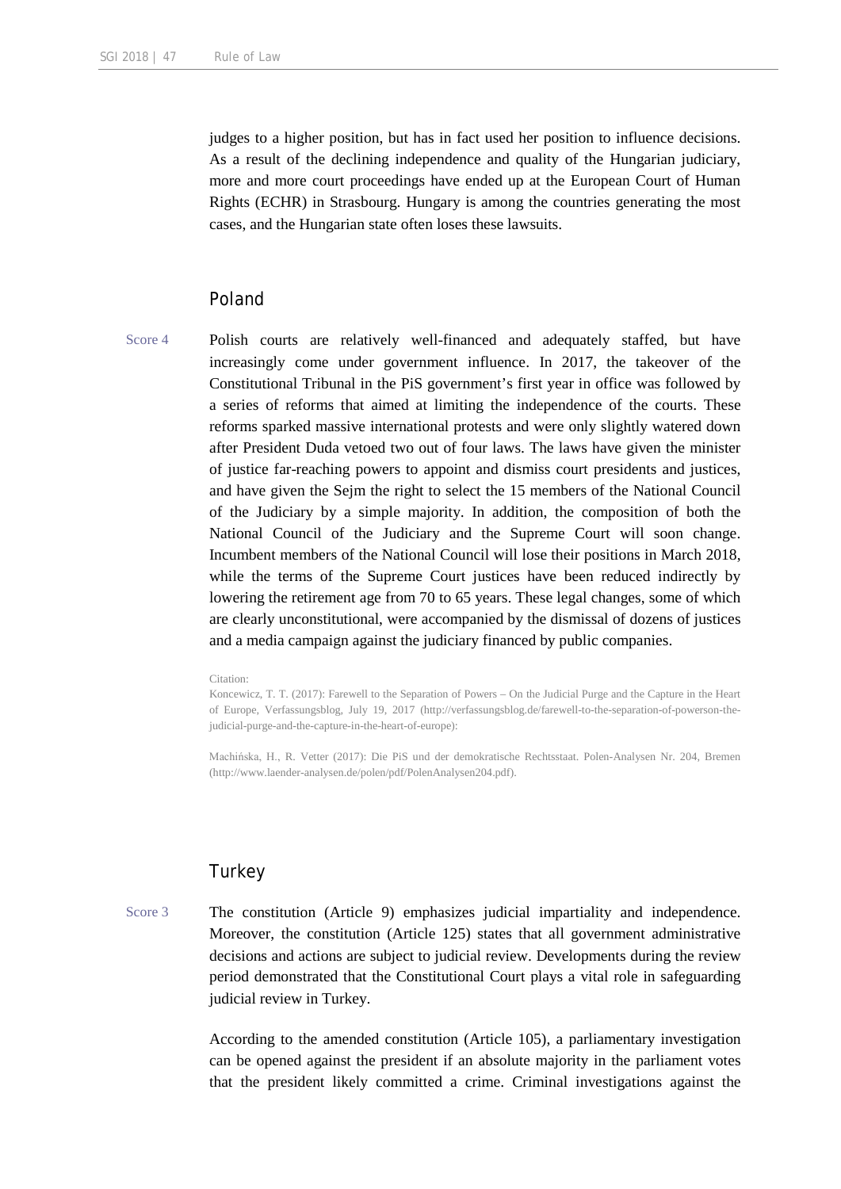judges to a higher position, but has in fact used her position to influence decisions. As a result of the declining independence and quality of the Hungarian judiciary, more and more court proceedings have ended up at the European Court of Human Rights (ECHR) in Strasbourg. Hungary is among the countries generating the most cases, and the Hungarian state often loses these lawsuits.

## Poland

Score 4

Polish courts are relatively well-financed and adequately staffed, but have increasingly come under government influence. In 2017, the takeover of the Constitutional Tribunal in the PiS government's first year in office was followed by a series of reforms that aimed at limiting the independence of the courts. These reforms sparked massive international protests and were only slightly watered down after President Duda vetoed two out of four laws. The laws have given the minister of justice far-reaching powers to appoint and dismiss court presidents and justices, and have given the Sejm the right to select the 15 members of the National Council of the Judiciary by a simple majority. In addition, the composition of both the National Council of the Judiciary and the Supreme Court will soon change. Incumbent members of the National Council will lose their positions in March 2018, while the terms of the Supreme Court justices have been reduced indirectly by lowering the retirement age from 70 to 65 years. These legal changes, some of which are clearly unconstitutional, were accompanied by the dismissal of dozens of justices and a media campaign against the judiciary financed by public companies.

Citation:
Koncewicz, T. T. (2017): Farewell to the Separation of Powers – On the Judicial Purge and the Capture in the Heart of Europe, Verfassungsblog, July 19, 2017 (http://verfassungsblog.de/farewell-to-the-separation-of-powerson-the-judicial-purge-and-the-capture-in-the-heart-of-europe):

Machińska, H., R. Vetter (2017): Die PiS und der demokratische Rechtsstaat. Polen-Analysen Nr. 204, Bremen (http://www.laender-analysen.de/polen/pdf/PolenAnalysen204.pdf).

## Turkey

Score 3

The constitution (Article 9) emphasizes judicial impartiality and independence. Moreover, the constitution (Article 125) states that all government administrative decisions and actions are subject to judicial review. Developments during the review period demonstrated that the Constitutional Court plays a vital role in safeguarding judicial review in Turkey.

According to the amended constitution (Article 105), a parliamentary investigation can be opened against the president if an absolute majority in the parliament votes that the president likely committed a crime. Criminal investigations against the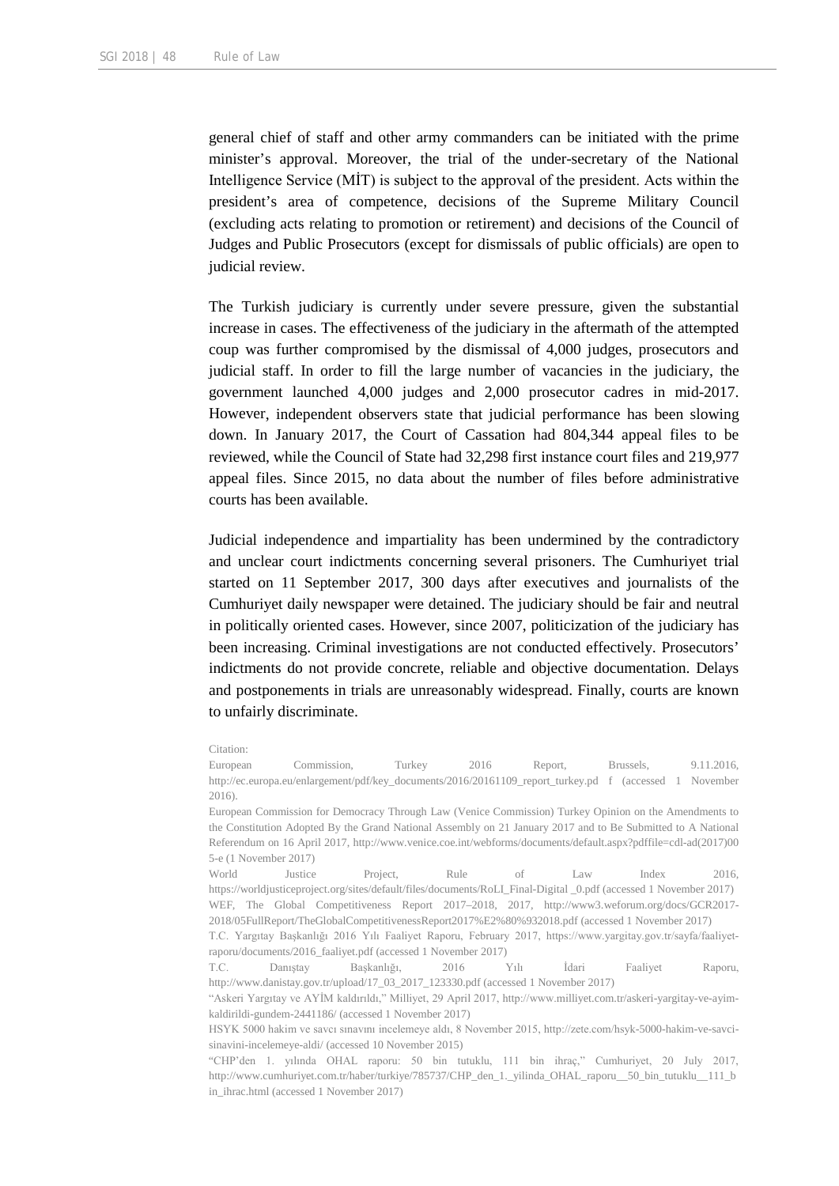general chief of staff and other army commanders can be initiated with the prime minister's approval. Moreover, the trial of the under-secretary of the National Intelligence Service (MİT) is subject to the approval of the president. Acts within the president's area of competence, decisions of the Supreme Military Council (excluding acts relating to promotion or retirement) and decisions of the Council of Judges and Public Prosecutors (except for dismissals of public officials) are open to judicial review.

The Turkish judiciary is currently under severe pressure, given the substantial increase in cases. The effectiveness of the judiciary in the aftermath of the attempted coup was further compromised by the dismissal of 4,000 judges, prosecutors and judicial staff. In order to fill the large number of vacancies in the judiciary, the government launched 4,000 judges and 2,000 prosecutor cadres in mid-2017. However, independent observers state that judicial performance has been slowing down. In January 2017, the Court of Cassation had 804,344 appeal files to be reviewed, while the Council of State had 32,298 first instance court files and 219,977 appeal files. Since 2015, no data about the number of files before administrative courts has been available.

Judicial independence and impartiality has been undermined by the contradictory and unclear court indictments concerning several prisoners. The Cumhuriyet trial started on 11 September 2017, 300 days after executives and journalists of the Cumhuriyet daily newspaper were detained. The judiciary should be fair and neutral in politically oriented cases. However, since 2007, politicization of the judiciary has been increasing. Criminal investigations are not conducted effectively. Prosecutors' indictments do not provide concrete, reliable and objective documentation. Delays and postponements in trials are unreasonably widespread. Finally, courts are known to unfairly discriminate.

Citation:

European Commission, Turkey 2016 Report, Brussels, 9.11.2016, http://ec.europa.eu/enlargement/pdf/key_documents/2016/20161109_report_turkey.pd f (accessed 1 November 2016).

European Commission for Democracy Through Law (Venice Commission) Turkey Opinion on the Amendments to the Constitution Adopted By the Grand National Assembly on 21 January 2017 and to Be Submitted to A National Referendum on 16 April 2017, http://www.venice.coe.int/webforms/documents/default.aspx?pdffile=cdl-ad(2017)005-e (1 November 2017)

World Justice Project, Rule of Law Index 2016, https://worldjusticeproject.org/sites/default/files/documents/RoLI_Final-Digital _0.pdf (accessed 1 November 2017)

WEF, The Global Competitiveness Report 2017–2018, 2017, http://www3.weforum.org/docs/GCR2017-2018/05FullReport/TheGlobalCompetitivenessReport2017%E2%80%932018.pdf (accessed 1 November 2017)

T.C. Yargıtay Başkanlığı 2016 Yılı Faaliyet Raporu, February 2017, https://www.yargitay.gov.tr/sayfa/faaliyet-raporu/documents/2016_faaliyet.pdf (accessed 1 November 2017)

T.C. Danıştay Başkanlığı, 2016 Yılı İdari Faaliyet Raporu, http://www.danistay.gov.tr/upload/17_03_2017_123330.pdf (accessed 1 November 2017)

"Askeri Yargıtay ve AYİM kaldırıldı," Milliyet, 29 April 2017, http://www.milliyet.com.tr/askeri-yargitay-ve-ayim-kaldirildi-gundem-2441186/ (accessed 1 November 2017)

HSYK 5000 hakim ve savcı sınavını incelemeye aldı, 8 November 2015, http://zete.com/hsyk-5000-hakim-ve-savci-sinavini-incelemeye-aldi/ (accessed 10 November 2015)

"CHP'den 1. yılında OHAL raporu: 50 bin tutuklu, 111 bin ihraç," Cumhuriyet, 20 July 2017, http://www.cumhuriyet.com.tr/haber/turkiye/785737/CHP_den_1._yilinda_OHAL_raporu__50_bin_tutuklu__111_bin_ihrac.html (accessed 1 November 2017)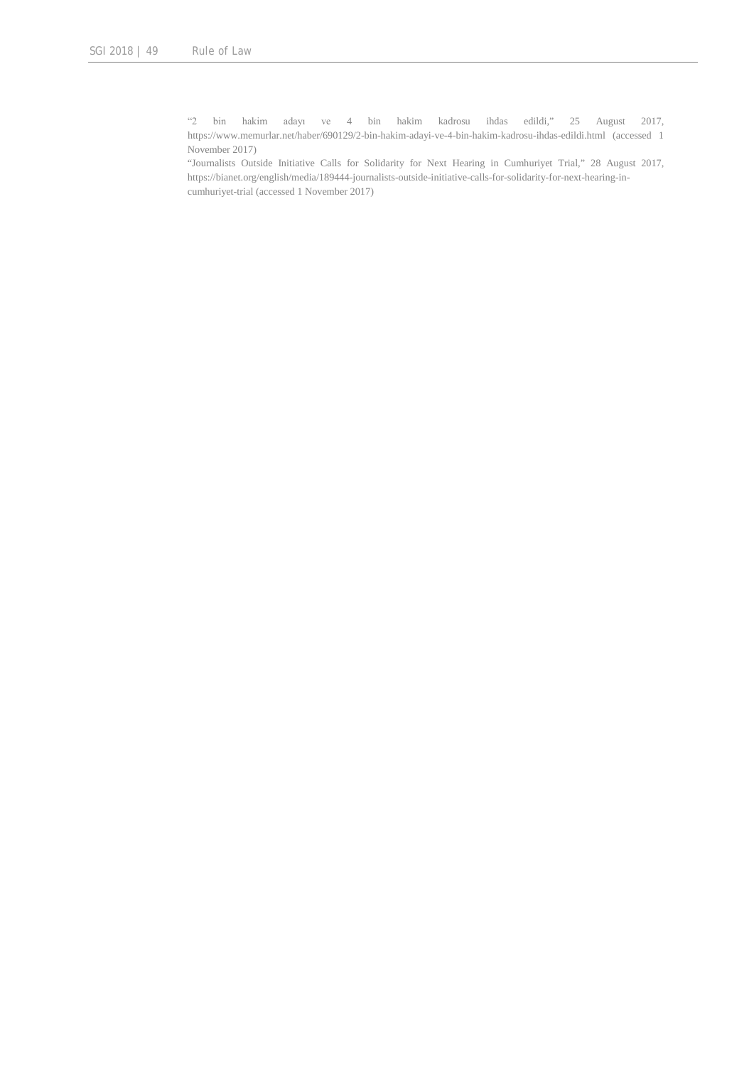"2 bin hakim adayı ve 4 bin hakim kadrosu ihdas edildi," 25 August 2017, https://www.memurlar.net/haber/690129/2-bin-hakim-adayi-ve-4-bin-hakim-kadrosu-ihdas-edildi.html (accessed 1 November 2017)

"Journalists Outside Initiative Calls for Solidarity for Next Hearing in Cumhuriyet Trial," 28 August 2017, https://bianet.org/english/media/189444-journalists-outside-initiative-calls-for-solidarity-for-next-hearing-in-cumhuriyet-trial (accessed 1 November 2017)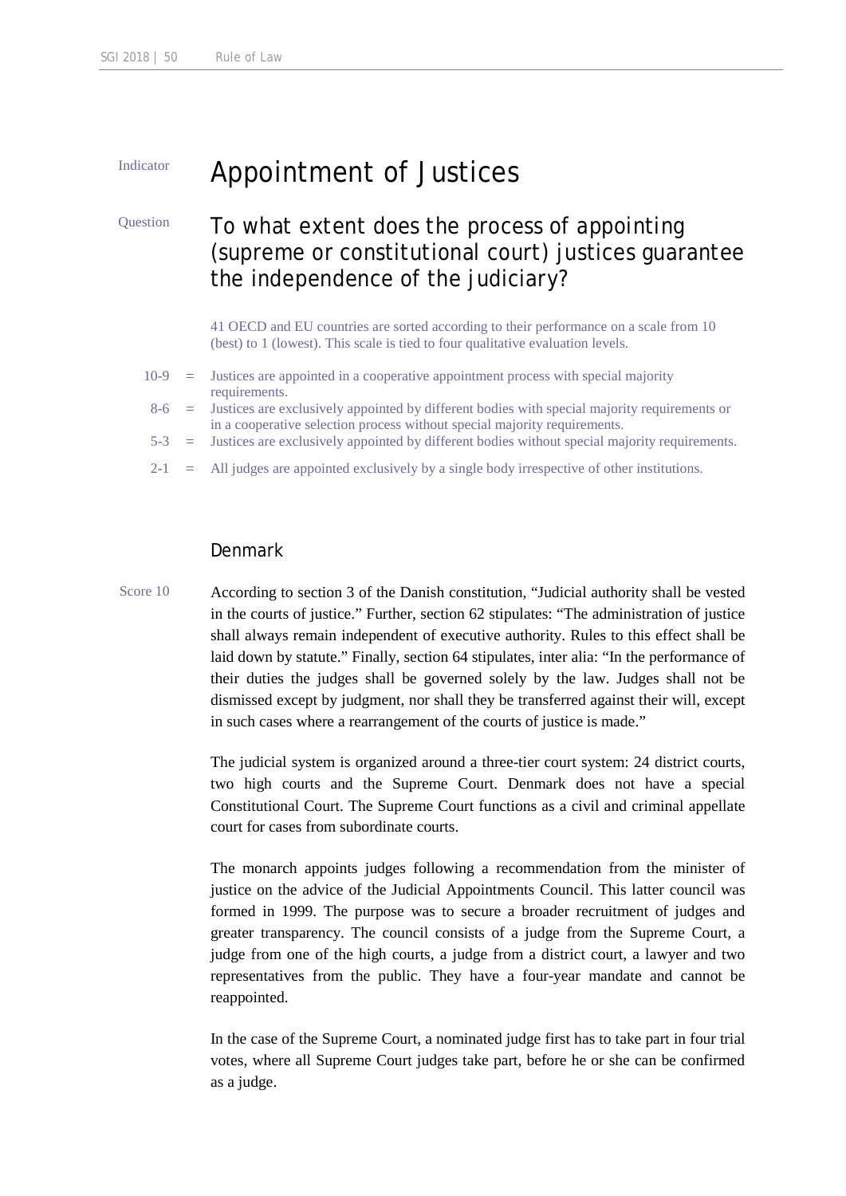Indicator

# Appointment of Justices

Question

## To what extent does the process of appointing (supreme or constitutional court) justices guarantee the independence of the judiciary?

41 OECD and EU countries are sorted according to their performance on a scale from 10 (best) to 1 (lowest). This scale is tied to four qualitative evaluation levels.

10-9 = Justices are appointed in a cooperative appointment process with special majority requirements.

8-6 = Justices are exclusively appointed by different bodies with special majority requirements or in a cooperative selection process without special majority requirements.

5-3 = Justices are exclusively appointed by different bodies without special majority requirements.

2-1 = All judges are appointed exclusively by a single body irrespective of other institutions.

### Denmark

Score 10

According to section 3 of the Danish constitution, "Judicial authority shall be vested in the courts of justice." Further, section 62 stipulates: "The administration of justice shall always remain independent of executive authority. Rules to this effect shall be laid down by statute." Finally, section 64 stipulates, inter alia: "In the performance of their duties the judges shall be governed solely by the law. Judges shall not be dismissed except by judgment, nor shall they be transferred against their will, except in such cases where a rearrangement of the courts of justice is made."

The judicial system is organized around a three-tier court system: 24 district courts, two high courts and the Supreme Court. Denmark does not have a special Constitutional Court. The Supreme Court functions as a civil and criminal appellate court for cases from subordinate courts.

The monarch appoints judges following a recommendation from the minister of justice on the advice of the Judicial Appointments Council. This latter council was formed in 1999. The purpose was to secure a broader recruitment of judges and greater transparency. The council consists of a judge from the Supreme Court, a judge from one of the high courts, a judge from a district court, a lawyer and two representatives from the public. They have a four-year mandate and cannot be reappointed.

In the case of the Supreme Court, a nominated judge first has to take part in four trial votes, where all Supreme Court judges take part, before he or she can be confirmed as a judge.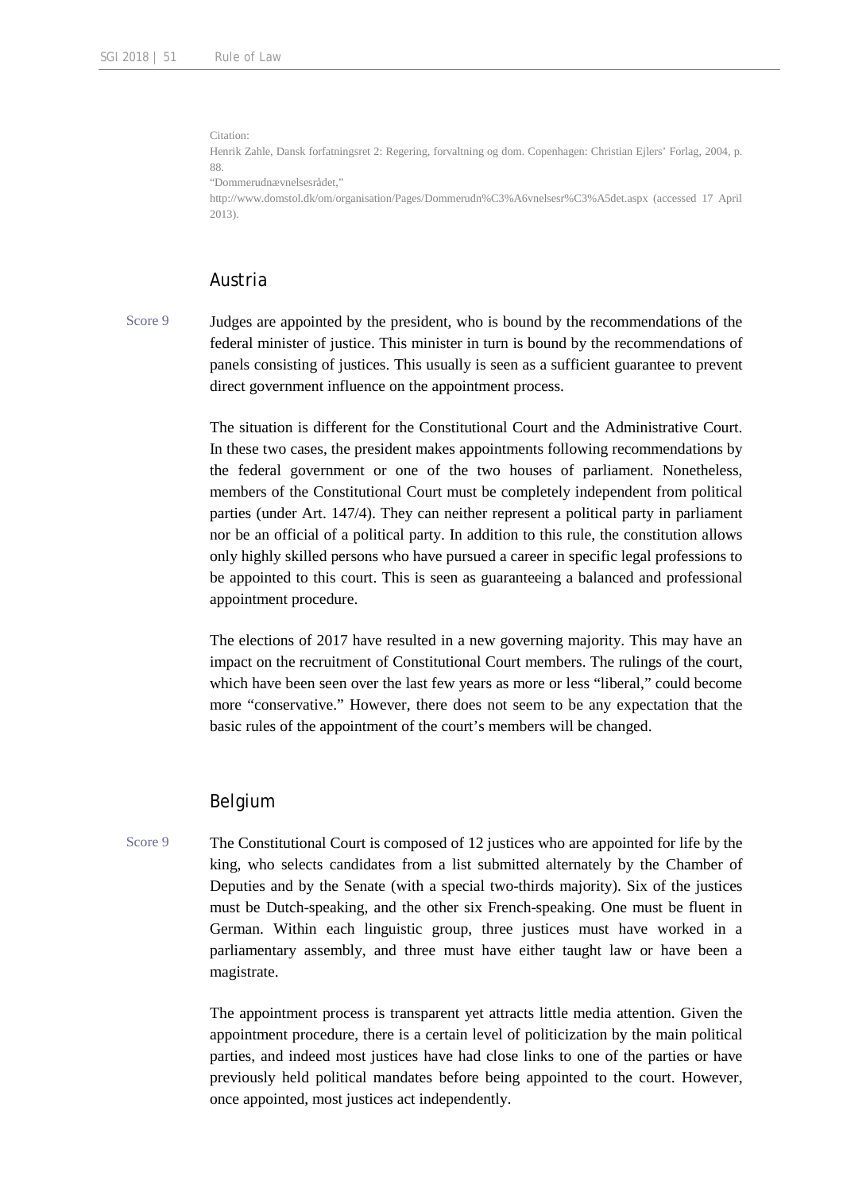Citation:
Henrik Zahle, Dansk forfatningsret 2: Regering, forvaltning og dom. Copenhagen: Christian Ejlers' Forlag, 2004, p. 88.
"Dommerudnævnelsesrådet,"
http://www.domstol.dk/om/organisation/Pages/Dommerudn%C3%A6vnelsesr%C3%A5det.aspx (accessed 17 April 2013).

## Austria

Score 9

Judges are appointed by the president, who is bound by the recommendations of the federal minister of justice. This minister in turn is bound by the recommendations of panels consisting of justices. This usually is seen as a sufficient guarantee to prevent direct government influence on the appointment process.

The situation is different for the Constitutional Court and the Administrative Court. In these two cases, the president makes appointments following recommendations by the federal government or one of the two houses of parliament. Nonetheless, members of the Constitutional Court must be completely independent from political parties (under Art. 147/4). They can neither represent a political party in parliament nor be an official of a political party. In addition to this rule, the constitution allows only highly skilled persons who have pursued a career in specific legal professions to be appointed to this court. This is seen as guaranteeing a balanced and professional appointment procedure.

The elections of 2017 have resulted in a new governing majority. This may have an impact on the recruitment of Constitutional Court members. The rulings of the court, which have been seen over the last few years as more or less "liberal," could become more "conservative." However, there does not seem to be any expectation that the basic rules of the appointment of the court's members will be changed.

## Belgium

Score 9

The Constitutional Court is composed of 12 justices who are appointed for life by the king, who selects candidates from a list submitted alternately by the Chamber of Deputies and by the Senate (with a special two-thirds majority). Six of the justices must be Dutch-speaking, and the other six French-speaking. One must be fluent in German. Within each linguistic group, three justices must have worked in a parliamentary assembly, and three must have either taught law or have been a magistrate.

The appointment process is transparent yet attracts little media attention. Given the appointment procedure, there is a certain level of politicization by the main political parties, and indeed most justices have had close links to one of the parties or have previously held political mandates before being appointed to the court. However, once appointed, most justices act independently.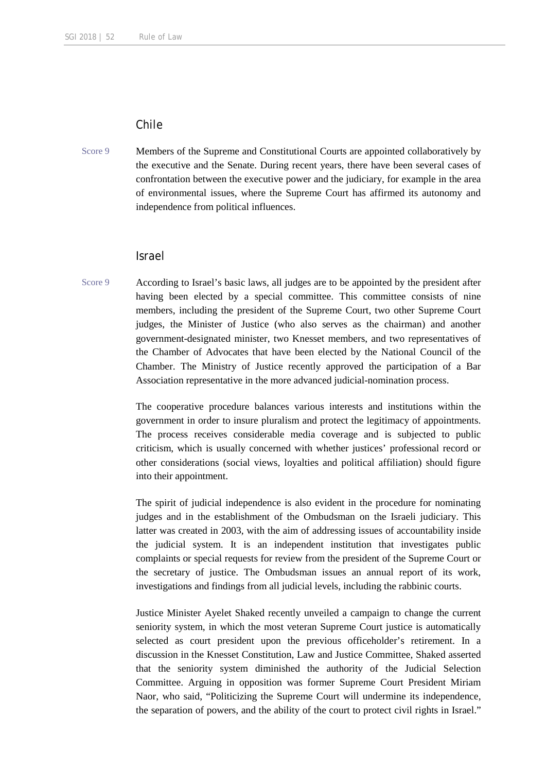## Chile

Score 9

Members of the Supreme and Constitutional Courts are appointed collaboratively by the executive and the Senate. During recent years, there have been several cases of confrontation between the executive power and the judiciary, for example in the area of environmental issues, where the Supreme Court has affirmed its autonomy and independence from political influences.

## Israel

Score 9

According to Israel's basic laws, all judges are to be appointed by the president after having been elected by a special committee. This committee consists of nine members, including the president of the Supreme Court, two other Supreme Court judges, the Minister of Justice (who also serves as the chairman) and another government-designated minister, two Knesset members, and two representatives of the Chamber of Advocates that have been elected by the National Council of the Chamber. The Ministry of Justice recently approved the participation of a Bar Association representative in the more advanced judicial-nomination process.

The cooperative procedure balances various interests and institutions within the government in order to insure pluralism and protect the legitimacy of appointments. The process receives considerable media coverage and is subjected to public criticism, which is usually concerned with whether justices' professional record or other considerations (social views, loyalties and political affiliation) should figure into their appointment.

The spirit of judicial independence is also evident in the procedure for nominating judges and in the establishment of the Ombudsman on the Israeli judiciary. This latter was created in 2003, with the aim of addressing issues of accountability inside the judicial system. It is an independent institution that investigates public complaints or special requests for review from the president of the Supreme Court or the secretary of justice. The Ombudsman issues an annual report of its work, investigations and findings from all judicial levels, including the rabbinic courts.

Justice Minister Ayelet Shaked recently unveiled a campaign to change the current seniority system, in which the most veteran Supreme Court justice is automatically selected as court president upon the previous officeholder's retirement. In a discussion in the Knesset Constitution, Law and Justice Committee, Shaked asserted that the seniority system diminished the authority of the Judicial Selection Committee. Arguing in opposition was former Supreme Court President Miriam Naor, who said, "Politicizing the Supreme Court will undermine its independence, the separation of powers, and the ability of the court to protect civil rights in Israel."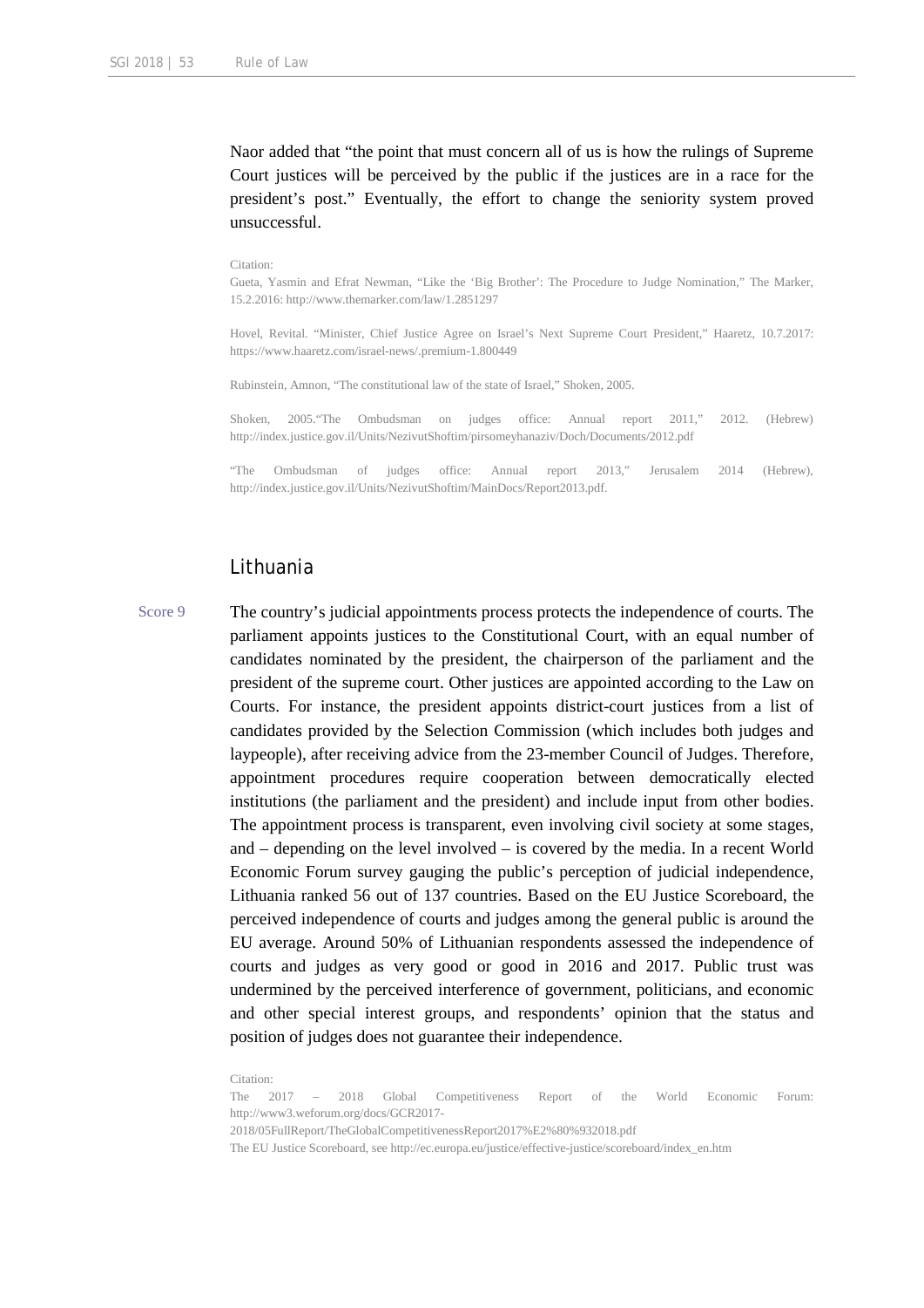Naor added that "the point that must concern all of us is how the rulings of Supreme Court justices will be perceived by the public if the justices are in a race for the president's post." Eventually, the effort to change the seniority system proved unsuccessful.

Citation:
Gueta, Yasmin and Efrat Newman, "Like the 'Big Brother': The Procedure to Judge Nomination," The Marker, 15.2.2016: http://www.themarker.com/law/1.2851297

Hovel, Revital. "Minister, Chief Justice Agree on Israel's Next Supreme Court President," Haaretz, 10.7.2017: https://www.haaretz.com/israel-news/.premium-1.800449

Rubinstein, Amnon, "The constitutional law of the state of Israel," Shoken, 2005.

Shoken, 2005."The Ombudsman on judges office: Annual report 2011," 2012. (Hebrew) http://index.justice.gov.il/Units/NezivutShoftim/pirsomeyhanaziv/Doch/Documents/2012.pdf

"The Ombudsman of judges office: Annual report 2013," Jerusalem 2014 (Hebrew), http://index.justice.gov.il/Units/NezivutShoftim/MainDocs/Report2013.pdf.

## Lithuania

Score 9

The country's judicial appointments process protects the independence of courts. The parliament appoints justices to the Constitutional Court, with an equal number of candidates nominated by the president, the chairperson of the parliament and the president of the supreme court. Other justices are appointed according to the Law on Courts. For instance, the president appoints district-court justices from a list of candidates provided by the Selection Commission (which includes both judges and laypeople), after receiving advice from the 23-member Council of Judges. Therefore, appointment procedures require cooperation between democratically elected institutions (the parliament and the president) and include input from other bodies. The appointment process is transparent, even involving civil society at some stages, and – depending on the level involved – is covered by the media. In a recent World Economic Forum survey gauging the public's perception of judicial independence, Lithuania ranked 56 out of 137 countries. Based on the EU Justice Scoreboard, the perceived independence of courts and judges among the general public is around the EU average. Around 50% of Lithuanian respondents assessed the independence of courts and judges as very good or good in 2016 and 2017. Public trust was undermined by the perceived interference of government, politicians, and economic and other special interest groups, and respondents' opinion that the status and position of judges does not guarantee their independence.

Citation:
The 2017 – 2018 Global Competitiveness Report of the World Economic Forum: http://www3.weforum.org/docs/GCR2017-2018/05FullReport/TheGlobalCompetitivenessReport2017%E2%80%932018.pdf
The EU Justice Scoreboard, see http://ec.europa.eu/justice/effective-justice/scoreboard/index_en.htm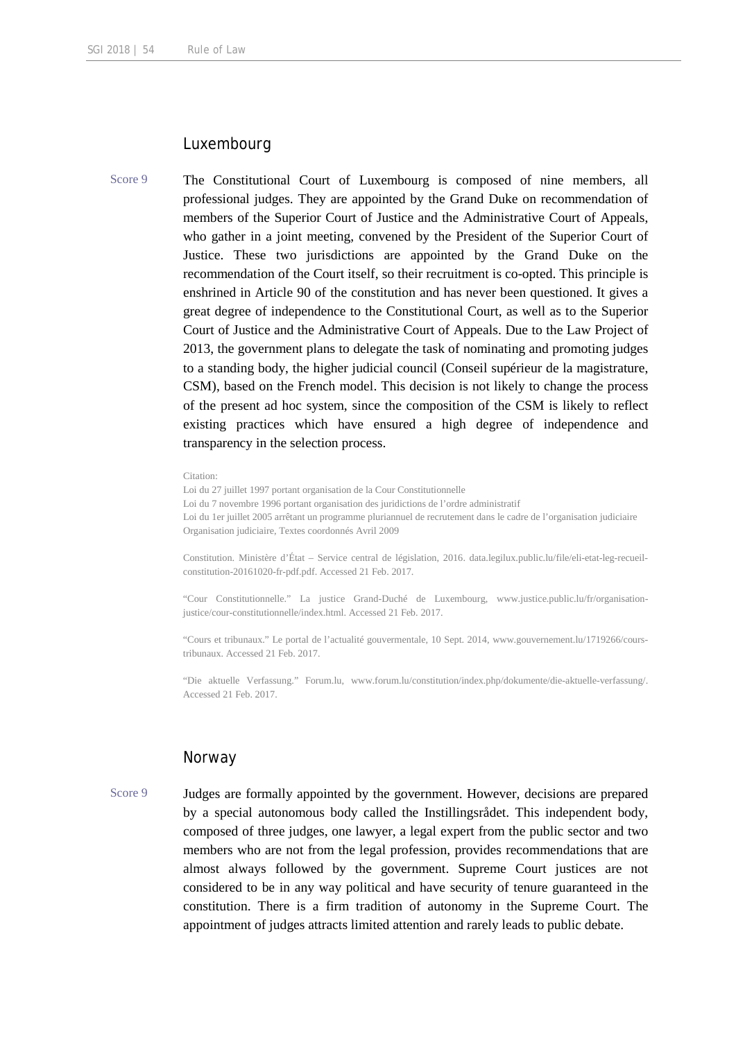## Luxembourg

Score 9

The Constitutional Court of Luxembourg is composed of nine members, all professional judges. They are appointed by the Grand Duke on recommendation of members of the Superior Court of Justice and the Administrative Court of Appeals, who gather in a joint meeting, convened by the President of the Superior Court of Justice. These two jurisdictions are appointed by the Grand Duke on the recommendation of the Court itself, so their recruitment is co-opted. This principle is enshrined in Article 90 of the constitution and has never been questioned. It gives a great degree of independence to the Constitutional Court, as well as to the Superior Court of Justice and the Administrative Court of Appeals. Due to the Law Project of 2013, the government plans to delegate the task of nominating and promoting judges to a standing body, the higher judicial council (Conseil supérieur de la magistrature, CSM), based on the French model. This decision is not likely to change the process of the present ad hoc system, since the composition of the CSM is likely to reflect existing practices which have ensured a high degree of independence and transparency in the selection process.

Citation:
Loi du 27 juillet 1997 portant organisation de la Cour Constitutionnelle
Loi du 7 novembre 1996 portant organisation des juridictions de l'ordre administratif
Loi du 1er juillet 2005 arrêtant un programme pluriannuel de recrutement dans le cadre de l'organisation judiciaire
Organisation judiciaire, Textes coordonnés Avril 2009

Constitution. Ministère d'État – Service central de législation, 2016. data.legilux.public.lu/file/eli-etat-leg-recueil-constitution-20161020-fr-pdf.pdf. Accessed 21 Feb. 2017.

"Cour Constitutionnelle." La justice Grand-Duché de Luxembourg, www.justice.public.lu/fr/organisation-justice/cour-constitutionnelle/index.html. Accessed 21 Feb. 2017.

"Cours et tribunaux." Le portal de l'actualité gouvermentale, 10 Sept. 2014, www.gouvernement.lu/1719266/cours-tribunaux. Accessed 21 Feb. 2017.

"Die aktuelle Verfassung." Forum.lu, www.forum.lu/constitution/index.php/dokumente/die-aktuelle-verfassung/. Accessed 21 Feb. 2017.

## Norway

Score 9

Judges are formally appointed by the government. However, decisions are prepared by a special autonomous body called the Instillingsrådet. This independent body, composed of three judges, one lawyer, a legal expert from the public sector and two members who are not from the legal profession, provides recommendations that are almost always followed by the government. Supreme Court justices are not considered to be in any way political and have security of tenure guaranteed in the constitution. There is a firm tradition of autonomy in the Supreme Court. The appointment of judges attracts limited attention and rarely leads to public debate.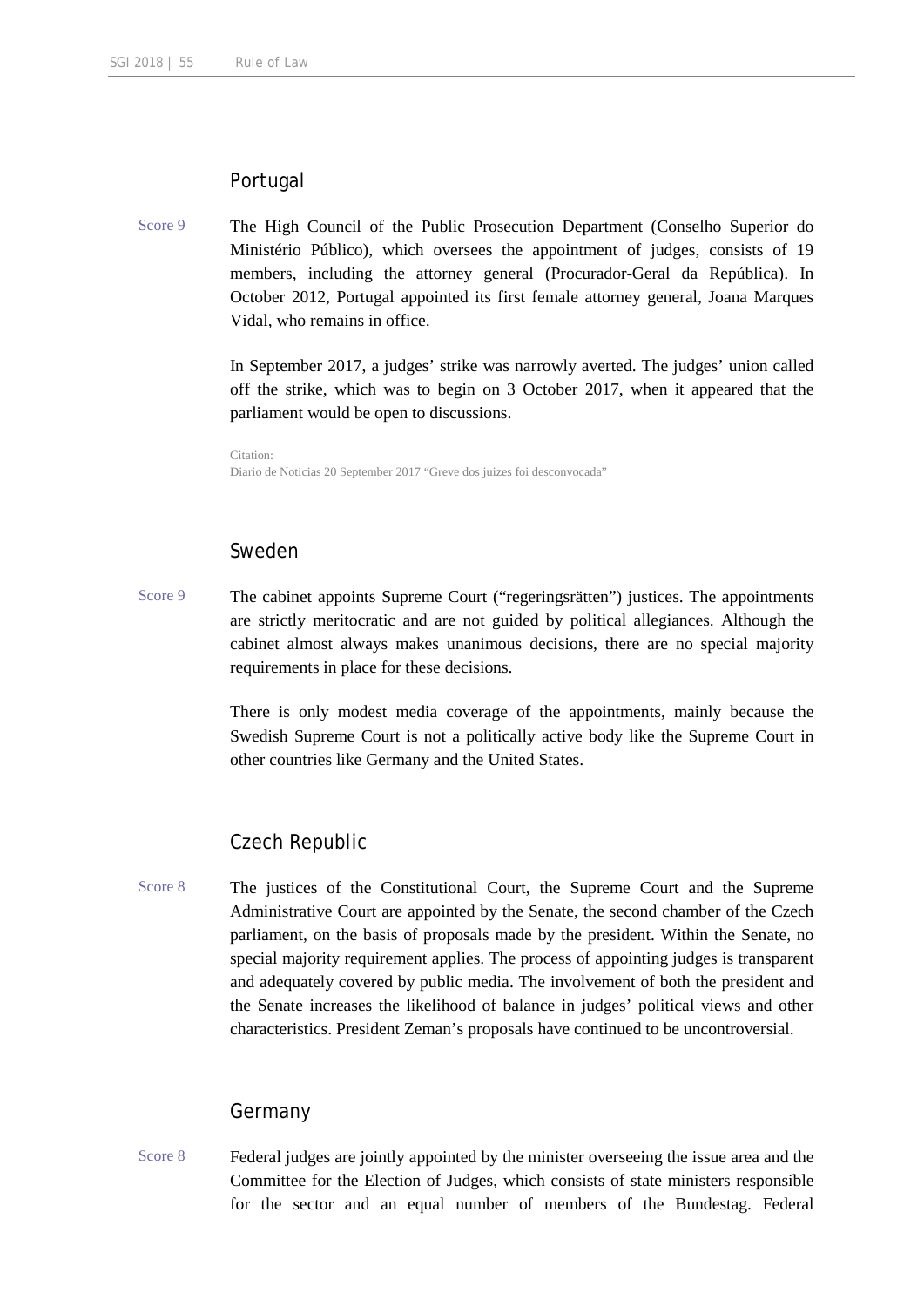## Portugal

Score 9

The High Council of the Public Prosecution Department (Conselho Superior do Ministério Público), which oversees the appointment of judges, consists of 19 members, including the attorney general (Procurador-Geral da República). In October 2012, Portugal appointed its first female attorney general, Joana Marques Vidal, who remains in office.

In September 2017, a judges' strike was narrowly averted. The judges' union called off the strike, which was to begin on 3 October 2017, when it appeared that the parliament would be open to discussions.

Citation:
Diario de Noticias 20 September 2017 "Greve dos juizes foi desconvocada"

## Sweden

Score 9

The cabinet appoints Supreme Court ("regeringsrätten") justices. The appointments are strictly meritocratic and are not guided by political allegiances. Although the cabinet almost always makes unanimous decisions, there are no special majority requirements in place for these decisions.

There is only modest media coverage of the appointments, mainly because the Swedish Supreme Court is not a politically active body like the Supreme Court in other countries like Germany and the United States.

## Czech Republic

Score 8

The justices of the Constitutional Court, the Supreme Court and the Supreme Administrative Court are appointed by the Senate, the second chamber of the Czech parliament, on the basis of proposals made by the president. Within the Senate, no special majority requirement applies. The process of appointing judges is transparent and adequately covered by public media. The involvement of both the president and the Senate increases the likelihood of balance in judges' political views and other characteristics. President Zeman's proposals have continued to be uncontroversial.

## Germany

Score 8

Federal judges are jointly appointed by the minister overseeing the issue area and the Committee for the Election of Judges, which consists of state ministers responsible for the sector and an equal number of members of the Bundestag. Federal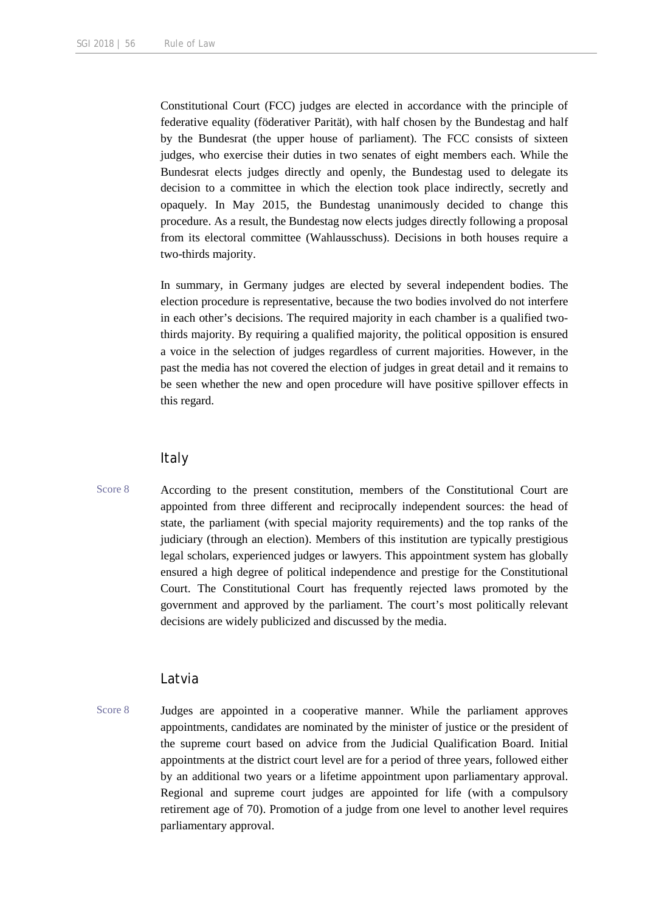Constitutional Court (FCC) judges are elected in accordance with the principle of federative equality (föderativer Parität), with half chosen by the Bundestag and half by the Bundesrat (the upper house of parliament). The FCC consists of sixteen judges, who exercise their duties in two senates of eight members each. While the Bundesrat elects judges directly and openly, the Bundestag used to delegate its decision to a committee in which the election took place indirectly, secretly and opaquely. In May 2015, the Bundestag unanimously decided to change this procedure. As a result, the Bundestag now elects judges directly following a proposal from its electoral committee (Wahlausschuss). Decisions in both houses require a two-thirds majority.

In summary, in Germany judges are elected by several independent bodies. The election procedure is representative, because the two bodies involved do not interfere in each other's decisions. The required majority in each chamber is a qualified two-thirds majority. By requiring a qualified majority, the political opposition is ensured a voice in the selection of judges regardless of current majorities. However, in the past the media has not covered the election of judges in great detail and it remains to be seen whether the new and open procedure will have positive spillover effects in this regard.

## Italy

Score 8

According to the present constitution, members of the Constitutional Court are appointed from three different and reciprocally independent sources: the head of state, the parliament (with special majority requirements) and the top ranks of the judiciary (through an election). Members of this institution are typically prestigious legal scholars, experienced judges or lawyers. This appointment system has globally ensured a high degree of political independence and prestige for the Constitutional Court. The Constitutional Court has frequently rejected laws promoted by the government and approved by the parliament. The court's most politically relevant decisions are widely publicized and discussed by the media.

## Latvia

Score 8

Judges are appointed in a cooperative manner. While the parliament approves appointments, candidates are nominated by the minister of justice or the president of the supreme court based on advice from the Judicial Qualification Board. Initial appointments at the district court level are for a period of three years, followed either by an additional two years or a lifetime appointment upon parliamentary approval. Regional and supreme court judges are appointed for life (with a compulsory retirement age of 70). Promotion of a judge from one level to another level requires parliamentary approval.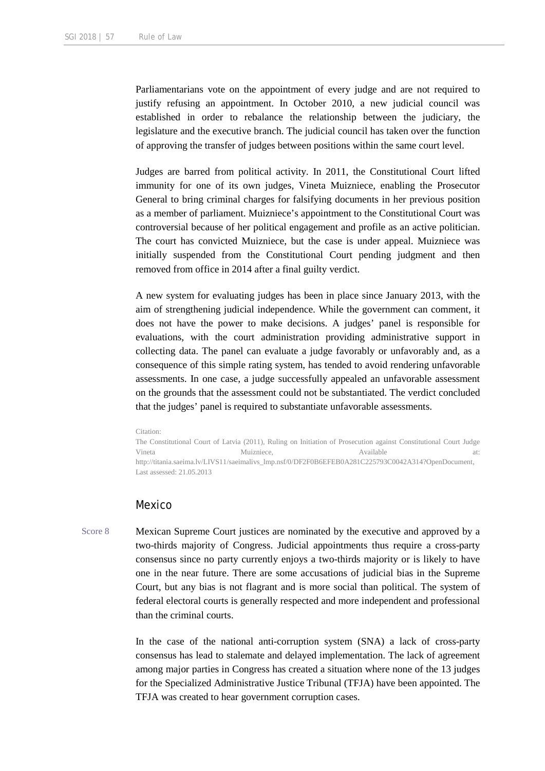Parliamentarians vote on the appointment of every judge and are not required to justify refusing an appointment. In October 2010, a new judicial council was established in order to rebalance the relationship between the judiciary, the legislature and the executive branch. The judicial council has taken over the function of approving the transfer of judges between positions within the same court level.

Judges are barred from political activity. In 2011, the Constitutional Court lifted immunity for one of its own judges, Vineta Muizniece, enabling the Prosecutor General to bring criminal charges for falsifying documents in her previous position as a member of parliament. Muizniece's appointment to the Constitutional Court was controversial because of her political engagement and profile as an active politician. The court has convicted Muizniece, but the case is under appeal. Muizniece was initially suspended from the Constitutional Court pending judgment and then removed from office in 2014 after a final guilty verdict.

A new system for evaluating judges has been in place since January 2013, with the aim of strengthening judicial independence. While the government can comment, it does not have the power to make decisions. A judges' panel is responsible for evaluations, with the court administration providing administrative support in collecting data. The panel can evaluate a judge favorably or unfavorably and, as a consequence of this simple rating system, has tended to avoid rendering unfavorable assessments. In one case, a judge successfully appealed an unfavorable assessment on the grounds that the assessment could not be substantiated. The verdict concluded that the judges' panel is required to substantiate unfavorable assessments.

Citation:
The Constitutional Court of Latvia (2011), Ruling on Initiation of Prosecution against Constitutional Court Judge Vineta Muizniece, Available at: http://titania.saeima.lv/LIVS11/saeimalivs_lmp.nsf/0/DF2F0B6EFEB0A281C225793C0042A314?OpenDocument, Last assessed: 21.05.2013

## Mexico

Score 8

Mexican Supreme Court justices are nominated by the executive and approved by a two-thirds majority of Congress. Judicial appointments thus require a cross-party consensus since no party currently enjoys a two-thirds majority or is likely to have one in the near future. There are some accusations of judicial bias in the Supreme Court, but any bias is not flagrant and is more social than political. The system of federal electoral courts is generally respected and more independent and professional than the criminal courts.

In the case of the national anti-corruption system (SNA) a lack of cross-party consensus has lead to stalemate and delayed implementation. The lack of agreement among major parties in Congress has created a situation where none of the 13 judges for the Specialized Administrative Justice Tribunal (TFJA) have been appointed. The TFJA was created to hear government corruption cases.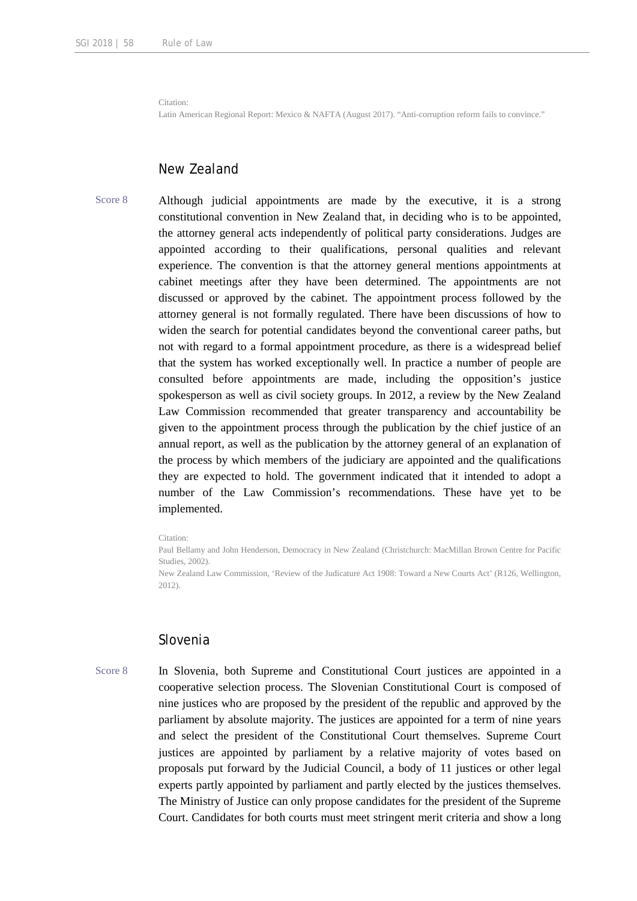Citation:
Latin American Regional Report: Mexico & NAFTA (August 2017). "Anti-corruption reform fails to convince."

## New Zealand

Score 8

Although judicial appointments are made by the executive, it is a strong constitutional convention in New Zealand that, in deciding who is to be appointed, the attorney general acts independently of political party considerations. Judges are appointed according to their qualifications, personal qualities and relevant experience. The convention is that the attorney general mentions appointments at cabinet meetings after they have been determined. The appointments are not discussed or approved by the cabinet. The appointment process followed by the attorney general is not formally regulated. There have been discussions of how to widen the search for potential candidates beyond the conventional career paths, but not with regard to a formal appointment procedure, as there is a widespread belief that the system has worked exceptionally well. In practice a number of people are consulted before appointments are made, including the opposition's justice spokesperson as well as civil society groups. In 2012, a review by the New Zealand Law Commission recommended that greater transparency and accountability be given to the appointment process through the publication by the chief justice of an annual report, as well as the publication by the attorney general of an explanation of the process by which members of the judiciary are appointed and the qualifications they are expected to hold. The government indicated that it intended to adopt a number of the Law Commission's recommendations. These have yet to be implemented.

Citation:
Paul Bellamy and John Henderson, Democracy in New Zealand (Christchurch: MacMillan Brown Centre for Pacific Studies, 2002).
New Zealand Law Commission, 'Review of the Judicature Act 1908: Toward a New Courts Act' (R126, Wellington, 2012).

## Slovenia

Score 8

In Slovenia, both Supreme and Constitutional Court justices are appointed in a cooperative selection process. The Slovenian Constitutional Court is composed of nine justices who are proposed by the president of the republic and approved by the parliament by absolute majority. The justices are appointed for a term of nine years and select the president of the Constitutional Court themselves. Supreme Court justices are appointed by parliament by a relative majority of votes based on proposals put forward by the Judicial Council, a body of 11 justices or other legal experts partly appointed by parliament and partly elected by the justices themselves. The Ministry of Justice can only propose candidates for the president of the Supreme Court. Candidates for both courts must meet stringent merit criteria and show a long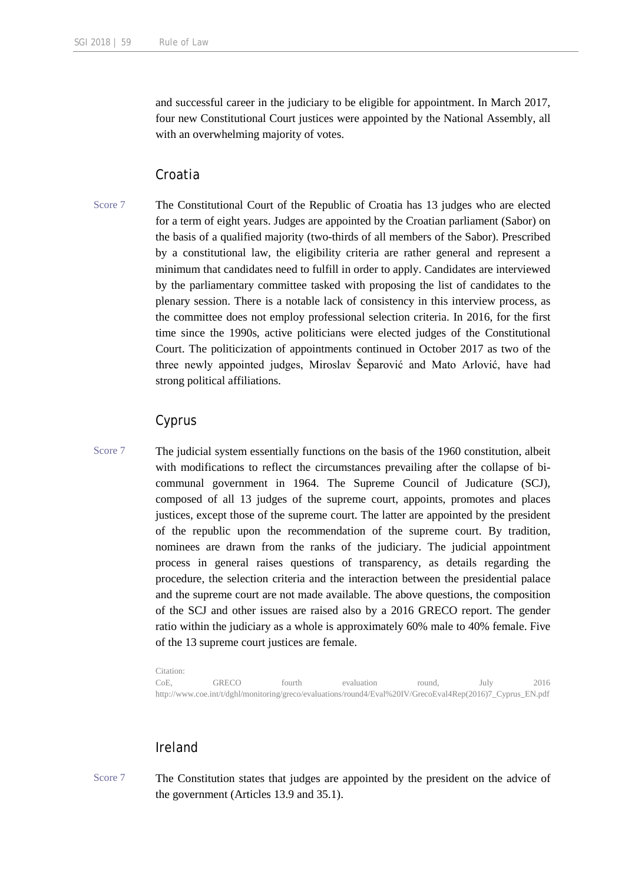and successful career in the judiciary to be eligible for appointment. In March 2017, four new Constitutional Court justices were appointed by the National Assembly, all with an overwhelming majority of votes.

## Croatia

Score 7

The Constitutional Court of the Republic of Croatia has 13 judges who are elected for a term of eight years. Judges are appointed by the Croatian parliament (Sabor) on the basis of a qualified majority (two-thirds of all members of the Sabor). Prescribed by a constitutional law, the eligibility criteria are rather general and represent a minimum that candidates need to fulfill in order to apply. Candidates are interviewed by the parliamentary committee tasked with proposing the list of candidates to the plenary session. There is a notable lack of consistency in this interview process, as the committee does not employ professional selection criteria. In 2016, for the first time since the 1990s, active politicians were elected judges of the Constitutional Court. The politicization of appointments continued in October 2017 as two of the three newly appointed judges, Miroslav Šeparović and Mato Arlović, have had strong political affiliations.

## Cyprus

Score 7

The judicial system essentially functions on the basis of the 1960 constitution, albeit with modifications to reflect the circumstances prevailing after the collapse of bi-communal government in 1964. The Supreme Council of Judicature (SCJ), composed of all 13 judges of the supreme court, appoints, promotes and places justices, except those of the supreme court. The latter are appointed by the president of the republic upon the recommendation of the supreme court. By tradition, nominees are drawn from the ranks of the judiciary. The judicial appointment process in general raises questions of transparency, as details regarding the procedure, the selection criteria and the interaction between the presidential palace and the supreme court are not made available. The above questions, the composition of the SCJ and other issues are raised also by a 2016 GRECO report. The gender ratio within the judiciary as a whole is approximately 60% male to 40% female. Five of the 13 supreme court justices are female.

Citation:
CoE, GRECO fourth evaluation round, July 2016 http://www.coe.int/t/dghl/monitoring/greco/evaluations/round4/Eval%20IV/GrecoEval4Rep(2016)7_Cyprus_EN.pdf

## Ireland

Score 7

The Constitution states that judges are appointed by the president on the advice of the government (Articles 13.9 and 35.1).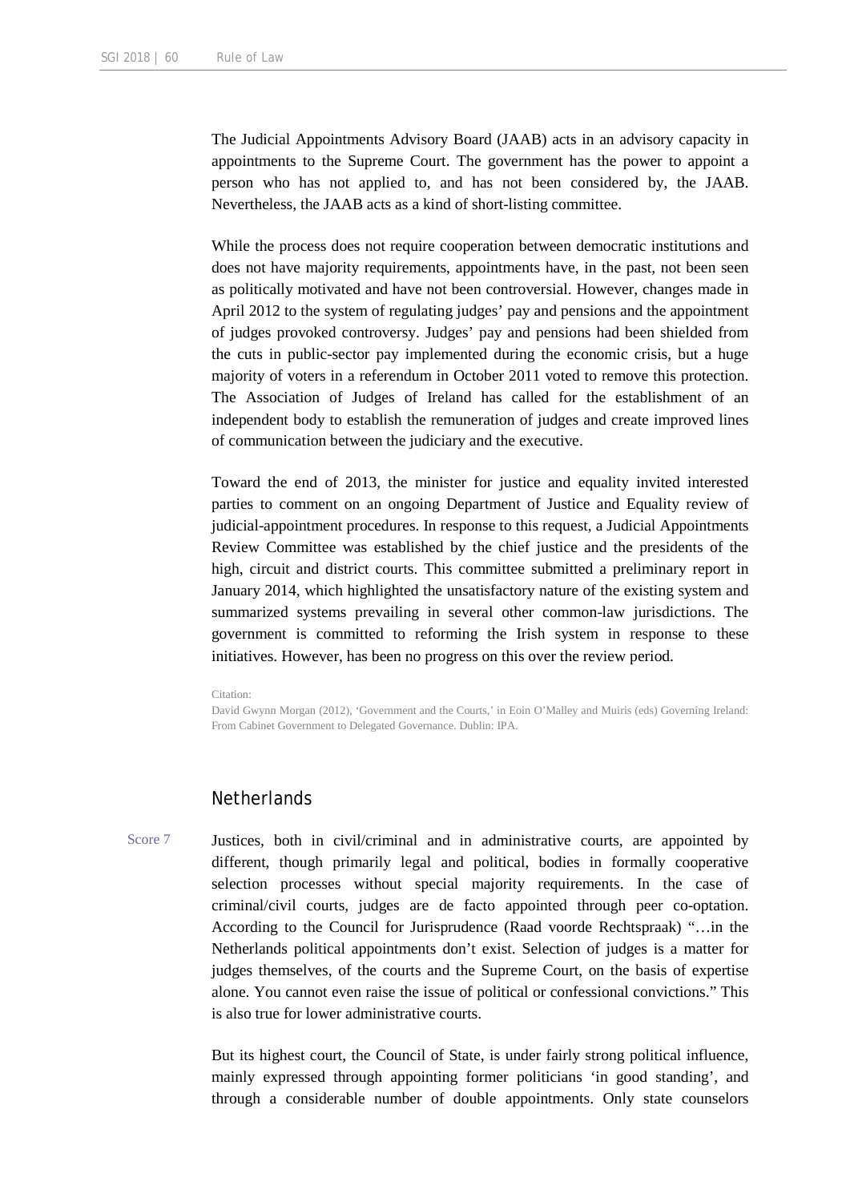The Judicial Appointments Advisory Board (JAAB) acts in an advisory capacity in appointments to the Supreme Court. The government has the power to appoint a person who has not applied to, and has not been considered by, the JAAB. Nevertheless, the JAAB acts as a kind of short-listing committee.

While the process does not require cooperation between democratic institutions and does not have majority requirements, appointments have, in the past, not been seen as politically motivated and have not been controversial. However, changes made in April 2012 to the system of regulating judges' pay and pensions and the appointment of judges provoked controversy. Judges' pay and pensions had been shielded from the cuts in public-sector pay implemented during the economic crisis, but a huge majority of voters in a referendum in October 2011 voted to remove this protection. The Association of Judges of Ireland has called for the establishment of an independent body to establish the remuneration of judges and create improved lines of communication between the judiciary and the executive.

Toward the end of 2013, the minister for justice and equality invited interested parties to comment on an ongoing Department of Justice and Equality review of judicial-appointment procedures. In response to this request, a Judicial Appointments Review Committee was established by the chief justice and the presidents of the high, circuit and district courts. This committee submitted a preliminary report in January 2014, which highlighted the unsatisfactory nature of the existing system and summarized systems prevailing in several other common-law jurisdictions. The government is committed to reforming the Irish system in response to these initiatives. However, has been no progress on this over the review period.

Citation:
David Gwynn Morgan (2012), 'Government and the Courts,' in Eoin O'Malley and Muiris (eds) Governing Ireland: From Cabinet Government to Delegated Governance. Dublin: IPA.

## Netherlands

Score 7

Justices, both in civil/criminal and in administrative courts, are appointed by different, though primarily legal and political, bodies in formally cooperative selection processes without special majority requirements. In the case of criminal/civil courts, judges are de facto appointed through peer co-optation. According to the Council for Jurisprudence (Raad voorde Rechtspraak) "…in the Netherlands political appointments don't exist. Selection of judges is a matter for judges themselves, of the courts and the Supreme Court, on the basis of expertise alone. You cannot even raise the issue of political or confessional convictions." This is also true for lower administrative courts.

But its highest court, the Council of State, is under fairly strong political influence, mainly expressed through appointing former politicians 'in good standing', and through a considerable number of double appointments. Only state counselors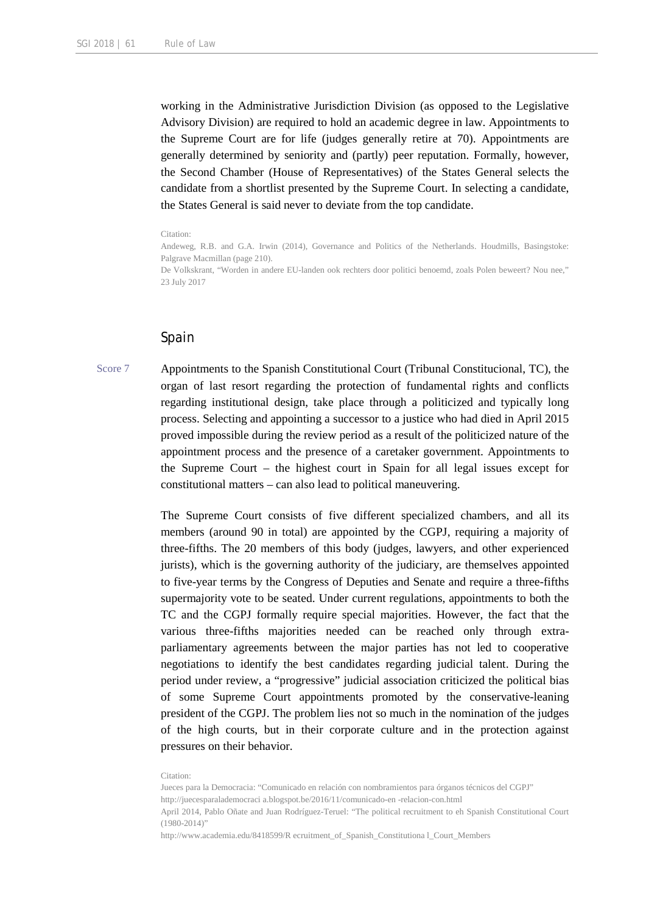working in the Administrative Jurisdiction Division (as opposed to the Legislative Advisory Division) are required to hold an academic degree in law. Appointments to the Supreme Court are for life (judges generally retire at 70). Appointments are generally determined by seniority and (partly) peer reputation. Formally, however, the Second Chamber (House of Representatives) of the States General selects the candidate from a shortlist presented by the Supreme Court. In selecting a candidate, the States General is said never to deviate from the top candidate.

Citation:
Andeweg, R.B. and G.A. Irwin (2014), Governance and Politics of the Netherlands. Houdmills, Basingstoke: Palgrave Macmillan (page 210).
De Volkskrant, "Worden in andere EU-landen ook rechters door politici benoemd, zoals Polen beweert? Nou nee," 23 July 2017

## Spain

Score 7

Appointments to the Spanish Constitutional Court (Tribunal Constitucional, TC), the organ of last resort regarding the protection of fundamental rights and conflicts regarding institutional design, take place through a politicized and typically long process. Selecting and appointing a successor to a justice who had died in April 2015 proved impossible during the review period as a result of the politicized nature of the appointment process and the presence of a caretaker government. Appointments to the Supreme Court – the highest court in Spain for all legal issues except for constitutional matters – can also lead to political maneuvering.

The Supreme Court consists of five different specialized chambers, and all its members (around 90 in total) are appointed by the CGPJ, requiring a majority of three-fifths. The 20 members of this body (judges, lawyers, and other experienced jurists), which is the governing authority of the judiciary, are themselves appointed to five-year terms by the Congress of Deputies and Senate and require a three-fifths supermajority vote to be seated. Under current regulations, appointments to both the TC and the CGPJ formally require special majorities. However, the fact that the various three-fifths majorities needed can be reached only through extra-parliamentary agreements between the major parties has not led to cooperative negotiations to identify the best candidates regarding judicial talent. During the period under review, a "progressive" judicial association criticized the political bias of some Supreme Court appointments promoted by the conservative-leaning president of the CGPJ. The problem lies not so much in the nomination of the judges of the high courts, but in their corporate culture and in the protection against pressures on their behavior.

Citation:
Jueces para la Democracia: "Comunicado en relación con nombramientos para órganos técnicos del CGPJ"
http://juecesparalademocraci a.blogspot.be/2016/11/comunicado-en -relacion-con.html
April 2014, Pablo Oñate and Juan Rodríguez-Teruel: "The political recruitment to eh Spanish Constitutional Court (1980-2014)"
http://www.academia.edu/8418599/R ecruitment_of_Spanish_Constitutiona l_Court_Members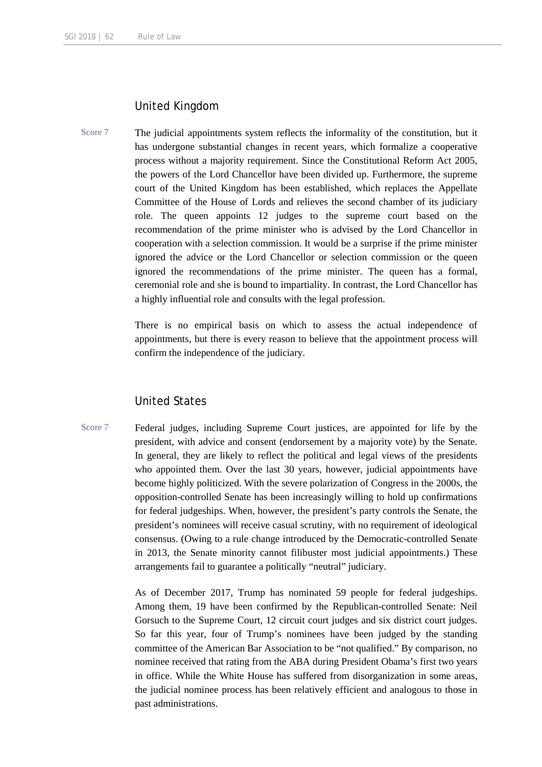## United Kingdom

Score 7

The judicial appointments system reflects the informality of the constitution, but it has undergone substantial changes in recent years, which formalize a cooperative process without a majority requirement. Since the Constitutional Reform Act 2005, the powers of the Lord Chancellor have been divided up. Furthermore, the supreme court of the United Kingdom has been established, which replaces the Appellate Committee of the House of Lords and relieves the second chamber of its judiciary role. The queen appoints 12 judges to the supreme court based on the recommendation of the prime minister who is advised by the Lord Chancellor in cooperation with a selection commission. It would be a surprise if the prime minister ignored the advice or the Lord Chancellor or selection commission or the queen ignored the recommendations of the prime minister. The queen has a formal, ceremonial role and she is bound to impartiality. In contrast, the Lord Chancellor has a highly influential role and consults with the legal profession.

There is no empirical basis on which to assess the actual independence of appointments, but there is every reason to believe that the appointment process will confirm the independence of the judiciary.

## United States

Score 7

Federal judges, including Supreme Court justices, are appointed for life by the president, with advice and consent (endorsement by a majority vote) by the Senate. In general, they are likely to reflect the political and legal views of the presidents who appointed them. Over the last 30 years, however, judicial appointments have become highly politicized. With the severe polarization of Congress in the 2000s, the opposition-controlled Senate has been increasingly willing to hold up confirmations for federal judgeships. When, however, the president's party controls the Senate, the president's nominees will receive casual scrutiny, with no requirement of ideological consensus. (Owing to a rule change introduced by the Democratic-controlled Senate in 2013, the Senate minority cannot filibuster most judicial appointments.) These arrangements fail to guarantee a politically "neutral" judiciary.

As of December 2017, Trump has nominated 59 people for federal judgeships. Among them, 19 have been confirmed by the Republican-controlled Senate: Neil Gorsuch to the Supreme Court, 12 circuit court judges and six district court judges. So far this year, four of Trump's nominees have been judged by the standing committee of the American Bar Association to be "not qualified." By comparison, no nominee received that rating from the ABA during President Obama's first two years in office. While the White House has suffered from disorganization in some areas, the judicial nominee process has been relatively efficient and analogous to those in past administrations.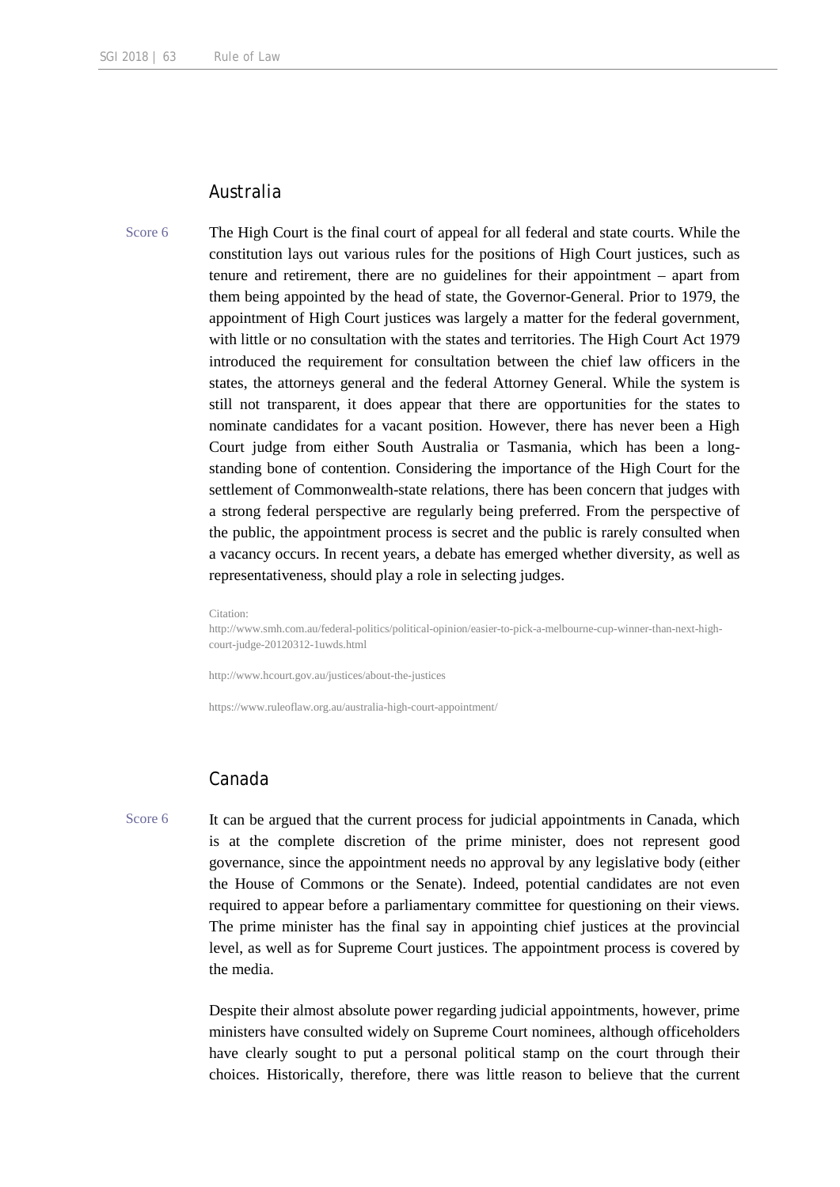## Australia

Score 6

The High Court is the final court of appeal for all federal and state courts. While the constitution lays out various rules for the positions of High Court justices, such as tenure and retirement, there are no guidelines for their appointment – apart from them being appointed by the head of state, the Governor-General. Prior to 1979, the appointment of High Court justices was largely a matter for the federal government, with little or no consultation with the states and territories. The High Court Act 1979 introduced the requirement for consultation between the chief law officers in the states, the attorneys general and the federal Attorney General. While the system is still not transparent, it does appear that there are opportunities for the states to nominate candidates for a vacant position. However, there has never been a High Court judge from either South Australia or Tasmania, which has been a long-standing bone of contention. Considering the importance of the High Court for the settlement of Commonwealth-state relations, there has been concern that judges with a strong federal perspective are regularly being preferred. From the perspective of the public, the appointment process is secret and the public is rarely consulted when a vacancy occurs. In recent years, a debate has emerged whether diversity, as well as representativeness, should play a role in selecting judges.

Citation:
http://www.smh.com.au/federal-politics/political-opinion/easier-to-pick-a-melbourne-cup-winner-than-next-high-court-judge-20120312-1uwds.html

http://www.hcourt.gov.au/justices/about-the-justices

https://www.ruleoflaw.org.au/australia-high-court-appointment/

## Canada

Score 6

It can be argued that the current process for judicial appointments in Canada, which is at the complete discretion of the prime minister, does not represent good governance, since the appointment needs no approval by any legislative body (either the House of Commons or the Senate). Indeed, potential candidates are not even required to appear before a parliamentary committee for questioning on their views. The prime minister has the final say in appointing chief justices at the provincial level, as well as for Supreme Court justices. The appointment process is covered by the media.

Despite their almost absolute power regarding judicial appointments, however, prime ministers have consulted widely on Supreme Court nominees, although officeholders have clearly sought to put a personal political stamp on the court through their choices. Historically, therefore, there was little reason to believe that the current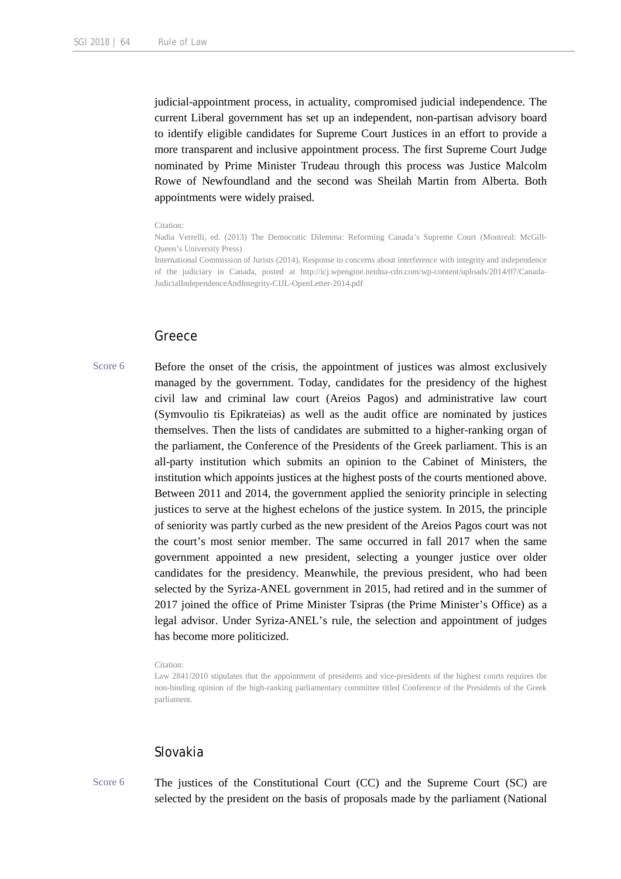judicial-appointment process, in actuality, compromised judicial independence. The current Liberal government has set up an independent, non-partisan advisory board to identify eligible candidates for Supreme Court Justices in an effort to provide a more transparent and inclusive appointment process. The first Supreme Court Judge nominated by Prime Minister Trudeau through this process was Justice Malcolm Rowe of Newfoundland and the second was Sheilah Martin from Alberta. Both appointments were widely praised.

Citation:
Nadia Verrelli, ed. (2013) The Democratic Dilemma: Reforming Canada's Supreme Court (Montreal: McGill-Queen's University Press)
International Commission of Jurists (2014), Response to concerns about interference with integrity and independence of the judiciary in Canada, posted at http://icj.wpengine.netdna-cdn.com/wp-content/uploads/2014/07/Canada-JudicialIndependenceAndIntegrity-CIJL-OpenLetter-2014.pdf

## Greece

Score 6

Before the onset of the crisis, the appointment of justices was almost exclusively managed by the government. Today, candidates for the presidency of the highest civil law and criminal law court (Areios Pagos) and administrative law court (Symvoulio tis Epikrateias) as well as the audit office are nominated by justices themselves. Then the lists of candidates are submitted to a higher-ranking organ of the parliament, the Conference of the Presidents of the Greek parliament. This is an all-party institution which submits an opinion to the Cabinet of Ministers, the institution which appoints justices at the highest posts of the courts mentioned above. Between 2011 and 2014, the government applied the seniority principle in selecting justices to serve at the highest echelons of the justice system. In 2015, the principle of seniority was partly curbed as the new president of the Areios Pagos court was not the court's most senior member. The same occurred in fall 2017 when the same government appointed a new president, selecting a younger justice over older candidates for the presidency. Meanwhile, the previous president, who had been selected by the Syriza-ANEL government in 2015, had retired and in the summer of 2017 joined the office of Prime Minister Tsipras (the Prime Minister's Office) as a legal advisor. Under Syriza-ANEL's rule, the selection and appointment of judges has become more politicized.

Citation:
Law 2841/2010 stipulates that the appointment of presidents and vice-presidents of the highest courts requires the non-binding opinion of the high-ranking parliamentary committee titled Conference of the Presidents of the Greek parliament.

## Slovakia

Score 6

The justices of the Constitutional Court (CC) and the Supreme Court (SC) are selected by the president on the basis of proposals made by the parliament (National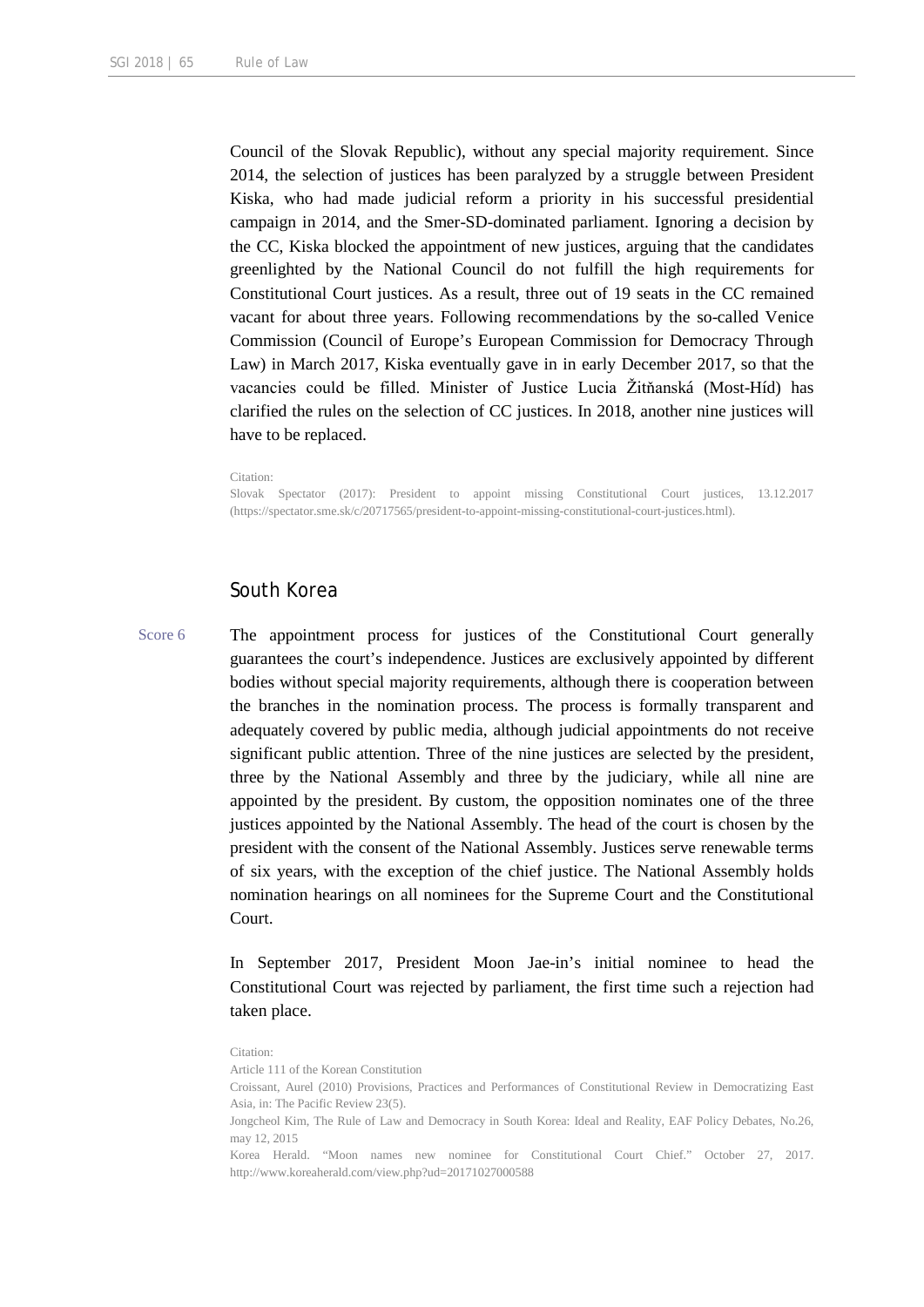Council of the Slovak Republic), without any special majority requirement. Since 2014, the selection of justices has been paralyzed by a struggle between President Kiska, who had made judicial reform a priority in his successful presidential campaign in 2014, and the Smer-SD-dominated parliament. Ignoring a decision by the CC, Kiska blocked the appointment of new justices, arguing that the candidates greenlighted by the National Council do not fulfill the high requirements for Constitutional Court justices. As a result, three out of 19 seats in the CC remained vacant for about three years. Following recommendations by the so-called Venice Commission (Council of Europe's European Commission for Democracy Through Law) in March 2017, Kiska eventually gave in in early December 2017, so that the vacancies could be filled. Minister of Justice Lucia Žitňanská (Most-Híd) has clarified the rules on the selection of CC justices. In 2018, another nine justices will have to be replaced.

Citation:
Slovak Spectator (2017): President to appoint missing Constitutional Court justices, 13.12.2017 (https://spectator.sme.sk/c/20717565/president-to-appoint-missing-constitutional-court-justices.html).

## South Korea

Score 6

The appointment process for justices of the Constitutional Court generally guarantees the court's independence. Justices are exclusively appointed by different bodies without special majority requirements, although there is cooperation between the branches in the nomination process. The process is formally transparent and adequately covered by public media, although judicial appointments do not receive significant public attention. Three of the nine justices are selected by the president, three by the National Assembly and three by the judiciary, while all nine are appointed by the president. By custom, the opposition nominates one of the three justices appointed by the National Assembly. The head of the court is chosen by the president with the consent of the National Assembly. Justices serve renewable terms of six years, with the exception of the chief justice. The National Assembly holds nomination hearings on all nominees for the Supreme Court and the Constitutional Court.

In September 2017, President Moon Jae-in's initial nominee to head the Constitutional Court was rejected by parliament, the first time such a rejection had taken place.

Citation:
Article 111 of the Korean Constitution
Croissant, Aurel (2010) Provisions, Practices and Performances of Constitutional Review in Democratizing East Asia, in: The Pacific Review 23(5).
Jongcheol Kim, The Rule of Law and Democracy in South Korea: Ideal and Reality, EAF Policy Debates, No.26, may 12, 2015
Korea Herald. "Moon names new nominee for Constitutional Court Chief." October 27, 2017. http://www.koreaherald.com/view.php?ud=20171027000588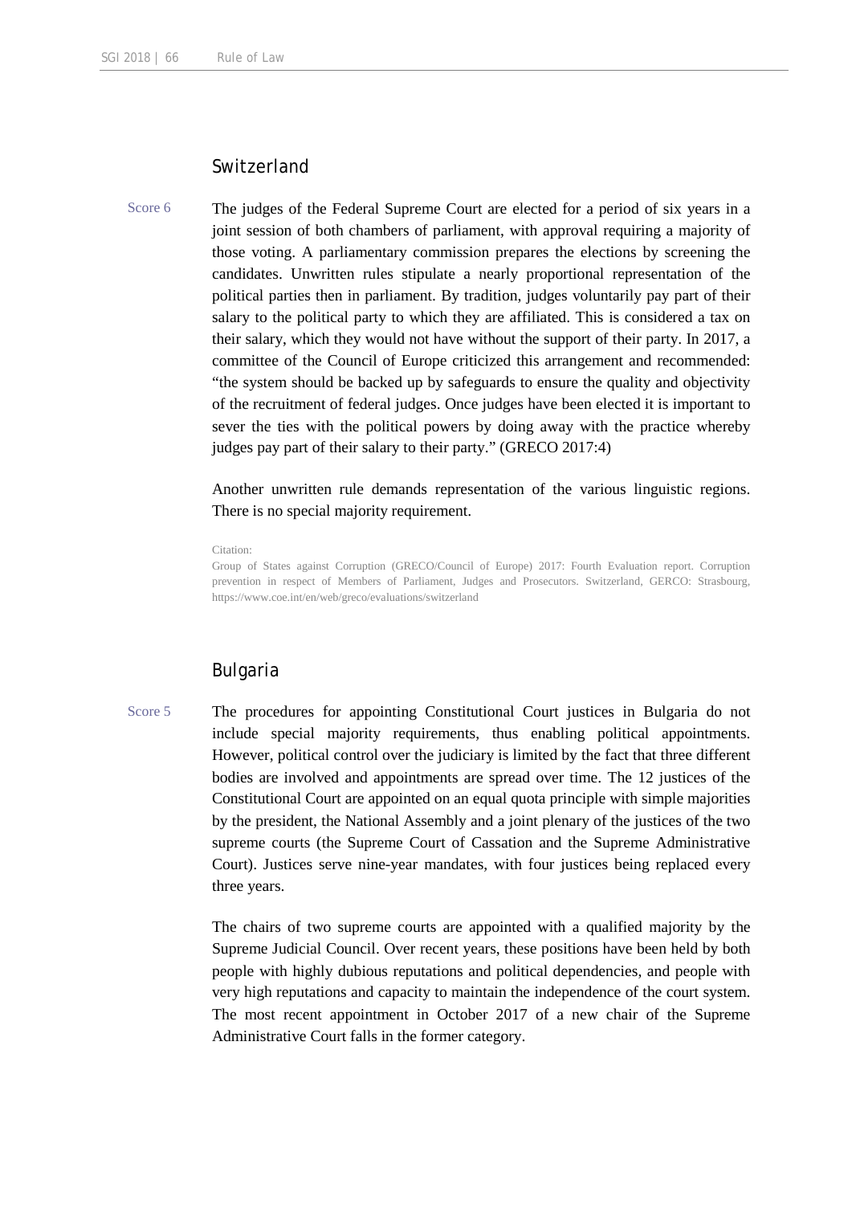## Switzerland

Score 6

The judges of the Federal Supreme Court are elected for a period of six years in a joint session of both chambers of parliament, with approval requiring a majority of those voting. A parliamentary commission prepares the elections by screening the candidates. Unwritten rules stipulate a nearly proportional representation of the political parties then in parliament. By tradition, judges voluntarily pay part of their salary to the political party to which they are affiliated. This is considered a tax on their salary, which they would not have without the support of their party. In 2017, a committee of the Council of Europe criticized this arrangement and recommended: "the system should be backed up by safeguards to ensure the quality and objectivity of the recruitment of federal judges. Once judges have been elected it is important to sever the ties with the political powers by doing away with the practice whereby judges pay part of their salary to their party." (GRECO 2017:4)

Another unwritten rule demands representation of the various linguistic regions. There is no special majority requirement.

Citation:
Group of States against Corruption (GRECO/Council of Europe) 2017: Fourth Evaluation report. Corruption prevention in respect of Members of Parliament, Judges and Prosecutors. Switzerland, GERCO: Strasbourg, https://www.coe.int/en/web/greco/evaluations/switzerland

## Bulgaria

Score 5

The procedures for appointing Constitutional Court justices in Bulgaria do not include special majority requirements, thus enabling political appointments. However, political control over the judiciary is limited by the fact that three different bodies are involved and appointments are spread over time. The 12 justices of the Constitutional Court are appointed on an equal quota principle with simple majorities by the president, the National Assembly and a joint plenary of the justices of the two supreme courts (the Supreme Court of Cassation and the Supreme Administrative Court). Justices serve nine-year mandates, with four justices being replaced every three years.

The chairs of two supreme courts are appointed with a qualified majority by the Supreme Judicial Council. Over recent years, these positions have been held by both people with highly dubious reputations and political dependencies, and people with very high reputations and capacity to maintain the independence of the court system. The most recent appointment in October 2017 of a new chair of the Supreme Administrative Court falls in the former category.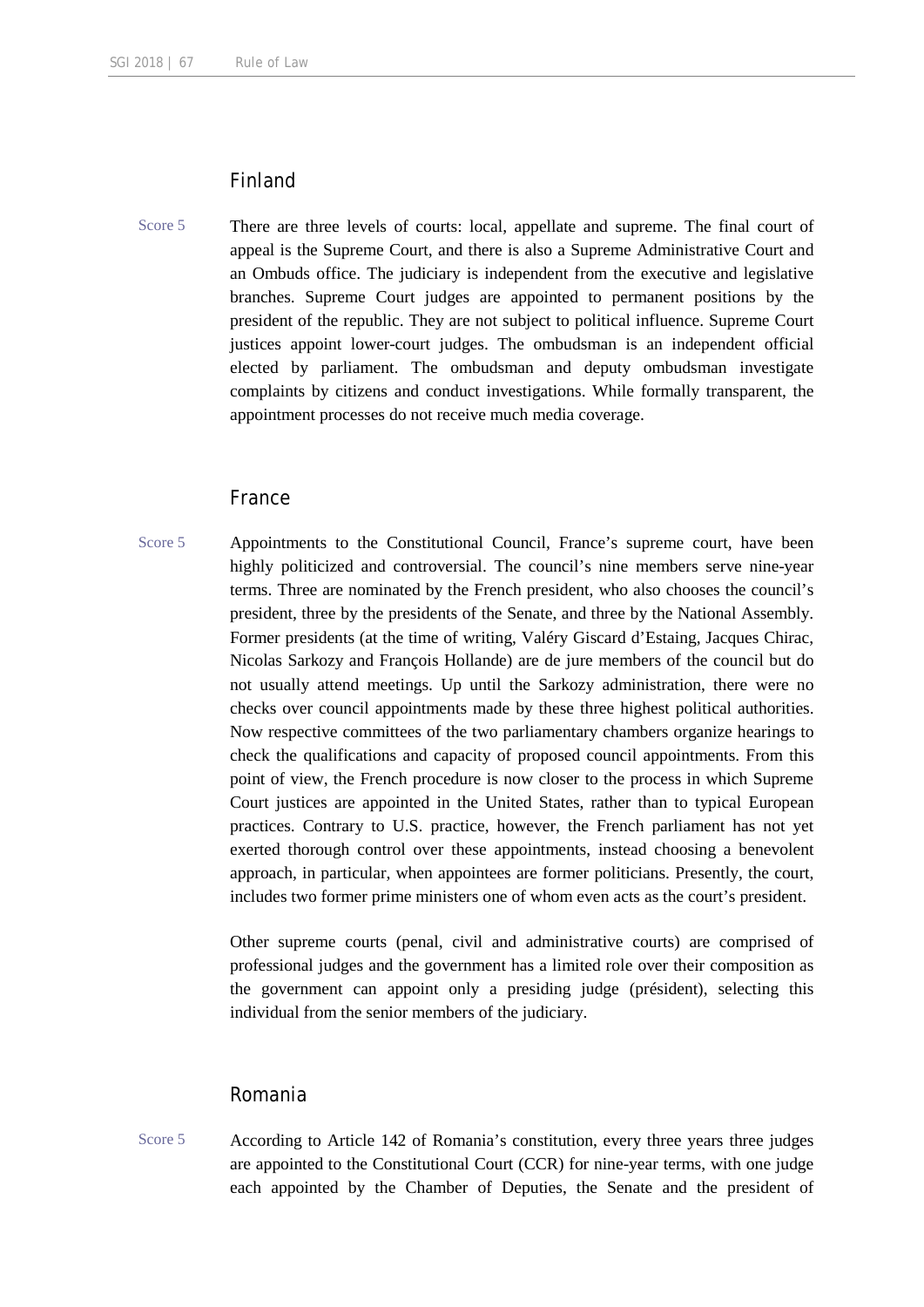## Finland

Score 5

There are three levels of courts: local, appellate and supreme. The final court of appeal is the Supreme Court, and there is also a Supreme Administrative Court and an Ombuds office. The judiciary is independent from the executive and legislative branches. Supreme Court judges are appointed to permanent positions by the president of the republic. They are not subject to political influence. Supreme Court justices appoint lower-court judges. The ombudsman is an independent official elected by parliament. The ombudsman and deputy ombudsman investigate complaints by citizens and conduct investigations. While formally transparent, the appointment processes do not receive much media coverage.

## France

Score 5

Appointments to the Constitutional Council, France's supreme court, have been highly politicized and controversial. The council's nine members serve nine-year terms. Three are nominated by the French president, who also chooses the council's president, three by the presidents of the Senate, and three by the National Assembly. Former presidents (at the time of writing, Valéry Giscard d'Estaing, Jacques Chirac, Nicolas Sarkozy and François Hollande) are de jure members of the council but do not usually attend meetings. Up until the Sarkozy administration, there were no checks over council appointments made by these three highest political authorities. Now respective committees of the two parliamentary chambers organize hearings to check the qualifications and capacity of proposed council appointments. From this point of view, the French procedure is now closer to the process in which Supreme Court justices are appointed in the United States, rather than to typical European practices. Contrary to U.S. practice, however, the French parliament has not yet exerted thorough control over these appointments, instead choosing a benevolent approach, in particular, when appointees are former politicians. Presently, the court, includes two former prime ministers one of whom even acts as the court's president.

Other supreme courts (penal, civil and administrative courts) are comprised of professional judges and the government has a limited role over their composition as the government can appoint only a presiding judge (président), selecting this individual from the senior members of the judiciary.

## Romania

Score 5

According to Article 142 of Romania's constitution, every three years three judges are appointed to the Constitutional Court (CCR) for nine-year terms, with one judge each appointed by the Chamber of Deputies, the Senate and the president of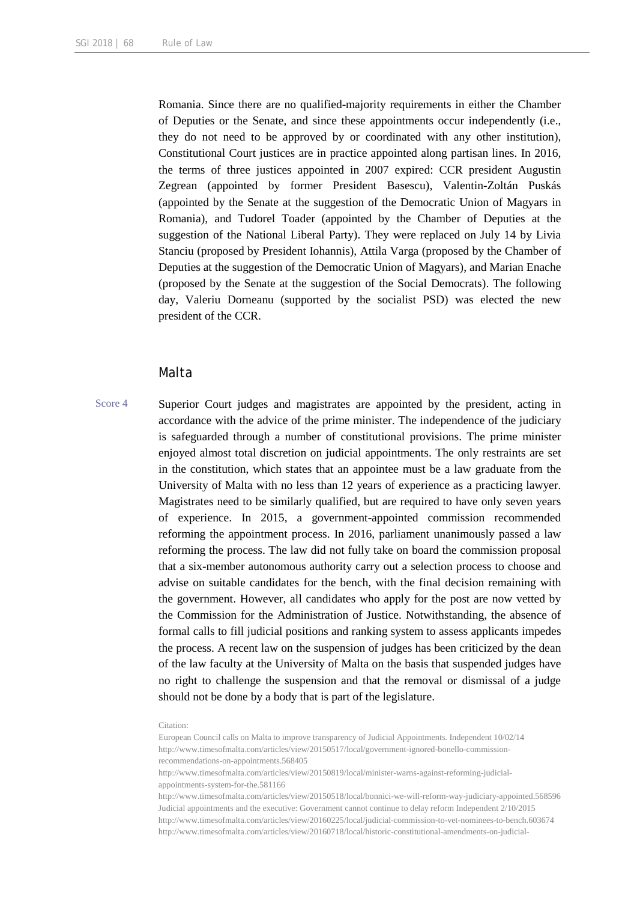Romania. Since there are no qualified-majority requirements in either the Chamber of Deputies or the Senate, and since these appointments occur independently (i.e., they do not need to be approved by or coordinated with any other institution), Constitutional Court justices are in practice appointed along partisan lines. In 2016, the terms of three justices appointed in 2007 expired: CCR president Augustin Zegrean (appointed by former President Basescu), Valentin-Zoltán Puskás (appointed by the Senate at the suggestion of the Democratic Union of Magyars in Romania), and Tudorel Toader (appointed by the Chamber of Deputies at the suggestion of the National Liberal Party). They were replaced on July 14 by Livia Stanciu (proposed by President Iohannis), Attila Varga (proposed by the Chamber of Deputies at the suggestion of the Democratic Union of Magyars), and Marian Enache (proposed by the Senate at the suggestion of the Social Democrats). The following day, Valeriu Dorneanu (supported by the socialist PSD) was elected the new president of the CCR.

## Malta

Score 4

Superior Court judges and magistrates are appointed by the president, acting in accordance with the advice of the prime minister. The independence of the judiciary is safeguarded through a number of constitutional provisions. The prime minister enjoyed almost total discretion on judicial appointments. The only restraints are set in the constitution, which states that an appointee must be a law graduate from the University of Malta with no less than 12 years of experience as a practicing lawyer. Magistrates need to be similarly qualified, but are required to have only seven years of experience. In 2015, a government-appointed commission recommended reforming the appointment process. In 2016, parliament unanimously passed a law reforming the process. The law did not fully take on board the commission proposal that a six-member autonomous authority carry out a selection process to choose and advise on suitable candidates for the bench, with the final decision remaining with the government. However, all candidates who apply for the post are now vetted by the Commission for the Administration of Justice. Notwithstanding, the absence of formal calls to fill judicial positions and ranking system to assess applicants impedes the process. A recent law on the suspension of judges has been criticized by the dean of the law faculty at the University of Malta on the basis that suspended judges have no right to challenge the suspension and that the removal or dismissal of a judge should not be done by a body that is part of the legislature.

Citation:
European Council calls on Malta to improve transparency of Judicial Appointments. Independent 10/02/14
http://www.timesofmalta.com/articles/view/20150517/local/government-ignored-bonello-commission-recommendations-on-appointments.568405
http://www.timesofmalta.com/articles/view/20150819/local/minister-warns-against-reforming-judicial-appointments-system-for-the.581166
http://www.timesofmalta.com/articles/view/20150518/local/bonnici-we-will-reform-way-judiciary-appointed.568596
Judicial appointments and the executive: Government cannot continue to delay reform Independent 2/10/2015
http://www.timesofmalta.com/articles/view/20160225/local/judicial-commission-to-vet-nominees-to-bench.603674
http://www.timesofmalta.com/articles/view/20160718/local/historic-constitutional-amendments-on-judicial-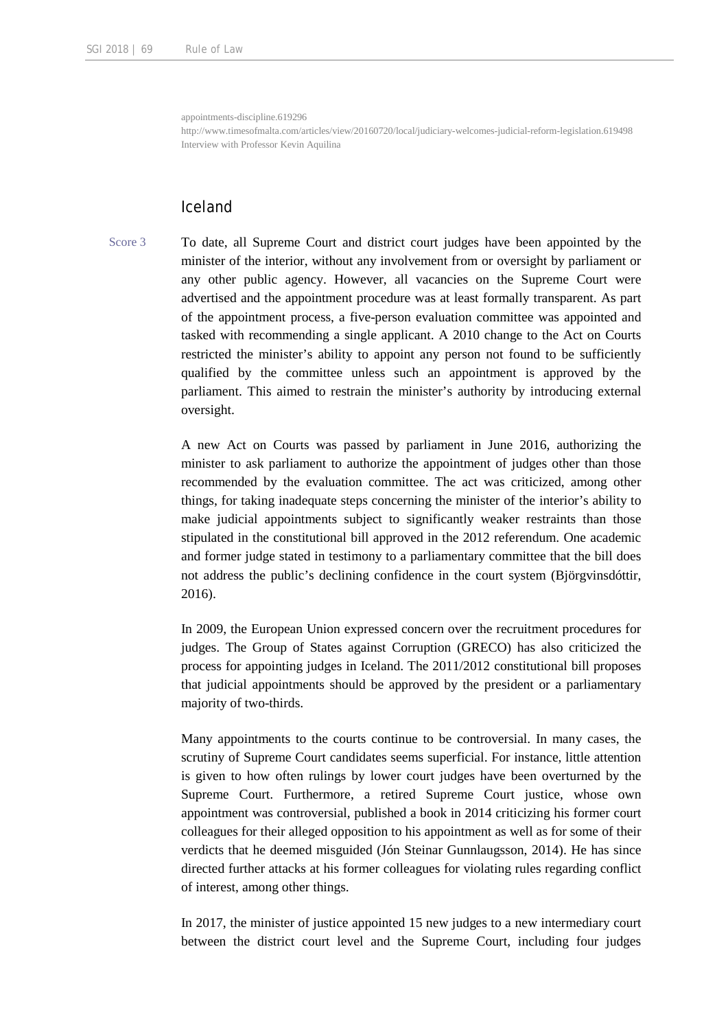appointments-discipline.619296
http://www.timesofmalta.com/articles/view/20160720/local/judiciary-welcomes-judicial-reform-legislation.619498
Interview with Professor Kevin Aquilina

## Iceland

Score 3

To date, all Supreme Court and district court judges have been appointed by the minister of the interior, without any involvement from or oversight by parliament or any other public agency. However, all vacancies on the Supreme Court were advertised and the appointment procedure was at least formally transparent. As part of the appointment process, a five-person evaluation committee was appointed and tasked with recommending a single applicant. A 2010 change to the Act on Courts restricted the minister's ability to appoint any person not found to be sufficiently qualified by the committee unless such an appointment is approved by the parliament. This aimed to restrain the minister's authority by introducing external oversight.

A new Act on Courts was passed by parliament in June 2016, authorizing the minister to ask parliament to authorize the appointment of judges other than those recommended by the evaluation committee. The act was criticized, among other things, for taking inadequate steps concerning the minister of the interior's ability to make judicial appointments subject to significantly weaker restraints than those stipulated in the constitutional bill approved in the 2012 referendum. One academic and former judge stated in testimony to a parliamentary committee that the bill does not address the public's declining confidence in the court system (Björgvinsdóttir, 2016).

In 2009, the European Union expressed concern over the recruitment procedures for judges. The Group of States against Corruption (GRECO) has also criticized the process for appointing judges in Iceland. The 2011/2012 constitutional bill proposes that judicial appointments should be approved by the president or a parliamentary majority of two-thirds.

Many appointments to the courts continue to be controversial. In many cases, the scrutiny of Supreme Court candidates seems superficial. For instance, little attention is given to how often rulings by lower court judges have been overturned by the Supreme Court. Furthermore, a retired Supreme Court justice, whose own appointment was controversial, published a book in 2014 criticizing his former court colleagues for their alleged opposition to his appointment as well as for some of their verdicts that he deemed misguided (Jón Steinar Gunnlaugsson, 2014). He has since directed further attacks at his former colleagues for violating rules regarding conflict of interest, among other things.

In 2017, the minister of justice appointed 15 new judges to a new intermediary court between the district court level and the Supreme Court, including four judges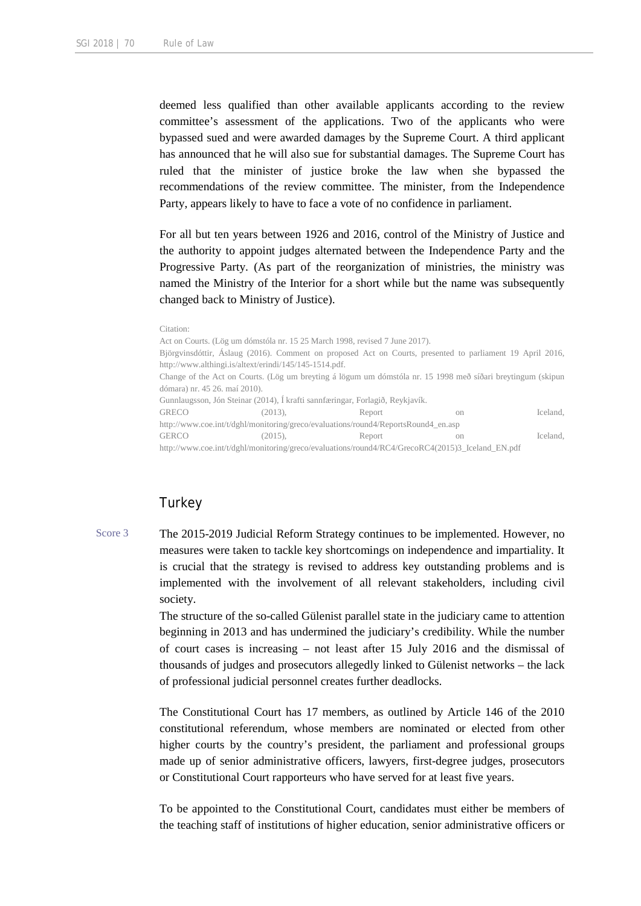deemed less qualified than other available applicants according to the review committee's assessment of the applications. Two of the applicants who were bypassed sued and were awarded damages by the Supreme Court. A third applicant has announced that he will also sue for substantial damages. The Supreme Court has ruled that the minister of justice broke the law when she bypassed the recommendations of the review committee. The minister, from the Independence Party, appears likely to have to face a vote of no confidence in parliament.

For all but ten years between 1926 and 2016, control of the Ministry of Justice and the authority to appoint judges alternated between the Independence Party and the Progressive Party. (As part of the reorganization of ministries, the ministry was named the Ministry of the Interior for a short while but the name was subsequently changed back to Ministry of Justice).

Citation:
Act on Courts. (Lög um dómstóla nr. 15 25 March 1998, revised 7 June 2017).
Björgvinsdóttir, Áslaug (2016). Comment on proposed Act on Courts, presented to parliament 19 April 2016, http://www.althingi.is/altext/erindi/145/145-1514.pdf.
Change of the Act on Courts. (Lög um breyting á lögum um dómstóla nr. 15 1998 með síðari breytingum (skipun dómara) nr. 45 26. maí 2010).
Gunnlaugsson, Jón Steinar (2014), Í krafti sannfæringar, Forlagið, Reykjavík.
GRECO (2013), Report on Iceland, http://www.coe.int/t/dghl/monitoring/greco/evaluations/round4/ReportsRound4_en.asp
GERCO (2015), Report on Iceland, http://www.coe.int/t/dghl/monitoring/greco/evaluations/round4/RC4/GrecoRC4(2015)3_Iceland_EN.pdf

## Turkey

Score 3

The 2015-2019 Judicial Reform Strategy continues to be implemented. However, no measures were taken to tackle key shortcomings on independence and impartiality. It is crucial that the strategy is revised to address key outstanding problems and is implemented with the involvement of all relevant stakeholders, including civil society.

The structure of the so-called Gülenist parallel state in the judiciary came to attention beginning in 2013 and has undermined the judiciary's credibility. While the number of court cases is increasing – not least after 15 July 2016 and the dismissal of thousands of judges and prosecutors allegedly linked to Gülenist networks – the lack of professional judicial personnel creates further deadlocks.

The Constitutional Court has 17 members, as outlined by Article 146 of the 2010 constitutional referendum, whose members are nominated or elected from other higher courts by the country's president, the parliament and professional groups made up of senior administrative officers, lawyers, first-degree judges, prosecutors or Constitutional Court rapporteurs who have served for at least five years.

To be appointed to the Constitutional Court, candidates must either be members of the teaching staff of institutions of higher education, senior administrative officers or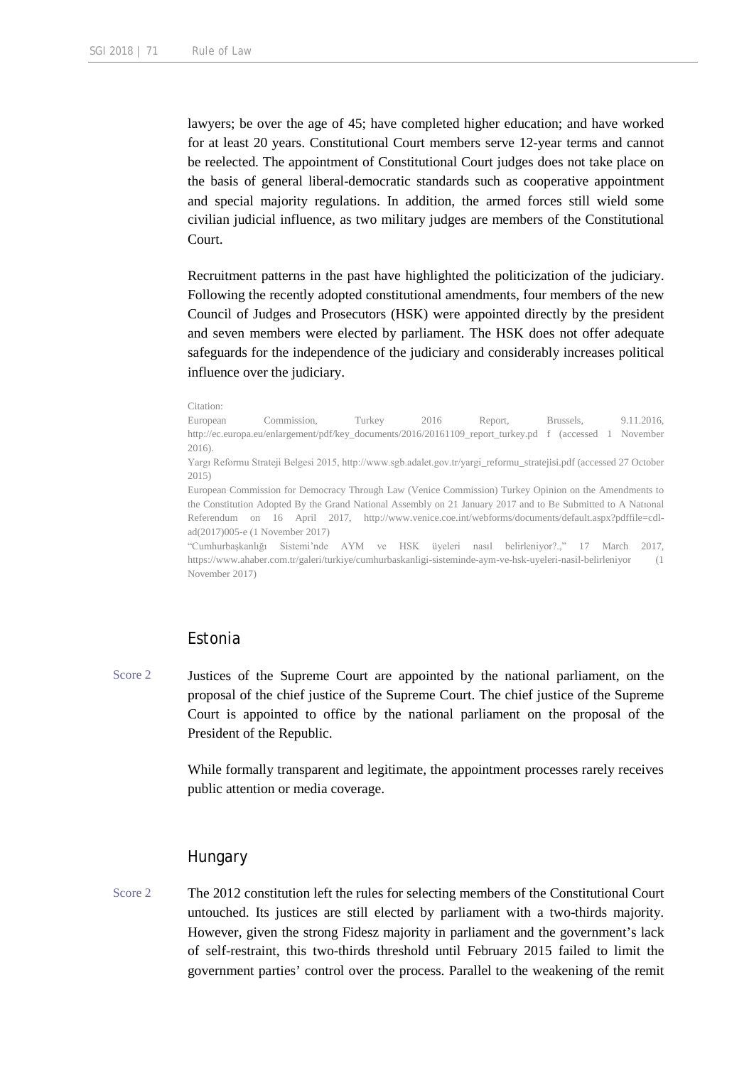lawyers; be over the age of 45; have completed higher education; and have worked for at least 20 years. Constitutional Court members serve 12-year terms and cannot be reelected. The appointment of Constitutional Court judges does not take place on the basis of general liberal-democratic standards such as cooperative appointment and special majority regulations. In addition, the armed forces still wield some civilian judicial influence, as two military judges are members of the Constitutional Court.

Recruitment patterns in the past have highlighted the politicization of the judiciary. Following the recently adopted constitutional amendments, four members of the new Council of Judges and Prosecutors (HSK) were appointed directly by the president and seven members were elected by parliament. The HSK does not offer adequate safeguards for the independence of the judiciary and considerably increases political influence over the judiciary.

Citation:
European Commission, Turkey 2016 Report, Brussels, 9.11.2016, http://ec.europa.eu/enlargement/pdf/key_documents/2016/20161109_report_turkey.pd f (accessed 1 November 2016).
Yargı Reformu Strateji Belgesi 2015, http://www.sgb.adalet.gov.tr/yargi_reformu_stratejisi.pdf (accessed 27 October 2015)
European Commission for Democracy Through Law (Venice Commission) Turkey Opinion on the Amendments to the Constitution Adopted By the Grand National Assembly on 21 January 2017 and to Be Submitted to A Natıonal Referendum on 16 April 2017, http://www.venice.coe.int/webforms/documents/default.aspx?pdffile=cdl-ad(2017)005-e (1 November 2017)
"Cumhurbaşkanlığı Sistemi'nde AYM ve HSK üyeleri nasıl belirleniyor?.," 17 March 2017, https://www.ahaber.com.tr/galeri/turkiye/cumhurbaskanligi-sisteminde-aym-ve-hsk-uyeleri-nasil-belirleniyor (1 November 2017)

## Estonia

Score 2

Justices of the Supreme Court are appointed by the national parliament, on the proposal of the chief justice of the Supreme Court. The chief justice of the Supreme Court is appointed to office by the national parliament on the proposal of the President of the Republic.

While formally transparent and legitimate, the appointment processes rarely receives public attention or media coverage.

## Hungary

Score 2

The 2012 constitution left the rules for selecting members of the Constitutional Court untouched. Its justices are still elected by parliament with a two-thirds majority. However, given the strong Fidesz majority in parliament and the government's lack of self-restraint, this two-thirds threshold until February 2015 failed to limit the government parties' control over the process. Parallel to the weakening of the remit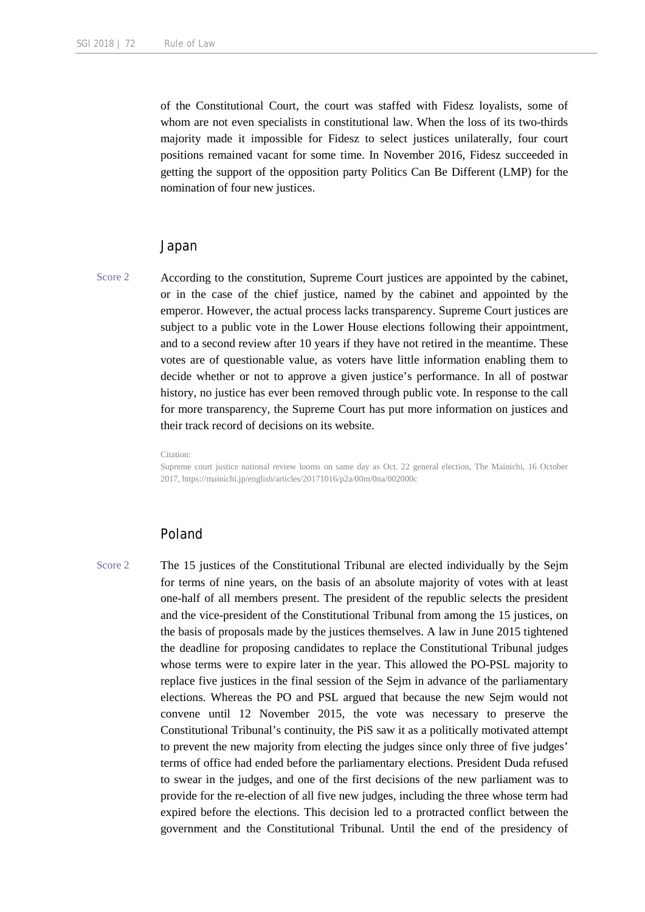of the Constitutional Court, the court was staffed with Fidesz loyalists, some of whom are not even specialists in constitutional law. When the loss of its two-thirds majority made it impossible for Fidesz to select justices unilaterally, four court positions remained vacant for some time. In November 2016, Fidesz succeeded in getting the support of the opposition party Politics Can Be Different (LMP) for the nomination of four new justices.

## Japan

Score 2

According to the constitution, Supreme Court justices are appointed by the cabinet, or in the case of the chief justice, named by the cabinet and appointed by the emperor. However, the actual process lacks transparency. Supreme Court justices are subject to a public vote in the Lower House elections following their appointment, and to a second review after 10 years if they have not retired in the meantime. These votes are of questionable value, as voters have little information enabling them to decide whether or not to approve a given justice's performance. In all of postwar history, no justice has ever been removed through public vote. In response to the call for more transparency, the Supreme Court has put more information on justices and their track record of decisions on its website.

Citation:
Supreme court justice national review looms on same day as Oct. 22 general election, The Mainichi, 16 October 2017, https://mainichi.jp/english/articles/20171016/p2a/00m/0na/002000c

## Poland

Score 2

The 15 justices of the Constitutional Tribunal are elected individually by the Sejm for terms of nine years, on the basis of an absolute majority of votes with at least one-half of all members present. The president of the republic selects the president and the vice-president of the Constitutional Tribunal from among the 15 justices, on the basis of proposals made by the justices themselves. A law in June 2015 tightened the deadline for proposing candidates to replace the Constitutional Tribunal judges whose terms were to expire later in the year. This allowed the PO-PSL majority to replace five justices in the final session of the Sejm in advance of the parliamentary elections. Whereas the PO and PSL argued that because the new Sejm would not convene until 12 November 2015, the vote was necessary to preserve the Constitutional Tribunal's continuity, the PiS saw it as a politically motivated attempt to prevent the new majority from electing the judges since only three of five judges' terms of office had ended before the parliamentary elections. President Duda refused to swear in the judges, and one of the first decisions of the new parliament was to provide for the re-election of all five new judges, including the three whose term had expired before the elections. This decision led to a protracted conflict between the government and the Constitutional Tribunal. Until the end of the presidency of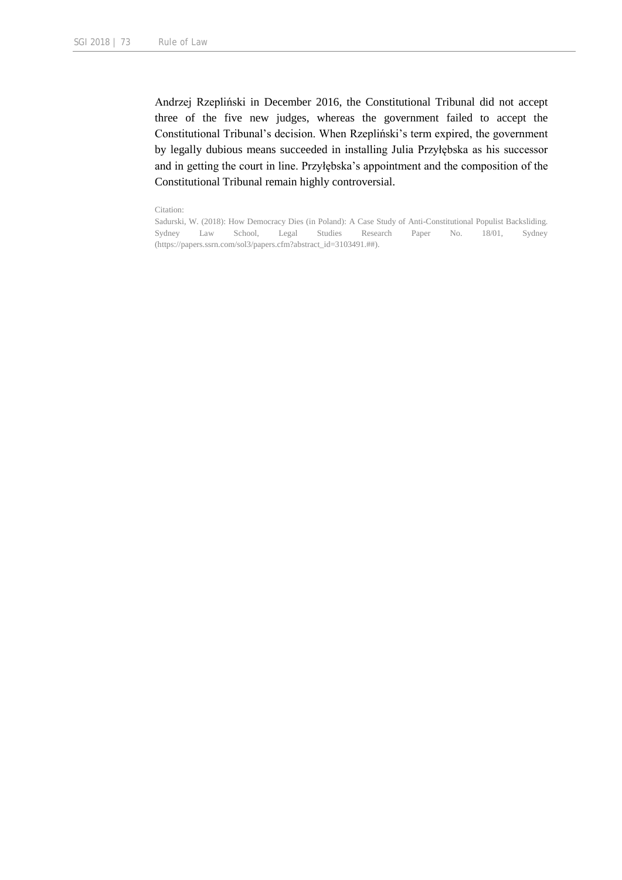Andrzej Rzepliński in December 2016, the Constitutional Tribunal did not accept three of the five new judges, whereas the government failed to accept the Constitutional Tribunal's decision. When Rzepliński's term expired, the government by legally dubious means succeeded in installing Julia Przyłębska as his successor and in getting the court in line. Przyłębska's appointment and the composition of the Constitutional Tribunal remain highly controversial.

Citation:
Sadurski, W. (2018): How Democracy Dies (in Poland): A Case Study of Anti-Constitutional Populist Backsliding. Sydney Law School, Legal Studies Research Paper No. 18/01, Sydney (https://papers.ssrn.com/sol3/papers.cfm?abstract_id=3103491.##).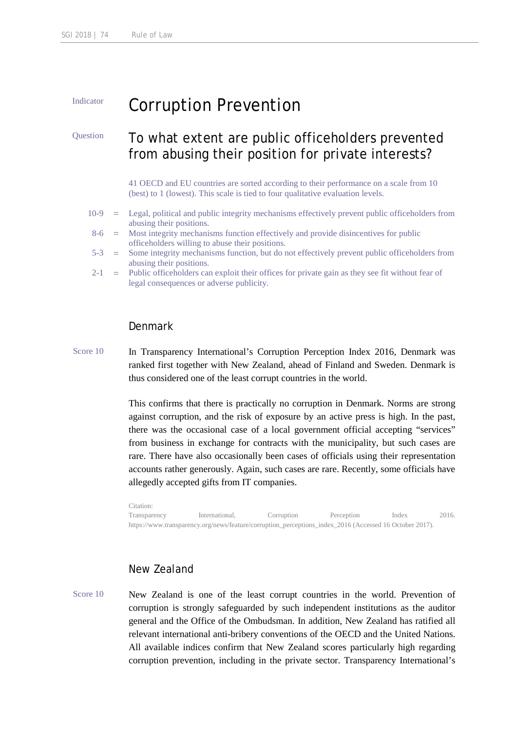Indicator

# Corruption Prevention

Question

## To what extent are public officeholders prevented from abusing their position for private interests?

41 OECD and EU countries are sorted according to their performance on a scale from 10 (best) to 1 (lowest). This scale is tied to four qualitative evaluation levels.

- 10-9 = Legal, political and public integrity mechanisms effectively prevent public officeholders from abusing their positions.
- 8-6 = Most integrity mechanisms function effectively and provide disincentives for public officeholders willing to abuse their positions.
- 5-3 = Some integrity mechanisms function, but do not effectively prevent public officeholders from abusing their positions.
- 2-1 = Public officeholders can exploit their offices for private gain as they see fit without fear of legal consequences or adverse publicity.

### Denmark

Score 10

In Transparency International's Corruption Perception Index 2016, Denmark was ranked first together with New Zealand, ahead of Finland and Sweden. Denmark is thus considered one of the least corrupt countries in the world.

This confirms that there is practically no corruption in Denmark. Norms are strong against corruption, and the risk of exposure by an active press is high. In the past, there was the occasional case of a local government official accepting "services" from business in exchange for contracts with the municipality, but such cases are rare. There have also occasionally been cases of officials using their representation accounts rather generously. Again, such cases are rare. Recently, some officials have allegedly accepted gifts from IT companies.

Citation:
Transparency International, Corruption Perception Index 2016. https://www.transparency.org/news/feature/corruption_perceptions_index_2016 (Accessed 16 October 2017).

### New Zealand

Score 10

New Zealand is one of the least corrupt countries in the world. Prevention of corruption is strongly safeguarded by such independent institutions as the auditor general and the Office of the Ombudsman. In addition, New Zealand has ratified all relevant international anti-bribery conventions of the OECD and the United Nations. All available indices confirm that New Zealand scores particularly high regarding corruption prevention, including in the private sector. Transparency International's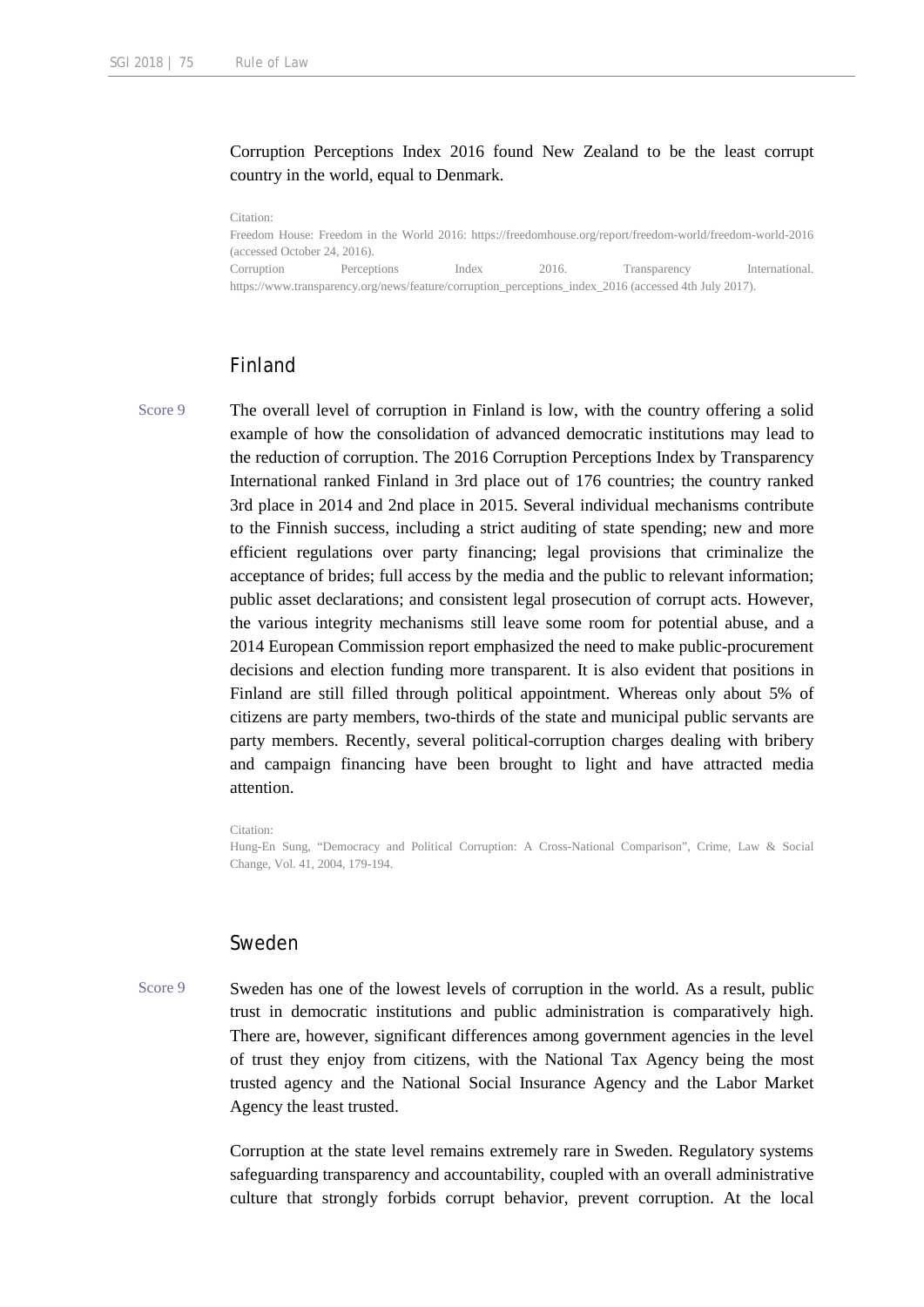Corruption Perceptions Index 2016 found New Zealand to be the least corrupt country in the world, equal to Denmark.

Citation:
Freedom House: Freedom in the World 2016: https://freedomhouse.org/report/freedom-world/freedom-world-2016 (accessed October 24, 2016).
Corruption Perceptions Index 2016. Transparency International. https://www.transparency.org/news/feature/corruption_perceptions_index_2016 (accessed 4th July 2017).

## Finland

Score 9

The overall level of corruption in Finland is low, with the country offering a solid example of how the consolidation of advanced democratic institutions may lead to the reduction of corruption. The 2016 Corruption Perceptions Index by Transparency International ranked Finland in 3rd place out of 176 countries; the country ranked 3rd place in 2014 and 2nd place in 2015. Several individual mechanisms contribute to the Finnish success, including a strict auditing of state spending; new and more efficient regulations over party financing; legal provisions that criminalize the acceptance of brides; full access by the media and the public to relevant information; public asset declarations; and consistent legal prosecution of corrupt acts. However, the various integrity mechanisms still leave some room for potential abuse, and a 2014 European Commission report emphasized the need to make public-procurement decisions and election funding more transparent. It is also evident that positions in Finland are still filled through political appointment. Whereas only about 5% of citizens are party members, two-thirds of the state and municipal public servants are party members. Recently, several political-corruption charges dealing with bribery and campaign financing have been brought to light and have attracted media attention.

Citation:
Hung-En Sung, "Democracy and Political Corruption: A Cross-National Comparison", Crime, Law & Social Change, Vol. 41, 2004, 179-194.

## Sweden

Score 9

Sweden has one of the lowest levels of corruption in the world. As a result, public trust in democratic institutions and public administration is comparatively high. There are, however, significant differences among government agencies in the level of trust they enjoy from citizens, with the National Tax Agency being the most trusted agency and the National Social Insurance Agency and the Labor Market Agency the least trusted.

Corruption at the state level remains extremely rare in Sweden. Regulatory systems safeguarding transparency and accountability, coupled with an overall administrative culture that strongly forbids corrupt behavior, prevent corruption. At the local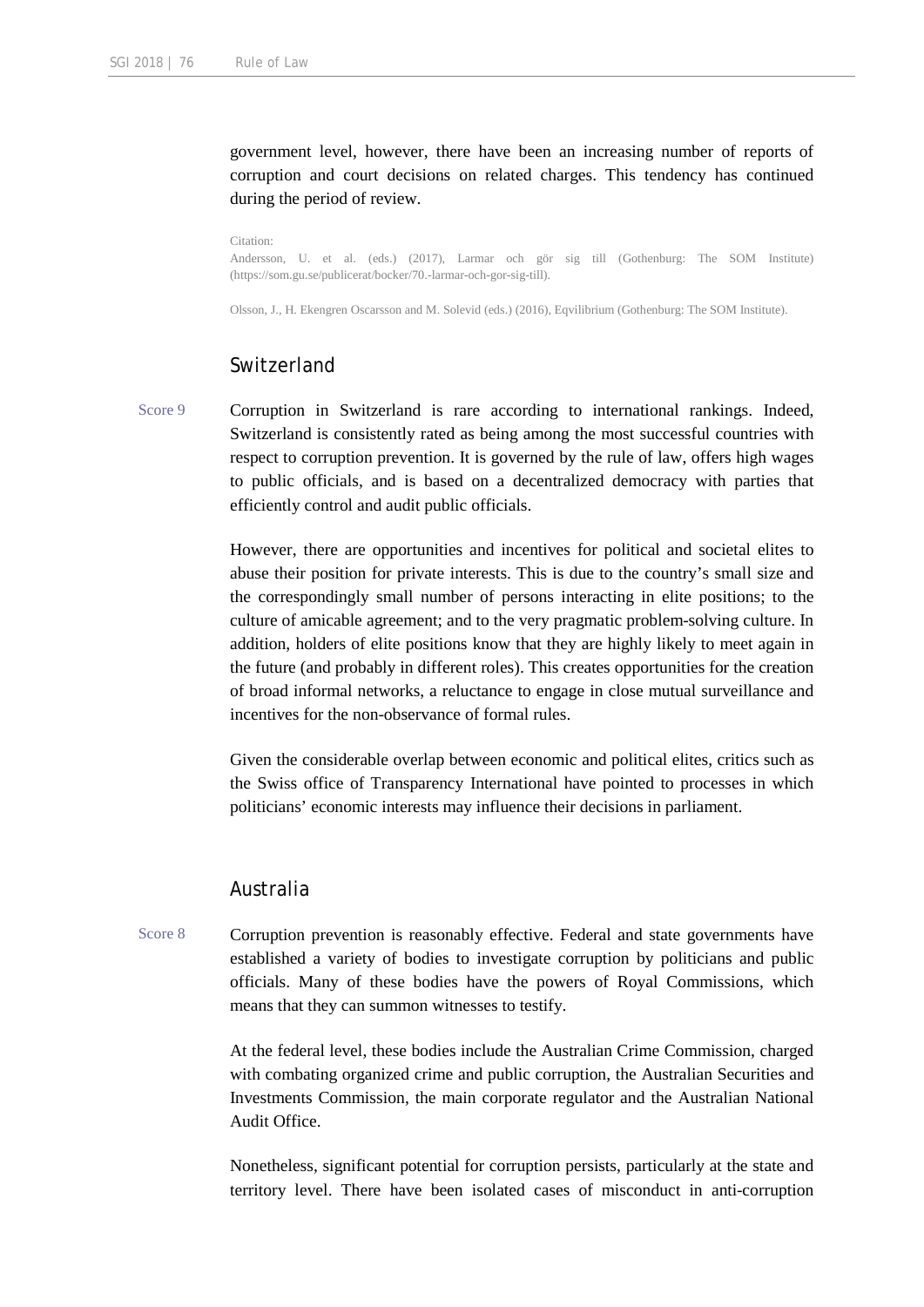government level, however, there have been an increasing number of reports of corruption and court decisions on related charges. This tendency has continued during the period of review.

Citation:
Andersson, U. et al. (eds.) (2017), Larmar och gör sig till (Gothenburg: The SOM Institute) (https://som.gu.se/publicerat/bocker/70.-larmar-och-gor-sig-till).

Olsson, J., H. Ekengren Oscarsson and M. Solevid (eds.) (2016), Eqvilibrium (Gothenburg: The SOM Institute).

## Switzerland

Score 9

Corruption in Switzerland is rare according to international rankings. Indeed, Switzerland is consistently rated as being among the most successful countries with respect to corruption prevention. It is governed by the rule of law, offers high wages to public officials, and is based on a decentralized democracy with parties that efficiently control and audit public officials.

However, there are opportunities and incentives for political and societal elites to abuse their position for private interests. This is due to the country's small size and the correspondingly small number of persons interacting in elite positions; to the culture of amicable agreement; and to the very pragmatic problem-solving culture. In addition, holders of elite positions know that they are highly likely to meet again in the future (and probably in different roles). This creates opportunities for the creation of broad informal networks, a reluctance to engage in close mutual surveillance and incentives for the non-observance of formal rules.

Given the considerable overlap between economic and political elites, critics such as the Swiss office of Transparency International have pointed to processes in which politicians' economic interests may influence their decisions in parliament.

## Australia

Score 8

Corruption prevention is reasonably effective. Federal and state governments have established a variety of bodies to investigate corruption by politicians and public officials. Many of these bodies have the powers of Royal Commissions, which means that they can summon witnesses to testify.

At the federal level, these bodies include the Australian Crime Commission, charged with combating organized crime and public corruption, the Australian Securities and Investments Commission, the main corporate regulator and the Australian National Audit Office.

Nonetheless, significant potential for corruption persists, particularly at the state and territory level. There have been isolated cases of misconduct in anti-corruption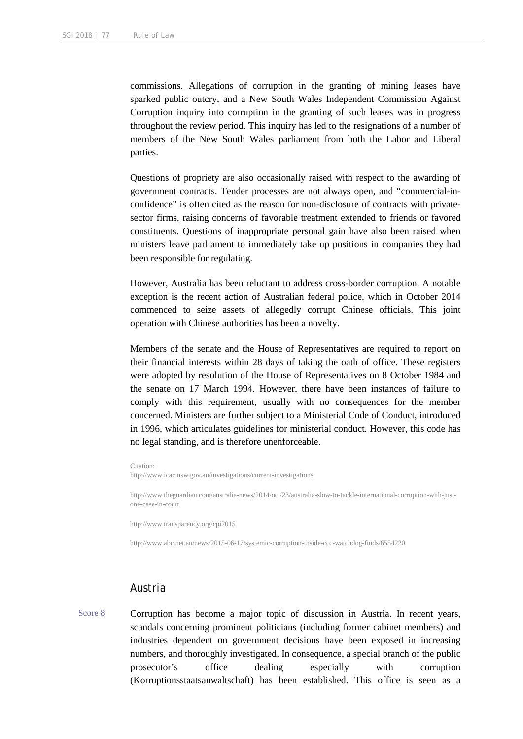commissions. Allegations of corruption in the granting of mining leases have sparked public outcry, and a New South Wales Independent Commission Against Corruption inquiry into corruption in the granting of such leases was in progress throughout the review period. This inquiry has led to the resignations of a number of members of the New South Wales parliament from both the Labor and Liberal parties.

Questions of propriety are also occasionally raised with respect to the awarding of government contracts. Tender processes are not always open, and "commercial-in-confidence" is often cited as the reason for non-disclosure of contracts with private-sector firms, raising concerns of favorable treatment extended to friends or favored constituents. Questions of inappropriate personal gain have also been raised when ministers leave parliament to immediately take up positions in companies they had been responsible for regulating.

However, Australia has been reluctant to address cross-border corruption. A notable exception is the recent action of Australian federal police, which in October 2014 commenced to seize assets of allegedly corrupt Chinese officials. This joint operation with Chinese authorities has been a novelty.

Members of the senate and the House of Representatives are required to report on their financial interests within 28 days of taking the oath of office. These registers were adopted by resolution of the House of Representatives on 8 October 1984 and the senate on 17 March 1994. However, there have been instances of failure to comply with this requirement, usually with no consequences for the member concerned. Ministers are further subject to a Ministerial Code of Conduct, introduced in 1996, which articulates guidelines for ministerial conduct. However, this code has no legal standing, and is therefore unenforceable.

Citation:
http://www.icac.nsw.gov.au/investigations/current-investigations

http://www.theguardian.com/australia-news/2014/oct/23/australia-slow-to-tackle-international-corruption-with-just-one-case-in-court

http://www.transparency.org/cpi2015

http://www.abc.net.au/news/2015-06-17/systemic-corruption-inside-ccc-watchdog-finds/6554220

## Austria

Score 8

Corruption has become a major topic of discussion in Austria. In recent years, scandals concerning prominent politicians (including former cabinet members) and industries dependent on government decisions have been exposed in increasing numbers, and thoroughly investigated. In consequence, a special branch of the public prosecutor's office dealing especially with corruption (Korruptionsstaatsanwaltschaft) has been established. This office is seen as a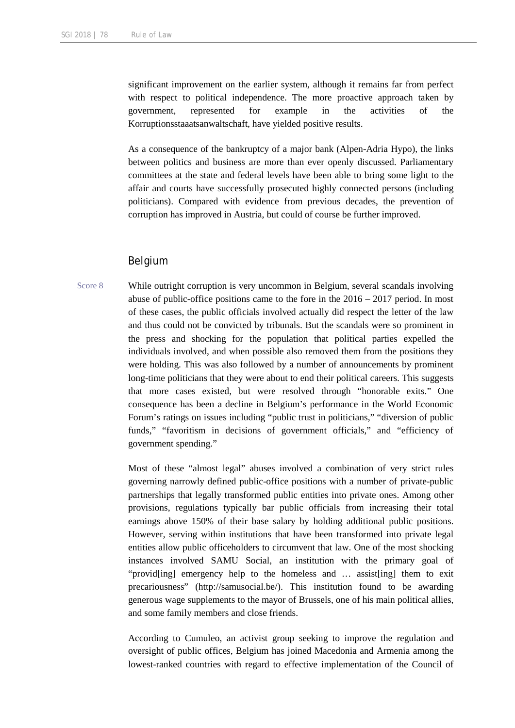significant improvement on the earlier system, although it remains far from perfect with respect to political independence. The more proactive approach taken by government, represented for example in the activities of the Korruptionsstaaatsanwaltschaft, have yielded positive results.

As a consequence of the bankruptcy of a major bank (Alpen-Adria Hypo), the links between politics and business are more than ever openly discussed. Parliamentary committees at the state and federal levels have been able to bring some light to the affair and courts have successfully prosecuted highly connected persons (including politicians). Compared with evidence from previous decades, the prevention of corruption has improved in Austria, but could of course be further improved.

## Belgium

Score 8

While outright corruption is very uncommon in Belgium, several scandals involving abuse of public-office positions came to the fore in the 2016 – 2017 period. In most of these cases, the public officials involved actually did respect the letter of the law and thus could not be convicted by tribunals. But the scandals were so prominent in the press and shocking for the population that political parties expelled the individuals involved, and when possible also removed them from the positions they were holding. This was also followed by a number of announcements by prominent long-time politicians that they were about to end their political careers. This suggests that more cases existed, but were resolved through "honorable exits." One consequence has been a decline in Belgium's performance in the World Economic Forum's ratings on issues including "public trust in politicians," "diversion of public funds," "favoritism in decisions of government officials," and "efficiency of government spending."

Most of these "almost legal" abuses involved a combination of very strict rules governing narrowly defined public-office positions with a number of private-public partnerships that legally transformed public entities into private ones. Among other provisions, regulations typically bar public officials from increasing their total earnings above 150% of their base salary by holding additional public positions. However, serving within institutions that have been transformed into private legal entities allow public officeholders to circumvent that law. One of the most shocking instances involved SAMU Social, an institution with the primary goal of "provid[ing] emergency help to the homeless and … assist[ing] them to exit precariousness" (http://samusocial.be/). This institution found to be awarding generous wage supplements to the mayor of Brussels, one of his main political allies, and some family members and close friends.

According to Cumuleo, an activist group seeking to improve the regulation and oversight of public offices, Belgium has joined Macedonia and Armenia among the lowest-ranked countries with regard to effective implementation of the Council of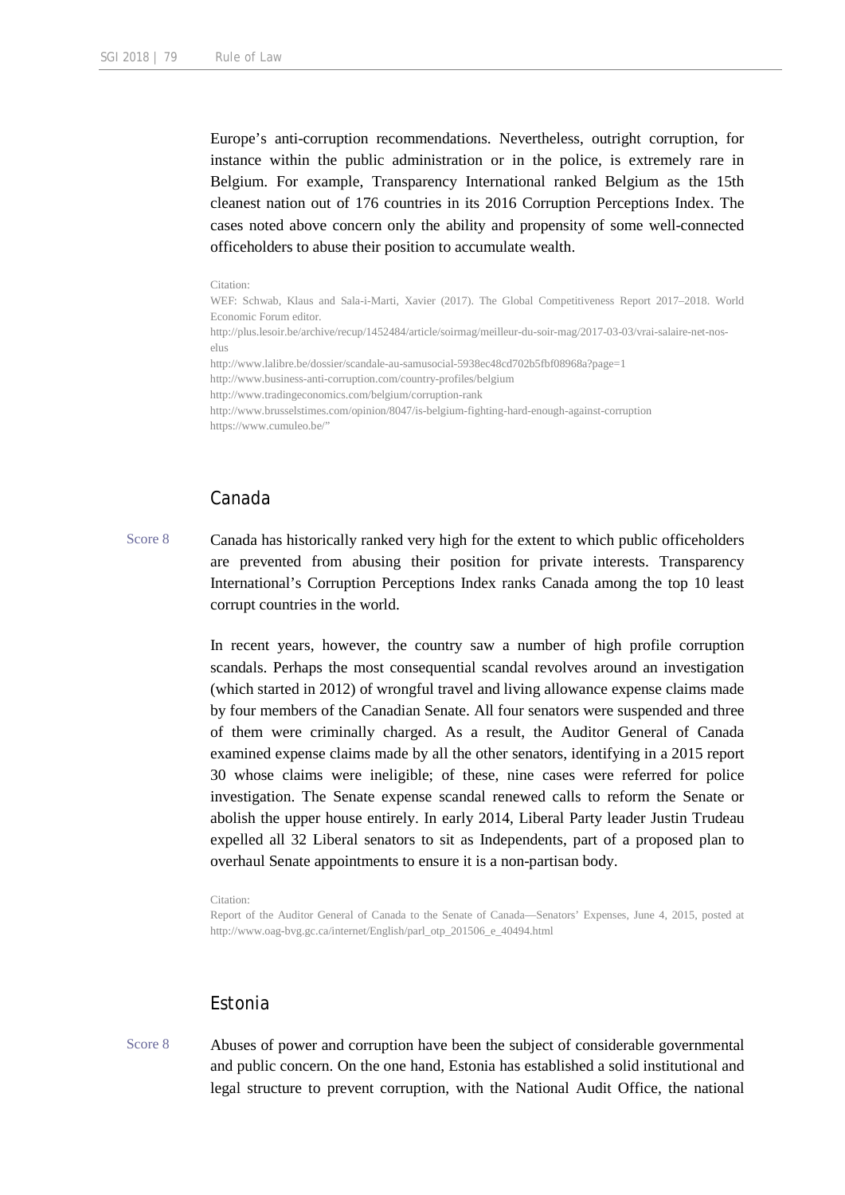Europe's anti-corruption recommendations. Nevertheless, outright corruption, for instance within the public administration or in the police, is extremely rare in Belgium. For example, Transparency International ranked Belgium as the 15th cleanest nation out of 176 countries in its 2016 Corruption Perceptions Index. The cases noted above concern only the ability and propensity of some well-connected officeholders to abuse their position to accumulate wealth.

Citation:
WEF: Schwab, Klaus and Sala-i-Marti, Xavier (2017). The Global Competitiveness Report 2017–2018. World Economic Forum editor.
http://plus.lesoir.be/archive/recup/1452484/article/soirmag/meilleur-du-soir-mag/2017-03-03/vrai-salaire-net-nos-elus
http://www.lalibre.be/dossier/scandale-au-samusocial-5938ec48cd702b5fbf08968a?page=1
http://www.business-anti-corruption.com/country-profiles/belgium
http://www.tradingeconomics.com/belgium/corruption-rank
http://www.brusselstimes.com/opinion/8047/is-belgium-fighting-hard-enough-against-corruption
https://www.cumuleo.be/"

## Canada

Score 8

Canada has historically ranked very high for the extent to which public officeholders are prevented from abusing their position for private interests. Transparency International's Corruption Perceptions Index ranks Canada among the top 10 least corrupt countries in the world.

In recent years, however, the country saw a number of high profile corruption scandals. Perhaps the most consequential scandal revolves around an investigation (which started in 2012) of wrongful travel and living allowance expense claims made by four members of the Canadian Senate. All four senators were suspended and three of them were criminally charged. As a result, the Auditor General of Canada examined expense claims made by all the other senators, identifying in a 2015 report 30 whose claims were ineligible; of these, nine cases were referred for police investigation. The Senate expense scandal renewed calls to reform the Senate or abolish the upper house entirely. In early 2014, Liberal Party leader Justin Trudeau expelled all 32 Liberal senators to sit as Independents, part of a proposed plan to overhaul Senate appointments to ensure it is a non-partisan body.

Citation:
Report of the Auditor General of Canada to the Senate of Canada—Senators' Expenses, June 4, 2015, posted at http://www.oag-bvg.gc.ca/internet/English/parl_otp_201506_e_40494.html

## Estonia

Score 8

Abuses of power and corruption have been the subject of considerable governmental and public concern. On the one hand, Estonia has established a solid institutional and legal structure to prevent corruption, with the National Audit Office, the national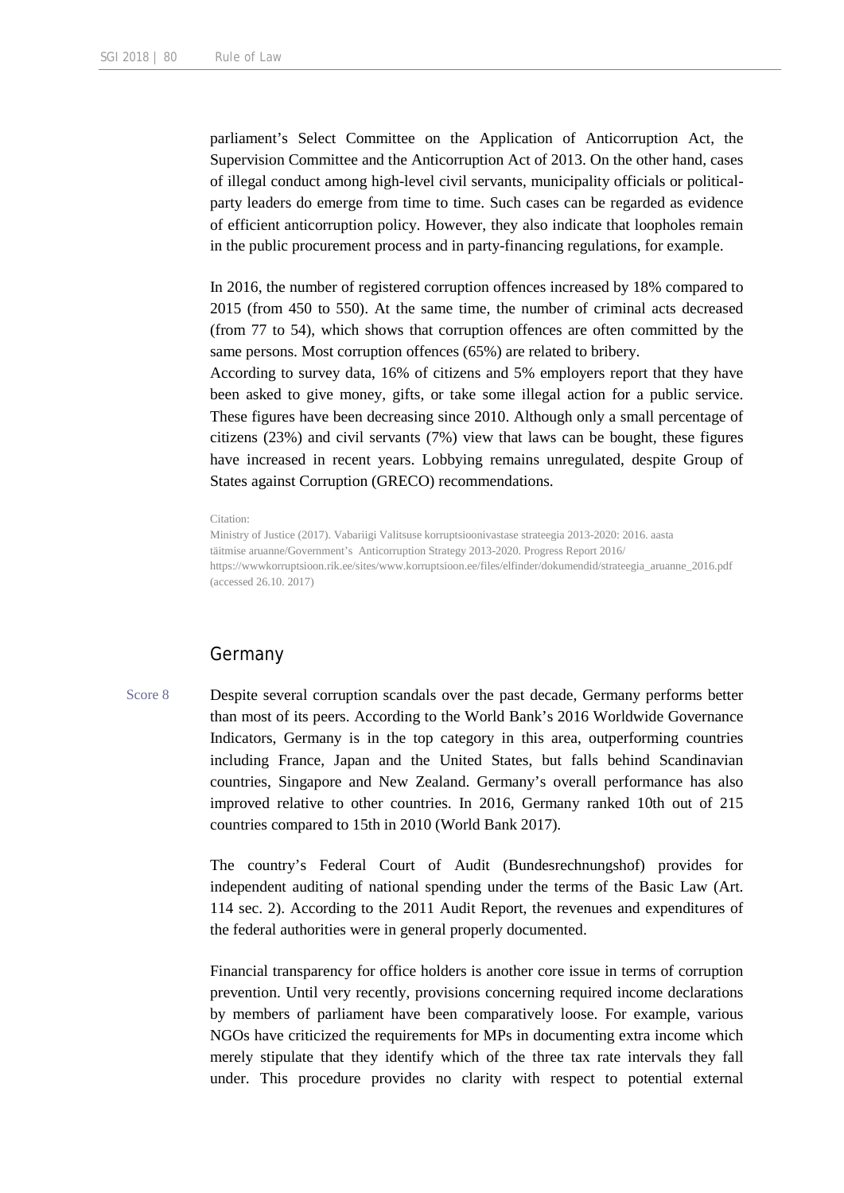parliament's Select Committee on the Application of Anticorruption Act, the Supervision Committee and the Anticorruption Act of 2013. On the other hand, cases of illegal conduct among high-level civil servants, municipality officials or political-party leaders do emerge from time to time. Such cases can be regarded as evidence of efficient anticorruption policy. However, they also indicate that loopholes remain in the public procurement process and in party-financing regulations, for example.

In 2016, the number of registered corruption offences increased by 18% compared to 2015 (from 450 to 550). At the same time, the number of criminal acts decreased (from 77 to 54), which shows that corruption offences are often committed by the same persons. Most corruption offences (65%) are related to bribery.
According to survey data, 16% of citizens and 5% employers report that they have been asked to give money, gifts, or take some illegal action for a public service. These figures have been decreasing since 2010. Although only a small percentage of citizens (23%) and civil servants (7%) view that laws can be bought, these figures have increased in recent years. Lobbying remains unregulated, despite Group of States against Corruption (GRECO) recommendations.

Citation:
Ministry of Justice (2017). Vabariigi Valitsuse korruptsioonivastase strateegia 2013-2020: 2016. aasta täitmise aruanne/Government's Anticorruption Strategy 2013-2020. Progress Report 2016/ https://wwwkorruptsioon.rik.ee/sites/www.korruptsioon.ee/files/elfinder/dokumendid/strateegia_aruanne_2016.pdf (accessed 26.10. 2017)

## Germany

Score 8

Despite several corruption scandals over the past decade, Germany performs better than most of its peers. According to the World Bank's 2016 Worldwide Governance Indicators, Germany is in the top category in this area, outperforming countries including France, Japan and the United States, but falls behind Scandinavian countries, Singapore and New Zealand. Germany's overall performance has also improved relative to other countries. In 2016, Germany ranked 10th out of 215 countries compared to 15th in 2010 (World Bank 2017).

The country's Federal Court of Audit (Bundesrechnungshof) provides for independent auditing of national spending under the terms of the Basic Law (Art. 114 sec. 2). According to the 2011 Audit Report, the revenues and expenditures of the federal authorities were in general properly documented.

Financial transparency for office holders is another core issue in terms of corruption prevention. Until very recently, provisions concerning required income declarations by members of parliament have been comparatively loose. For example, various NGOs have criticized the requirements for MPs in documenting extra income which merely stipulate that they identify which of the three tax rate intervals they fall under. This procedure provides no clarity with respect to potential external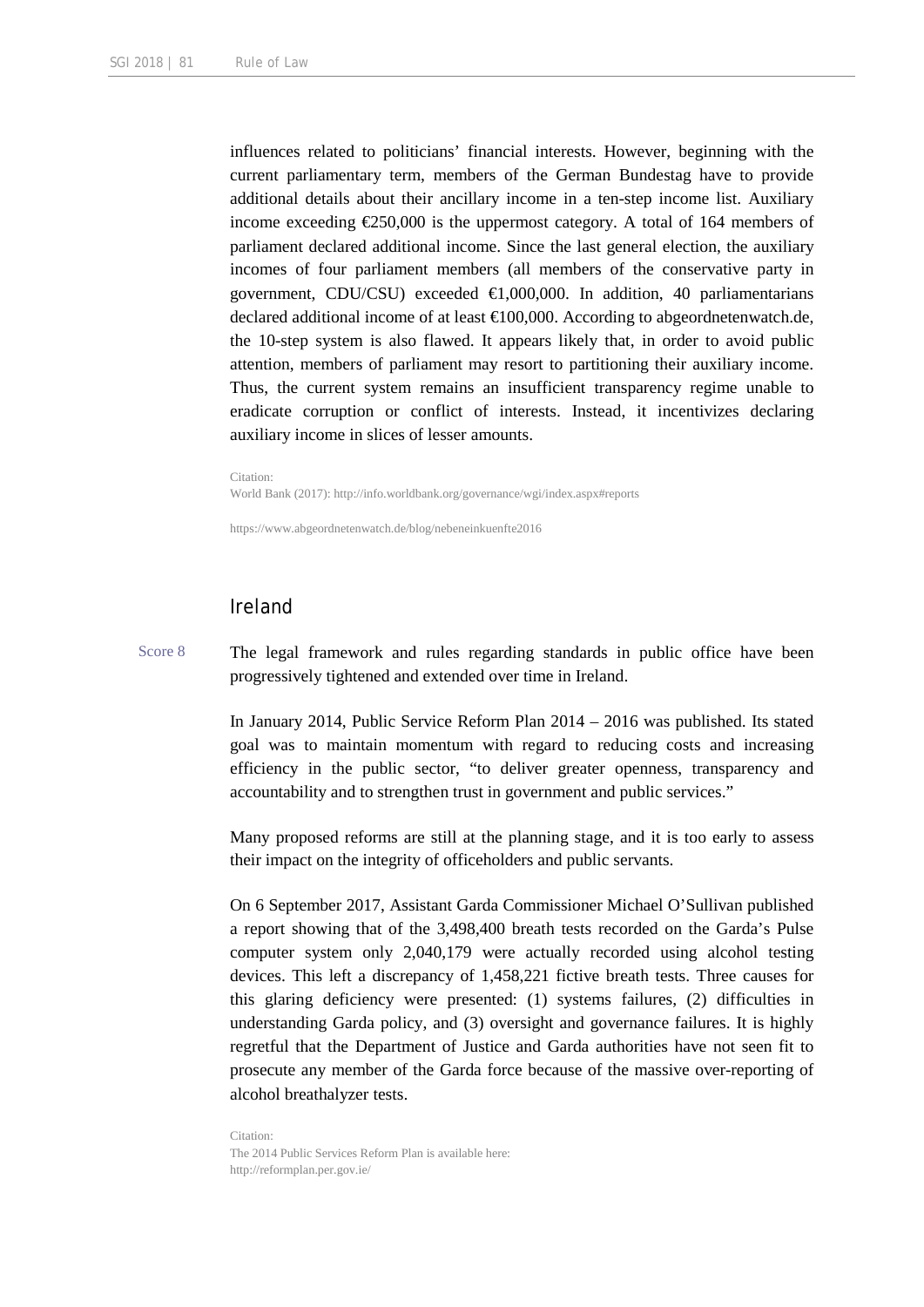influences related to politicians' financial interests. However, beginning with the current parliamentary term, members of the German Bundestag have to provide additional details about their ancillary income in a ten-step income list. Auxiliary income exceeding €250,000 is the uppermost category. A total of 164 members of parliament declared additional income. Since the last general election, the auxiliary incomes of four parliament members (all members of the conservative party in government, CDU/CSU) exceeded €1,000,000. In addition, 40 parliamentarians declared additional income of at least €100,000. According to abgeordnetenwatch.de, the 10-step system is also flawed. It appears likely that, in order to avoid public attention, members of parliament may resort to partitioning their auxiliary income. Thus, the current system remains an insufficient transparency regime unable to eradicate corruption or conflict of interests. Instead, it incentivizes declaring auxiliary income in slices of lesser amounts.

Citation:
World Bank (2017): http://info.worldbank.org/governance/wgi/index.aspx#reports

https://www.abgeordnetenwatch.de/blog/nebeneinkuenfte2016

## Ireland

Score 8

The legal framework and rules regarding standards in public office have been progressively tightened and extended over time in Ireland.

In January 2014, Public Service Reform Plan 2014 – 2016 was published. Its stated goal was to maintain momentum with regard to reducing costs and increasing efficiency in the public sector, "to deliver greater openness, transparency and accountability and to strengthen trust in government and public services."

Many proposed reforms are still at the planning stage, and it is too early to assess their impact on the integrity of officeholders and public servants.

On 6 September 2017, Assistant Garda Commissioner Michael O'Sullivan published a report showing that of the 3,498,400 breath tests recorded on the Garda's Pulse computer system only 2,040,179 were actually recorded using alcohol testing devices. This left a discrepancy of 1,458,221 fictive breath tests. Three causes for this glaring deficiency were presented: (1) systems failures, (2) difficulties in understanding Garda policy, and (3) oversight and governance failures. It is highly regretful that the Department of Justice and Garda authorities have not seen fit to prosecute any member of the Garda force because of the massive over-reporting of alcohol breathalyzer tests.

Citation:
The 2014 Public Services Reform Plan is available here:
http://reformplan.per.gov.ie/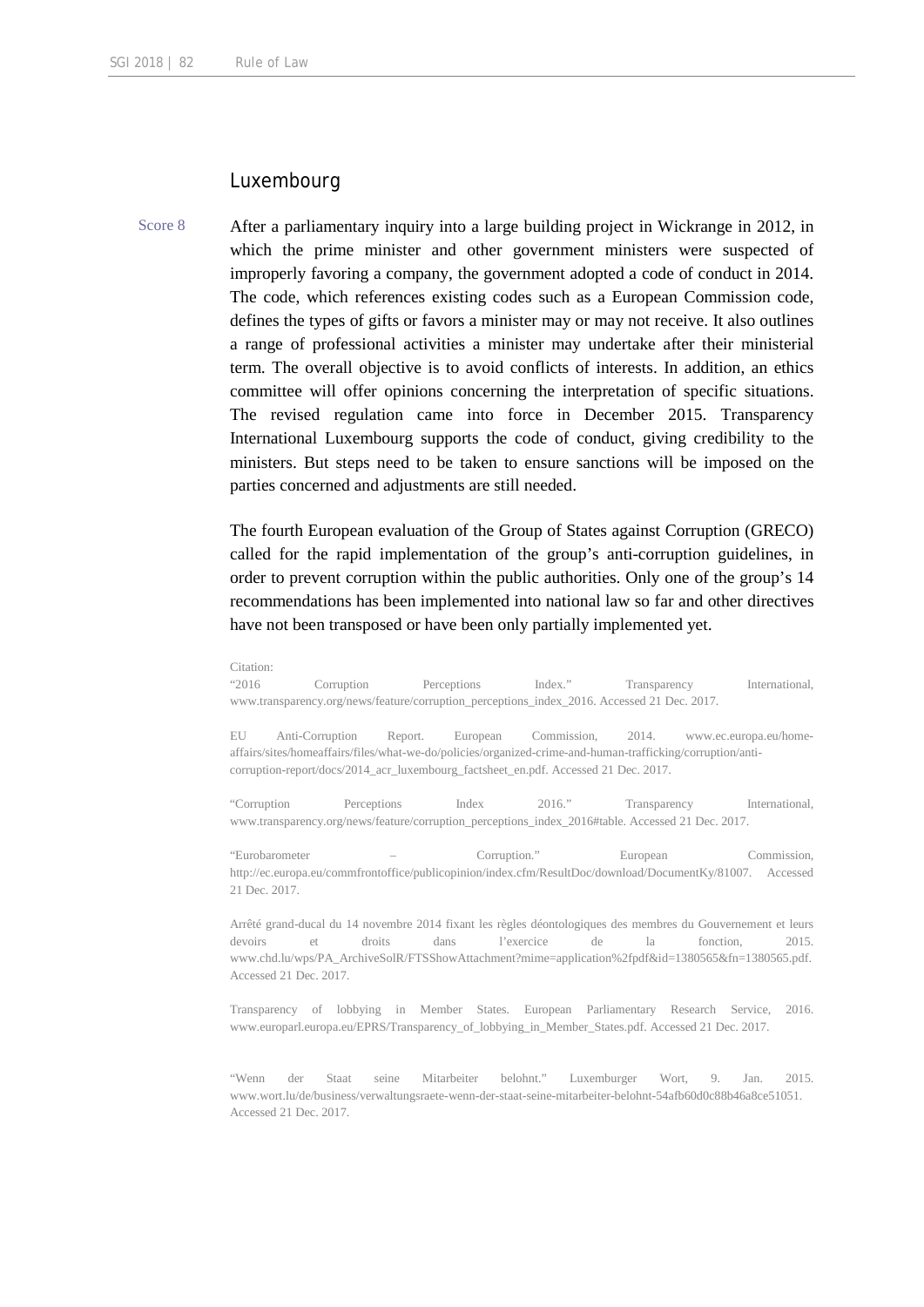## Luxembourg

Score 8

After a parliamentary inquiry into a large building project in Wickrange in 2012, in which the prime minister and other government ministers were suspected of improperly favoring a company, the government adopted a code of conduct in 2014. The code, which references existing codes such as a European Commission code, defines the types of gifts or favors a minister may or may not receive. It also outlines a range of professional activities a minister may undertake after their ministerial term. The overall objective is to avoid conflicts of interests. In addition, an ethics committee will offer opinions concerning the interpretation of specific situations. The revised regulation came into force in December 2015. Transparency International Luxembourg supports the code of conduct, giving credibility to the ministers. But steps need to be taken to ensure sanctions will be imposed on the parties concerned and adjustments are still needed.

The fourth European evaluation of the Group of States against Corruption (GRECO) called for the rapid implementation of the group's anti-corruption guidelines, in order to prevent corruption within the public authorities. Only one of the group's 14 recommendations has been implemented into national law so far and other directives have not been transposed or have been only partially implemented yet.

Citation:
"2016 Corruption Perceptions Index." Transparency International, www.transparency.org/news/feature/corruption_perceptions_index_2016. Accessed 21 Dec. 2017.

EU Anti-Corruption Report. European Commission, 2014. www.ec.europa.eu/home-affairs/sites/homeaffairs/files/what-we-do/policies/organized-crime-and-human-trafficking/corruption/anti-corruption-report/docs/2014_acr_luxembourg_factsheet_en.pdf. Accessed 21 Dec. 2017.

"Corruption Perceptions Index 2016." Transparency International, www.transparency.org/news/feature/corruption_perceptions_index_2016#table. Accessed 21 Dec. 2017.

"Eurobarometer – Corruption." European Commission, http://ec.europa.eu/commfrontoffice/publicopinion/index.cfm/ResultDoc/download/DocumentKy/81007. Accessed 21 Dec. 2017.

Arrêté grand-ducal du 14 novembre 2014 fixant les règles déontologiques des membres du Gouvernement et leurs devoirs et droits dans l'exercice de la fonction, 2015. www.chd.lu/wps/PA_ArchiveSolR/FTSShowAttachment?mime=application%2fpdf&id=1380565&fn=1380565.pdf. Accessed 21 Dec. 2017.

Transparency of lobbying in Member States. European Parliamentary Research Service, 2016. www.europarl.europa.eu/EPRS/Transparency_of_lobbying_in_Member_States.pdf. Accessed 21 Dec. 2017.

"Wenn der Staat seine Mitarbeiter belohnt." Luxemburger Wort, 9. Jan. 2015. www.wort.lu/de/business/verwaltungsraete-wenn-der-staat-seine-mitarbeiter-belohnt-54afb60d0c88b46a8ce51051. Accessed 21 Dec. 2017.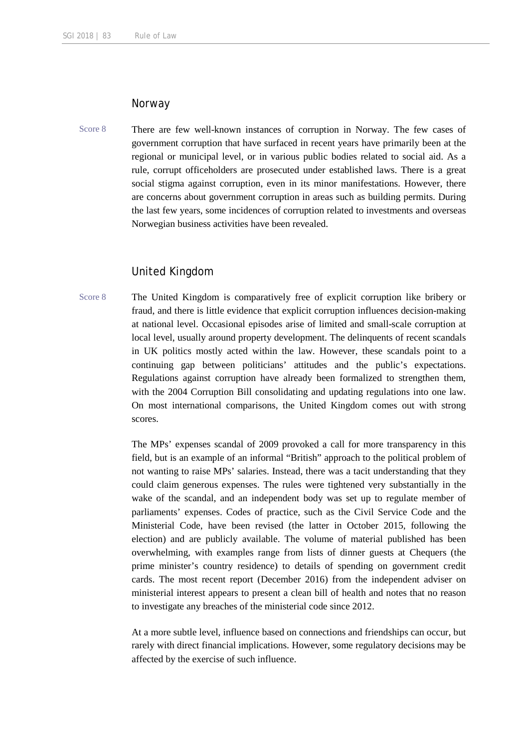## Norway

Score 8

There are few well-known instances of corruption in Norway. The few cases of government corruption that have surfaced in recent years have primarily been at the regional or municipal level, or in various public bodies related to social aid. As a rule, corrupt officeholders are prosecuted under established laws. There is a great social stigma against corruption, even in its minor manifestations. However, there are concerns about government corruption in areas such as building permits. During the last few years, some incidences of corruption related to investments and overseas Norwegian business activities have been revealed.

## United Kingdom

Score 8

The United Kingdom is comparatively free of explicit corruption like bribery or fraud, and there is little evidence that explicit corruption influences decision-making at national level. Occasional episodes arise of limited and small-scale corruption at local level, usually around property development. The delinquents of recent scandals in UK politics mostly acted within the law. However, these scandals point to a continuing gap between politicians' attitudes and the public's expectations. Regulations against corruption have already been formalized to strengthen them, with the 2004 Corruption Bill consolidating and updating regulations into one law. On most international comparisons, the United Kingdom comes out with strong scores.

The MPs' expenses scandal of 2009 provoked a call for more transparency in this field, but is an example of an informal "British" approach to the political problem of not wanting to raise MPs' salaries. Instead, there was a tacit understanding that they could claim generous expenses. The rules were tightened very substantially in the wake of the scandal, and an independent body was set up to regulate member of parliaments' expenses. Codes of practice, such as the Civil Service Code and the Ministerial Code, have been revised (the latter in October 2015, following the election) and are publicly available. The volume of material published has been overwhelming, with examples range from lists of dinner guests at Chequers (the prime minister's country residence) to details of spending on government credit cards. The most recent report (December 2016) from the independent adviser on ministerial interest appears to present a clean bill of health and notes that no reason to investigate any breaches of the ministerial code since 2012.

At a more subtle level, influence based on connections and friendships can occur, but rarely with direct financial implications. However, some regulatory decisions may be affected by the exercise of such influence.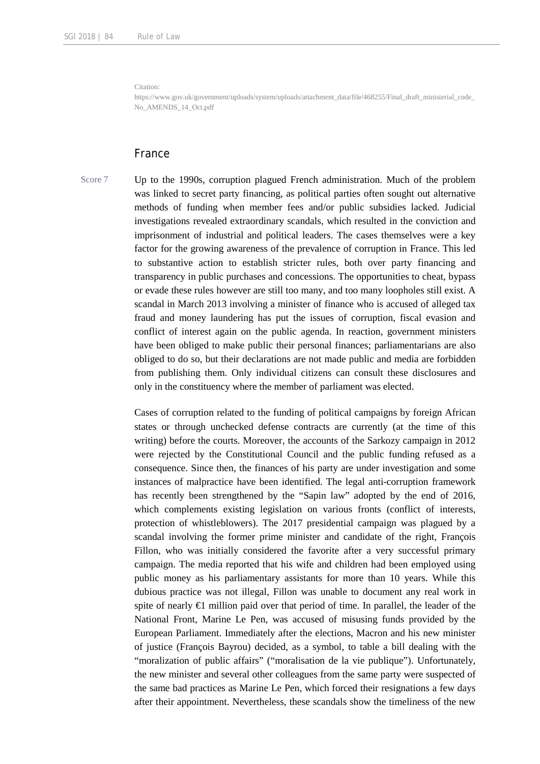Citation:
https://www.gov.uk/government/uploads/system/uploads/attachment_data/file/468255/Final_draft_ministerial_code_No_AMENDS_14_Oct.pdf

## France

Score 7

Up to the 1990s, corruption plagued French administration. Much of the problem was linked to secret party financing, as political parties often sought out alternative methods of funding when member fees and/or public subsidies lacked. Judicial investigations revealed extraordinary scandals, which resulted in the conviction and imprisonment of industrial and political leaders. The cases themselves were a key factor for the growing awareness of the prevalence of corruption in France. This led to substantive action to establish stricter rules, both over party financing and transparency in public purchases and concessions. The opportunities to cheat, bypass or evade these rules however are still too many, and too many loopholes still exist. A scandal in March 2013 involving a minister of finance who is accused of alleged tax fraud and money laundering has put the issues of corruption, fiscal evasion and conflict of interest again on the public agenda. In reaction, government ministers have been obliged to make public their personal finances; parliamentarians are also obliged to do so, but their declarations are not made public and media are forbidden from publishing them. Only individual citizens can consult these disclosures and only in the constituency where the member of parliament was elected.

Cases of corruption related to the funding of political campaigns by foreign African states or through unchecked defense contracts are currently (at the time of this writing) before the courts. Moreover, the accounts of the Sarkozy campaign in 2012 were rejected by the Constitutional Council and the public funding refused as a consequence. Since then, the finances of his party are under investigation and some instances of malpractice have been identified. The legal anti-corruption framework has recently been strengthened by the "Sapin law" adopted by the end of 2016, which complements existing legislation on various fronts (conflict of interests, protection of whistleblowers). The 2017 presidential campaign was plagued by a scandal involving the former prime minister and candidate of the right, François Fillon, who was initially considered the favorite after a very successful primary campaign. The media reported that his wife and children had been employed using public money as his parliamentary assistants for more than 10 years. While this dubious practice was not illegal, Fillon was unable to document any real work in spite of nearly €1 million paid over that period of time. In parallel, the leader of the National Front, Marine Le Pen, was accused of misusing funds provided by the European Parliament. Immediately after the elections, Macron and his new minister of justice (François Bayrou) decided, as a symbol, to table a bill dealing with the "moralization of public affairs" ("moralisation de la vie publique"). Unfortunately, the new minister and several other colleagues from the same party were suspected of the same bad practices as Marine Le Pen, which forced their resignations a few days after their appointment. Nevertheless, these scandals show the timeliness of the new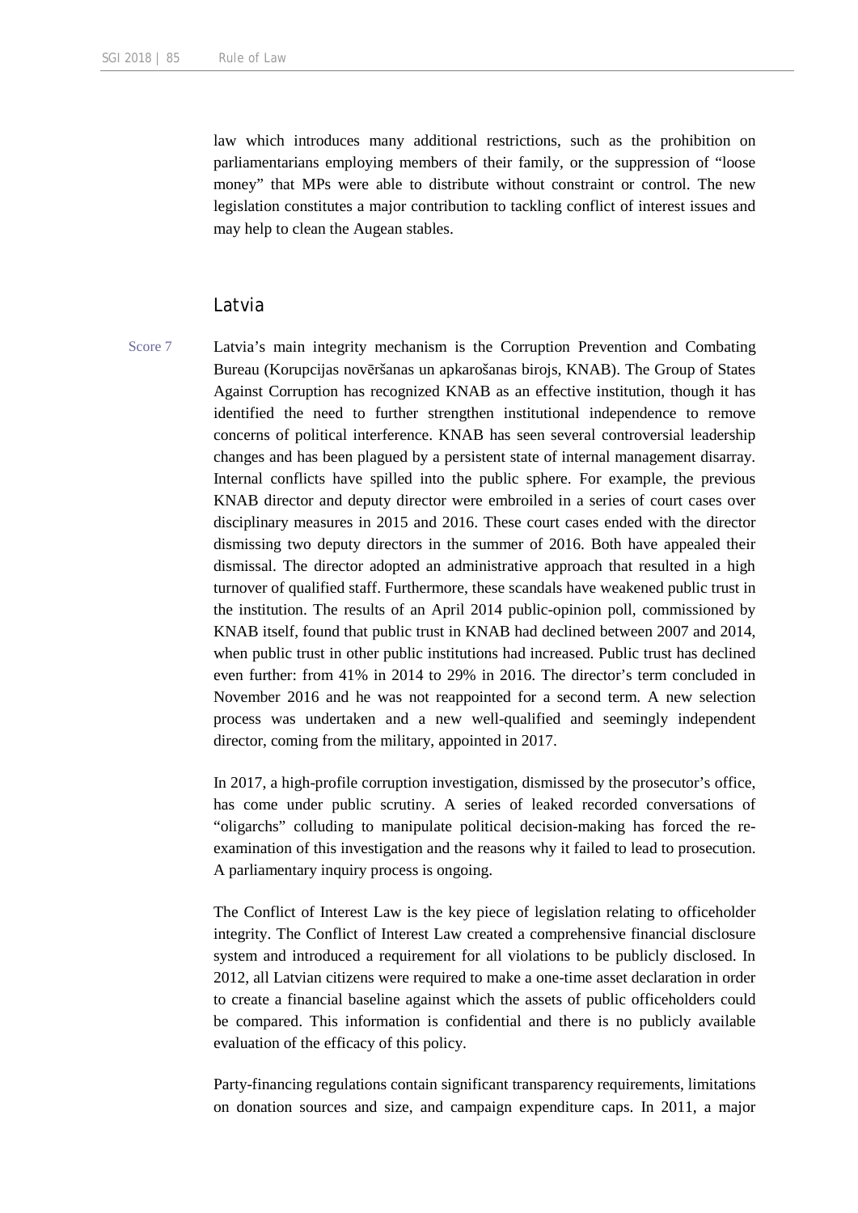law which introduces many additional restrictions, such as the prohibition on parliamentarians employing members of their family, or the suppression of "loose money" that MPs were able to distribute without constraint or control. The new legislation constitutes a major contribution to tackling conflict of interest issues and may help to clean the Augean stables.

## Latvia

Score 7

Latvia's main integrity mechanism is the Corruption Prevention and Combating Bureau (Korupcijas novēršanas un apkarošanas birojs, KNAB). The Group of States Against Corruption has recognized KNAB as an effective institution, though it has identified the need to further strengthen institutional independence to remove concerns of political interference. KNAB has seen several controversial leadership changes and has been plagued by a persistent state of internal management disarray. Internal conflicts have spilled into the public sphere. For example, the previous KNAB director and deputy director were embroiled in a series of court cases over disciplinary measures in 2015 and 2016. These court cases ended with the director dismissing two deputy directors in the summer of 2016. Both have appealed their dismissal. The director adopted an administrative approach that resulted in a high turnover of qualified staff. Furthermore, these scandals have weakened public trust in the institution. The results of an April 2014 public-opinion poll, commissioned by KNAB itself, found that public trust in KNAB had declined between 2007 and 2014, when public trust in other public institutions had increased. Public trust has declined even further: from 41% in 2014 to 29% in 2016. The director's term concluded in November 2016 and he was not reappointed for a second term. A new selection process was undertaken and a new well-qualified and seemingly independent director, coming from the military, appointed in 2017.

In 2017, a high-profile corruption investigation, dismissed by the prosecutor's office, has come under public scrutiny. A series of leaked recorded conversations of "oligarchs" colluding to manipulate political decision-making has forced the re-examination of this investigation and the reasons why it failed to lead to prosecution. A parliamentary inquiry process is ongoing.

The Conflict of Interest Law is the key piece of legislation relating to officeholder integrity. The Conflict of Interest Law created a comprehensive financial disclosure system and introduced a requirement for all violations to be publicly disclosed. In 2012, all Latvian citizens were required to make a one-time asset declaration in order to create a financial baseline against which the assets of public officeholders could be compared. This information is confidential and there is no publicly available evaluation of the efficacy of this policy.

Party-financing regulations contain significant transparency requirements, limitations on donation sources and size, and campaign expenditure caps. In 2011, a major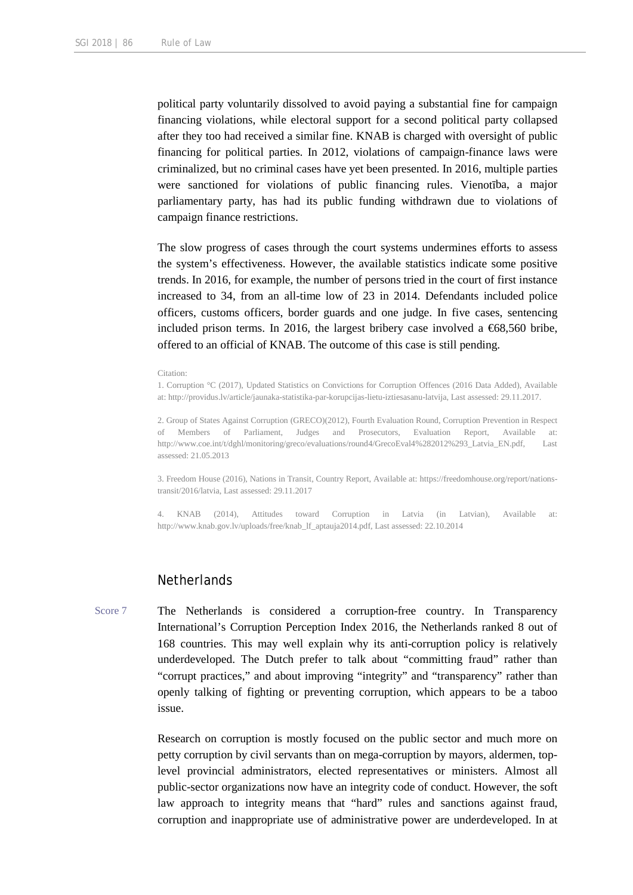political party voluntarily dissolved to avoid paying a substantial fine for campaign financing violations, while electoral support for a second political party collapsed after they too had received a similar fine. KNAB is charged with oversight of public financing for political parties. In 2012, violations of campaign-finance laws were criminalized, but no criminal cases have yet been presented. In 2016, multiple parties were sanctioned for violations of public financing rules. Vienotība, a major parliamentary party, has had its public funding withdrawn due to violations of campaign finance restrictions.

The slow progress of cases through the court systems undermines efforts to assess the system's effectiveness. However, the available statistics indicate some positive trends. In 2016, for example, the number of persons tried in the court of first instance increased to 34, from an all-time low of 23 in 2014. Defendants included police officers, customs officers, border guards and one judge. In five cases, sentencing included prison terms. In 2016, the largest bribery case involved a €68,560 bribe, offered to an official of KNAB. The outcome of this case is still pending.

Citation:

1. Corruption °C (2017), Updated Statistics on Convictions for Corruption Offences (2016 Data Added), Available at: http://providus.lv/article/jaunaka-statistika-par-korupcijas-lietu-iztiesasanu-latvija, Last assessed: 29.11.2017.

2. Group of States Against Corruption (GRECO)(2012), Fourth Evaluation Round, Corruption Prevention in Respect of Members of Parliament, Judges and Prosecutors, Evaluation Report, Available at: http://www.coe.int/t/dghl/monitoring/greco/evaluations/round4/GrecoEval4%282012%293_Latvia_EN.pdf, Last assessed: 21.05.2013

3. Freedom House (2016), Nations in Transit, Country Report, Available at: https://freedomhouse.org/report/nations-transit/2016/latvia, Last assessed: 29.11.2017

4. KNAB (2014), Attitudes toward Corruption in Latvia (in Latvian), Available at: http://www.knab.gov.lv/uploads/free/knab_lf_aptauja2014.pdf, Last assessed: 22.10.2014

## Netherlands

Score 7

The Netherlands is considered a corruption-free country. In Transparency International's Corruption Perception Index 2016, the Netherlands ranked 8 out of 168 countries. This may well explain why its anti-corruption policy is relatively underdeveloped. The Dutch prefer to talk about "committing fraud" rather than "corrupt practices," and about improving "integrity" and "transparency" rather than openly talking of fighting or preventing corruption, which appears to be a taboo issue.

Research on corruption is mostly focused on the public sector and much more on petty corruption by civil servants than on mega-corruption by mayors, aldermen, top-level provincial administrators, elected representatives or ministers. Almost all public-sector organizations now have an integrity code of conduct. However, the soft law approach to integrity means that "hard" rules and sanctions against fraud, corruption and inappropriate use of administrative power are underdeveloped. In at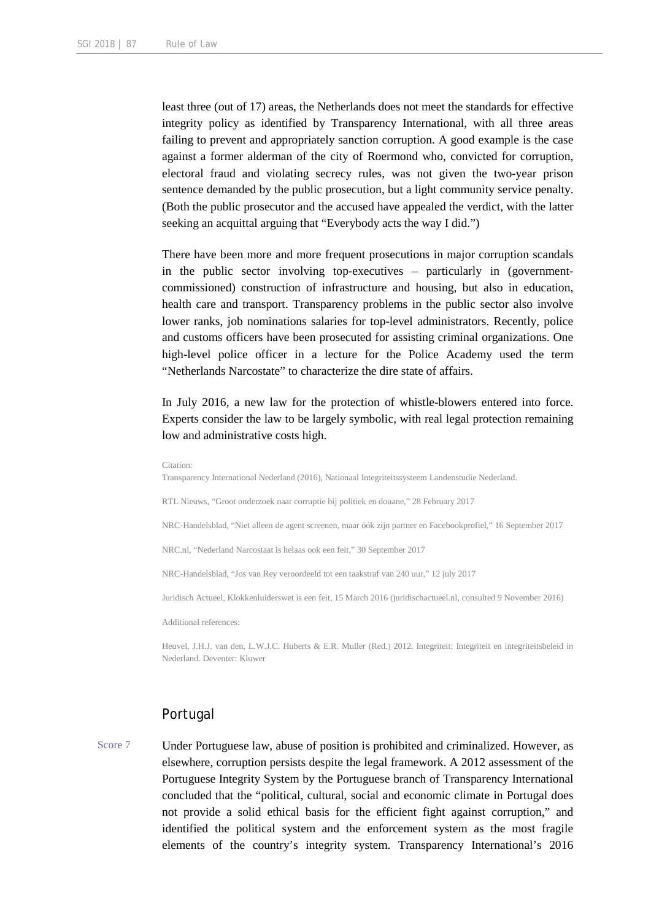least three (out of 17) areas, the Netherlands does not meet the standards for effective integrity policy as identified by Transparency International, with all three areas failing to prevent and appropriately sanction corruption. A good example is the case against a former alderman of the city of Roermond who, convicted for corruption, electoral fraud and violating secrecy rules, was not given the two-year prison sentence demanded by the public prosecution, but a light community service penalty. (Both the public prosecutor and the accused have appealed the verdict, with the latter seeking an acquittal arguing that "Everybody acts the way I did.")

There have been more and more frequent prosecutions in major corruption scandals in the public sector involving top-executives – particularly in (government-commissioned) construction of infrastructure and housing, but also in education, health care and transport. Transparency problems in the public sector also involve lower ranks, job nominations salaries for top-level administrators. Recently, police and customs officers have been prosecuted for assisting criminal organizations. One high-level police officer in a lecture for the Police Academy used the term "Netherlands Narcostate" to characterize the dire state of affairs.

In July 2016, a new law for the protection of whistle-blowers entered into force. Experts consider the law to be largely symbolic, with real legal protection remaining low and administrative costs high.

Citation:
Transparency International Nederland (2016), Nationaal Integriteitssysteem Landenstudie Nederland.

RTL Nieuws, "Groot onderzoek naar corruptie bij politiek en douane," 28 February 2017

NRC-Handelsblad, "Niet alleen de agent screenen, maar óók zijn partner en Facebookprofiel," 16 September 2017

NRC.nl, "Nederland Narcostaat is helaas ook een feit," 30 September 2017

NRC-Handelsblad, "Jos van Rey veroordeeld tot een taakstraf van 240 uur," 12 july 2017

Juridisch Actueel, Klokkenluiderswet is een feit, 15 March 2016 (juridischactueel.nl, consulted 9 November 2016)

Additional references:

Heuvel, J.H.J. van den, L.W.J.C. Huberts & E.R. Muller (Red.) 2012. Integriteit: Integriteit en integriteitsbeleid in Nederland. Deventer: Kluwer

## Portugal

Score 7

Under Portuguese law, abuse of position is prohibited and criminalized. However, as elsewhere, corruption persists despite the legal framework. A 2012 assessment of the Portuguese Integrity System by the Portuguese branch of Transparency International concluded that the "political, cultural, social and economic climate in Portugal does not provide a solid ethical basis for the efficient fight against corruption," and identified the political system and the enforcement system as the most fragile elements of the country's integrity system. Transparency International's 2016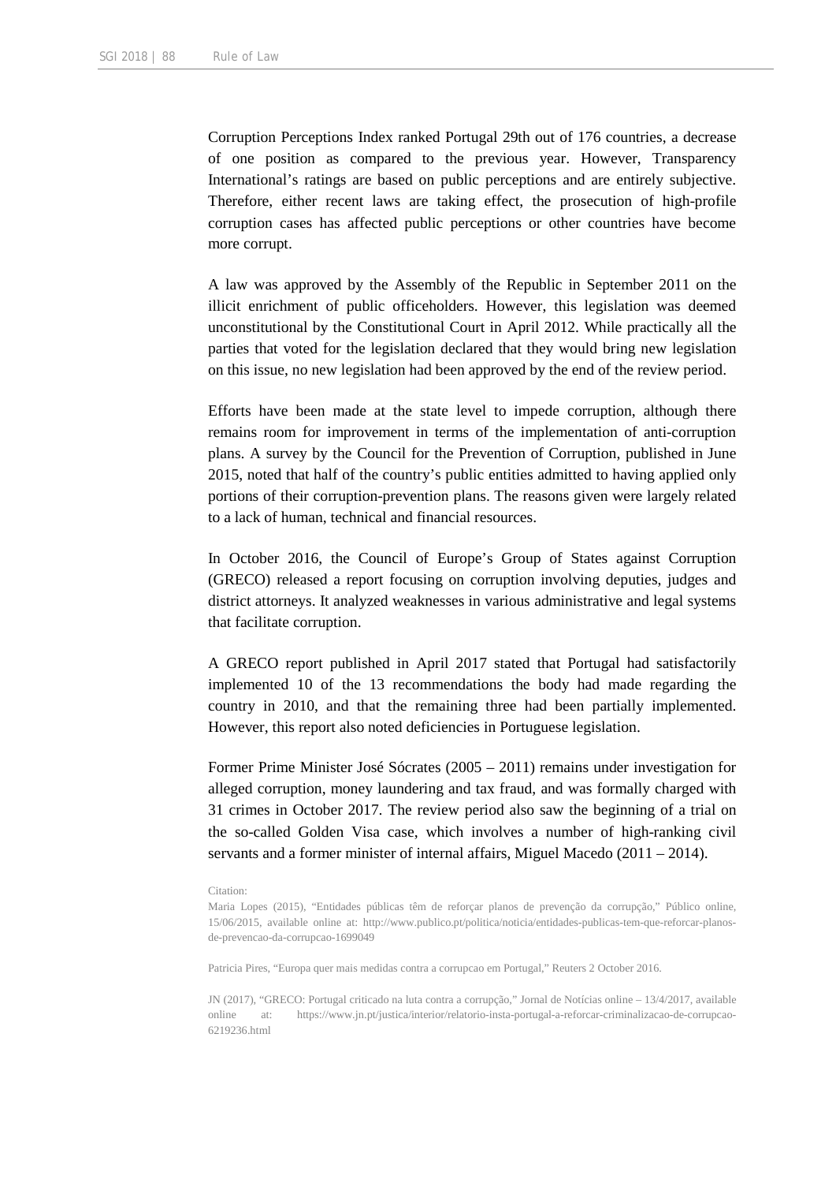Corruption Perceptions Index ranked Portugal 29th out of 176 countries, a decrease of one position as compared to the previous year. However, Transparency International's ratings are based on public perceptions and are entirely subjective. Therefore, either recent laws are taking effect, the prosecution of high-profile corruption cases has affected public perceptions or other countries have become more corrupt.

A law was approved by the Assembly of the Republic in September 2011 on the illicit enrichment of public officeholders. However, this legislation was deemed unconstitutional by the Constitutional Court in April 2012. While practically all the parties that voted for the legislation declared that they would bring new legislation on this issue, no new legislation had been approved by the end of the review period.

Efforts have been made at the state level to impede corruption, although there remains room for improvement in terms of the implementation of anti-corruption plans. A survey by the Council for the Prevention of Corruption, published in June 2015, noted that half of the country's public entities admitted to having applied only portions of their corruption-prevention plans. The reasons given were largely related to a lack of human, technical and financial resources.

In October 2016, the Council of Europe's Group of States against Corruption (GRECO) released a report focusing on corruption involving deputies, judges and district attorneys. It analyzed weaknesses in various administrative and legal systems that facilitate corruption.

A GRECO report published in April 2017 stated that Portugal had satisfactorily implemented 10 of the 13 recommendations the body had made regarding the country in 2010, and that the remaining three had been partially implemented. However, this report also noted deficiencies in Portuguese legislation.

Former Prime Minister José Sócrates (2005 – 2011) remains under investigation for alleged corruption, money laundering and tax fraud, and was formally charged with 31 crimes in October 2017. The review period also saw the beginning of a trial on the so-called Golden Visa case, which involves a number of high-ranking civil servants and a former minister of internal affairs, Miguel Macedo (2011 – 2014).

Citation:

Maria Lopes (2015), "Entidades públicas têm de reforçar planos de prevenção da corrupção," Público online, 15/06/2015, available online at: http://www.publico.pt/politica/noticia/entidades-publicas-tem-que-reforcar-planos-de-prevencao-da-corrupcao-1699049

Patricia Pires, "Europa quer mais medidas contra a corrupcao em Portugal," Reuters 2 October 2016.

JN (2017), "GRECO: Portugal criticado na luta contra a corrupção," Jornal de Notícias online – 13/4/2017, available online at: https://www.jn.pt/justica/interior/relatorio-insta-portugal-a-reforcar-criminalizacao-de-corrupcao-6219236.html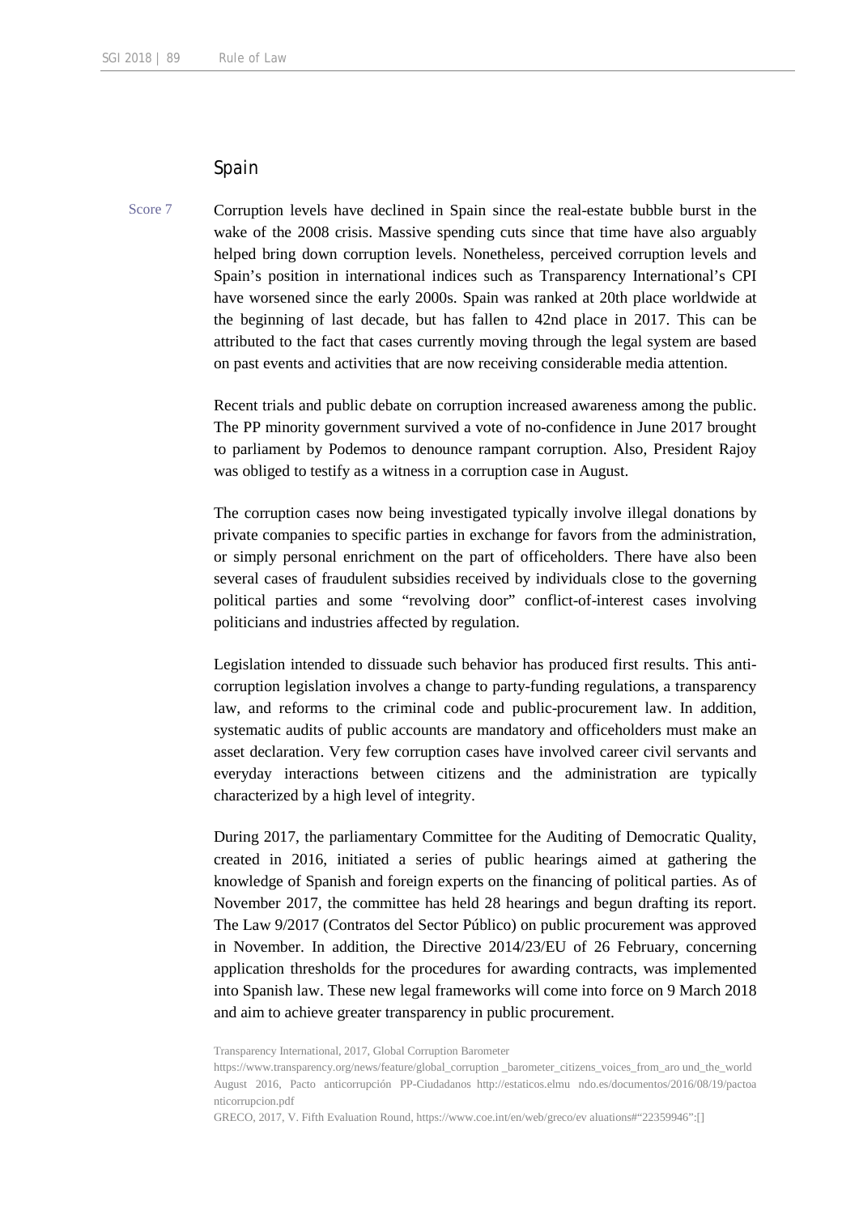## Spain

Score 7

Corruption levels have declined in Spain since the real-estate bubble burst in the wake of the 2008 crisis. Massive spending cuts since that time have also arguably helped bring down corruption levels. Nonetheless, perceived corruption levels and Spain's position in international indices such as Transparency International's CPI have worsened since the early 2000s. Spain was ranked at 20th place worldwide at the beginning of last decade, but has fallen to 42nd place in 2017. This can be attributed to the fact that cases currently moving through the legal system are based on past events and activities that are now receiving considerable media attention.

Recent trials and public debate on corruption increased awareness among the public. The PP minority government survived a vote of no-confidence in June 2017 brought to parliament by Podemos to denounce rampant corruption. Also, President Rajoy was obliged to testify as a witness in a corruption case in August.

The corruption cases now being investigated typically involve illegal donations by private companies to specific parties in exchange for favors from the administration, or simply personal enrichment on the part of officeholders. There have also been several cases of fraudulent subsidies received by individuals close to the governing political parties and some "revolving door" conflict-of-interest cases involving politicians and industries affected by regulation.

Legislation intended to dissuade such behavior has produced first results. This anti-corruption legislation involves a change to party-funding regulations, a transparency law, and reforms to the criminal code and public-procurement law. In addition, systematic audits of public accounts are mandatory and officeholders must make an asset declaration. Very few corruption cases have involved career civil servants and everyday interactions between citizens and the administration are typically characterized by a high level of integrity.

During 2017, the parliamentary Committee for the Auditing of Democratic Quality, created in 2016, initiated a series of public hearings aimed at gathering the knowledge of Spanish and foreign experts on the financing of political parties. As of November 2017, the committee has held 28 hearings and begun drafting its report. The Law 9/2017 (Contratos del Sector Público) on public procurement was approved in November. In addition, the Directive 2014/23/EU of 26 February, concerning application thresholds for the procedures for awarding contracts, was implemented into Spanish law. These new legal frameworks will come into force on 9 March 2018 and aim to achieve greater transparency in public procurement.

Transparency International, 2017, Global Corruption Barometer
https://www.transparency.org/news/feature/global_corruption _barometer_citizens_voices_from_aro und_the_world
August 2016, Pacto anticorrupción PP-Ciudadanos http://estaticos.elmu ndo.es/documentos/2016/08/19/pactoanticorrupcion.pdf
GRECO, 2017, V. Fifth Evaluation Round, https://www.coe.int/en/web/greco/ev aluations#"22359946":[]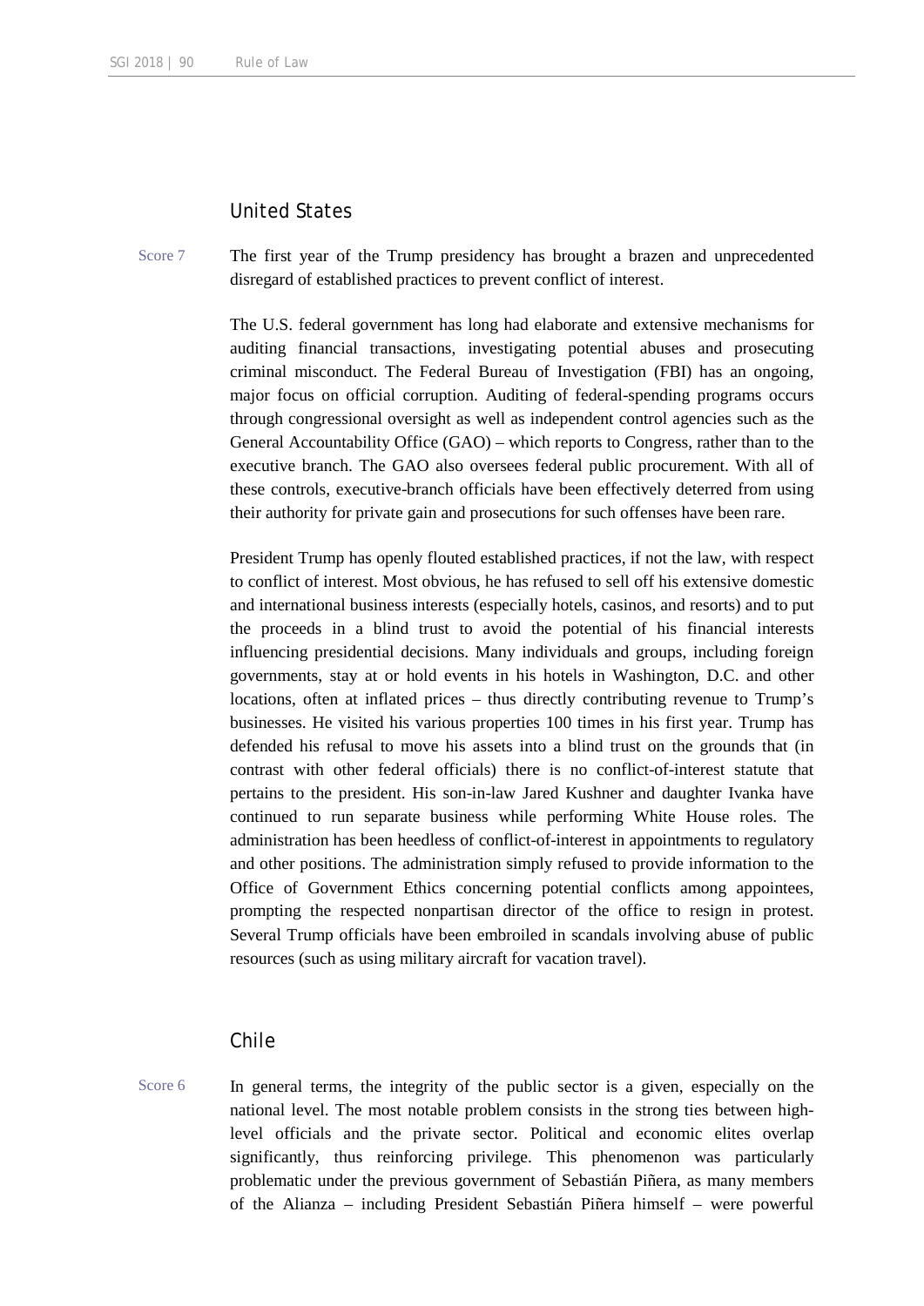## United States

Score 7

The first year of the Trump presidency has brought a brazen and unprecedented disregard of established practices to prevent conflict of interest.

The U.S. federal government has long had elaborate and extensive mechanisms for auditing financial transactions, investigating potential abuses and prosecuting criminal misconduct. The Federal Bureau of Investigation (FBI) has an ongoing, major focus on official corruption. Auditing of federal-spending programs occurs through congressional oversight as well as independent control agencies such as the General Accountability Office (GAO) – which reports to Congress, rather than to the executive branch. The GAO also oversees federal public procurement. With all of these controls, executive-branch officials have been effectively deterred from using their authority for private gain and prosecutions for such offenses have been rare.

President Trump has openly flouted established practices, if not the law, with respect to conflict of interest. Most obvious, he has refused to sell off his extensive domestic and international business interests (especially hotels, casinos, and resorts) and to put the proceeds in a blind trust to avoid the potential of his financial interests influencing presidential decisions. Many individuals and groups, including foreign governments, stay at or hold events in his hotels in Washington, D.C. and other locations, often at inflated prices – thus directly contributing revenue to Trump's businesses. He visited his various properties 100 times in his first year. Trump has defended his refusal to move his assets into a blind trust on the grounds that (in contrast with other federal officials) there is no conflict-of-interest statute that pertains to the president. His son-in-law Jared Kushner and daughter Ivanka have continued to run separate business while performing White House roles. The administration has been heedless of conflict-of-interest in appointments to regulatory and other positions. The administration simply refused to provide information to the Office of Government Ethics concerning potential conflicts among appointees, prompting the respected nonpartisan director of the office to resign in protest. Several Trump officials have been embroiled in scandals involving abuse of public resources (such as using military aircraft for vacation travel).

## Chile

Score 6

In general terms, the integrity of the public sector is a given, especially on the national level. The most notable problem consists in the strong ties between high-level officials and the private sector. Political and economic elites overlap significantly, thus reinforcing privilege. This phenomenon was particularly problematic under the previous government of Sebastián Piñera, as many members of the Alianza – including President Sebastián Piñera himself – were powerful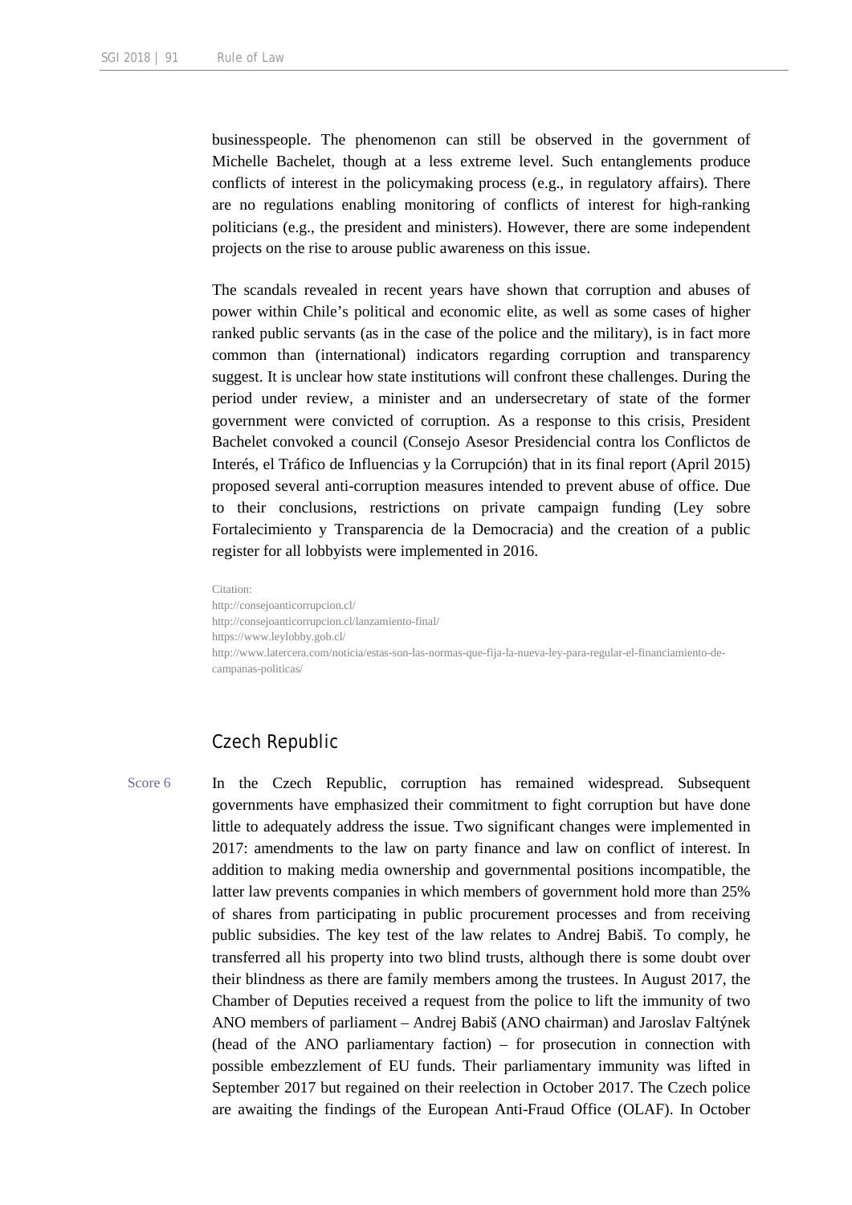businesspeople. The phenomenon can still be observed in the government of Michelle Bachelet, though at a less extreme level. Such entanglements produce conflicts of interest in the policymaking process (e.g., in regulatory affairs). There are no regulations enabling monitoring of conflicts of interest for high-ranking politicians (e.g., the president and ministers). However, there are some independent projects on the rise to arouse public awareness on this issue.

The scandals revealed in recent years have shown that corruption and abuses of power within Chile's political and economic elite, as well as some cases of higher ranked public servants (as in the case of the police and the military), is in fact more common than (international) indicators regarding corruption and transparency suggest. It is unclear how state institutions will confront these challenges. During the period under review, a minister and an undersecretary of state of the former government were convicted of corruption. As a response to this crisis, President Bachelet convoked a council (Consejo Asesor Presidencial contra los Conflictos de Interés, el Tráfico de Influencias y la Corrupción) that in its final report (April 2015) proposed several anti-corruption measures intended to prevent abuse of office. Due to their conclusions, restrictions on private campaign funding (Ley sobre Fortalecimiento y Transparencia de la Democracia) and the creation of a public register for all lobbyists were implemented in 2016.

Citation:
http://consejoanticorrupcion.cl/
http://consejoanticorrupcion.cl/lanzamiento-final/
https://www.leylobby.gob.cl/
http://www.latercera.com/noticia/estas-son-las-normas-que-fija-la-nueva-ley-para-regular-el-financiamiento-de-campanas-politicas/

## Czech Republic

Score 6

In the Czech Republic, corruption has remained widespread. Subsequent governments have emphasized their commitment to fight corruption but have done little to adequately address the issue. Two significant changes were implemented in 2017: amendments to the law on party finance and law on conflict of interest. In addition to making media ownership and governmental positions incompatible, the latter law prevents companies in which members of government hold more than 25% of shares from participating in public procurement processes and from receiving public subsidies. The key test of the law relates to Andrej Babiš. To comply, he transferred all his property into two blind trusts, although there is some doubt over their blindness as there are family members among the trustees. In August 2017, the Chamber of Deputies received a request from the police to lift the immunity of two ANO members of parliament – Andrej Babiš (ANO chairman) and Jaroslav Faltýnek (head of the ANO parliamentary faction) – for prosecution in connection with possible embezzlement of EU funds. Their parliamentary immunity was lifted in September 2017 but regained on their reelection in October 2017. The Czech police are awaiting the findings of the European Anti-Fraud Office (OLAF). In October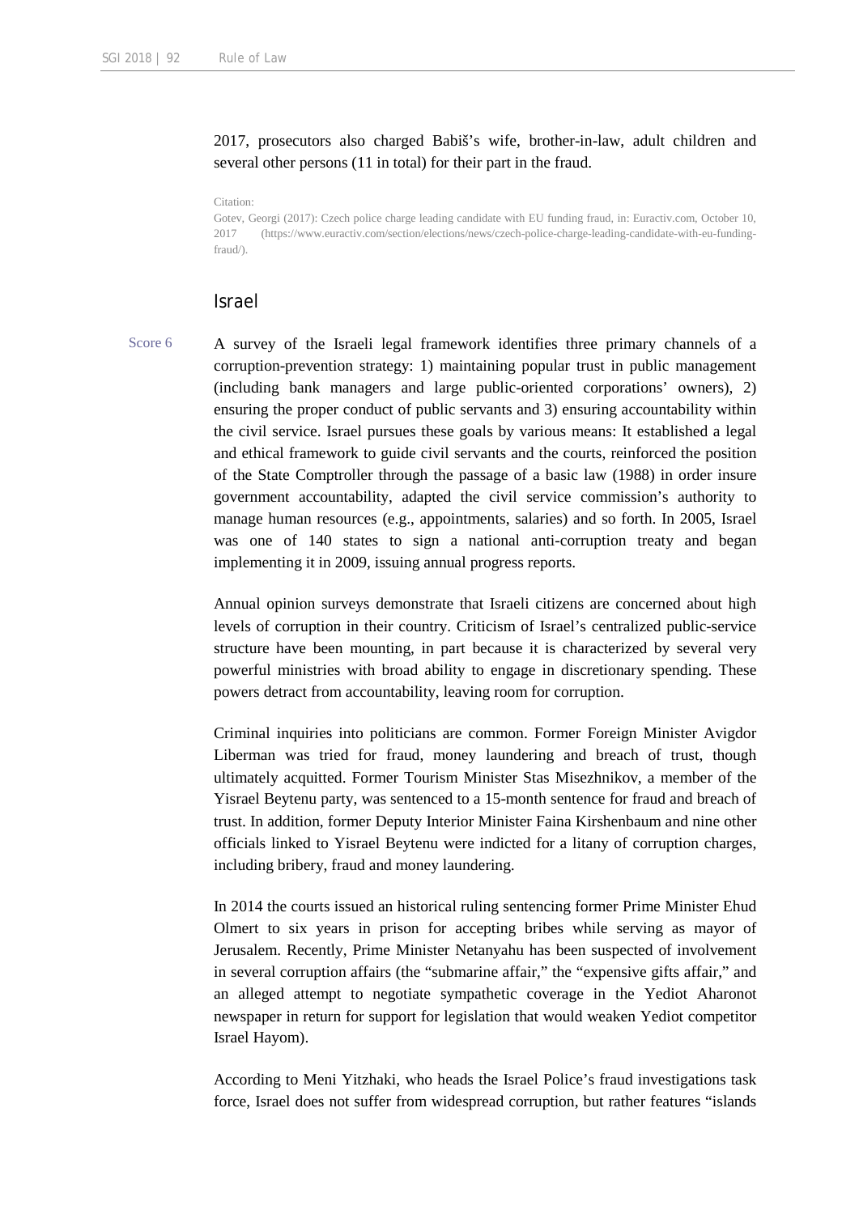2017, prosecutors also charged Babiš's wife, brother-in-law, adult children and several other persons (11 in total) for their part in the fraud.

Citation:
Gotev, Georgi (2017): Czech police charge leading candidate with EU funding fraud, in: Euractiv.com, October 10, 2017 (https://www.euractiv.com/section/elections/news/czech-police-charge-leading-candidate-with-eu-funding-fraud/).

## Israel

Score 6

A survey of the Israeli legal framework identifies three primary channels of a corruption-prevention strategy: 1) maintaining popular trust in public management (including bank managers and large public-oriented corporations' owners), 2) ensuring the proper conduct of public servants and 3) ensuring accountability within the civil service. Israel pursues these goals by various means: It established a legal and ethical framework to guide civil servants and the courts, reinforced the position of the State Comptroller through the passage of a basic law (1988) in order insure government accountability, adapted the civil service commission's authority to manage human resources (e.g., appointments, salaries) and so forth. In 2005, Israel was one of 140 states to sign a national anti-corruption treaty and began implementing it in 2009, issuing annual progress reports.

Annual opinion surveys demonstrate that Israeli citizens are concerned about high levels of corruption in their country. Criticism of Israel's centralized public-service structure have been mounting, in part because it is characterized by several very powerful ministries with broad ability to engage in discretionary spending. These powers detract from accountability, leaving room for corruption.

Criminal inquiries into politicians are common. Former Foreign Minister Avigdor Liberman was tried for fraud, money laundering and breach of trust, though ultimately acquitted. Former Tourism Minister Stas Misezhnikov, a member of the Yisrael Beytenu party, was sentenced to a 15-month sentence for fraud and breach of trust. In addition, former Deputy Interior Minister Faina Kirshenbaum and nine other officials linked to Yisrael Beytenu were indicted for a litany of corruption charges, including bribery, fraud and money laundering.

In 2014 the courts issued an historical ruling sentencing former Prime Minister Ehud Olmert to six years in prison for accepting bribes while serving as mayor of Jerusalem. Recently, Prime Minister Netanyahu has been suspected of involvement in several corruption affairs (the "submarine affair," the "expensive gifts affair," and an alleged attempt to negotiate sympathetic coverage in the Yediot Aharonot newspaper in return for support for legislation that would weaken Yediot competitor Israel Hayom).

According to Meni Yitzhaki, who heads the Israel Police's fraud investigations task force, Israel does not suffer from widespread corruption, but rather features "islands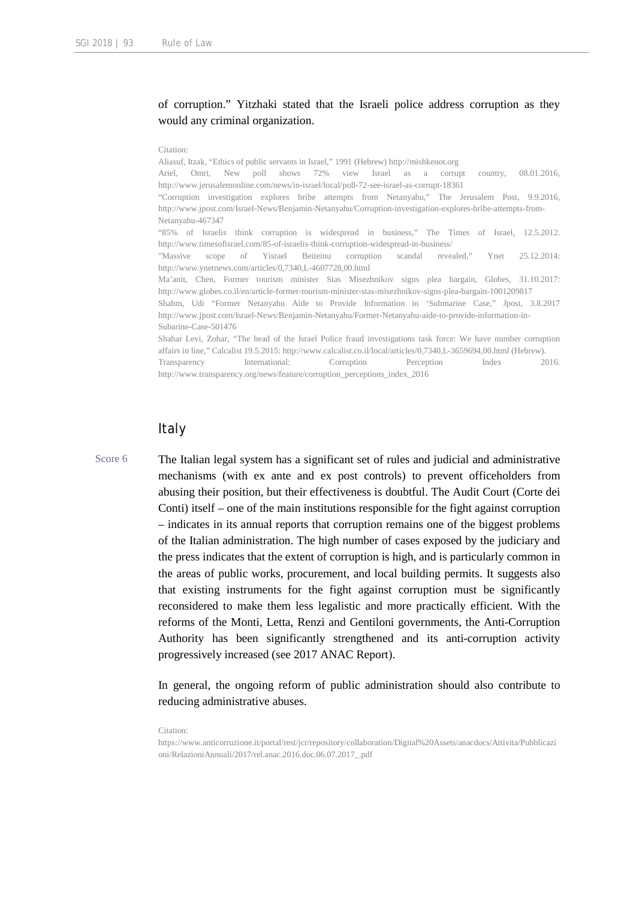of corruption." Yitzhaki stated that the Israeli police address corruption as they would any criminal organization.

Citation:
Aliasuf, Itzak, "Ethics of public servants in Israel," 1991 (Hebrew) http://mishkenot.org
Ariel, Omri, New poll shows 72% view Israel as a corrupt country, 08.01.2016, http://www.jerusalemonline.com/news/in-israel/local/poll-72-see-israel-as-corrupt-18361
"Corruption investigation explores bribe attempts from Netanyahu," The Jerusalem Post, 9.9.2016, http://www.jpost.com/Israel-News/Benjamin-Netanyahu/Corruption-investigation-explores-bribe-attempts-from-Netanyahu-467347
"85% of Israelis think corruption is widespread in business," The Times of Israel, 12.5.2012. http://www.timesofisrael.com/85-of-israelis-think-corruption-widespread-in-business/
"Massive scope of Yisrael Beiteinu corruption scandal revealed," Ynet 25.12.2014: http://www.ynetnews.com/articles/0,7340,L-4607728,00.html
Ma'anit, Chen, Former tourism minister Stas Misezhnikov signs plea bargain, Globes, 31.10.2017: http://www.globes.co.il/en/article-former-tourism-minister-stas-misezhnikov-signs-plea-bargain-1001209817
Shahm, Udi "Former Netanyahu Aide to Provide Information in 'Submarine Case," Jpost, 3.8.2017 http://www.jpost.com/Israel-News/Benjamin-Netanyahu/Former-Netanyahu-aide-to-provide-information-in-Subarine-Case-501476
Shahar Levi, Zohar, "The head of the Israel Police fraud investigations task force: We have number corruption affairs in line," Calcalist 19.5.2015: http://www.calcalist.co.il/local/articles/0,7340,L-3659694,00.html (Hebrew).
Transparency International: Corruption Perception Index 2016. http://www.transparency.org/news/feature/corruption_perceptions_index_2016

## Italy

Score 6

The Italian legal system has a significant set of rules and judicial and administrative mechanisms (with ex ante and ex post controls) to prevent officeholders from abusing their position, but their effectiveness is doubtful. The Audit Court (Corte dei Conti) itself – one of the main institutions responsible for the fight against corruption – indicates in its annual reports that corruption remains one of the biggest problems of the Italian administration. The high number of cases exposed by the judiciary and the press indicates that the extent of corruption is high, and is particularly common in the areas of public works, procurement, and local building permits. It suggests also that existing instruments for the fight against corruption must be significantly reconsidered to make them less legalistic and more practically efficient. With the reforms of the Monti, Letta, Renzi and Gentiloni governments, the Anti-Corruption Authority has been significantly strengthened and its anti-corruption activity progressively increased (see 2017 ANAC Report).

In general, the ongoing reform of public administration should also contribute to reducing administrative abuses.

Citation:
https://www.anticorruzione.it/portal/rest/jcr/repository/collaboration/Digital%20Assets/anacdocs/Attivita/Pubblicazioni/RelazioniAnnuali/2017/rel.anac.2016.doc.06.07.2017_.pdf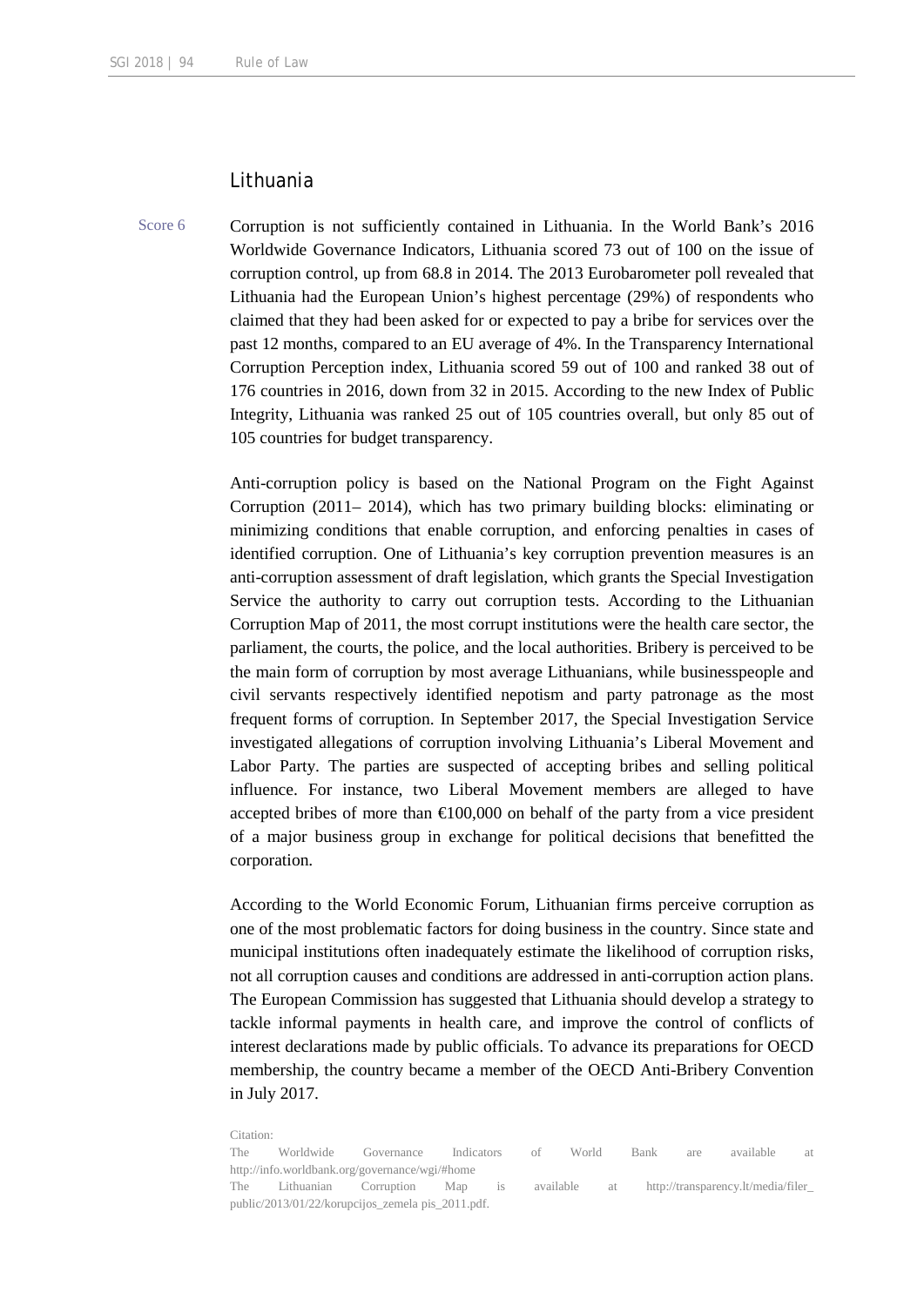## Lithuania

Score 6

Corruption is not sufficiently contained in Lithuania. In the World Bank's 2016 Worldwide Governance Indicators, Lithuania scored 73 out of 100 on the issue of corruption control, up from 68.8 in 2014. The 2013 Eurobarometer poll revealed that Lithuania had the European Union's highest percentage (29%) of respondents who claimed that they had been asked for or expected to pay a bribe for services over the past 12 months, compared to an EU average of 4%. In the Transparency International Corruption Perception index, Lithuania scored 59 out of 100 and ranked 38 out of 176 countries in 2016, down from 32 in 2015. According to the new Index of Public Integrity, Lithuania was ranked 25 out of 105 countries overall, but only 85 out of 105 countries for budget transparency.

Anti-corruption policy is based on the National Program on the Fight Against Corruption (2011– 2014), which has two primary building blocks: eliminating or minimizing conditions that enable corruption, and enforcing penalties in cases of identified corruption. One of Lithuania's key corruption prevention measures is an anti-corruption assessment of draft legislation, which grants the Special Investigation Service the authority to carry out corruption tests. According to the Lithuanian Corruption Map of 2011, the most corrupt institutions were the health care sector, the parliament, the courts, the police, and the local authorities. Bribery is perceived to be the main form of corruption by most average Lithuanians, while businesspeople and civil servants respectively identified nepotism and party patronage as the most frequent forms of corruption. In September 2017, the Special Investigation Service investigated allegations of corruption involving Lithuania's Liberal Movement and Labor Party. The parties are suspected of accepting bribes and selling political influence. For instance, two Liberal Movement members are alleged to have accepted bribes of more than €100,000 on behalf of the party from a vice president of a major business group in exchange for political decisions that benefitted the corporation.

According to the World Economic Forum, Lithuanian firms perceive corruption as one of the most problematic factors for doing business in the country. Since state and municipal institutions often inadequately estimate the likelihood of corruption risks, not all corruption causes and conditions are addressed in anti-corruption action plans. The European Commission has suggested that Lithuania should develop a strategy to tackle informal payments in health care, and improve the control of conflicts of interest declarations made by public officials. To advance its preparations for OECD membership, the country became a member of the OECD Anti-Bribery Convention in July 2017.

Citation:
The Worldwide Governance Indicators of World Bank are available at http://info.worldbank.org/governance/wgi/#home
The Lithuanian Corruption Map is available at http://transparency.lt/media/filer_public/2013/01/22/korupcijos_zemela pis_2011.pdf.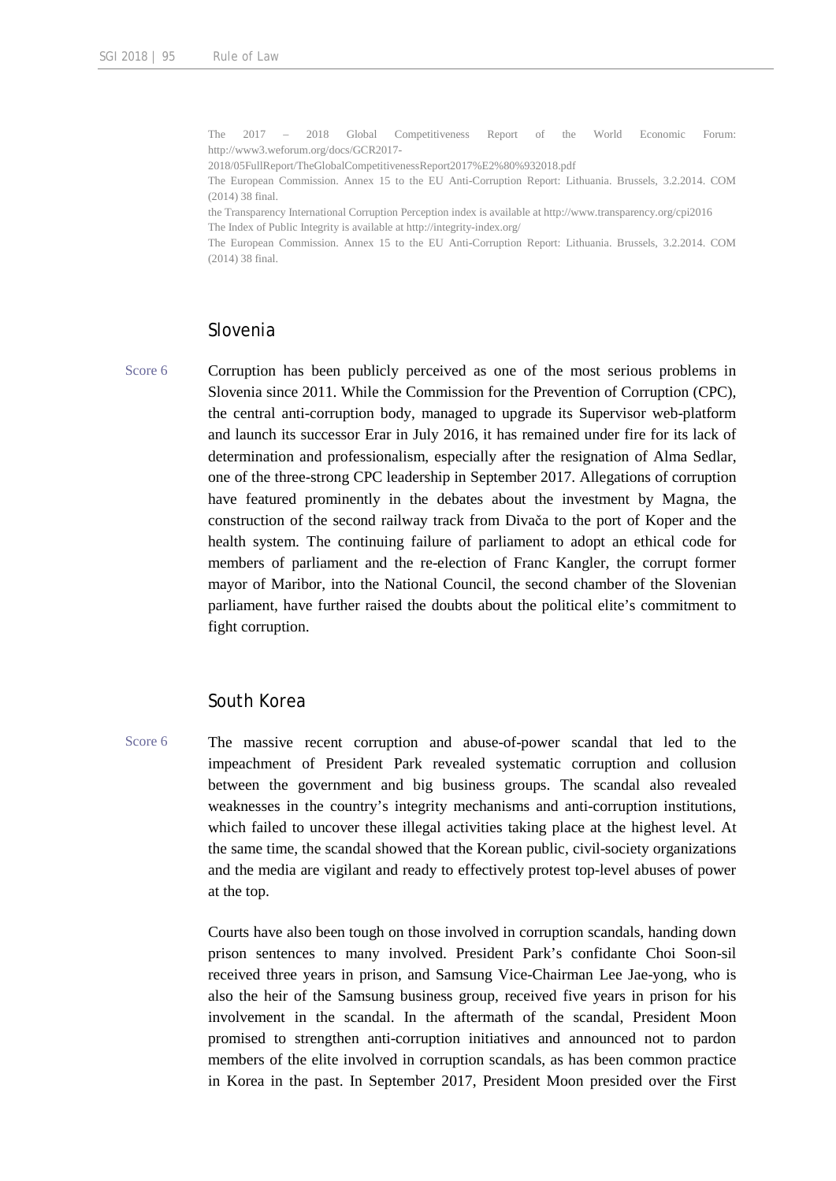The 2017 – 2018 Global Competitiveness Report of the World Economic Forum: http://www3.weforum.org/docs/GCR2017-2018/05FullReport/TheGlobalCompetitivenessReport2017%E2%80%932018.pdf

The European Commission. Annex 15 to the EU Anti-Corruption Report: Lithuania. Brussels, 3.2.2014. COM (2014) 38 final.

the Transparency International Corruption Perception index is available at http://www.transparency.org/cpi2016

The Index of Public Integrity is available at http://integrity-index.org/

The European Commission. Annex 15 to the EU Anti-Corruption Report: Lithuania. Brussels, 3.2.2014. COM (2014) 38 final.

## Slovenia

Score 6

Corruption has been publicly perceived as one of the most serious problems in Slovenia since 2011. While the Commission for the Prevention of Corruption (CPC), the central anti-corruption body, managed to upgrade its Supervisor web-platform and launch its successor Erar in July 2016, it has remained under fire for its lack of determination and professionalism, especially after the resignation of Alma Sedlar, one of the three-strong CPC leadership in September 2017. Allegations of corruption have featured prominently in the debates about the investment by Magna, the construction of the second railway track from Divača to the port of Koper and the health system. The continuing failure of parliament to adopt an ethical code for members of parliament and the re-election of Franc Kangler, the corrupt former mayor of Maribor, into the National Council, the second chamber of the Slovenian parliament, have further raised the doubts about the political elite's commitment to fight corruption.

## South Korea

Score 6

The massive recent corruption and abuse-of-power scandal that led to the impeachment of President Park revealed systematic corruption and collusion between the government and big business groups. The scandal also revealed weaknesses in the country's integrity mechanisms and anti-corruption institutions, which failed to uncover these illegal activities taking place at the highest level. At the same time, the scandal showed that the Korean public, civil-society organizations and the media are vigilant and ready to effectively protest top-level abuses of power at the top.

Courts have also been tough on those involved in corruption scandals, handing down prison sentences to many involved. President Park's confidante Choi Soon-sil received three years in prison, and Samsung Vice-Chairman Lee Jae-yong, who is also the heir of the Samsung business group, received five years in prison for his involvement in the scandal. In the aftermath of the scandal, President Moon promised to strengthen anti-corruption initiatives and announced not to pardon members of the elite involved in corruption scandals, as has been common practice in Korea in the past. In September 2017, President Moon presided over the First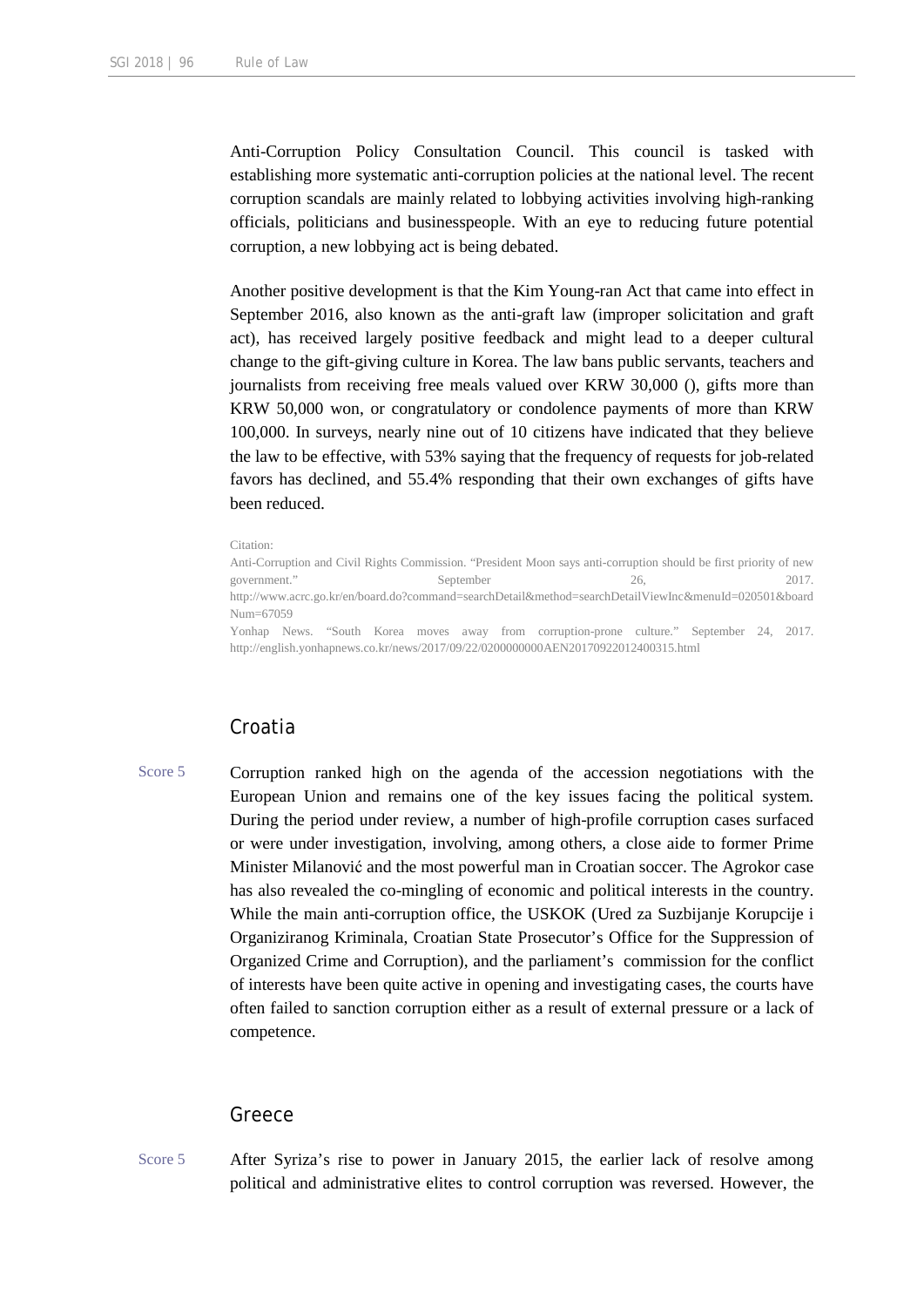Anti-Corruption Policy Consultation Council. This council is tasked with establishing more systematic anti-corruption policies at the national level. The recent corruption scandals are mainly related to lobbying activities involving high-ranking officials, politicians and businesspeople. With an eye to reducing future potential corruption, a new lobbying act is being debated.

Another positive development is that the Kim Young-ran Act that came into effect in September 2016, also known as the anti-graft law (improper solicitation and graft act), has received largely positive feedback and might lead to a deeper cultural change to the gift-giving culture in Korea. The law bans public servants, teachers and journalists from receiving free meals valued over KRW 30,000 (), gifts more than KRW 50,000 won, or congratulatory or condolence payments of more than KRW 100,000. In surveys, nearly nine out of 10 citizens have indicated that they believe the law to be effective, with 53% saying that the frequency of requests for job-related favors has declined, and 55.4% responding that their own exchanges of gifts have been reduced.

Citation:
Anti-Corruption and Civil Rights Commission. "President Moon says anti-corruption should be first priority of new government." September 26, 2017. http://www.acrc.go.kr/en/board.do?command=searchDetail&method=searchDetailViewInc&menuId=020501&boardNum=67059
Yonhap News. "South Korea moves away from corruption-prone culture." September 24, 2017. http://english.yonhapnews.co.kr/news/2017/09/22/0200000000AEN20170922012400315.html

## Croatia

Score 5

Corruption ranked high on the agenda of the accession negotiations with the European Union and remains one of the key issues facing the political system. During the period under review, a number of high-profile corruption cases surfaced or were under investigation, involving, among others, a close aide to former Prime Minister Milanović and the most powerful man in Croatian soccer. The Agrokor case has also revealed the co-mingling of economic and political interests in the country. While the main anti-corruption office, the USKOK (Ured za Suzbijanje Korupcije i Organiziranog Kriminala, Croatian State Prosecutor's Office for the Suppression of Organized Crime and Corruption), and the parliament's commission for the conflict of interests have been quite active in opening and investigating cases, the courts have often failed to sanction corruption either as a result of external pressure or a lack of competence.

## Greece

Score 5

After Syriza's rise to power in January 2015, the earlier lack of resolve among political and administrative elites to control corruption was reversed. However, the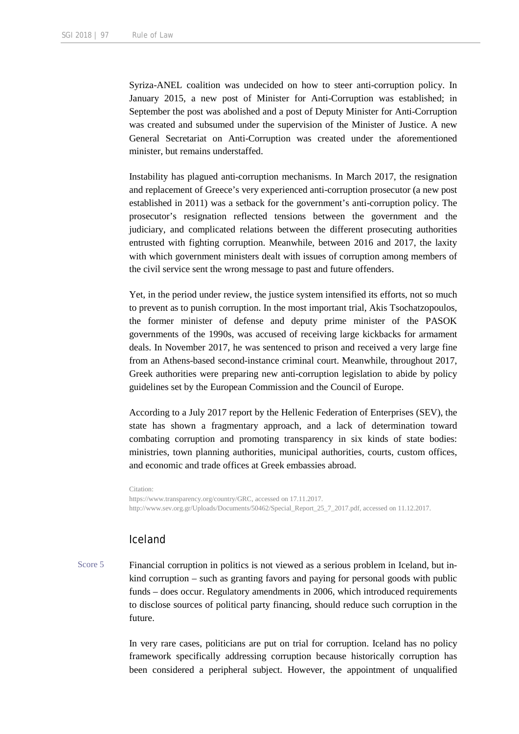Syriza-ANEL coalition was undecided on how to steer anti-corruption policy. In January 2015, a new post of Minister for Anti-Corruption was established; in September the post was abolished and a post of Deputy Minister for Anti-Corruption was created and subsumed under the supervision of the Minister of Justice. A new General Secretariat on Anti-Corruption was created under the aforementioned minister, but remains understaffed.

Instability has plagued anti-corruption mechanisms. In March 2017, the resignation and replacement of Greece's very experienced anti-corruption prosecutor (a new post established in 2011) was a setback for the government's anti-corruption policy. The prosecutor's resignation reflected tensions between the government and the judiciary, and complicated relations between the different prosecuting authorities entrusted with fighting corruption. Meanwhile, between 2016 and 2017, the laxity with which government ministers dealt with issues of corruption among members of the civil service sent the wrong message to past and future offenders.

Yet, in the period under review, the justice system intensified its efforts, not so much to prevent as to punish corruption. In the most important trial, Akis Tsochatzopoulos, the former minister of defense and deputy prime minister of the PASOK governments of the 1990s, was accused of receiving large kickbacks for armament deals. In November 2017, he was sentenced to prison and received a very large fine from an Athens-based second-instance criminal court. Meanwhile, throughout 2017, Greek authorities were preparing new anti-corruption legislation to abide by policy guidelines set by the European Commission and the Council of Europe.

According to a July 2017 report by the Hellenic Federation of Enterprises (SEV), the state has shown a fragmentary approach, and a lack of determination toward combating corruption and promoting transparency in six kinds of state bodies: ministries, town planning authorities, municipal authorities, courts, custom offices, and economic and trade offices at Greek embassies abroad.

Citation:
https://www.transparency.org/country/GRC, accessed on 17.11.2017.
http://www.sev.org.gr/Uploads/Documents/50462/Special_Report_25_7_2017.pdf, accessed on 11.12.2017.

## Iceland

Score 5

Financial corruption in politics is not viewed as a serious problem in Iceland, but in-kind corruption – such as granting favors and paying for personal goods with public funds – does occur. Regulatory amendments in 2006, which introduced requirements to disclose sources of political party financing, should reduce such corruption in the future.

In very rare cases, politicians are put on trial for corruption. Iceland has no policy framework specifically addressing corruption because historically corruption has been considered a peripheral subject. However, the appointment of unqualified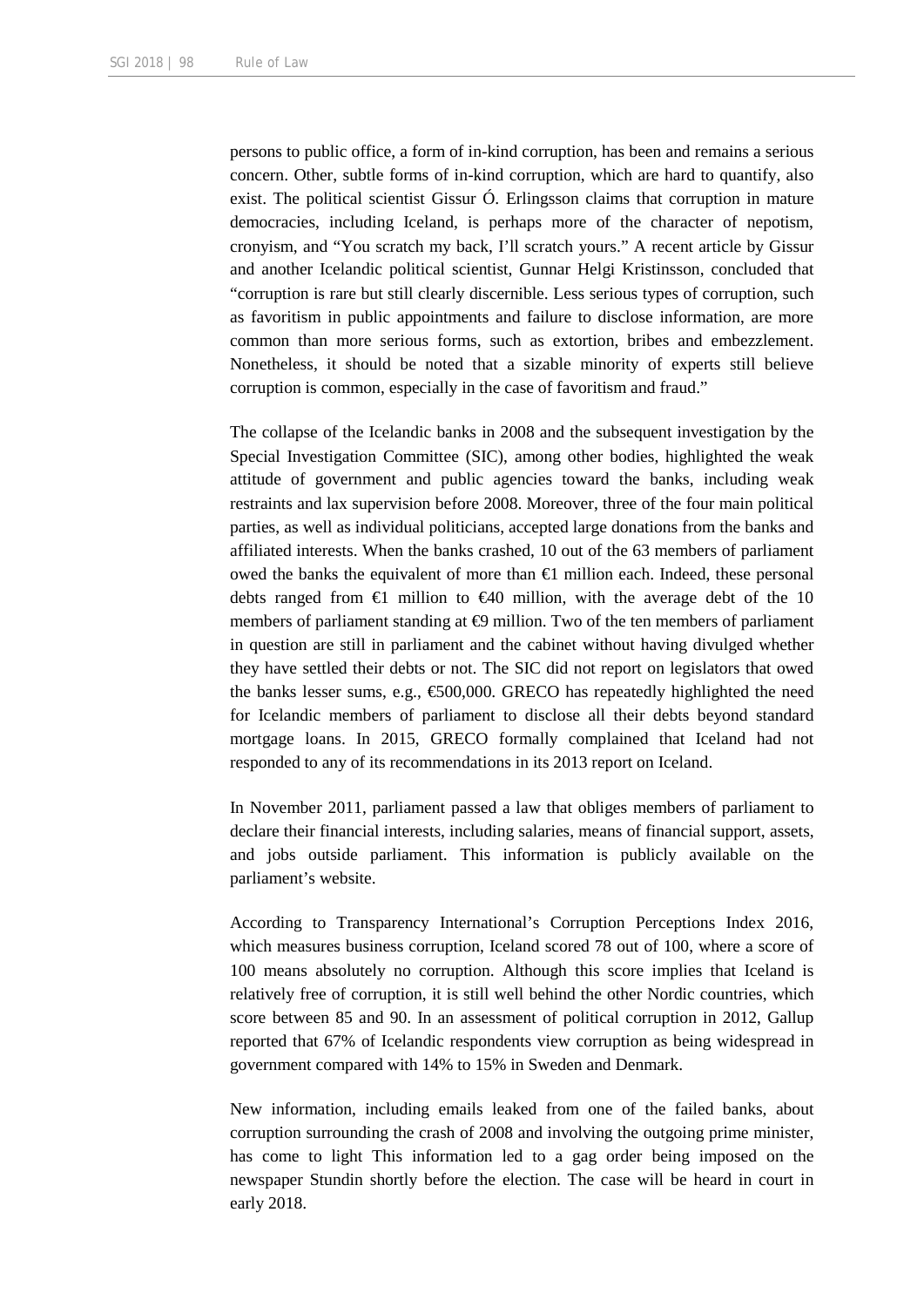persons to public office, a form of in-kind corruption, has been and remains a serious concern. Other, subtle forms of in-kind corruption, which are hard to quantify, also exist. The political scientist Gissur Ó. Erlingsson claims that corruption in mature democracies, including Iceland, is perhaps more of the character of nepotism, cronyism, and "You scratch my back, I'll scratch yours." A recent article by Gissur and another Icelandic political scientist, Gunnar Helgi Kristinsson, concluded that "corruption is rare but still clearly discernible. Less serious types of corruption, such as favoritism in public appointments and failure to disclose information, are more common than more serious forms, such as extortion, bribes and embezzlement. Nonetheless, it should be noted that a sizable minority of experts still believe corruption is common, especially in the case of favoritism and fraud."

The collapse of the Icelandic banks in 2008 and the subsequent investigation by the Special Investigation Committee (SIC), among other bodies, highlighted the weak attitude of government and public agencies toward the banks, including weak restraints and lax supervision before 2008. Moreover, three of the four main political parties, as well as individual politicians, accepted large donations from the banks and affiliated interests. When the banks crashed, 10 out of the 63 members of parliament owed the banks the equivalent of more than €1 million each. Indeed, these personal debts ranged from €1 million to €40 million, with the average debt of the 10 members of parliament standing at €9 million. Two of the ten members of parliament in question are still in parliament and the cabinet without having divulged whether they have settled their debts or not. The SIC did not report on legislators that owed the banks lesser sums, e.g., €500,000. GRECO has repeatedly highlighted the need for Icelandic members of parliament to disclose all their debts beyond standard mortgage loans. In 2015, GRECO formally complained that Iceland had not responded to any of its recommendations in its 2013 report on Iceland.

In November 2011, parliament passed a law that obliges members of parliament to declare their financial interests, including salaries, means of financial support, assets, and jobs outside parliament. This information is publicly available on the parliament's website.

According to Transparency International's Corruption Perceptions Index 2016, which measures business corruption, Iceland scored 78 out of 100, where a score of 100 means absolutely no corruption. Although this score implies that Iceland is relatively free of corruption, it is still well behind the other Nordic countries, which score between 85 and 90. In an assessment of political corruption in 2012, Gallup reported that 67% of Icelandic respondents view corruption as being widespread in government compared with 14% to 15% in Sweden and Denmark.

New information, including emails leaked from one of the failed banks, about corruption surrounding the crash of 2008 and involving the outgoing prime minister, has come to light This information led to a gag order being imposed on the newspaper Stundin shortly before the election. The case will be heard in court in early 2018.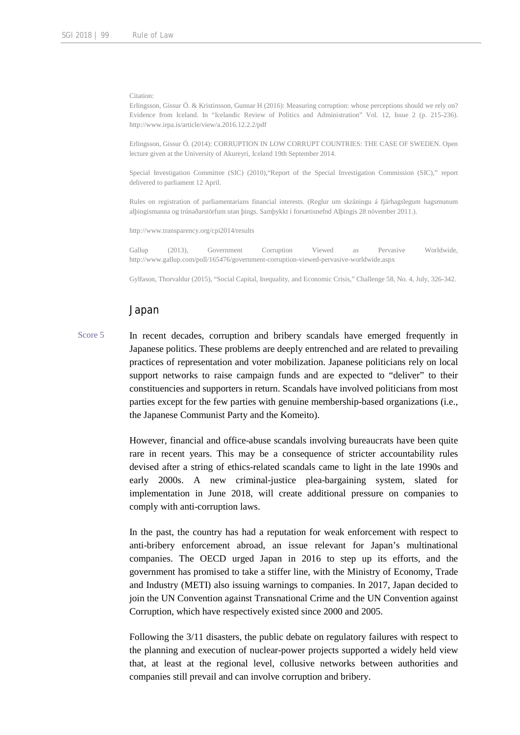Citation:

Erlingsson, Gissur Ó. & Kristinsson, Gunnar H (2016): Measuring corruption: whose perceptions should we rely on? Evidence from Iceland. In "Icelandic Review of Politics and Administration" Vol. 12, Issue 2 (p. 215-236). http://www.irpa.is/article/view/a.2016.12.2.2/pdf

Erlingsson, Gissur Ó. (2014): CORRUPTION IN LOW CORRUPT COUNTRIES: THE CASE OF SWEDEN. Open lecture given at the University of Akureyri, Iceland 19th September 2014.

Special Investigation Committee (SIC) (2010),"Report of the Special Investigation Commission (SIC)," report delivered to parliament 12 April.

Rules on registration of parliamentarians financial interests. (Reglur um skráningu á fjárhagslegum hagsmunum alþingismanna og trúnaðarstörfum utan þings. Samþykkt í forsætisnefnd Alþingis 28 nóvember 2011.).

http://www.transparency.org/cpi2014/results

Gallup (2013), Government Corruption Viewed as Pervasive Worldwide, http://www.gallup.com/poll/165476/government-corruption-viewed-pervasive-worldwide.aspx

Gylfason, Thorvaldur (2015), "Social Capital, Inequality, and Economic Crisis," Challenge 58, No. 4, July, 326-342.

## Japan

Score 5

In recent decades, corruption and bribery scandals have emerged frequently in Japanese politics. These problems are deeply entrenched and are related to prevailing practices of representation and voter mobilization. Japanese politicians rely on local support networks to raise campaign funds and are expected to "deliver" to their constituencies and supporters in return. Scandals have involved politicians from most parties except for the few parties with genuine membership-based organizations (i.e., the Japanese Communist Party and the Komeito).

However, financial and office-abuse scandals involving bureaucrats have been quite rare in recent years. This may be a consequence of stricter accountability rules devised after a string of ethics-related scandals came to light in the late 1990s and early 2000s. A new criminal-justice plea-bargaining system, slated for implementation in June 2018, will create additional pressure on companies to comply with anti-corruption laws.

In the past, the country has had a reputation for weak enforcement with respect to anti-bribery enforcement abroad, an issue relevant for Japan's multinational companies. The OECD urged Japan in 2016 to step up its efforts, and the government has promised to take a stiffer line, with the Ministry of Economy, Trade and Industry (METI) also issuing warnings to companies. In 2017, Japan decided to join the UN Convention against Transnational Crime and the UN Convention against Corruption, which have respectively existed since 2000 and 2005.

Following the 3/11 disasters, the public debate on regulatory failures with respect to the planning and execution of nuclear-power projects supported a widely held view that, at least at the regional level, collusive networks between authorities and companies still prevail and can involve corruption and bribery.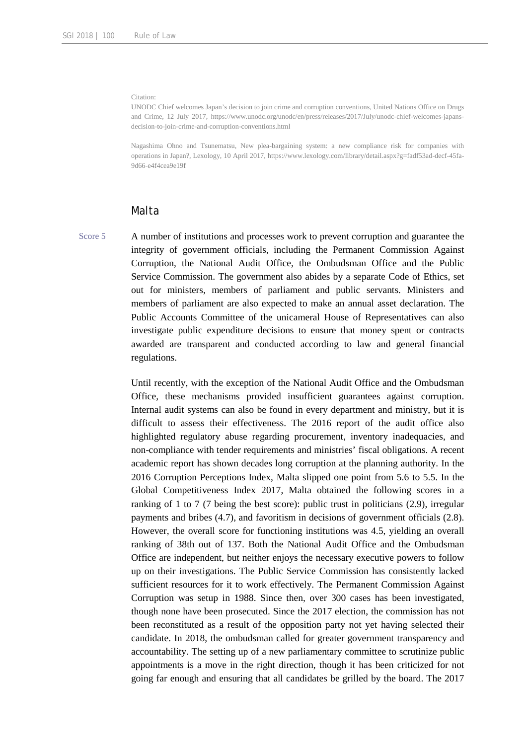Citation:

UNODC Chief welcomes Japan's decision to join crime and corruption conventions, United Nations Office on Drugs and Crime, 12 July 2017, https://www.unodc.org/unodc/en/press/releases/2017/July/unodc-chief-welcomes-japans-decision-to-join-crime-and-corruption-conventions.html

Nagashima Ohno and Tsunematsu, New plea-bargaining system: a new compliance risk for companies with operations in Japan?, Lexology, 10 April 2017, https://www.lexology.com/library/detail.aspx?g=fadf53ad-decf-45fa-9d66-e4f4cea9e19f

## Malta

Score 5

A number of institutions and processes work to prevent corruption and guarantee the integrity of government officials, including the Permanent Commission Against Corruption, the National Audit Office, the Ombudsman Office and the Public Service Commission. The government also abides by a separate Code of Ethics, set out for ministers, members of parliament and public servants. Ministers and members of parliament are also expected to make an annual asset declaration. The Public Accounts Committee of the unicameral House of Representatives can also investigate public expenditure decisions to ensure that money spent or contracts awarded are transparent and conducted according to law and general financial regulations.

Until recently, with the exception of the National Audit Office and the Ombudsman Office, these mechanisms provided insufficient guarantees against corruption. Internal audit systems can also be found in every department and ministry, but it is difficult to assess their effectiveness. The 2016 report of the audit office also highlighted regulatory abuse regarding procurement, inventory inadequacies, and non-compliance with tender requirements and ministries' fiscal obligations. A recent academic report has shown decades long corruption at the planning authority. In the 2016 Corruption Perceptions Index, Malta slipped one point from 5.6 to 5.5. In the Global Competitiveness Index 2017, Malta obtained the following scores in a ranking of 1 to 7 (7 being the best score): public trust in politicians (2.9), irregular payments and bribes (4.7), and favoritism in decisions of government officials (2.8). However, the overall score for functioning institutions was 4.5, yielding an overall ranking of 38th out of 137. Both the National Audit Office and the Ombudsman Office are independent, but neither enjoys the necessary executive powers to follow up on their investigations. The Public Service Commission has consistently lacked sufficient resources for it to work effectively. The Permanent Commission Against Corruption was setup in 1988. Since then, over 300 cases has been investigated, though none have been prosecuted. Since the 2017 election, the commission has not been reconstituted as a result of the opposition party not yet having selected their candidate. In 2018, the ombudsman called for greater government transparency and accountability. The setting up of a new parliamentary committee to scrutinize public appointments is a move in the right direction, though it has been criticized for not going far enough and ensuring that all candidates be grilled by the board. The 2017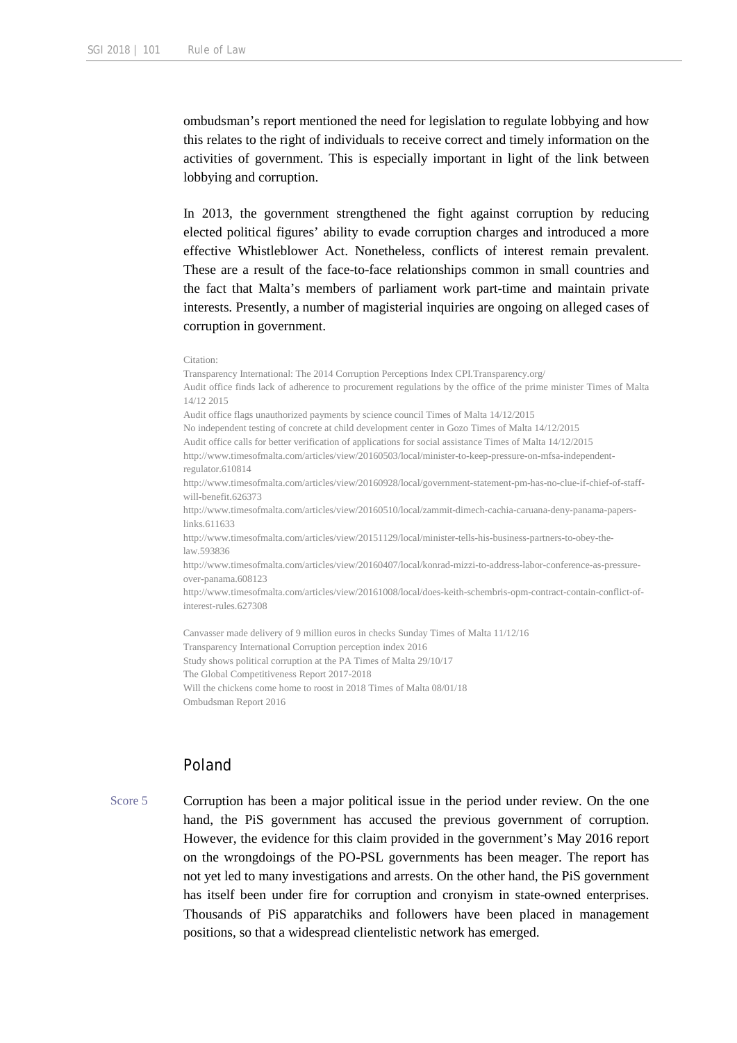ombudsman's report mentioned the need for legislation to regulate lobbying and how this relates to the right of individuals to receive correct and timely information on the activities of government. This is especially important in light of the link between lobbying and corruption.

In 2013, the government strengthened the fight against corruption by reducing elected political figures' ability to evade corruption charges and introduced a more effective Whistleblower Act. Nonetheless, conflicts of interest remain prevalent. These are a result of the face-to-face relationships common in small countries and the fact that Malta's members of parliament work part-time and maintain private interests. Presently, a number of magisterial inquiries are ongoing on alleged cases of corruption in government.

Citation:
Transparency International: The 2014 Corruption Perceptions Index CPI.Transparency.org/
Audit office finds lack of adherence to procurement regulations by the office of the prime minister Times of Malta 14/12 2015
Audit office flags unauthorized payments by science council Times of Malta 14/12/2015
No independent testing of concrete at child development center in Gozo Times of Malta 14/12/2015
Audit office calls for better verification of applications for social assistance Times of Malta 14/12/2015
http://www.timesofmalta.com/articles/view/20160503/local/minister-to-keep-pressure-on-mfsa-independent-regulator.610814
http://www.timesofmalta.com/articles/view/20160928/local/government-statement-pm-has-no-clue-if-chief-of-staff-will-benefit.626373
http://www.timesofmalta.com/articles/view/20160510/local/zammit-dimech-cachia-caruana-deny-panama-papers-links.611633
http://www.timesofmalta.com/articles/view/20151129/local/minister-tells-his-business-partners-to-obey-the-law.593836
http://www.timesofmalta.com/articles/view/20160407/local/konrad-mizzi-to-address-labor-conference-as-pressure-over-panama.608123
http://www.timesofmalta.com/articles/view/20161008/local/does-keith-schembris-opm-contract-contain-conflict-of-interest-rules.627308

Canvasser made delivery of 9 million euros in checks Sunday Times of Malta 11/12/16
Transparency International Corruption perception index 2016
Study shows political corruption at the PA Times of Malta 29/10/17
The Global Competitiveness Report 2017-2018
Will the chickens come home to roost in 2018 Times of Malta 08/01/18
Ombudsman Report 2016

## Poland

Score 5

Corruption has been a major political issue in the period under review. On the one hand, the PiS government has accused the previous government of corruption. However, the evidence for this claim provided in the government's May 2016 report on the wrongdoings of the PO-PSL governments has been meager. The report has not yet led to many investigations and arrests. On the other hand, the PiS government has itself been under fire for corruption and cronyism in state-owned enterprises. Thousands of PiS apparatchiks and followers have been placed in management positions, so that a widespread clientelistic network has emerged.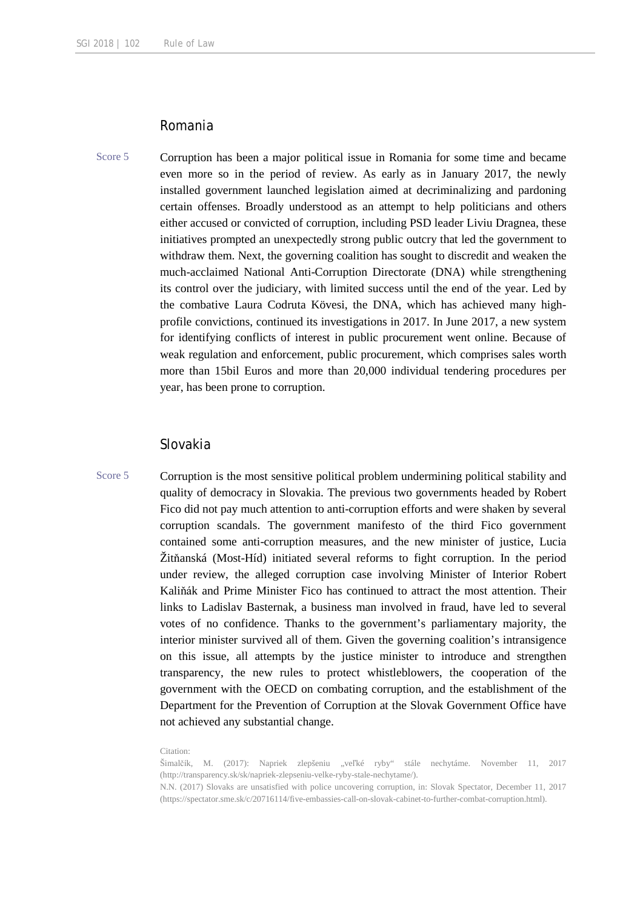## Romania

Score 5

Corruption has been a major political issue in Romania for some time and became even more so in the period of review. As early as in January 2017, the newly installed government launched legislation aimed at decriminalizing and pardoning certain offenses. Broadly understood as an attempt to help politicians and others either accused or convicted of corruption, including PSD leader Liviu Dragnea, these initiatives prompted an unexpectedly strong public outcry that led the government to withdraw them. Next, the governing coalition has sought to discredit and weaken the much-acclaimed National Anti-Corruption Directorate (DNA) while strengthening its control over the judiciary, with limited success until the end of the year. Led by the combative Laura Codruta Kövesi, the DNA, which has achieved many high-profile convictions, continued its investigations in 2017. In June 2017, a new system for identifying conflicts of interest in public procurement went online. Because of weak regulation and enforcement, public procurement, which comprises sales worth more than 15bil Euros and more than 20,000 individual tendering procedures per year, has been prone to corruption.

## Slovakia

Score 5

Corruption is the most sensitive political problem undermining political stability and quality of democracy in Slovakia. The previous two governments headed by Robert Fico did not pay much attention to anti-corruption efforts and were shaken by several corruption scandals. The government manifesto of the third Fico government contained some anti-corruption measures, and the new minister of justice, Lucia Žitňanská (Most-Híd) initiated several reforms to fight corruption. In the period under review, the alleged corruption case involving Minister of Interior Robert Kaliňák and Prime Minister Fico has continued to attract the most attention. Their links to Ladislav Basternak, a business man involved in fraud, have led to several votes of no confidence. Thanks to the government's parliamentary majority, the interior minister survived all of them. Given the governing coalition's intransigence on this issue, all attempts by the justice minister to introduce and strengthen transparency, the new rules to protect whistleblowers, the cooperation of the government with the OECD on combating corruption, and the establishment of the Department for the Prevention of Corruption at the Slovak Government Office have not achieved any substantial change.

Citation:

Šimalčík, M. (2017): Napriek zlepšeniu „veľké ryby" stále nechytáme. November 11, 2017 (http://transparency.sk/sk/napriek-zlepseniu-velke-ryby-stale-nechytame/).

N.N. (2017) Slovaks are unsatisfied with police uncovering corruption, in: Slovak Spectator, December 11, 2017 (https://spectator.sme.sk/c/20716114/five-embassies-call-on-slovak-cabinet-to-further-combat-corruption.html).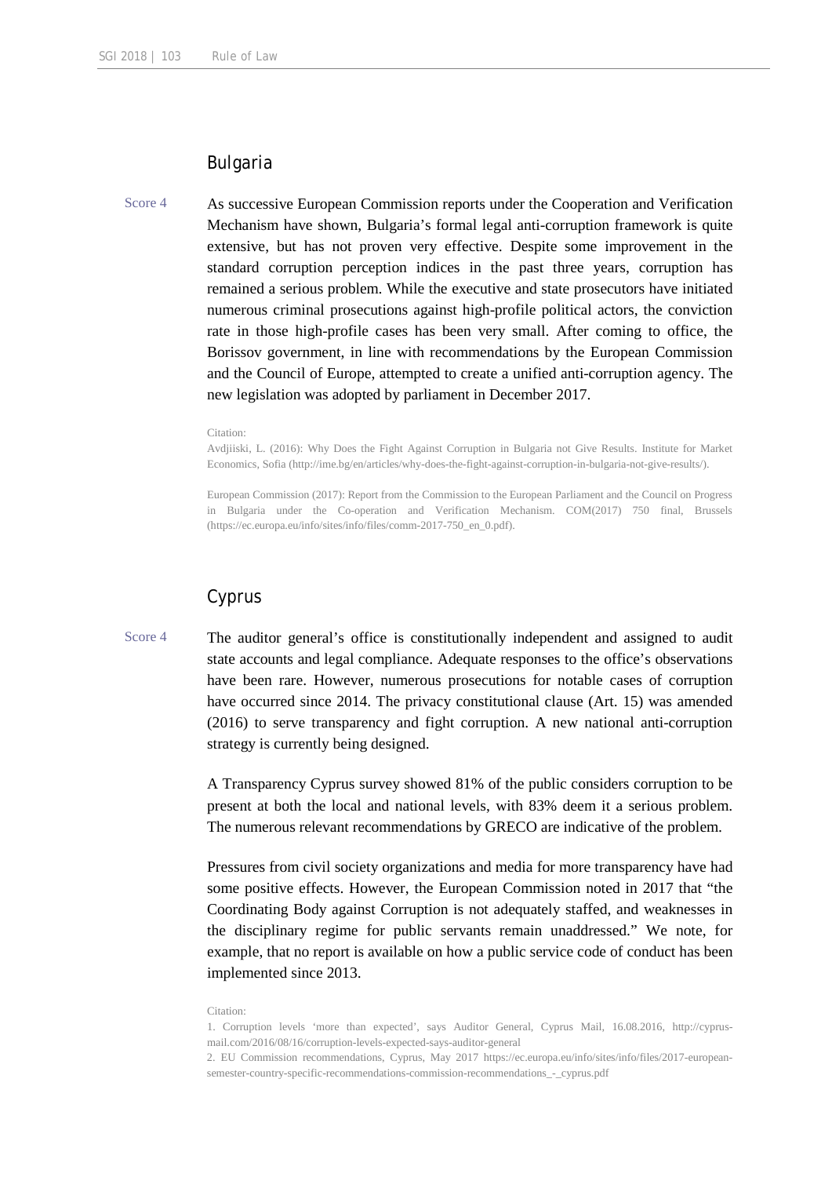## Bulgaria

Score 4

As successive European Commission reports under the Cooperation and Verification Mechanism have shown, Bulgaria's formal legal anti-corruption framework is quite extensive, but has not proven very effective. Despite some improvement in the standard corruption perception indices in the past three years, corruption has remained a serious problem. While the executive and state prosecutors have initiated numerous criminal prosecutions against high-profile political actors, the conviction rate in those high-profile cases has been very small. After coming to office, the Borissov government, in line with recommendations by the European Commission and the Council of Europe, attempted to create a unified anti-corruption agency. The new legislation was adopted by parliament in December 2017.

Citation:
Avdjiiski, L. (2016): Why Does the Fight Against Corruption in Bulgaria not Give Results. Institute for Market Economics, Sofia (http://ime.bg/en/articles/why-does-the-fight-against-corruption-in-bulgaria-not-give-results/).

European Commission (2017): Report from the Commission to the European Parliament and the Council on Progress in Bulgaria under the Co-operation and Verification Mechanism. COM(2017) 750 final, Brussels (https://ec.europa.eu/info/sites/info/files/comm-2017-750_en_0.pdf).

## Cyprus

Score 4

The auditor general's office is constitutionally independent and assigned to audit state accounts and legal compliance. Adequate responses to the office's observations have been rare. However, numerous prosecutions for notable cases of corruption have occurred since 2014. The privacy constitutional clause (Art. 15) was amended (2016) to serve transparency and fight corruption. A new national anti-corruption strategy is currently being designed.

A Transparency Cyprus survey showed 81% of the public considers corruption to be present at both the local and national levels, with 83% deem it a serious problem. The numerous relevant recommendations by GRECO are indicative of the problem.

Pressures from civil society organizations and media for more transparency have had some positive effects. However, the European Commission noted in 2017 that "the Coordinating Body against Corruption is not adequately staffed, and weaknesses in the disciplinary regime for public servants remain unaddressed." We note, for example, that no report is available on how a public service code of conduct has been implemented since 2013.

Citation:
1. Corruption levels 'more than expected', says Auditor General, Cyprus Mail, 16.08.2016, http://cyprus-mail.com/2016/08/16/corruption-levels-expected-says-auditor-general
2. EU Commission recommendations, Cyprus, May 2017 https://ec.europa.eu/info/sites/info/files/2017-european-semester-country-specific-recommendations-commission-recommendations_-_cyprus.pdf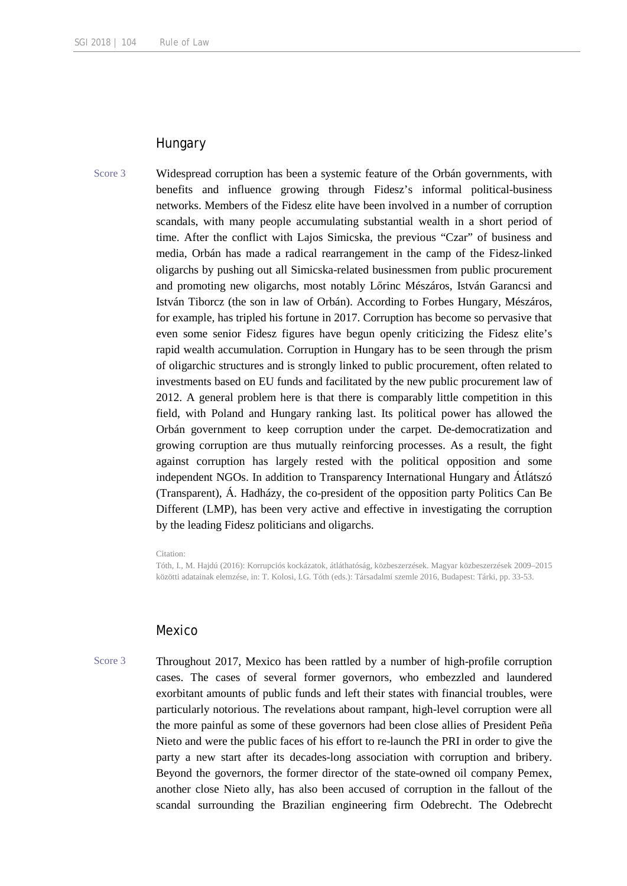## Hungary

Score 3

Widespread corruption has been a systemic feature of the Orbán governments, with benefits and influence growing through Fidesz's informal political-business networks. Members of the Fidesz elite have been involved in a number of corruption scandals, with many people accumulating substantial wealth in a short period of time. After the conflict with Lajos Simicska, the previous "Czar" of business and media, Orbán has made a radical rearrangement in the camp of the Fidesz-linked oligarchs by pushing out all Simicska-related businessmen from public procurement and promoting new oligarchs, most notably Lőrinc Mészáros, István Garancsi and István Tiborcz (the son in law of Orbán). According to Forbes Hungary, Mészáros, for example, has tripled his fortune in 2017. Corruption has become so pervasive that even some senior Fidesz figures have begun openly criticizing the Fidesz elite's rapid wealth accumulation. Corruption in Hungary has to be seen through the prism of oligarchic structures and is strongly linked to public procurement, often related to investments based on EU funds and facilitated by the new public procurement law of 2012. A general problem here is that there is comparably little competition in this field, with Poland and Hungary ranking last. Its political power has allowed the Orbán government to keep corruption under the carpet. De-democratization and growing corruption are thus mutually reinforcing processes. As a result, the fight against corruption has largely rested with the political opposition and some independent NGOs. In addition to Transparency International Hungary and Átlátszó (Transparent), Á. Hadházy, the co-president of the opposition party Politics Can Be Different (LMP), has been very active and effective in investigating the corruption by the leading Fidesz politicians and oligarchs.

Citation:
Tóth, I., M. Hajdú (2016): Korrupciós kockázatok, átláthatóság, közbeszerzések. Magyar közbeszerzések 2009–2015 közötti adatainak elemzése, in: T. Kolosi, I.G. Tóth (eds.): Társadalmi szemle 2016, Budapest: Tárki, pp. 33-53.

## Mexico

Score 3

Throughout 2017, Mexico has been rattled by a number of high-profile corruption cases. The cases of several former governors, who embezzled and laundered exorbitant amounts of public funds and left their states with financial troubles, were particularly notorious. The revelations about rampant, high-level corruption were all the more painful as some of these governors had been close allies of President Peña Nieto and were the public faces of his effort to re-launch the PRI in order to give the party a new start after its decades-long association with corruption and bribery. Beyond the governors, the former director of the state-owned oil company Pemex, another close Nieto ally, has also been accused of corruption in the fallout of the scandal surrounding the Brazilian engineering firm Odebrecht. The Odebrecht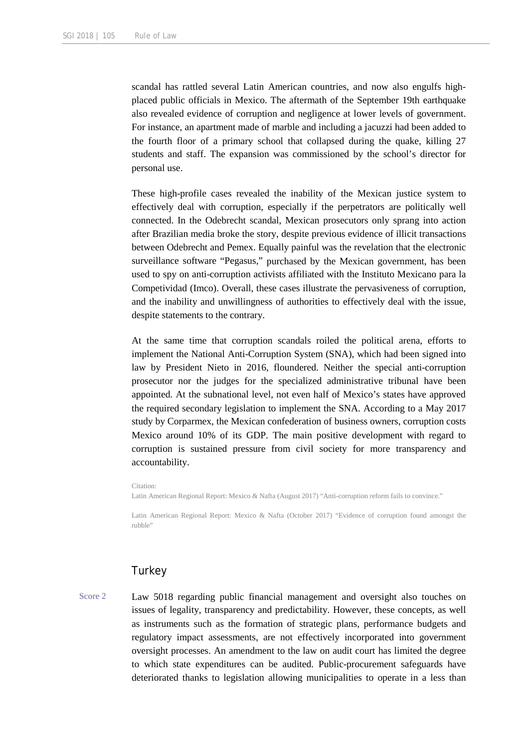scandal has rattled several Latin American countries, and now also engulfs high-placed public officials in Mexico. The aftermath of the September 19th earthquake also revealed evidence of corruption and negligence at lower levels of government. For instance, an apartment made of marble and including a jacuzzi had been added to the fourth floor of a primary school that collapsed during the quake, killing 27 students and staff. The expansion was commissioned by the school's director for personal use.

These high-profile cases revealed the inability of the Mexican justice system to effectively deal with corruption, especially if the perpetrators are politically well connected. In the Odebrecht scandal, Mexican prosecutors only sprang into action after Brazilian media broke the story, despite previous evidence of illicit transactions between Odebrecht and Pemex. Equally painful was the revelation that the electronic surveillance software "Pegasus," purchased by the Mexican government, has been used to spy on anti-corruption activists affiliated with the Instituto Mexicano para la Competividad (Imco). Overall, these cases illustrate the pervasiveness of corruption, and the inability and unwillingness of authorities to effectively deal with the issue, despite statements to the contrary.

At the same time that corruption scandals roiled the political arena, efforts to implement the National Anti-Corruption System (SNA), which had been signed into law by President Nieto in 2016, floundered. Neither the special anti-corruption prosecutor nor the judges for the specialized administrative tribunal have been appointed. At the subnational level, not even half of Mexico's states have approved the required secondary legislation to implement the SNA. According to a May 2017 study by Corparmex, the Mexican confederation of business owners, corruption costs Mexico around 10% of its GDP. The main positive development with regard to corruption is sustained pressure from civil society for more transparency and accountability.

Citation:
Latin American Regional Report: Mexico & Nafta (August 2017) "Anti-corruption reform fails to convince."

Latin American Regional Report: Mexico & Nafta (October 2017) "Evidence of corruption found amongst the rubble"

## Turkey

Score 2

Law 5018 regarding public financial management and oversight also touches on issues of legality, transparency and predictability. However, these concepts, as well as instruments such as the formation of strategic plans, performance budgets and regulatory impact assessments, are not effectively incorporated into government oversight processes. An amendment to the law on audit court has limited the degree to which state expenditures can be audited. Public-procurement safeguards have deteriorated thanks to legislation allowing municipalities to operate in a less than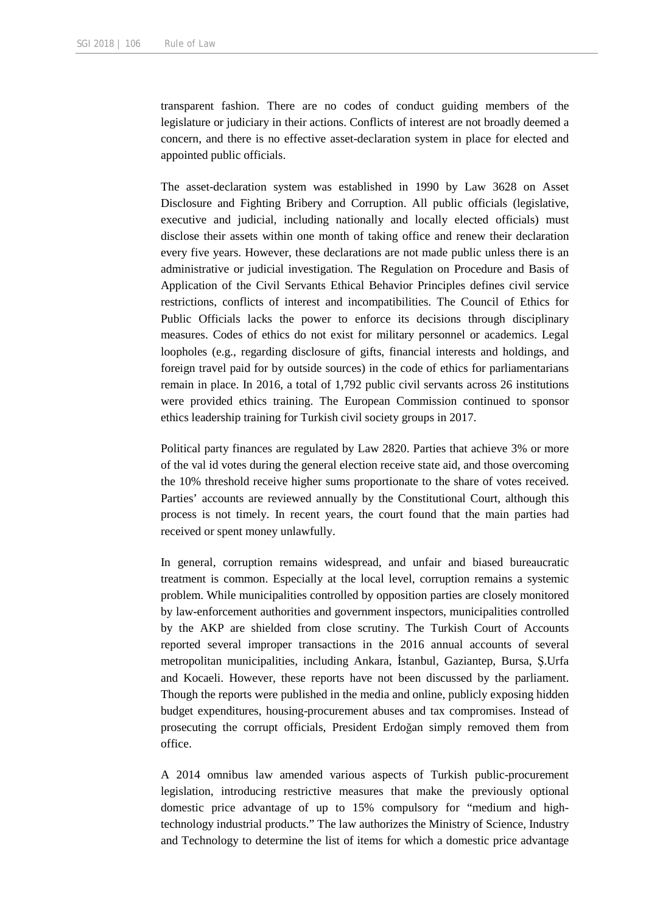transparent fashion. There are no codes of conduct guiding members of the legislature or judiciary in their actions. Conflicts of interest are not broadly deemed a concern, and there is no effective asset-declaration system in place for elected and appointed public officials.

The asset-declaration system was established in 1990 by Law 3628 on Asset Disclosure and Fighting Bribery and Corruption. All public officials (legislative, executive and judicial, including nationally and locally elected officials) must disclose their assets within one month of taking office and renew their declaration every five years. However, these declarations are not made public unless there is an administrative or judicial investigation. The Regulation on Procedure and Basis of Application of the Civil Servants Ethical Behavior Principles defines civil service restrictions, conflicts of interest and incompatibilities. The Council of Ethics for Public Officials lacks the power to enforce its decisions through disciplinary measures. Codes of ethics do not exist for military personnel or academics. Legal loopholes (e.g., regarding disclosure of gifts, financial interests and holdings, and foreign travel paid for by outside sources) in the code of ethics for parliamentarians remain in place. In 2016, a total of 1,792 public civil servants across 26 institutions were provided ethics training. The European Commission continued to sponsor ethics leadership training for Turkish civil society groups in 2017.

Political party finances are regulated by Law 2820. Parties that achieve 3% or more of the val id votes during the general election receive state aid, and those overcoming the 10% threshold receive higher sums proportionate to the share of votes received. Parties' accounts are reviewed annually by the Constitutional Court, although this process is not timely. In recent years, the court found that the main parties had received or spent money unlawfully.

In general, corruption remains widespread, and unfair and biased bureaucratic treatment is common. Especially at the local level, corruption remains a systemic problem. While municipalities controlled by opposition parties are closely monitored by law-enforcement authorities and government inspectors, municipalities controlled by the AKP are shielded from close scrutiny. The Turkish Court of Accounts reported several improper transactions in the 2016 annual accounts of several metropolitan municipalities, including Ankara, İstanbul, Gaziantep, Bursa, Ş.Urfa and Kocaeli. However, these reports have not been discussed by the parliament. Though the reports were published in the media and online, publicly exposing hidden budget expenditures, housing-procurement abuses and tax compromises. Instead of prosecuting the corrupt officials, President Erdoğan simply removed them from office.

A 2014 omnibus law amended various aspects of Turkish public-procurement legislation, introducing restrictive measures that make the previously optional domestic price advantage of up to 15% compulsory for "medium and high-technology industrial products." The law authorizes the Ministry of Science, Industry and Technology to determine the list of items for which a domestic price advantage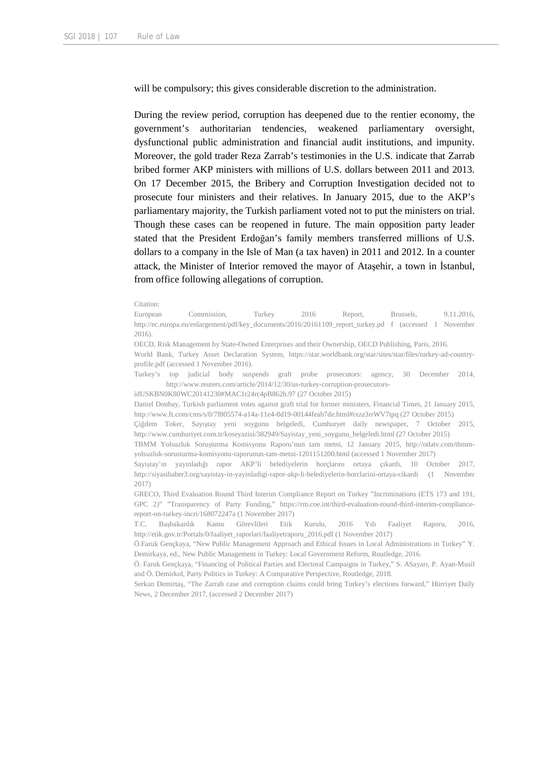will be compulsory; this gives considerable discretion to the administration.

During the review period, corruption has deepened due to the rentier economy, the government's authoritarian tendencies, weakened parliamentary oversight, dysfunctional public administration and financial audit institutions, and impunity. Moreover, the gold trader Reza Zarrab's testimonies in the U.S. indicate that Zarrab bribed former AKP ministers with millions of U.S. dollars between 2011 and 2013. On 17 December 2015, the Bribery and Corruption Investigation decided not to prosecute four ministers and their relatives. In January 2015, due to the AKP's parliamentary majority, the Turkish parliament voted not to put the ministers on trial. Though these cases can be reopened in future. The main opposition party leader stated that the President Erdoğan's family members transferred millions of U.S. dollars to a company in the Isle of Man (a tax haven) in 2011 and 2012. In a counter attack, the Minister of Interior removed the mayor of Ataşehir, a town in İstanbul, from office following allegations of corruption.

Citation:
European Commission, Turkey 2016 Report, Brussels, 9.11.2016, http://ec.europa.eu/enlargement/pdf/key_documents/2016/20161109_report_turkey.pd f (accessed 1 November 2016).

OECD, Risk Management by State-Owned Enterprises and their Ownership, OECD Publishing, Paris, 2016.

World Bank, Turkey Asset Declaration System, https://star.worldbank.org/star/sites/star/files/turkey-ad-country-profile.pdf (accessed 1 November 2016).

Turkey's top judicial body suspends graft probe prosecutors: agency, 30 December 2014, http://www.reuters.com/article/2014/12/30/us-turkey-corruption-prosecutors-idUSKBN0K80WC20141230#MAC1r24rc4pB862h.97 (27 October 2015)

Daniel Donbay, Turkish parliament votes against graft trial for former ministers, Financial Times, 21 January 2015, http://www.ft.com/cms/s/0/7f805574-a14a-11e4-8d19-00144feab7de.html#ixzz3rrWV7tpq (27 October 2015)

Çiğdem Toker, Sayıştay yeni soygunu belgeledi, Cumhuryet daily newspaper, 7 October 2015, http://www.cumhuriyet.com.tr/koseyazisi/382949/Sayistay_yeni_soygunu_belgeledi.html (27 October 2015)

TBMM Yolsuzluk Soruşturma Komisyonu Raporu'nun tam metni, 12 January 2015, http://odatv.com/tbmm-yolsuzluk-sorusturma-komisyonu-raporunun-tam-metni-1201151200.html (accessed 1 November 2017)

Sayıştay'ın yayınladığı rapor AKP'li belediyelerin borçlarını ortaya çıkardı, 10 October 2017, http://siyasihaber3.org/sayistay-in-yayinladigi-rapor-akp-li-belediyelerin-borclarini-ortaya-cikardi (1 November 2017)

GRECO, Third Evaluation Round Third Interim Compliance Report on Turkey "Incriminations (ETS 173 and 191, GPC 2)" "Transparency of Party Funding," https://rm.coe.int/third-evaluation-round-third-interim-compliance-report-on-turkey-incri/168072247a (1 November 2017)

T.C. Başbakanlık Kamu Görevlileri Etik Kurulu, 2016 Yılı Faaliyet Raporu, 2016, http://etik.gov.tr/Portals/0/faaliyet_raporlari/faaliyetraporu_2016.pdf (1 November 2017)

Ö.Faruk Gençkaya, "New Public Management Approach and Ethical Issues in Local Administrations in Turkey" Y. Demirkaya, ed., New Public Management in Turkey: Local Government Reform, Routledge, 2016.

Ö. Faruk Gençkaya, "Financing of Political Parties and Electoral Campaigns in Turkey," S. ASayarı, P. Ayan-Musil and Ö. Demirkol, Party Politics in Turkey: A Comparative Perspective, Routledge, 2018.

Serkan Demirtaş, "The Zarrab case and corruption claims could bring Turkey's elections forward," Hürriyet Daily News, 2 December 2017, (accessed 2 December 2017)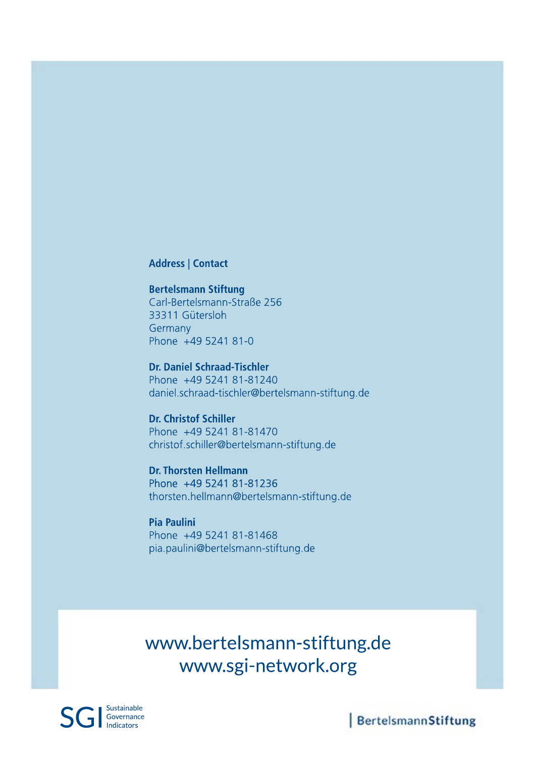**Address | Contact**

**Bertelsmann Stiftung**
Carl-Bertelsmann-Straße 256
33311 Gütersloh
Germany
Phone +49 5241 81-0

**Dr. Daniel Schraad-Tischler**
Phone +49 5241 81-81240
daniel.schraad-tischler@bertelsmann-stiftung.de

**Dr. Christof Schiller**
Phone +49 5241 81-81470
christof.schiller@bertelsmann-stiftung.de

**Dr. Thorsten Hellmann**
Phone +49 5241 81-81236
thorsten.hellmann@bertelsmann-stiftung.de

**Pia Paulini**
Phone +49 5241 81-81468
pia.paulini@bertelsmann-stiftung.de

www.bertelsmann-stiftung.de
www.sgi-network.org

SGI Sustainable Governance Indicators

BertelsmannStiftung